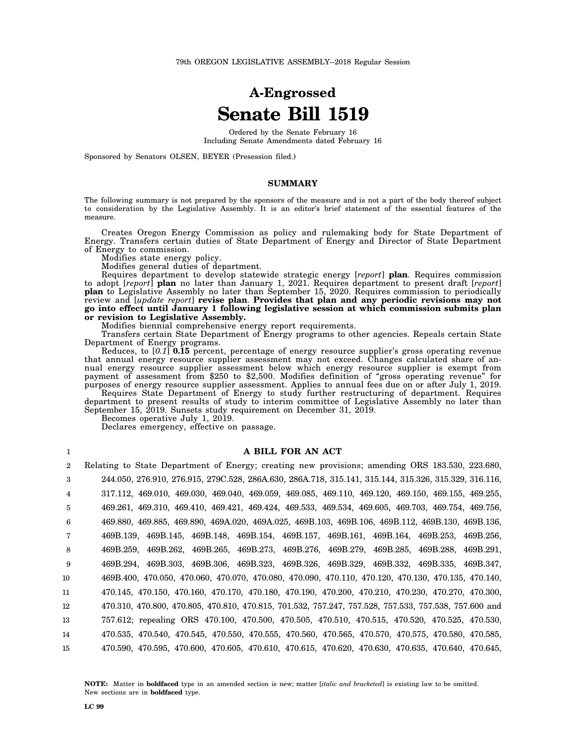79th OREGON LEGISLATIVE ASSEMBLY--2018 Regular Session

# A-Engrossed
# Senate Bill 1519

Ordered by the Senate February 16
Including Senate Amendments dated February 16

Sponsored by Senators OLSEN, BEYER (Presession filed.)

## SUMMARY

The following summary is not prepared by the sponsors of the measure and is not a part of the body thereof subject to consideration by the Legislative Assembly. It is an editor's brief statement of the essential features of the measure.

Creates Oregon Energy Commission as policy and rulemaking body for State Department of Energy. Transfers certain duties of State Department of Energy and Director of State Department of Energy to commission.

Modifies state energy policy.

Modifies general duties of department.

Requires department to develop statewide strategic energy [*report*] **plan**. Requires commission to adopt [*report*] **plan** no later than January 1, 2021. Requires department to present draft [*report*] **plan** to Legislative Assembly no later than September 15, 2020. Requires commission to periodically review and [*update report*] **revise plan**. **Provides that plan and any periodic revisions may not go into effect until January 1 following legislative session at which commission submits plan or revision to Legislative Assembly.**

Modifies biennial comprehensive energy report requirements.

Transfers certain State Department of Energy programs to other agencies. Repeals certain State Department of Energy programs.

Reduces, to [*0.1*] **0.15** percent, percentage of energy resource supplier's gross operating revenue that annual energy resource supplier assessment may not exceed. Changes calculated share of annual energy resource supplier assessment below which energy resource supplier is exempt from payment of assessment from $250 to $2,500. Modifies definition of "gross operating revenue" for purposes of energy resource supplier assessment. Applies to annual fees due on or after July 1, 2019.

Requires State Department of Energy to study further restructuring of department. Requires department to present results of study to interim committee of Legislative Assembly no later than September 15, 2019. Sunsets study requirement on December 31, 2019.

Becomes operative July 1, 2019.

Declares emergency, effective on passage.

## A BILL FOR AN ACT

Relating to State Department of Energy; creating new provisions; amending ORS 183.530, 223.680, 244.050, 276.910, 276.915, 279C.528, 286A.630, 286A.718, 315.141, 315.144, 315.326, 315.329, 316.116, 317.112, 469.010, 469.030, 469.040, 469.059, 469.085, 469.110, 469.120, 469.150, 469.155, 469.255, 469.261, 469.310, 469.410, 469.421, 469.424, 469.533, 469.534, 469.605, 469.703, 469.754, 469.756, 469.880, 469.885, 469.890, 469A.020, 469A.025, 469B.103, 469B.106, 469B.112, 469B.130, 469B.136, 469B.139, 469B.145, 469B.148, 469B.154, 469B.157, 469B.161, 469B.164, 469B.253, 469B.256, 469B.259, 469B.262, 469B.265, 469B.273, 469B.276, 469B.279, 469B.285, 469B.288, 469B.291, 469B.294, 469B.303, 469B.306, 469B.323, 469B.326, 469B.329, 469B.332, 469B.335, 469B.347, 469B.400, 470.050, 470.060, 470.070, 470.080, 470.090, 470.110, 470.120, 470.130, 470.135, 470.140, 470.145, 470.150, 470.160, 470.170, 470.180, 470.190, 470.200, 470.210, 470.230, 470.270, 470.300, 470.310, 470.800, 470.805, 470.810, 470.815, 701.532, 757.247, 757.528, 757.533, 757.538, 757.600 and 757.612; repealing ORS 470.100, 470.500, 470.505, 470.510, 470.515, 470.520, 470.525, 470.530, 470.535, 470.540, 470.545, 470.550, 470.555, 470.560, 470.565, 470.570, 470.575, 470.580, 470.585, 470.590, 470.595, 470.600, 470.605, 470.610, 470.615, 470.620, 470.630, 470.635, 470.640, 470.645,

**NOTE:** Matter in **boldfaced** type in an amended section is new; matter [*italic and bracketed*] is existing law to be omitted. New sections are in **boldfaced** type.

LC 99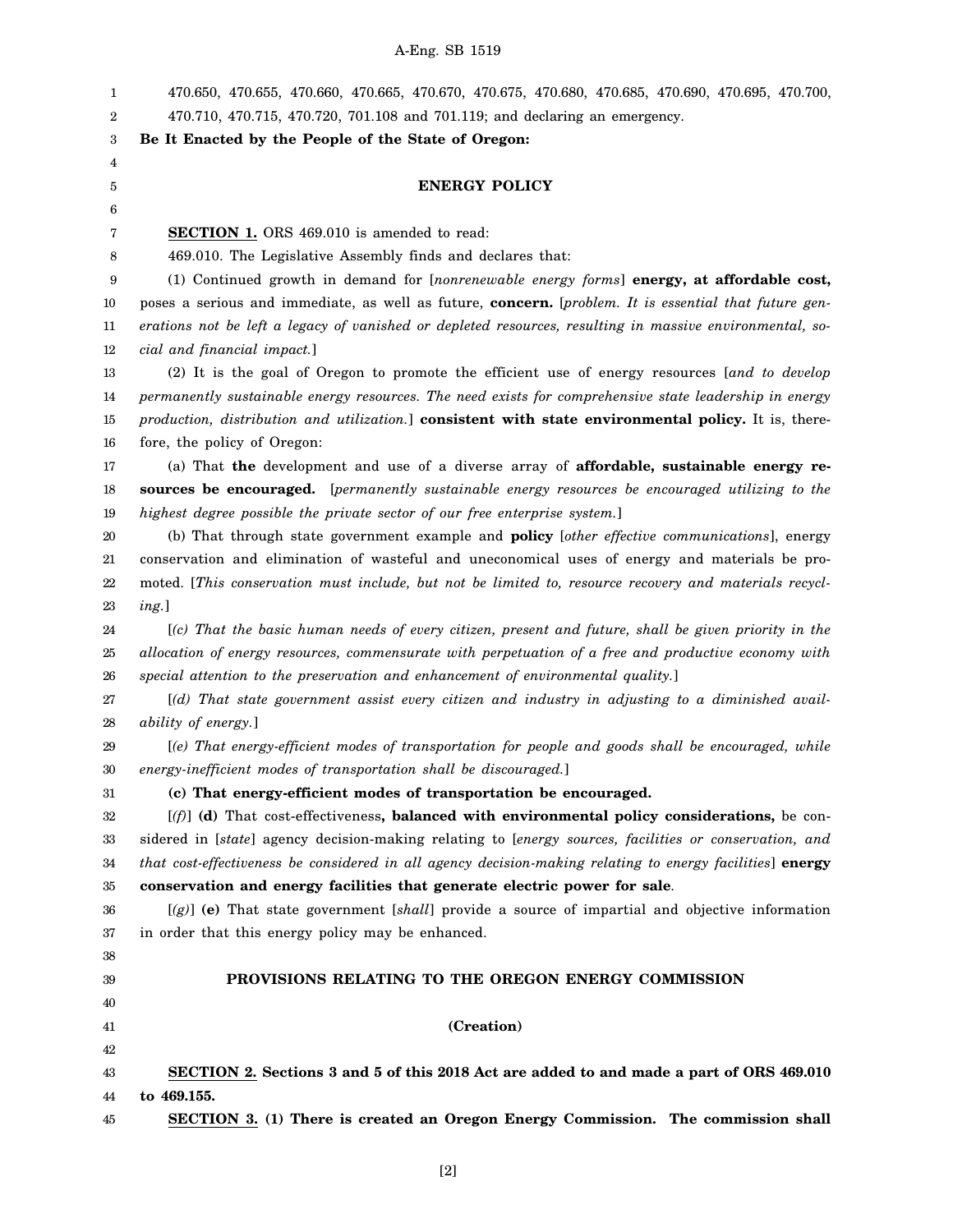470.650, 470.655, 470.660, 470.665, 470.670, 470.675, 470.680, 470.685, 470.690, 470.695, 470.700, 470.710, 470.715, 470.720, 701.108 and 701.119; and declaring an emergency.

**Be It Enacted by the People of the State of Oregon:**

## ENERGY POLICY

**SECTION 1.** ORS 469.010 is amended to read:

469.010. The Legislative Assembly finds and declares that:

(1) Continued growth in demand for [*nonrenewable energy forms*] **energy, at affordable cost,** poses a serious and immediate, as well as future, **concern.** [*problem. It is essential that future generations not be left a legacy of vanished or depleted resources, resulting in massive environmental, social and financial impact.*]

(2) It is the goal of Oregon to promote the efficient use of energy resources [*and to develop permanently sustainable energy resources. The need exists for comprehensive state leadership in energy production, distribution and utilization.*] **consistent with state environmental policy.** It is, therefore, the policy of Oregon:

(a) That **the** development and use of a diverse array of **affordable, sustainable energy resources be encouraged.** [*permanently sustainable energy resources be encouraged utilizing to the highest degree possible the private sector of our free enterprise system.*]

(b) That through state government example and **policy** [*other effective communications*], energy conservation and elimination of wasteful and uneconomical uses of energy and materials be promoted. [*This conservation must include, but not be limited to, resource recovery and materials recycling.*]

[*(c) That the basic human needs of every citizen, present and future, shall be given priority in the allocation of energy resources, commensurate with perpetuation of a free and productive economy with special attention to the preservation and enhancement of environmental quality.*]

[*(d) That state government assist every citizen and industry in adjusting to a diminished availability of energy.*]

[*(e) That energy-efficient modes of transportation for people and goods shall be encouraged, while energy-inefficient modes of transportation shall be discouraged.*]

**(c) That energy-efficient modes of transportation be encouraged.**

[*(f)*] **(d)** That cost-effectiveness**, balanced with environmental policy considerations,** be considered in [*state*] agency decision-making relating to [*energy sources, facilities or conservation, and that cost-effectiveness be considered in all agency decision-making relating to energy facilities*] **energy conservation and energy facilities that generate electric power for sale**.

[*(g)*] **(e)** That state government [*shall*] provide a source of impartial and objective information in order that this energy policy may be enhanced.

## PROVISIONS RELATING TO THE OREGON ENERGY COMMISSION

### (Creation)

**SECTION 2. Sections 3 and 5 of this 2018 Act are added to and made a part of ORS 469.010 to 469.155.**

**SECTION 3. (1) There is created an Oregon Energy Commission. The commission shall**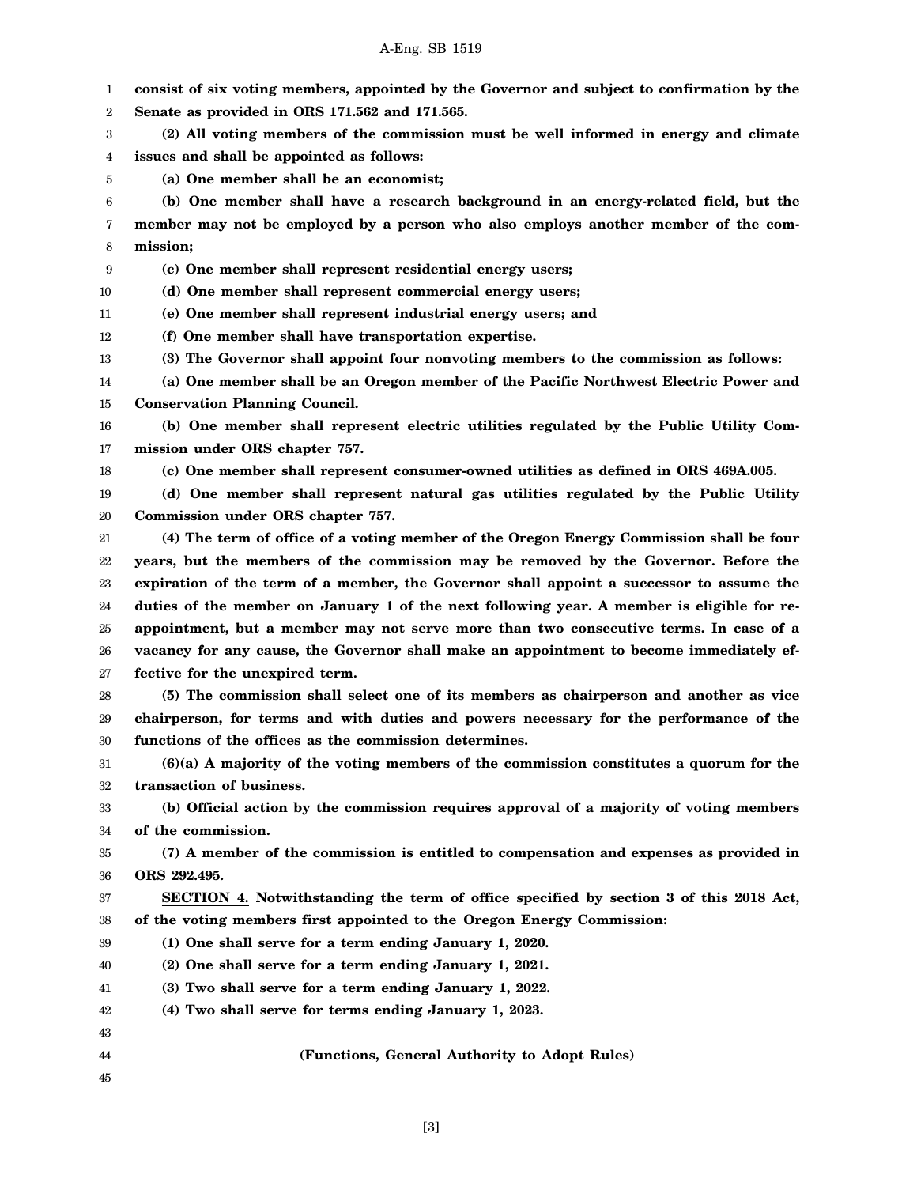**consist of six voting members, appointed by the Governor and subject to confirmation by the Senate as provided in ORS 171.562 and 171.565.**

**(2) All voting members of the commission must be well informed in energy and climate issues and shall be appointed as follows:**

**(a) One member shall be an economist;**

**(b) One member shall have a research background in an energy-related field, but the member may not be employed by a person who also employs another member of the commission;**

**(c) One member shall represent residential energy users;**

**(d) One member shall represent commercial energy users;**

**(e) One member shall represent industrial energy users; and**

**(f) One member shall have transportation expertise.**

**(3) The Governor shall appoint four nonvoting members to the commission as follows:**

**(a) One member shall be an Oregon member of the Pacific Northwest Electric Power and Conservation Planning Council.**

**(b) One member shall represent electric utilities regulated by the Public Utility Commission under ORS chapter 757.**

**(c) One member shall represent consumer-owned utilities as defined in ORS 469A.005.**

**(d) One member shall represent natural gas utilities regulated by the Public Utility Commission under ORS chapter 757.**

**(4) The term of office of a voting member of the Oregon Energy Commission shall be four years, but the members of the commission may be removed by the Governor. Before the expiration of the term of a member, the Governor shall appoint a successor to assume the duties of the member on January 1 of the next following year. A member is eligible for reappointment, but a member may not serve more than two consecutive terms. In case of a vacancy for any cause, the Governor shall make an appointment to become immediately effective for the unexpired term.**

**(5) The commission shall select one of its members as chairperson and another as vice chairperson, for terms and with duties and powers necessary for the performance of the functions of the offices as the commission determines.**

**(6)(a) A majority of the voting members of the commission constitutes a quorum for the transaction of business.**

**(b) Official action by the commission requires approval of a majority of voting members of the commission.**

**(7) A member of the commission is entitled to compensation and expenses as provided in ORS 292.495.**

**<u>SECTION 4.</u> Notwithstanding the term of office specified by section 3 of this 2018 Act, of the voting members first appointed to the Oregon Energy Commission:**

**(1) One shall serve for a term ending January 1, 2020.**

**(2) One shall serve for a term ending January 1, 2021.**

**(3) Two shall serve for a term ending January 1, 2022.**

**(4) Two shall serve for terms ending January 1, 2023.**

**(Functions, General Authority to Adopt Rules)**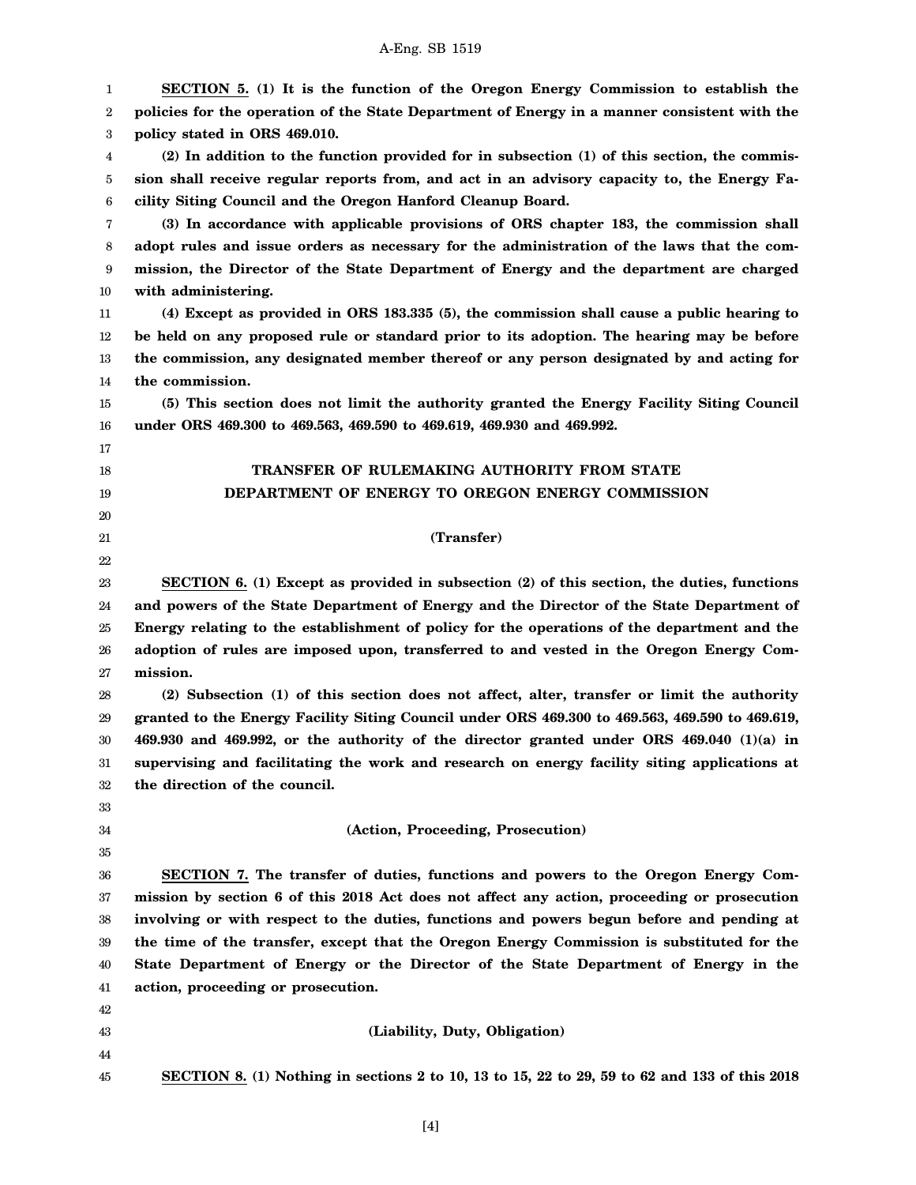**SECTION 5. (1) It is the function of the Oregon Energy Commission to establish the policies for the operation of the State Department of Energy in a manner consistent with the policy stated in ORS 469.010.**

**(2) In addition to the function provided for in subsection (1) of this section, the commission shall receive regular reports from, and act in an advisory capacity to, the Energy Facility Siting Council and the Oregon Hanford Cleanup Board.**

**(3) In accordance with applicable provisions of ORS chapter 183, the commission shall adopt rules and issue orders as necessary for the administration of the laws that the commission, the Director of the State Department of Energy and the department are charged with administering.**

**(4) Except as provided in ORS 183.335 (5), the commission shall cause a public hearing to be held on any proposed rule or standard prior to its adoption. The hearing may be before the commission, any designated member thereof or any person designated by and acting for the commission.**

**(5) This section does not limit the authority granted the Energy Facility Siting Council under ORS 469.300 to 469.563, 469.590 to 469.619, 469.930 and 469.992.**

**TRANSFER OF RULEMAKING AUTHORITY FROM STATE DEPARTMENT OF ENERGY TO OREGON ENERGY COMMISSION**

**(Transfer)**

**SECTION 6. (1) Except as provided in subsection (2) of this section, the duties, functions and powers of the State Department of Energy and the Director of the State Department of Energy relating to the establishment of policy for the operations of the department and the adoption of rules are imposed upon, transferred to and vested in the Oregon Energy Commission.**

**(2) Subsection (1) of this section does not affect, alter, transfer or limit the authority granted to the Energy Facility Siting Council under ORS 469.300 to 469.563, 469.590 to 469.619, 469.930 and 469.992, or the authority of the director granted under ORS 469.040 (1)(a) in supervising and facilitating the work and research on energy facility siting applications at the direction of the council.**

**(Action, Proceeding, Prosecution)**

**SECTION 7. The transfer of duties, functions and powers to the Oregon Energy Commission by section 6 of this 2018 Act does not affect any action, proceeding or prosecution involving or with respect to the duties, functions and powers begun before and pending at the time of the transfer, except that the Oregon Energy Commission is substituted for the State Department of Energy or the Director of the State Department of Energy in the action, proceeding or prosecution.**

**(Liability, Duty, Obligation)**

**SECTION 8. (1) Nothing in sections 2 to 10, 13 to 15, 22 to 29, 59 to 62 and 133 of this 2018**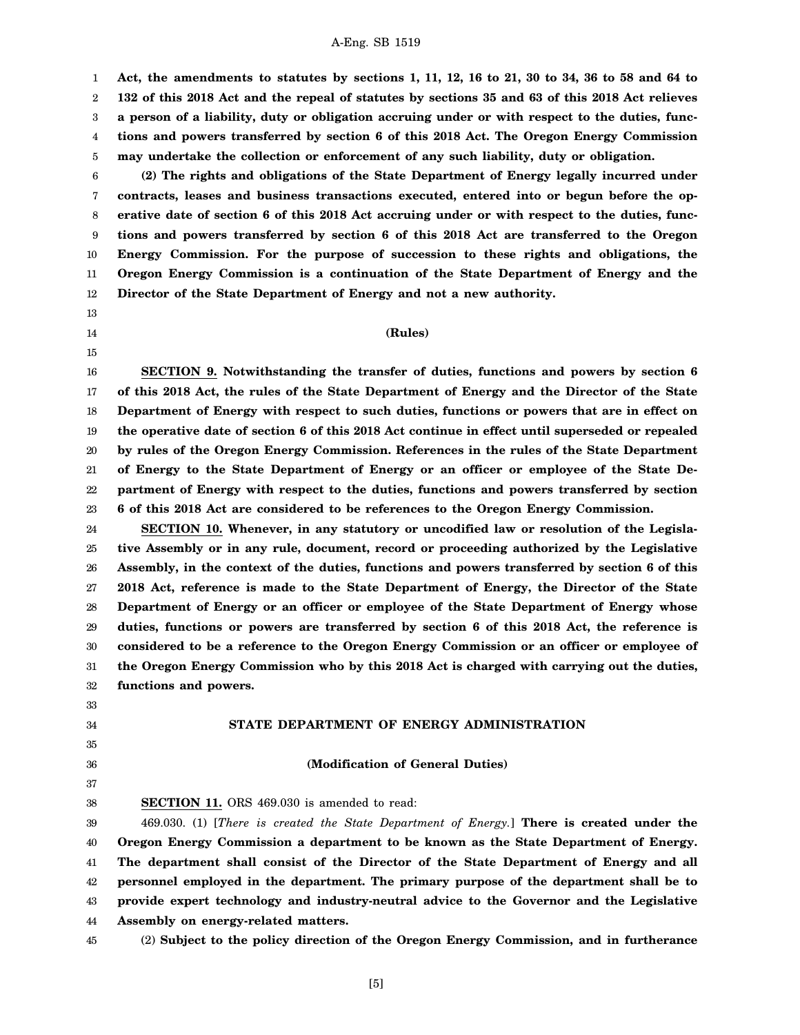**Act, the amendments to statutes by sections 1, 11, 12, 16 to 21, 30 to 34, 36 to 58 and 64 to 132 of this 2018 Act and the repeal of statutes by sections 35 and 63 of this 2018 Act relieves a person of a liability, duty or obligation accruing under or with respect to the duties, functions and powers transferred by section 6 of this 2018 Act. The Oregon Energy Commission may undertake the collection or enforcement of any such liability, duty or obligation.**

**(2) The rights and obligations of the State Department of Energy legally incurred under contracts, leases and business transactions executed, entered into or begun before the operative date of section 6 of this 2018 Act accruing under or with respect to the duties, functions and powers transferred by section 6 of this 2018 Act are transferred to the Oregon Energy Commission. For the purpose of succession to these rights and obligations, the Oregon Energy Commission is a continuation of the State Department of Energy and the Director of the State Department of Energy and not a new authority.**

**(Rules)**

**SECTION 9. Notwithstanding the transfer of duties, functions and powers by section 6 of this 2018 Act, the rules of the State Department of Energy and the Director of the State Department of Energy with respect to such duties, functions or powers that are in effect on the operative date of section 6 of this 2018 Act continue in effect until superseded or repealed by rules of the Oregon Energy Commission. References in the rules of the State Department of Energy to the State Department of Energy or an officer or employee of the State Department of Energy with respect to the duties, functions and powers transferred by section 6 of this 2018 Act are considered to be references to the Oregon Energy Commission.**

**SECTION 10. Whenever, in any statutory or uncodified law or resolution of the Legislative Assembly or in any rule, document, record or proceeding authorized by the Legislative Assembly, in the context of the duties, functions and powers transferred by section 6 of this 2018 Act, reference is made to the State Department of Energy, the Director of the State Department of Energy or an officer or employee of the State Department of Energy whose duties, functions or powers are transferred by section 6 of this 2018 Act, the reference is considered to be a reference to the Oregon Energy Commission or an officer or employee of the Oregon Energy Commission who by this 2018 Act is charged with carrying out the duties, functions and powers.**

**STATE DEPARTMENT OF ENERGY ADMINISTRATION**

**(Modification of General Duties)**

**SECTION 11.** ORS 469.030 is amended to read:

469.030. (1) [*There is created the State Department of Energy.*] **There is created under the Oregon Energy Commission a department to be known as the State Department of Energy. The department shall consist of the Director of the State Department of Energy and all personnel employed in the department. The primary purpose of the department shall be to provide expert technology and industry-neutral advice to the Governor and the Legislative Assembly on energy-related matters.**

(2) **Subject to the policy direction of the Oregon Energy Commission, and in furtherance**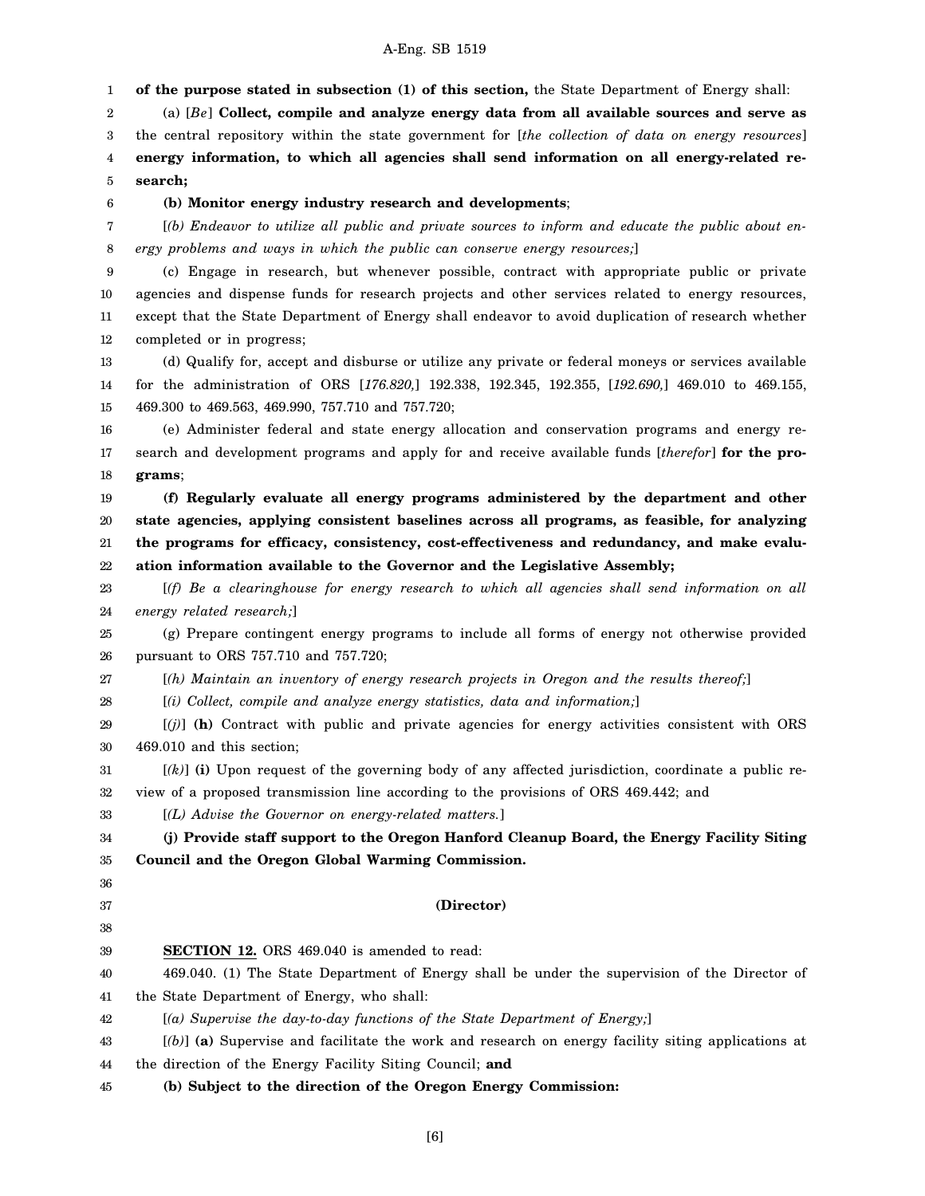**of the purpose stated in subsection (1) of this section,** the State Department of Energy shall:

(a) [*Be*] **Collect, compile and analyze energy data from all available sources and serve as** the central repository within the state government for [*the collection of data on energy resources*] **energy information, to which all agencies shall send information on all energy-related research;**

**(b) Monitor energy industry research and developments**;

[*(b) Endeavor to utilize all public and private sources to inform and educate the public about energy problems and ways in which the public can conserve energy resources;*]

(c) Engage in research, but whenever possible, contract with appropriate public or private agencies and dispense funds for research projects and other services related to energy resources, except that the State Department of Energy shall endeavor to avoid duplication of research whether completed or in progress;

(d) Qualify for, accept and disburse or utilize any private or federal moneys or services available for the administration of ORS [*176.820,*] 192.338, 192.345, 192.355, [*192.690,*] 469.010 to 469.155, 469.300 to 469.563, 469.990, 757.710 and 757.720;

(e) Administer federal and state energy allocation and conservation programs and energy research and development programs and apply for and receive available funds [*therefor*] **for the programs**;

**(f) Regularly evaluate all energy programs administered by the department and other state agencies, applying consistent baselines across all programs, as feasible, for analyzing the programs for efficacy, consistency, cost-effectiveness and redundancy, and make evaluation information available to the Governor and the Legislative Assembly;**

[*(f) Be a clearinghouse for energy research to which all agencies shall send information on all energy related research;*]

(g) Prepare contingent energy programs to include all forms of energy not otherwise provided pursuant to ORS 757.710 and 757.720;

[*(h) Maintain an inventory of energy research projects in Oregon and the results thereof;*]

[*(i) Collect, compile and analyze energy statistics, data and information;*]

[*(j)*] **(h)** Contract with public and private agencies for energy activities consistent with ORS 469.010 and this section;

[*(k)*] **(i)** Upon request of the governing body of any affected jurisdiction, coordinate a public review of a proposed transmission line according to the provisions of ORS 469.442; and

[*(L) Advise the Governor on energy-related matters.*]

**(j) Provide staff support to the Oregon Hanford Cleanup Board, the Energy Facility Siting Council and the Oregon Global Warming Commission.**

**(Director)**

**SECTION 12.** ORS 469.040 is amended to read:

469.040. (1) The State Department of Energy shall be under the supervision of the Director of the State Department of Energy, who shall:

[*(a) Supervise the day-to-day functions of the State Department of Energy;*]

[*(b)*] **(a)** Supervise and facilitate the work and research on energy facility siting applications at the direction of the Energy Facility Siting Council; **and**

**(b) Subject to the direction of the Oregon Energy Commission:**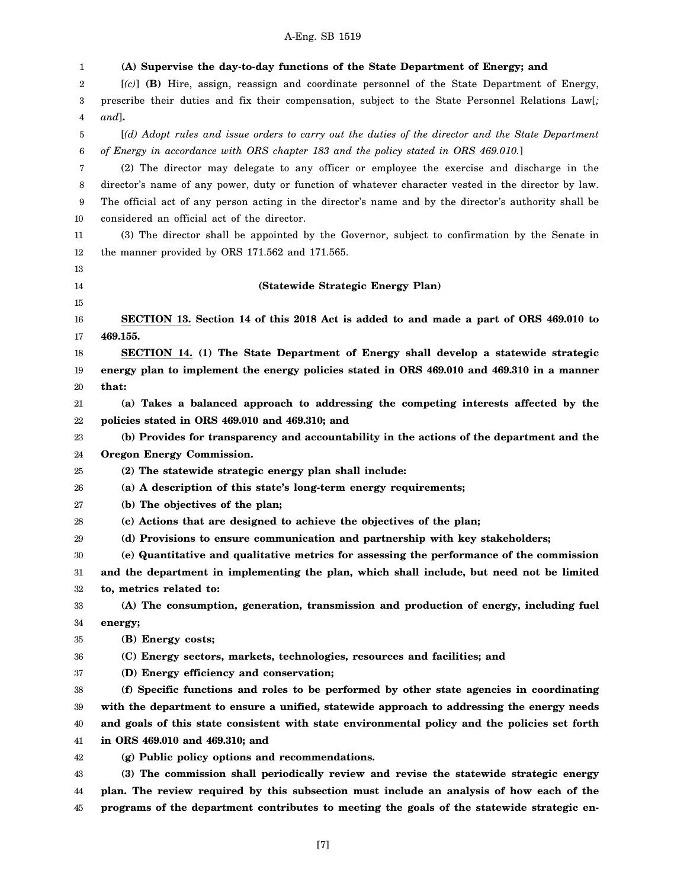**(A) Supervise the day-to-day functions of the State Department of Energy; and**

[*(c)*] **(B)** Hire, assign, reassign and coordinate personnel of the State Department of Energy, prescribe their duties and fix their compensation, subject to the State Personnel Relations Law[*; and*]**.**

[*(d) Adopt rules and issue orders to carry out the duties of the director and the State Department of Energy in accordance with ORS chapter 183 and the policy stated in ORS 469.010.*]

(2) The director may delegate to any officer or employee the exercise and discharge in the director's name of any power, duty or function of whatever character vested in the director by law. The official act of any person acting in the director's name and by the director's authority shall be considered an official act of the director.

(3) The director shall be appointed by the Governor, subject to confirmation by the Senate in the manner provided by ORS 171.562 and 171.565.

**(Statewide Strategic Energy Plan)**

**SECTION 13. Section 14 of this 2018 Act is added to and made a part of ORS 469.010 to 469.155.**

**SECTION 14. (1) The State Department of Energy shall develop a statewide strategic energy plan to implement the energy policies stated in ORS 469.010 and 469.310 in a manner that:**

**(a) Takes a balanced approach to addressing the competing interests affected by the policies stated in ORS 469.010 and 469.310; and**

**(b) Provides for transparency and accountability in the actions of the department and the Oregon Energy Commission.**

**(2) The statewide strategic energy plan shall include:**

**(a) A description of this state's long-term energy requirements;**

**(b) The objectives of the plan;**

**(c) Actions that are designed to achieve the objectives of the plan;**

**(d) Provisions to ensure communication and partnership with key stakeholders;**

**(e) Quantitative and qualitative metrics for assessing the performance of the commission and the department in implementing the plan, which shall include, but need not be limited to, metrics related to:**

**(A) The consumption, generation, transmission and production of energy, including fuel energy;**

**(B) Energy costs;**

**(C) Energy sectors, markets, technologies, resources and facilities; and**

**(D) Energy efficiency and conservation;**

**(f) Specific functions and roles to be performed by other state agencies in coordinating with the department to ensure a unified, statewide approach to addressing the energy needs and goals of this state consistent with state environmental policy and the policies set forth in ORS 469.010 and 469.310; and**

**(g) Public policy options and recommendations.**

**(3) The commission shall periodically review and revise the statewide strategic energy plan. The review required by this subsection must include an analysis of how each of the programs of the department contributes to meeting the goals of the statewide strategic en-**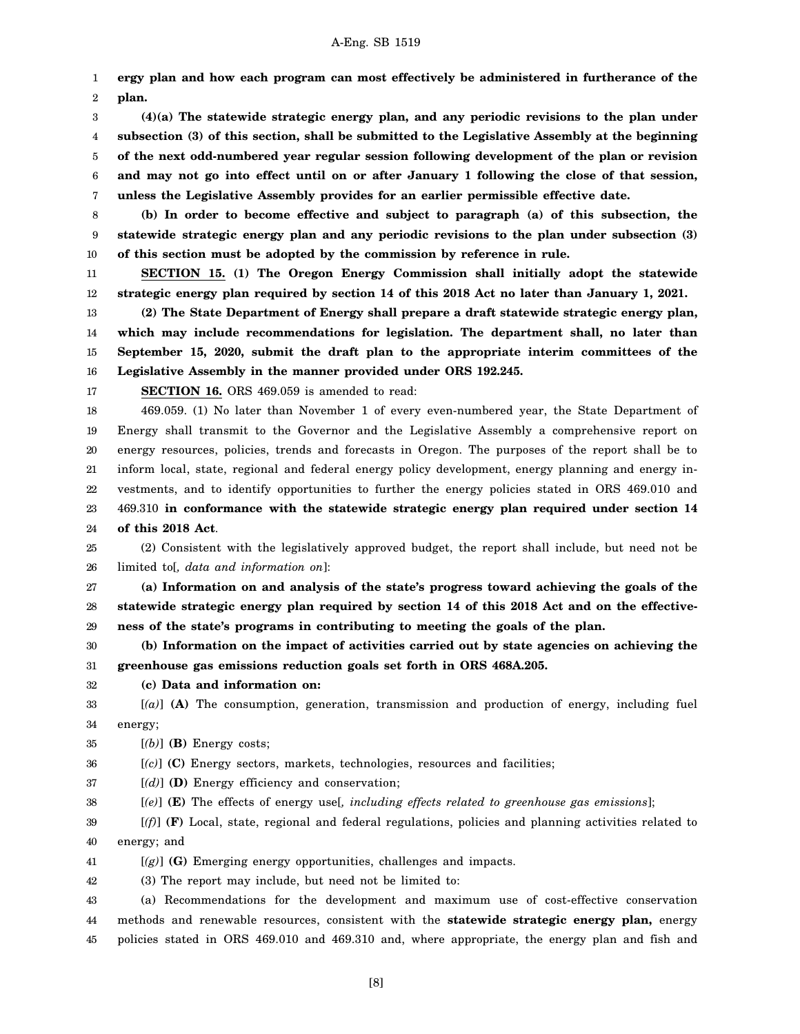**ergy plan and how each program can most effectively be administered in furtherance of the plan.**

**(4)(a) The statewide strategic energy plan, and any periodic revisions to the plan under subsection (3) of this section, shall be submitted to the Legislative Assembly at the beginning of the next odd-numbered year regular session following development of the plan or revision and may not go into effect until on or after January 1 following the close of that session, unless the Legislative Assembly provides for an earlier permissible effective date.**

**(b) In order to become effective and subject to paragraph (a) of this subsection, the statewide strategic energy plan and any periodic revisions to the plan under subsection (3) of this section must be adopted by the commission by reference in rule.**

**SECTION 15. (1) The Oregon Energy Commission shall initially adopt the statewide strategic energy plan required by section 14 of this 2018 Act no later than January 1, 2021.**

**(2) The State Department of Energy shall prepare a draft statewide strategic energy plan, which may include recommendations for legislation. The department shall, no later than September 15, 2020, submit the draft plan to the appropriate interim committees of the Legislative Assembly in the manner provided under ORS 192.245.**

**SECTION 16.** ORS 469.059 is amended to read:

469.059. (1) No later than November 1 of every even-numbered year, the State Department of Energy shall transmit to the Governor and the Legislative Assembly a comprehensive report on energy resources, policies, trends and forecasts in Oregon. The purposes of the report shall be to inform local, state, regional and federal energy policy development, energy planning and energy investments, and to identify opportunities to further the energy policies stated in ORS 469.010 and 469.310 **in conformance with the statewide strategic energy plan required under section 14 of this 2018 Act**.

(2) Consistent with the legislatively approved budget, the report shall include, but need not be limited to[*, data and information on*]:

**(a) Information on and analysis of the state's progress toward achieving the goals of the statewide strategic energy plan required by section 14 of this 2018 Act and on the effectiveness of the state's programs in contributing to meeting the goals of the plan.**

**(b) Information on the impact of activities carried out by state agencies on achieving the greenhouse gas emissions reduction goals set forth in ORS 468A.205.**

**(c) Data and information on:**

[*(a)*] **(A)** The consumption, generation, transmission and production of energy, including fuel energy;

[*(b)*] **(B)** Energy costs;

[*(c)*] **(C)** Energy sectors, markets, technologies, resources and facilities;

[*(d)*] **(D)** Energy efficiency and conservation;

[*(e)*] **(E)** The effects of energy use[*, including effects related to greenhouse gas emissions*];

[*(f)*] **(F)** Local, state, regional and federal regulations, policies and planning activities related to energy; and

[*(g)*] **(G)** Emerging energy opportunities, challenges and impacts.

(3) The report may include, but need not be limited to:

(a) Recommendations for the development and maximum use of cost-effective conservation methods and renewable resources, consistent with the **statewide strategic energy plan,** energy policies stated in ORS 469.010 and 469.310 and, where appropriate, the energy plan and fish and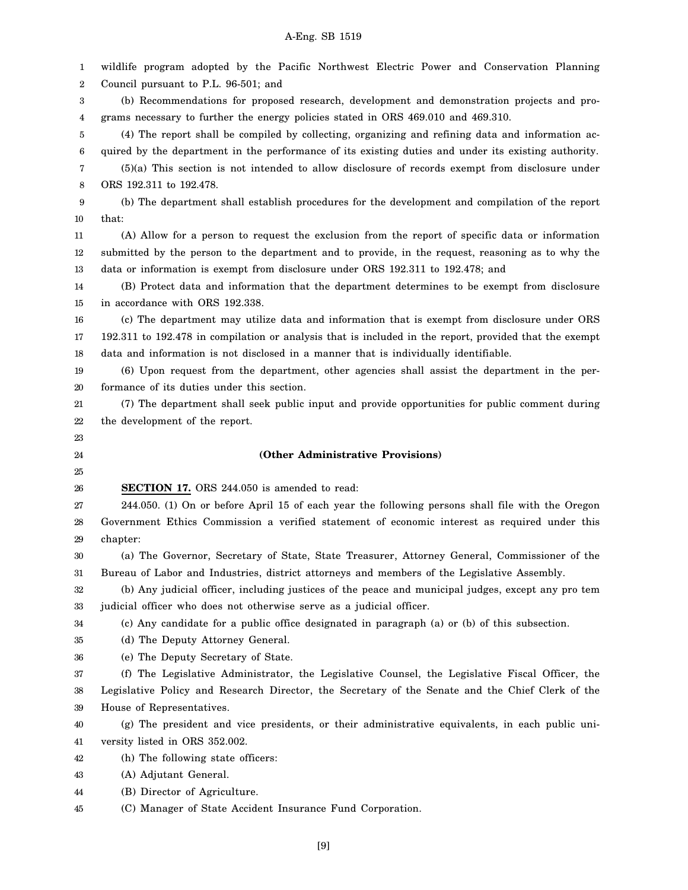wildlife program adopted by the Pacific Northwest Electric Power and Conservation Planning Council pursuant to P.L. 96-501; and

(b) Recommendations for proposed research, development and demonstration projects and programs necessary to further the energy policies stated in ORS 469.010 and 469.310.

(4) The report shall be compiled by collecting, organizing and refining data and information acquired by the department in the performance of its existing duties and under its existing authority.

(5)(a) This section is not intended to allow disclosure of records exempt from disclosure under ORS 192.311 to 192.478.

(b) The department shall establish procedures for the development and compilation of the report that:

(A) Allow for a person to request the exclusion from the report of specific data or information submitted by the person to the department and to provide, in the request, reasoning as to why the data or information is exempt from disclosure under ORS 192.311 to 192.478; and

(B) Protect data and information that the department determines to be exempt from disclosure in accordance with ORS 192.338.

(c) The department may utilize data and information that is exempt from disclosure under ORS 192.311 to 192.478 in compilation or analysis that is included in the report, provided that the exempt data and information is not disclosed in a manner that is individually identifiable.

(6) Upon request from the department, other agencies shall assist the department in the performance of its duties under this section.

(7) The department shall seek public input and provide opportunities for public comment during the development of the report.

**(Other Administrative Provisions)**

**SECTION 17.** ORS 244.050 is amended to read:

244.050. (1) On or before April 15 of each year the following persons shall file with the Oregon Government Ethics Commission a verified statement of economic interest as required under this chapter:

(a) The Governor, Secretary of State, State Treasurer, Attorney General, Commissioner of the Bureau of Labor and Industries, district attorneys and members of the Legislative Assembly.

(b) Any judicial officer, including justices of the peace and municipal judges, except any pro tem judicial officer who does not otherwise serve as a judicial officer.

(c) Any candidate for a public office designated in paragraph (a) or (b) of this subsection.

(d) The Deputy Attorney General.

(e) The Deputy Secretary of State.

(f) The Legislative Administrator, the Legislative Counsel, the Legislative Fiscal Officer, the Legislative Policy and Research Director, the Secretary of the Senate and the Chief Clerk of the House of Representatives.

(g) The president and vice presidents, or their administrative equivalents, in each public university listed in ORS 352.002.

(h) The following state officers:

(A) Adjutant General.

(B) Director of Agriculture.

(C) Manager of State Accident Insurance Fund Corporation.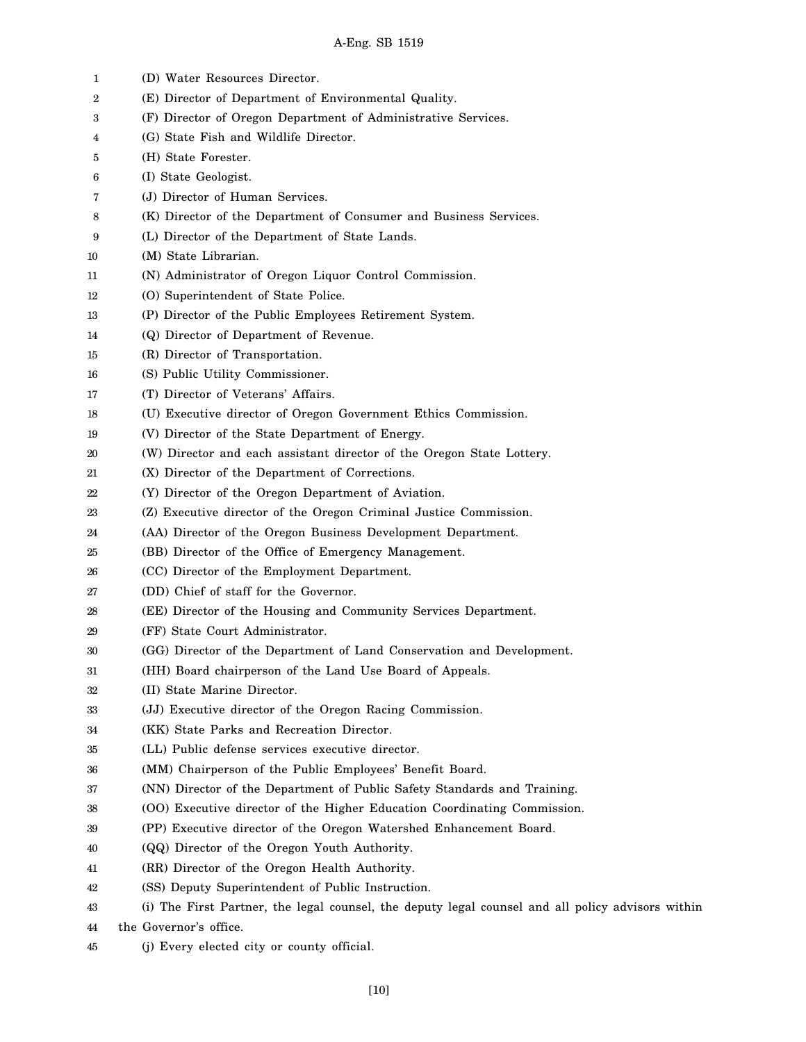(D) Water Resources Director.

(E) Director of Department of Environmental Quality.

(F) Director of Oregon Department of Administrative Services.

(G) State Fish and Wildlife Director.

(H) State Forester.

(I) State Geologist.

(J) Director of Human Services.

(K) Director of the Department of Consumer and Business Services.

(L) Director of the Department of State Lands.

(M) State Librarian.

(N) Administrator of Oregon Liquor Control Commission.

(O) Superintendent of State Police.

(P) Director of the Public Employees Retirement System.

(Q) Director of Department of Revenue.

(R) Director of Transportation.

(S) Public Utility Commissioner.

(T) Director of Veterans' Affairs.

(U) Executive director of Oregon Government Ethics Commission.

(V) Director of the State Department of Energy.

(W) Director and each assistant director of the Oregon State Lottery.

(X) Director of the Department of Corrections.

(Y) Director of the Oregon Department of Aviation.

(Z) Executive director of the Oregon Criminal Justice Commission.

(AA) Director of the Oregon Business Development Department.

(BB) Director of the Office of Emergency Management.

(CC) Director of the Employment Department.

(DD) Chief of staff for the Governor.

(EE) Director of the Housing and Community Services Department.

(FF) State Court Administrator.

(GG) Director of the Department of Land Conservation and Development.

(HH) Board chairperson of the Land Use Board of Appeals.

(II) State Marine Director.

(JJ) Executive director of the Oregon Racing Commission.

(KK) State Parks and Recreation Director.

(LL) Public defense services executive director.

(MM) Chairperson of the Public Employees' Benefit Board.

(NN) Director of the Department of Public Safety Standards and Training.

(OO) Executive director of the Higher Education Coordinating Commission.

(PP) Executive director of the Oregon Watershed Enhancement Board.

(QQ) Director of the Oregon Youth Authority.

(RR) Director of the Oregon Health Authority.

(SS) Deputy Superintendent of Public Instruction.

(i) The First Partner, the legal counsel, the deputy legal counsel and all policy advisors within the Governor's office.

(j) Every elected city or county official.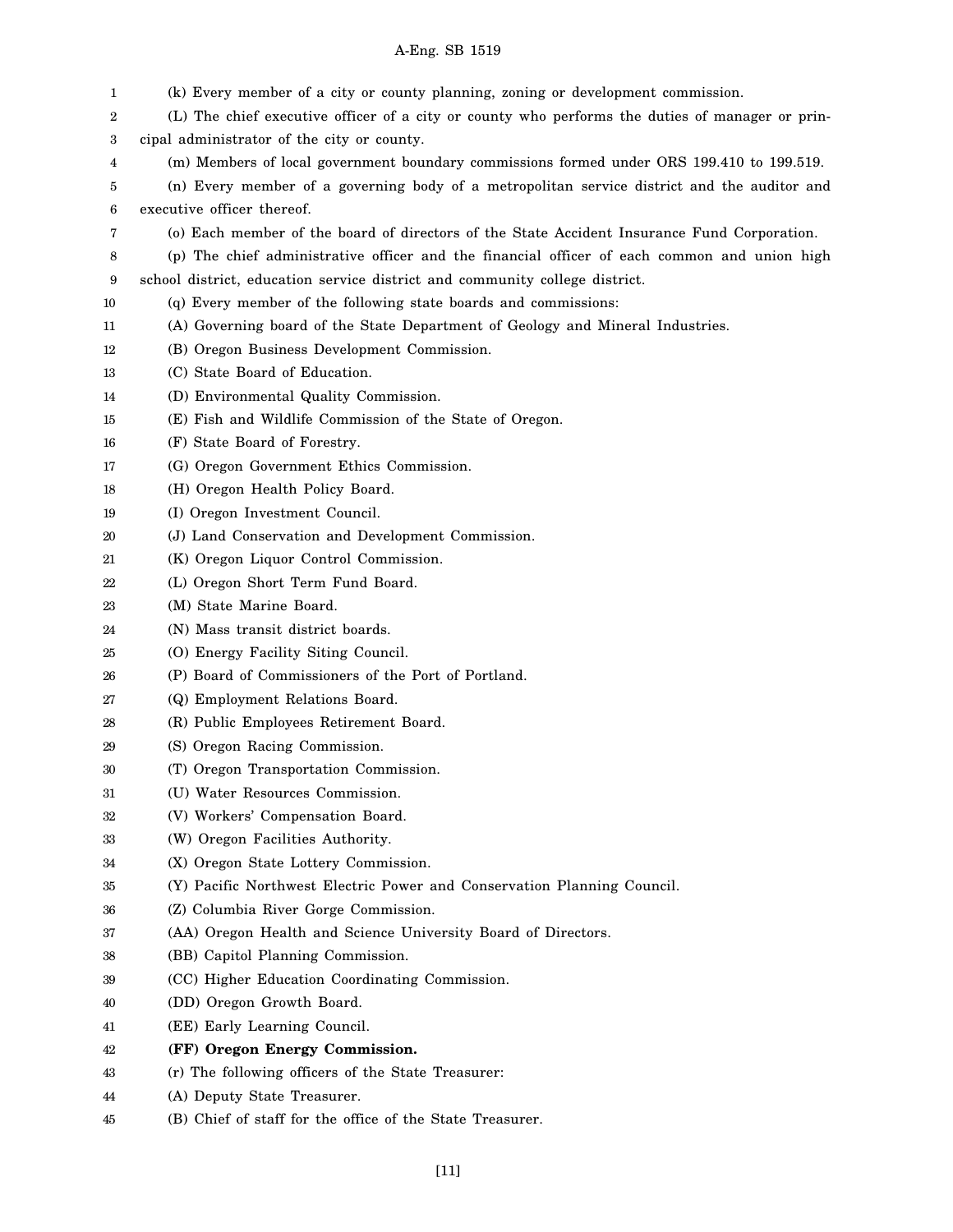(k) Every member of a city or county planning, zoning or development commission.

(L) The chief executive officer of a city or county who performs the duties of manager or principal administrator of the city or county.

(m) Members of local government boundary commissions formed under ORS 199.410 to 199.519.

(n) Every member of a governing body of a metropolitan service district and the auditor and executive officer thereof.

(o) Each member of the board of directors of the State Accident Insurance Fund Corporation.

(p) The chief administrative officer and the financial officer of each common and union high school district, education service district and community college district.

(q) Every member of the following state boards and commissions:

(A) Governing board of the State Department of Geology and Mineral Industries.

(B) Oregon Business Development Commission.

(C) State Board of Education.

(D) Environmental Quality Commission.

(E) Fish and Wildlife Commission of the State of Oregon.

(F) State Board of Forestry.

(G) Oregon Government Ethics Commission.

(H) Oregon Health Policy Board.

(I) Oregon Investment Council.

(J) Land Conservation and Development Commission.

(K) Oregon Liquor Control Commission.

(L) Oregon Short Term Fund Board.

(M) State Marine Board.

(N) Mass transit district boards.

(O) Energy Facility Siting Council.

(P) Board of Commissioners of the Port of Portland.

(Q) Employment Relations Board.

(R) Public Employees Retirement Board.

(S) Oregon Racing Commission.

(T) Oregon Transportation Commission.

(U) Water Resources Commission.

(V) Workers' Compensation Board.

(W) Oregon Facilities Authority.

(X) Oregon State Lottery Commission.

(Y) Pacific Northwest Electric Power and Conservation Planning Council.

(Z) Columbia River Gorge Commission.

(AA) Oregon Health and Science University Board of Directors.

(BB) Capitol Planning Commission.

(CC) Higher Education Coordinating Commission.

(DD) Oregon Growth Board.

(EE) Early Learning Council.

**(FF) Oregon Energy Commission.**

(r) The following officers of the State Treasurer:

(A) Deputy State Treasurer.

(B) Chief of staff for the office of the State Treasurer.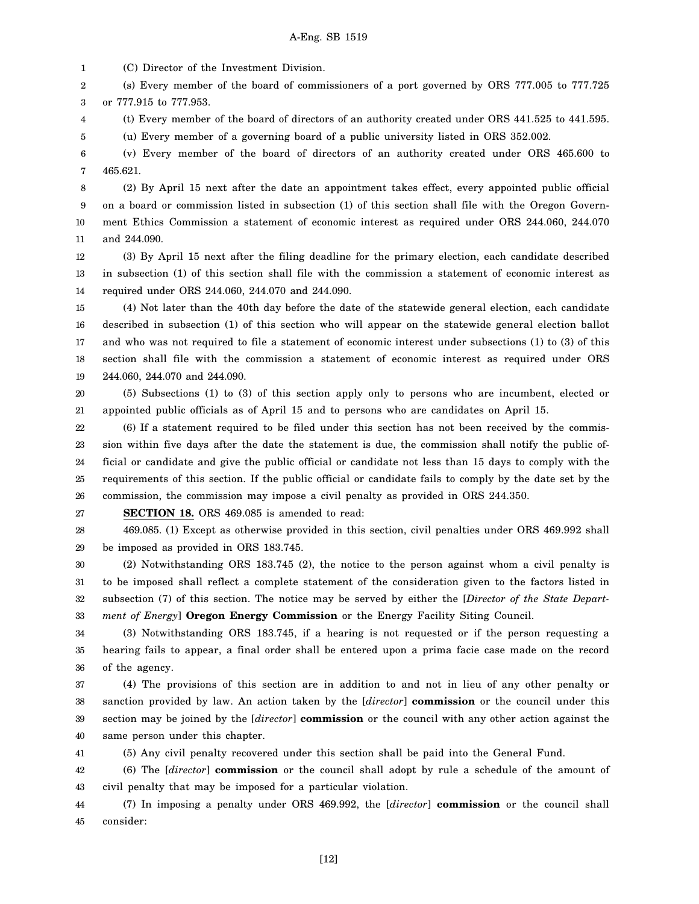(C) Director of the Investment Division.

(s) Every member of the board of commissioners of a port governed by ORS 777.005 to 777.725 or 777.915 to 777.953.

(t) Every member of the board of directors of an authority created under ORS 441.525 to 441.595.

(u) Every member of a governing board of a public university listed in ORS 352.002.

(v) Every member of the board of directors of an authority created under ORS 465.600 to 465.621.

(2) By April 15 next after the date an appointment takes effect, every appointed public official on a board or commission listed in subsection (1) of this section shall file with the Oregon Government Ethics Commission a statement of economic interest as required under ORS 244.060, 244.070 and 244.090.

(3) By April 15 next after the filing deadline for the primary election, each candidate described in subsection (1) of this section shall file with the commission a statement of economic interest as required under ORS 244.060, 244.070 and 244.090.

(4) Not later than the 40th day before the date of the statewide general election, each candidate described in subsection (1) of this section who will appear on the statewide general election ballot and who was not required to file a statement of economic interest under subsections (1) to (3) of this section shall file with the commission a statement of economic interest as required under ORS 244.060, 244.070 and 244.090.

(5) Subsections (1) to (3) of this section apply only to persons who are incumbent, elected or appointed public officials as of April 15 and to persons who are candidates on April 15.

(6) If a statement required to be filed under this section has not been received by the commission within five days after the date the statement is due, the commission shall notify the public official or candidate and give the public official or candidate not less than 15 days to comply with the requirements of this section. If the public official or candidate fails to comply by the date set by the commission, the commission may impose a civil penalty as provided in ORS 244.350.

**SECTION 18.** ORS 469.085 is amended to read:

469.085. (1) Except as otherwise provided in this section, civil penalties under ORS 469.992 shall be imposed as provided in ORS 183.745.

(2) Notwithstanding ORS 183.745 (2), the notice to the person against whom a civil penalty is to be imposed shall reflect a complete statement of the consideration given to the factors listed in subsection (7) of this section. The notice may be served by either the [*Director of the State Department of Energy*] **Oregon Energy Commission** or the Energy Facility Siting Council.

(3) Notwithstanding ORS 183.745, if a hearing is not requested or if the person requesting a hearing fails to appear, a final order shall be entered upon a prima facie case made on the record of the agency.

(4) The provisions of this section are in addition to and not in lieu of any other penalty or sanction provided by law. An action taken by the [*director*] **commission** or the council under this section may be joined by the [*director*] **commission** or the council with any other action against the same person under this chapter.

(5) Any civil penalty recovered under this section shall be paid into the General Fund.

(6) The [*director*] **commission** or the council shall adopt by rule a schedule of the amount of civil penalty that may be imposed for a particular violation.

(7) In imposing a penalty under ORS 469.992, the [*director*] **commission** or the council shall consider: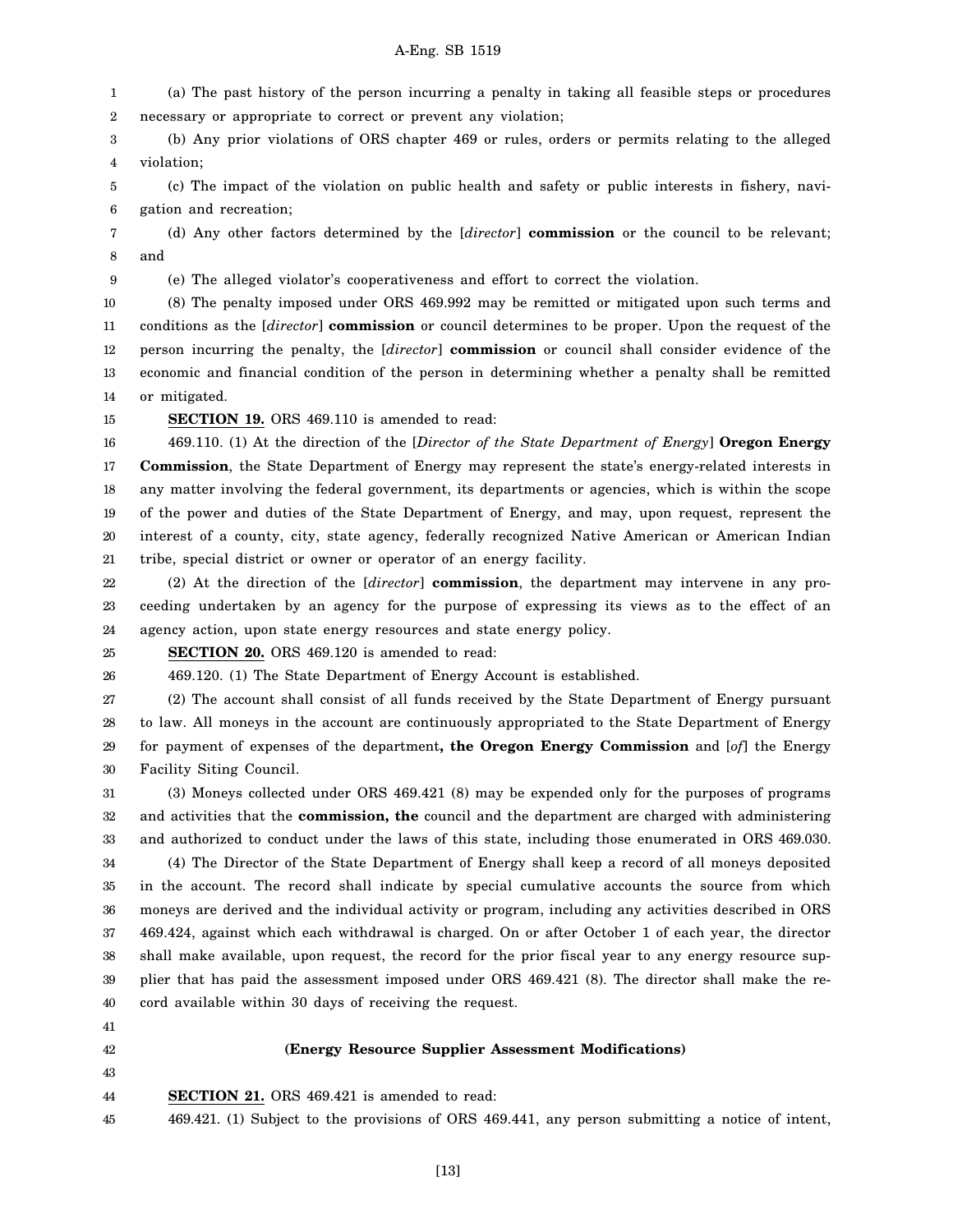(a) The past history of the person incurring a penalty in taking all feasible steps or procedures necessary or appropriate to correct or prevent any violation;

(b) Any prior violations of ORS chapter 469 or rules, orders or permits relating to the alleged violation;

(c) The impact of the violation on public health and safety or public interests in fishery, navigation and recreation;

(d) Any other factors determined by the [*director*] **commission** or the council to be relevant; and

(e) The alleged violator's cooperativeness and effort to correct the violation.

(8) The penalty imposed under ORS 469.992 may be remitted or mitigated upon such terms and conditions as the [*director*] **commission** or council determines to be proper. Upon the request of the person incurring the penalty, the [*director*] **commission** or council shall consider evidence of the economic and financial condition of the person in determining whether a penalty shall be remitted or mitigated.

**SECTION 19.** ORS 469.110 is amended to read:

469.110. (1) At the direction of the [*Director of the State Department of Energy*] **Oregon Energy Commission**, the State Department of Energy may represent the state's energy-related interests in any matter involving the federal government, its departments or agencies, which is within the scope of the power and duties of the State Department of Energy, and may, upon request, represent the interest of a county, city, state agency, federally recognized Native American or American Indian tribe, special district or owner or operator of an energy facility.

(2) At the direction of the [*director*] **commission**, the department may intervene in any proceeding undertaken by an agency for the purpose of expressing its views as to the effect of an agency action, upon state energy resources and state energy policy.

**SECTION 20.** ORS 469.120 is amended to read:

469.120. (1) The State Department of Energy Account is established.

(2) The account shall consist of all funds received by the State Department of Energy pursuant to law. All moneys in the account are continuously appropriated to the State Department of Energy for payment of expenses of the department**, the Oregon Energy Commission** and [*of*] the Energy Facility Siting Council.

(3) Moneys collected under ORS 469.421 (8) may be expended only for the purposes of programs and activities that the **commission, the** council and the department are charged with administering and authorized to conduct under the laws of this state, including those enumerated in ORS 469.030.

(4) The Director of the State Department of Energy shall keep a record of all moneys deposited in the account. The record shall indicate by special cumulative accounts the source from which moneys are derived and the individual activity or program, including any activities described in ORS 469.424, against which each withdrawal is charged. On or after October 1 of each year, the director shall make available, upon request, the record for the prior fiscal year to any energy resource supplier that has paid the assessment imposed under ORS 469.421 (8). The director shall make the record available within 30 days of receiving the request.

**(Energy Resource Supplier Assessment Modifications)**

**SECTION 21.** ORS 469.421 is amended to read:

469.421. (1) Subject to the provisions of ORS 469.441, any person submitting a notice of intent,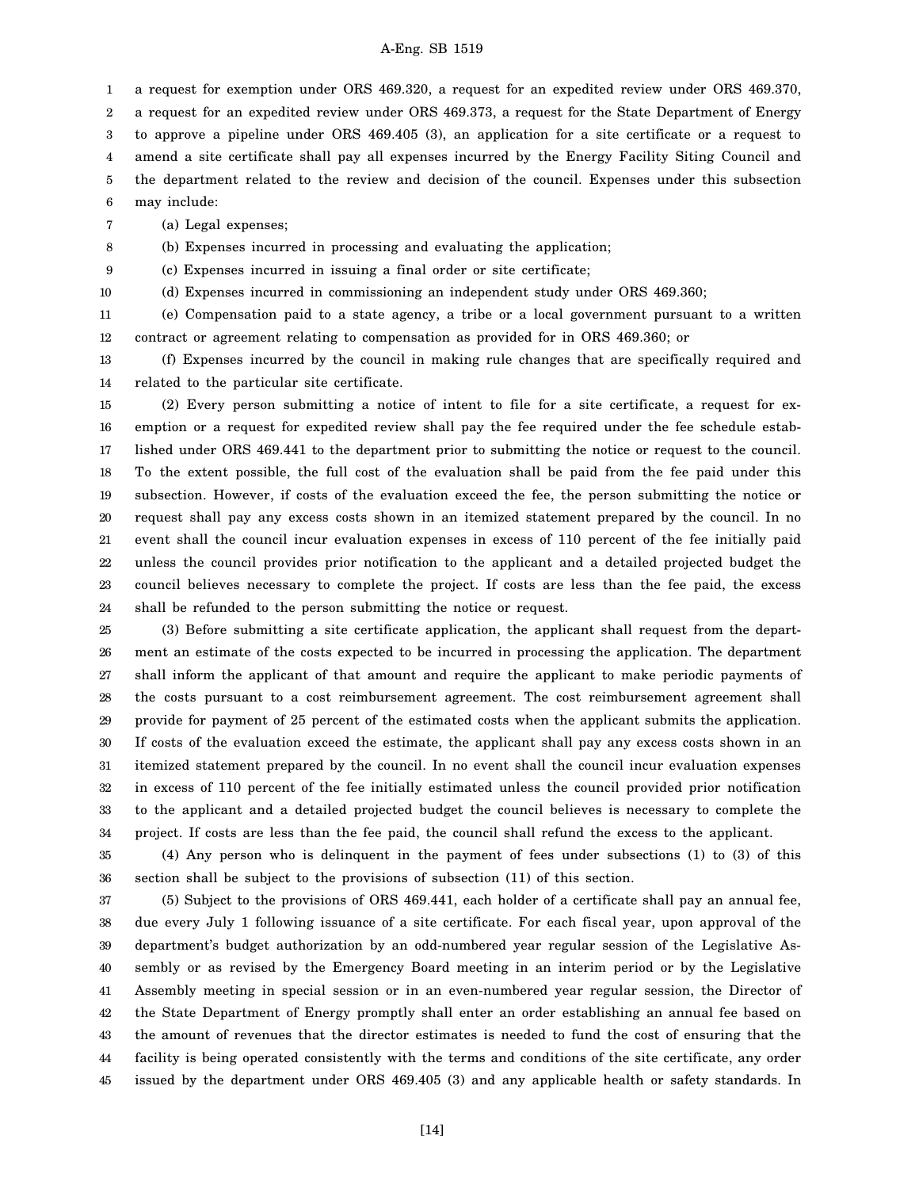a request for exemption under ORS 469.320, a request for an expedited review under ORS 469.370, a request for an expedited review under ORS 469.373, a request for the State Department of Energy to approve a pipeline under ORS 469.405 (3), an application for a site certificate or a request to amend a site certificate shall pay all expenses incurred by the Energy Facility Siting Council and the department related to the review and decision of the council. Expenses under this subsection may include:

(a) Legal expenses;

(b) Expenses incurred in processing and evaluating the application;

(c) Expenses incurred in issuing a final order or site certificate;

(d) Expenses incurred in commissioning an independent study under ORS 469.360;

(e) Compensation paid to a state agency, a tribe or a local government pursuant to a written contract or agreement relating to compensation as provided for in ORS 469.360; or

(f) Expenses incurred by the council in making rule changes that are specifically required and related to the particular site certificate.

(2) Every person submitting a notice of intent to file for a site certificate, a request for exemption or a request for expedited review shall pay the fee required under the fee schedule established under ORS 469.441 to the department prior to submitting the notice or request to the council. To the extent possible, the full cost of the evaluation shall be paid from the fee paid under this subsection. However, if costs of the evaluation exceed the fee, the person submitting the notice or request shall pay any excess costs shown in an itemized statement prepared by the council. In no event shall the council incur evaluation expenses in excess of 110 percent of the fee initially paid unless the council provides prior notification to the applicant and a detailed projected budget the council believes necessary to complete the project. If costs are less than the fee paid, the excess shall be refunded to the person submitting the notice or request.

(3) Before submitting a site certificate application, the applicant shall request from the department an estimate of the costs expected to be incurred in processing the application. The department shall inform the applicant of that amount and require the applicant to make periodic payments of the costs pursuant to a cost reimbursement agreement. The cost reimbursement agreement shall provide for payment of 25 percent of the estimated costs when the applicant submits the application. If costs of the evaluation exceed the estimate, the applicant shall pay any excess costs shown in an itemized statement prepared by the council. In no event shall the council incur evaluation expenses in excess of 110 percent of the fee initially estimated unless the council provided prior notification to the applicant and a detailed projected budget the council believes is necessary to complete the project. If costs are less than the fee paid, the council shall refund the excess to the applicant.

(4) Any person who is delinquent in the payment of fees under subsections (1) to (3) of this section shall be subject to the provisions of subsection (11) of this section.

(5) Subject to the provisions of ORS 469.441, each holder of a certificate shall pay an annual fee, due every July 1 following issuance of a site certificate. For each fiscal year, upon approval of the department's budget authorization by an odd-numbered year regular session of the Legislative Assembly or as revised by the Emergency Board meeting in an interim period or by the Legislative Assembly meeting in special session or in an even-numbered year regular session, the Director of the State Department of Energy promptly shall enter an order establishing an annual fee based on the amount of revenues that the director estimates is needed to fund the cost of ensuring that the facility is being operated consistently with the terms and conditions of the site certificate, any order issued by the department under ORS 469.405 (3) and any applicable health or safety standards. In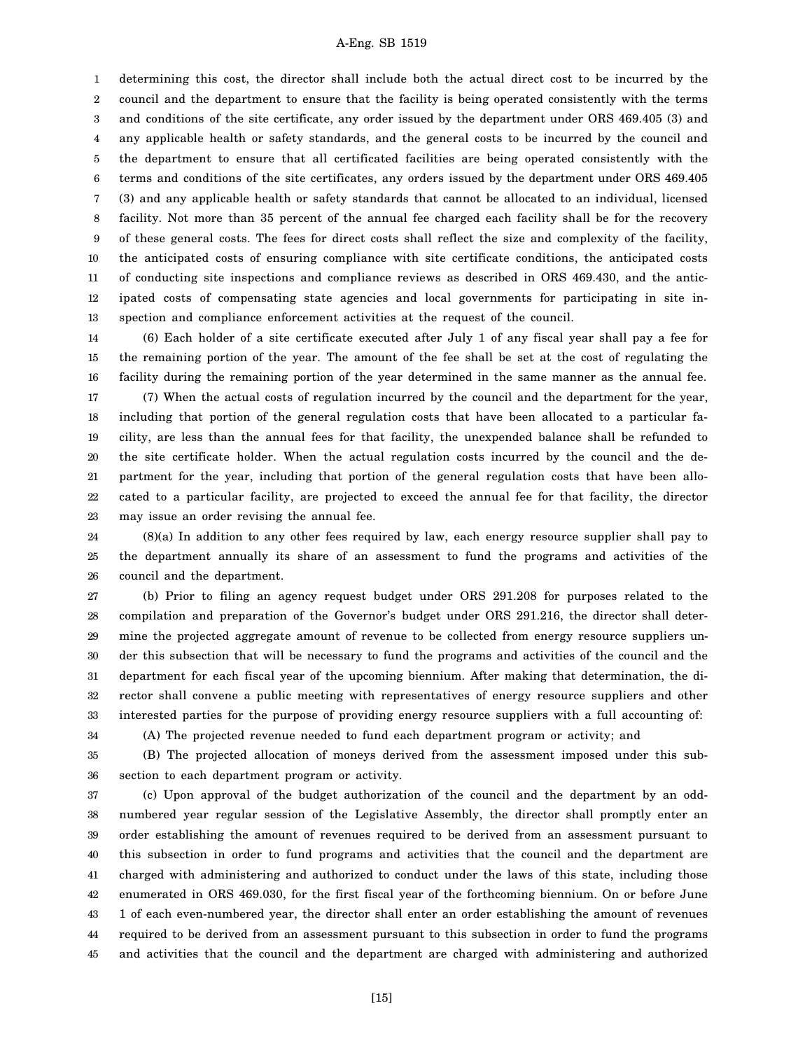determining this cost, the director shall include both the actual direct cost to be incurred by the council and the department to ensure that the facility is being operated consistently with the terms and conditions of the site certificate, any order issued by the department under ORS 469.405 (3) and any applicable health or safety standards, and the general costs to be incurred by the council and the department to ensure that all certificated facilities are being operated consistently with the terms and conditions of the site certificates, any orders issued by the department under ORS 469.405 (3) and any applicable health or safety standards that cannot be allocated to an individual, licensed facility. Not more than 35 percent of the annual fee charged each facility shall be for the recovery of these general costs. The fees for direct costs shall reflect the size and complexity of the facility, the anticipated costs of ensuring compliance with site certificate conditions, the anticipated costs of conducting site inspections and compliance reviews as described in ORS 469.430, and the anticipated costs of compensating state agencies and local governments for participating in site inspection and compliance enforcement activities at the request of the council.

(6) Each holder of a site certificate executed after July 1 of any fiscal year shall pay a fee for the remaining portion of the year. The amount of the fee shall be set at the cost of regulating the facility during the remaining portion of the year determined in the same manner as the annual fee.

(7) When the actual costs of regulation incurred by the council and the department for the year, including that portion of the general regulation costs that have been allocated to a particular facility, are less than the annual fees for that facility, the unexpended balance shall be refunded to the site certificate holder. When the actual regulation costs incurred by the council and the department for the year, including that portion of the general regulation costs that have been allocated to a particular facility, are projected to exceed the annual fee for that facility, the director may issue an order revising the annual fee.

(8)(a) In addition to any other fees required by law, each energy resource supplier shall pay to the department annually its share of an assessment to fund the programs and activities of the council and the department.

(b) Prior to filing an agency request budget under ORS 291.208 for purposes related to the compilation and preparation of the Governor's budget under ORS 291.216, the director shall determine the projected aggregate amount of revenue to be collected from energy resource suppliers under this subsection that will be necessary to fund the programs and activities of the council and the department for each fiscal year of the upcoming biennium. After making that determination, the director shall convene a public meeting with representatives of energy resource suppliers and other interested parties for the purpose of providing energy resource suppliers with a full accounting of:

(A) The projected revenue needed to fund each department program or activity; and

(B) The projected allocation of moneys derived from the assessment imposed under this subsection to each department program or activity.

(c) Upon approval of the budget authorization of the council and the department by an odd-numbered year regular session of the Legislative Assembly, the director shall promptly enter an order establishing the amount of revenues required to be derived from an assessment pursuant to this subsection in order to fund programs and activities that the council and the department are charged with administering and authorized to conduct under the laws of this state, including those enumerated in ORS 469.030, for the first fiscal year of the forthcoming biennium. On or before June 1 of each even-numbered year, the director shall enter an order establishing the amount of revenues required to be derived from an assessment pursuant to this subsection in order to fund the programs and activities that the council and the department are charged with administering and authorized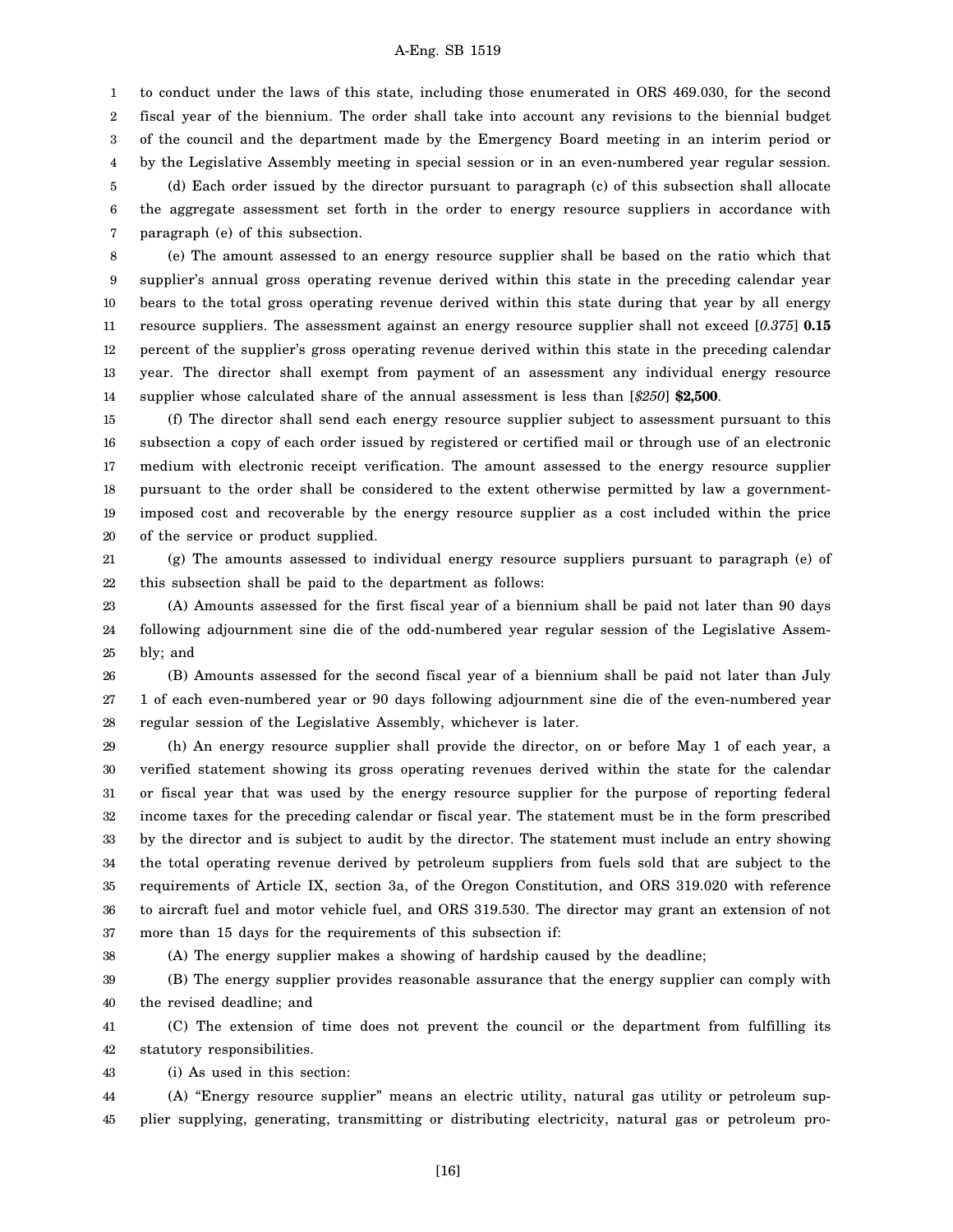to conduct under the laws of this state, including those enumerated in ORS 469.030, for the second fiscal year of the biennium. The order shall take into account any revisions to the biennial budget of the council and the department made by the Emergency Board meeting in an interim period or by the Legislative Assembly meeting in special session or in an even-numbered year regular session.

(d) Each order issued by the director pursuant to paragraph (c) of this subsection shall allocate the aggregate assessment set forth in the order to energy resource suppliers in accordance with paragraph (e) of this subsection.

(e) The amount assessed to an energy resource supplier shall be based on the ratio which that supplier's annual gross operating revenue derived within this state in the preceding calendar year bears to the total gross operating revenue derived within this state during that year by all energy resource suppliers. The assessment against an energy resource supplier shall not exceed [*0.375*] **0.15** percent of the supplier's gross operating revenue derived within this state in the preceding calendar year. The director shall exempt from payment of an assessment any individual energy resource supplier whose calculated share of the annual assessment is less than [*$250*] **$2,500**.

(f) The director shall send each energy resource supplier subject to assessment pursuant to this subsection a copy of each order issued by registered or certified mail or through use of an electronic medium with electronic receipt verification. The amount assessed to the energy resource supplier pursuant to the order shall be considered to the extent otherwise permitted by law a government-imposed cost and recoverable by the energy resource supplier as a cost included within the price of the service or product supplied.

(g) The amounts assessed to individual energy resource suppliers pursuant to paragraph (e) of this subsection shall be paid to the department as follows:

(A) Amounts assessed for the first fiscal year of a biennium shall be paid not later than 90 days following adjournment sine die of the odd-numbered year regular session of the Legislative Assembly; and

(B) Amounts assessed for the second fiscal year of a biennium shall be paid not later than July 1 of each even-numbered year or 90 days following adjournment sine die of the even-numbered year regular session of the Legislative Assembly, whichever is later.

(h) An energy resource supplier shall provide the director, on or before May 1 of each year, a verified statement showing its gross operating revenues derived within the state for the calendar or fiscal year that was used by the energy resource supplier for the purpose of reporting federal income taxes for the preceding calendar or fiscal year. The statement must be in the form prescribed by the director and is subject to audit by the director. The statement must include an entry showing the total operating revenue derived by petroleum suppliers from fuels sold that are subject to the requirements of Article IX, section 3a, of the Oregon Constitution, and ORS 319.020 with reference to aircraft fuel and motor vehicle fuel, and ORS 319.530. The director may grant an extension of not more than 15 days for the requirements of this subsection if:

(A) The energy supplier makes a showing of hardship caused by the deadline;

(B) The energy supplier provides reasonable assurance that the energy supplier can comply with the revised deadline; and

(C) The extension of time does not prevent the council or the department from fulfilling its statutory responsibilities.

(i) As used in this section:

(A) "Energy resource supplier" means an electric utility, natural gas utility or petroleum supplier supplying, generating, transmitting or distributing electricity, natural gas or petroleum pro-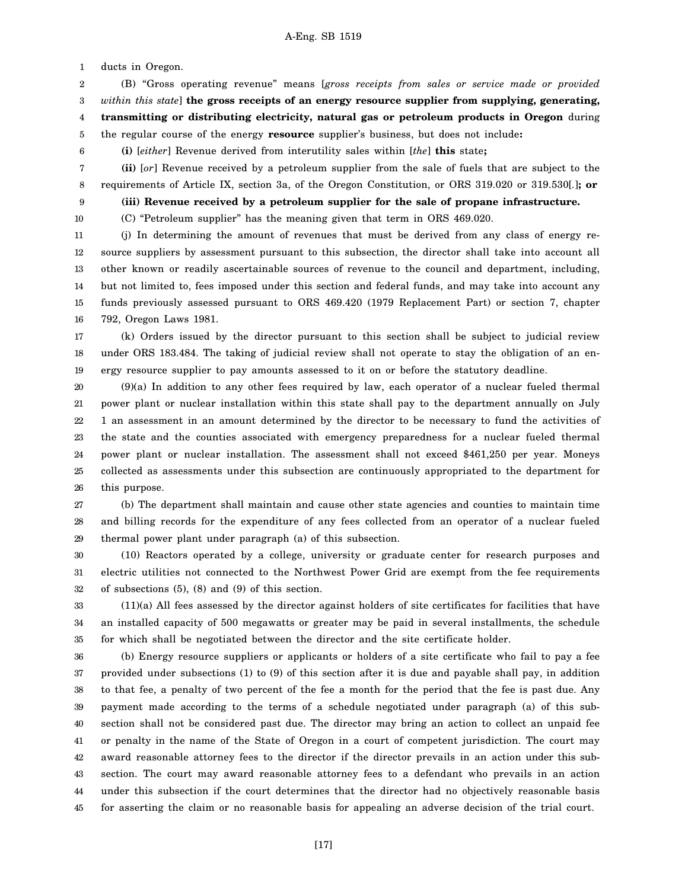ducts in Oregon.

(B) "Gross operating revenue" means [*gross receipts from sales or service made or provided within this state*] **the gross receipts of an energy resource supplier from supplying, generating, transmitting or distributing electricity, natural gas or petroleum products in Oregon** during the regular course of the energy **resource** supplier's business, but does not include**:**

**(i)** [*either*] Revenue derived from interutility sales within [*the*] **this** state**;**

**(ii)** [*or*] Revenue received by a petroleum supplier from the sale of fuels that are subject to the requirements of Article IX, section 3a, of the Oregon Constitution, or ORS 319.020 or 319.530[*.*]**; or**

**(iii) Revenue received by a petroleum supplier for the sale of propane infrastructure.**

(C) "Petroleum supplier" has the meaning given that term in ORS 469.020.

(j) In determining the amount of revenues that must be derived from any class of energy resource suppliers by assessment pursuant to this subsection, the director shall take into account all other known or readily ascertainable sources of revenue to the council and department, including, but not limited to, fees imposed under this section and federal funds, and may take into account any funds previously assessed pursuant to ORS 469.420 (1979 Replacement Part) or section 7, chapter 792, Oregon Laws 1981.

(k) Orders issued by the director pursuant to this section shall be subject to judicial review under ORS 183.484. The taking of judicial review shall not operate to stay the obligation of an energy resource supplier to pay amounts assessed to it on or before the statutory deadline.

(9)(a) In addition to any other fees required by law, each operator of a nuclear fueled thermal power plant or nuclear installation within this state shall pay to the department annually on July 1 an assessment in an amount determined by the director to be necessary to fund the activities of the state and the counties associated with emergency preparedness for a nuclear fueled thermal power plant or nuclear installation. The assessment shall not exceed $461,250 per year. Moneys collected as assessments under this subsection are continuously appropriated to the department for this purpose.

(b) The department shall maintain and cause other state agencies and counties to maintain time and billing records for the expenditure of any fees collected from an operator of a nuclear fueled thermal power plant under paragraph (a) of this subsection.

(10) Reactors operated by a college, university or graduate center for research purposes and electric utilities not connected to the Northwest Power Grid are exempt from the fee requirements of subsections (5), (8) and (9) of this section.

(11)(a) All fees assessed by the director against holders of site certificates for facilities that have an installed capacity of 500 megawatts or greater may be paid in several installments, the schedule for which shall be negotiated between the director and the site certificate holder.

(b) Energy resource suppliers or applicants or holders of a site certificate who fail to pay a fee provided under subsections (1) to (9) of this section after it is due and payable shall pay, in addition to that fee, a penalty of two percent of the fee a month for the period that the fee is past due. Any payment made according to the terms of a schedule negotiated under paragraph (a) of this subsection shall not be considered past due. The director may bring an action to collect an unpaid fee or penalty in the name of the State of Oregon in a court of competent jurisdiction. The court may award reasonable attorney fees to the director if the director prevails in an action under this subsection. The court may award reasonable attorney fees to a defendant who prevails in an action under this subsection if the court determines that the director had no objectively reasonable basis for asserting the claim or no reasonable basis for appealing an adverse decision of the trial court.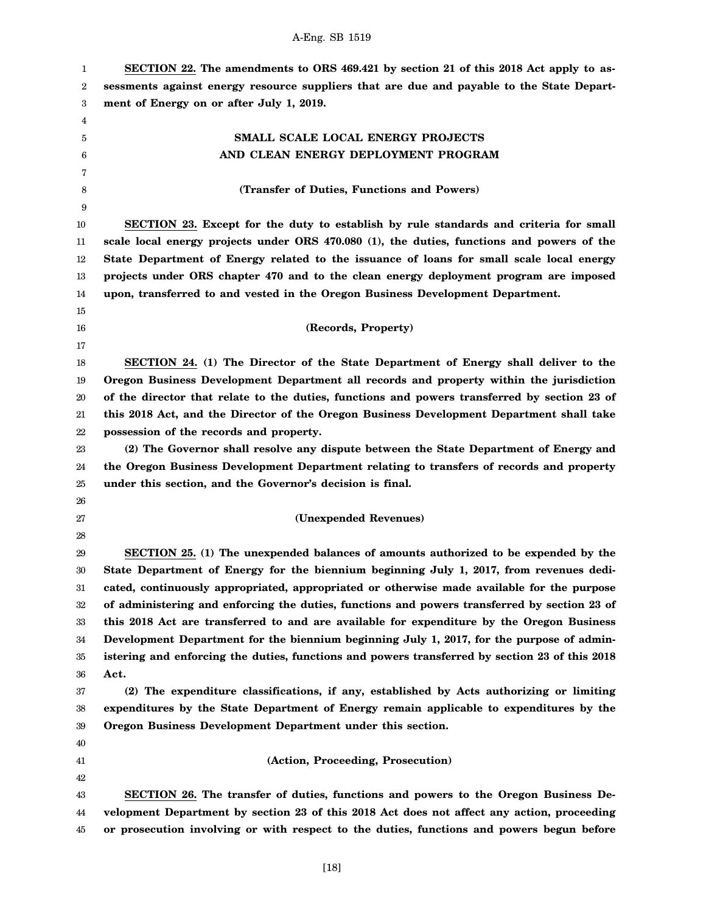**SECTION 22.** **The amendments to ORS 469.421 by section 21 of this 2018 Act apply to assessments against energy resource suppliers that are due and payable to the State Department of Energy on or after July 1, 2019.**

## SMALL SCALE LOCAL ENERGY PROJECTS AND CLEAN ENERGY DEPLOYMENT PROGRAM

### (Transfer of Duties, Functions and Powers)

**SECTION 23.** **Except for the duty to establish by rule standards and criteria for small scale local energy projects under ORS 470.080 (1), the duties, functions and powers of the State Department of Energy related to the issuance of loans for small scale local energy projects under ORS chapter 470 and to the clean energy deployment program are imposed upon, transferred to and vested in the Oregon Business Development Department.**

### (Records, Property)

**SECTION 24.** **(1) The Director of the State Department of Energy shall deliver to the Oregon Business Development Department all records and property within the jurisdiction of the director that relate to the duties, functions and powers transferred by section 23 of this 2018 Act, and the Director of the Oregon Business Development Department shall take possession of the records and property.**

**(2) The Governor shall resolve any dispute between the State Department of Energy and the Oregon Business Development Department relating to transfers of records and property under this section, and the Governor's decision is final.**

### (Unexpended Revenues)

**SECTION 25.** **(1) The unexpended balances of amounts authorized to be expended by the State Department of Energy for the biennium beginning July 1, 2017, from revenues dedicated, continuously appropriated, appropriated or otherwise made available for the purpose of administering and enforcing the duties, functions and powers transferred by section 23 of this 2018 Act are transferred to and are available for expenditure by the Oregon Business Development Department for the biennium beginning July 1, 2017, for the purpose of administering and enforcing the duties, functions and powers transferred by section 23 of this 2018 Act.**

**(2) The expenditure classifications, if any, established by Acts authorizing or limiting expenditures by the State Department of Energy remain applicable to expenditures by the Oregon Business Development Department under this section.**

### (Action, Proceeding, Prosecution)

**SECTION 26.** **The transfer of duties, functions and powers to the Oregon Business Development Department by section 23 of this 2018 Act does not affect any action, proceeding or prosecution involving or with respect to the duties, functions and powers begun before**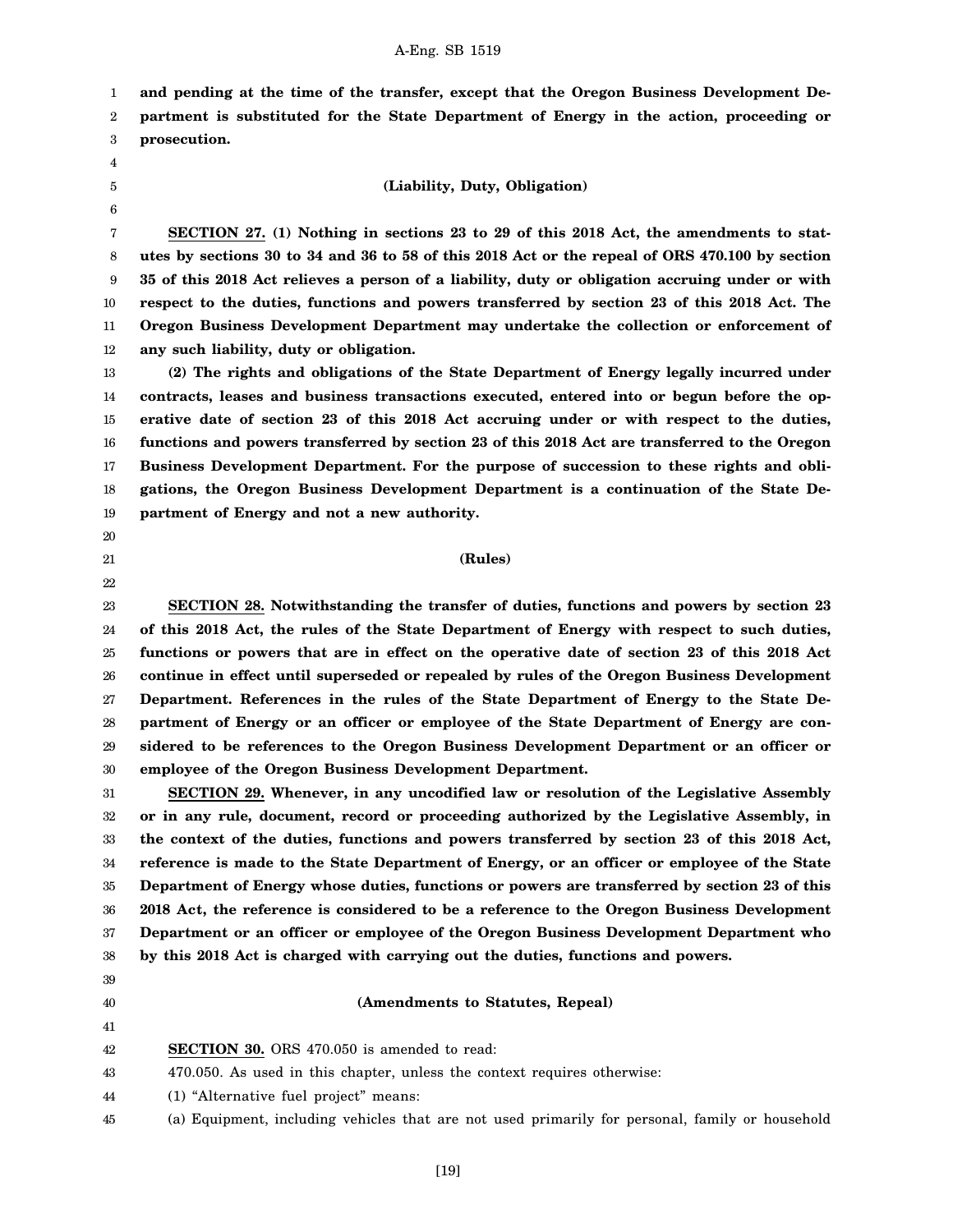**and pending at the time of the transfer, except that the Oregon Business Development Department is substituted for the State Department of Energy in the action, proceeding or prosecution.**

**(Liability, Duty, Obligation)**

**SECTION 27. (1) Nothing in sections 23 to 29 of this 2018 Act, the amendments to statutes by sections 30 to 34 and 36 to 58 of this 2018 Act or the repeal of ORS 470.100 by section 35 of this 2018 Act relieves a person of a liability, duty or obligation accruing under or with respect to the duties, functions and powers transferred by section 23 of this 2018 Act. The Oregon Business Development Department may undertake the collection or enforcement of any such liability, duty or obligation.**

**(2) The rights and obligations of the State Department of Energy legally incurred under contracts, leases and business transactions executed, entered into or begun before the operative date of section 23 of this 2018 Act accruing under or with respect to the duties, functions and powers transferred by section 23 of this 2018 Act are transferred to the Oregon Business Development Department. For the purpose of succession to these rights and obligations, the Oregon Business Development Department is a continuation of the State Department of Energy and not a new authority.**

**(Rules)**

**SECTION 28. Notwithstanding the transfer of duties, functions and powers by section 23 of this 2018 Act, the rules of the State Department of Energy with respect to such duties, functions or powers that are in effect on the operative date of section 23 of this 2018 Act continue in effect until superseded or repealed by rules of the Oregon Business Development Department. References in the rules of the State Department of Energy to the State Department of Energy or an officer or employee of the State Department of Energy are considered to be references to the Oregon Business Development Department or an officer or employee of the Oregon Business Development Department.**

**SECTION 29. Whenever, in any uncodified law or resolution of the Legislative Assembly or in any rule, document, record or proceeding authorized by the Legislative Assembly, in the context of the duties, functions and powers transferred by section 23 of this 2018 Act, reference is made to the State Department of Energy, or an officer or employee of the State Department of Energy whose duties, functions or powers are transferred by section 23 of this 2018 Act, the reference is considered to be a reference to the Oregon Business Development Department or an officer or employee of the Oregon Business Development Department who by this 2018 Act is charged with carrying out the duties, functions and powers.**

**(Amendments to Statutes, Repeal)**

**SECTION 30.** ORS 470.050 is amended to read:

470.050. As used in this chapter, unless the context requires otherwise:

(1) "Alternative fuel project" means:

(a) Equipment, including vehicles that are not used primarily for personal, family or household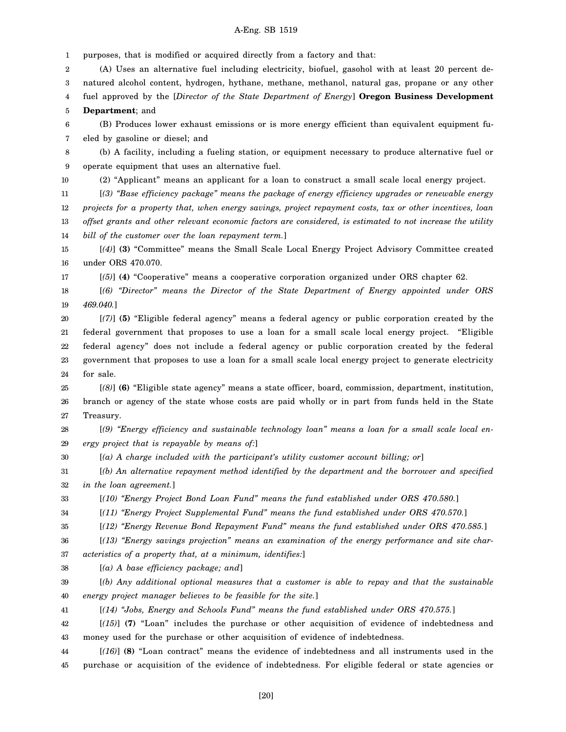purposes, that is modified or acquired directly from a factory and that:

(A) Uses an alternative fuel including electricity, biofuel, gasohol with at least 20 percent denatured alcohol content, hydrogen, hythane, methane, methanol, natural gas, propane or any other fuel approved by the [*Director of the State Department of Energy*] **Oregon Business Development Department**; and

(B) Produces lower exhaust emissions or is more energy efficient than equivalent equipment fueled by gasoline or diesel; and

(b) A facility, including a fueling station, or equipment necessary to produce alternative fuel or operate equipment that uses an alternative fuel.

(2) "Applicant" means an applicant for a loan to construct a small scale local energy project.

[*(3) "Base efficiency package" means the package of energy efficiency upgrades or renewable energy projects for a property that, when energy savings, project repayment costs, tax or other incentives, loan offset grants and other relevant economic factors are considered, is estimated to not increase the utility bill of the customer over the loan repayment term.*]

[*(4)*] **(3)** "Committee" means the Small Scale Local Energy Project Advisory Committee created under ORS 470.070.

[*(5)*] **(4)** "Cooperative" means a cooperative corporation organized under ORS chapter 62.

[*(6) "Director" means the Director of the State Department of Energy appointed under ORS 469.040.*]

[*(7)*] **(5)** "Eligible federal agency" means a federal agency or public corporation created by the federal government that proposes to use a loan for a small scale local energy project. "Eligible federal agency" does not include a federal agency or public corporation created by the federal government that proposes to use a loan for a small scale local energy project to generate electricity for sale.

[*(8)*] **(6)** "Eligible state agency" means a state officer, board, commission, department, institution, branch or agency of the state whose costs are paid wholly or in part from funds held in the State Treasury.

[*(9) "Energy efficiency and sustainable technology loan" means a loan for a small scale local energy project that is repayable by means of:*]

[*(a) A charge included with the participant's utility customer account billing; or*]

[*(b) An alternative repayment method identified by the department and the borrower and specified in the loan agreement.*]

[*(10) "Energy Project Bond Loan Fund" means the fund established under ORS 470.580.*]

[*(11) "Energy Project Supplemental Fund" means the fund established under ORS 470.570.*]

[*(12) "Energy Revenue Bond Repayment Fund" means the fund established under ORS 470.585.*]

[*(13) "Energy savings projection" means an examination of the energy performance and site characteristics of a property that, at a minimum, identifies:*]

[*(a) A base efficiency package; and*]

[*(b) Any additional optional measures that a customer is able to repay and that the sustainable energy project manager believes to be feasible for the site.*]

[*(14) "Jobs, Energy and Schools Fund" means the fund established under ORS 470.575.*]

[*(15)*] **(7)** "Loan" includes the purchase or other acquisition of evidence of indebtedness and money used for the purchase or other acquisition of evidence of indebtedness.

[*(16)*] **(8)** "Loan contract" means the evidence of indebtedness and all instruments used in the purchase or acquisition of the evidence of indebtedness. For eligible federal or state agencies or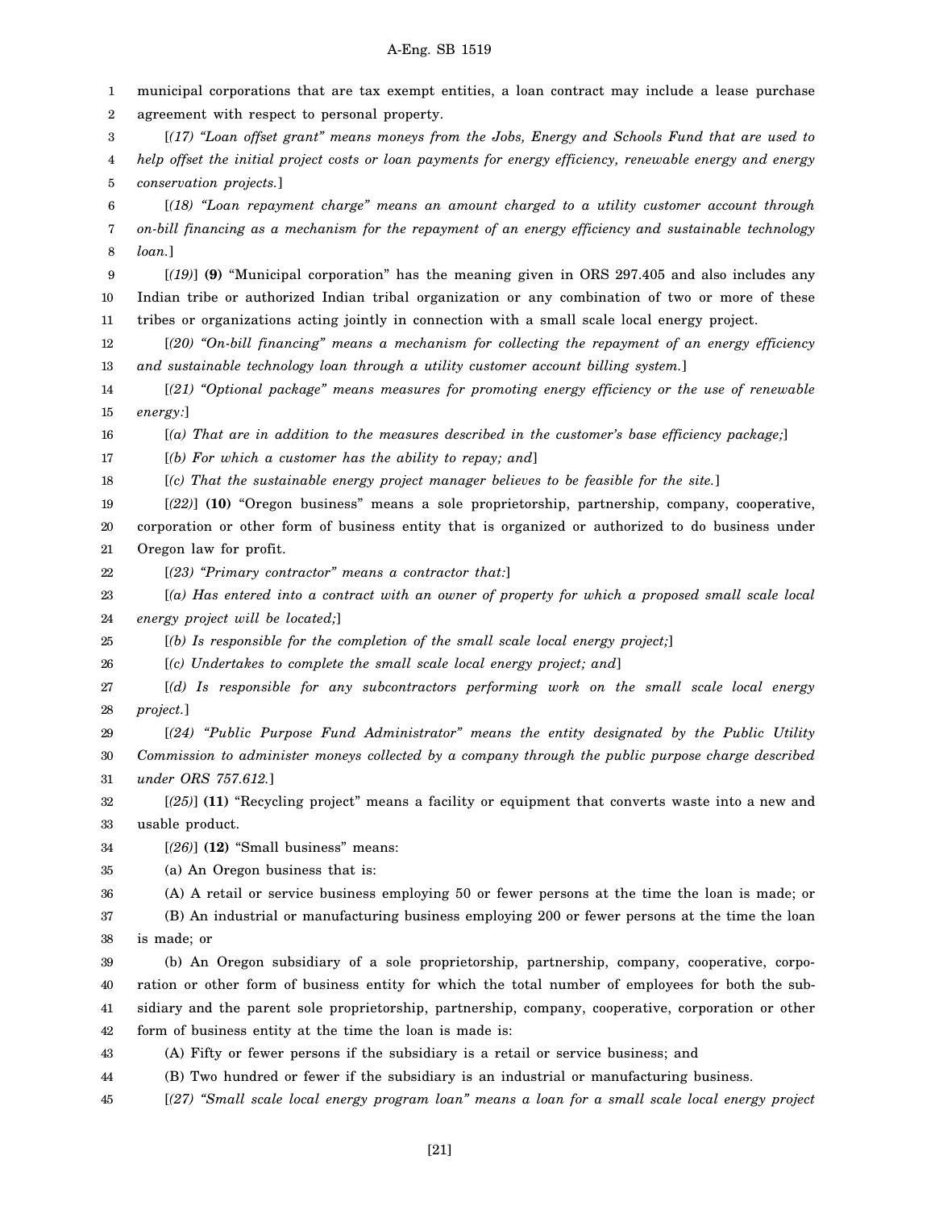municipal corporations that are tax exempt entities, a loan contract may include a lease purchase agreement with respect to personal property.

[*(17) "Loan offset grant" means moneys from the Jobs, Energy and Schools Fund that are used to help offset the initial project costs or loan payments for energy efficiency, renewable energy and energy conservation projects.*]

[*(18) "Loan repayment charge" means an amount charged to a utility customer account through on-bill financing as a mechanism for the repayment of an energy efficiency and sustainable technology loan.*]

[*(19)*] **(9)** "Municipal corporation" has the meaning given in ORS 297.405 and also includes any Indian tribe or authorized Indian tribal organization or any combination of two or more of these tribes or organizations acting jointly in connection with a small scale local energy project.

[*(20) "On-bill financing" means a mechanism for collecting the repayment of an energy efficiency and sustainable technology loan through a utility customer account billing system.*]

[*(21) "Optional package" means measures for promoting energy efficiency or the use of renewable energy:*]

[*(a) That are in addition to the measures described in the customer's base efficiency package;*]

[*(b) For which a customer has the ability to repay; and*]

[*(c) That the sustainable energy project manager believes to be feasible for the site.*]

[*(22)*] **(10)** "Oregon business" means a sole proprietorship, partnership, company, cooperative, corporation or other form of business entity that is organized or authorized to do business under Oregon law for profit.

[*(23) "Primary contractor" means a contractor that:*]

[*(a) Has entered into a contract with an owner of property for which a proposed small scale local energy project will be located;*]

[*(b) Is responsible for the completion of the small scale local energy project;*]

[*(c) Undertakes to complete the small scale local energy project; and*]

[*(d) Is responsible for any subcontractors performing work on the small scale local energy project.*]

[*(24) "Public Purpose Fund Administrator" means the entity designated by the Public Utility Commission to administer moneys collected by a company through the public purpose charge described under ORS 757.612.*]

[*(25)*] **(11)** "Recycling project" means a facility or equipment that converts waste into a new and usable product.

[*(26)*] **(12)** "Small business" means:

(a) An Oregon business that is:

(A) A retail or service business employing 50 or fewer persons at the time the loan is made; or

(B) An industrial or manufacturing business employing 200 or fewer persons at the time the loan is made; or

(b) An Oregon subsidiary of a sole proprietorship, partnership, company, cooperative, corporation or other form of business entity for which the total number of employees for both the subsidiary and the parent sole proprietorship, partnership, company, cooperative, corporation or other form of business entity at the time the loan is made is:

(A) Fifty or fewer persons if the subsidiary is a retail or service business; and

(B) Two hundred or fewer if the subsidiary is an industrial or manufacturing business.

[*(27) "Small scale local energy program loan" means a loan for a small scale local energy project*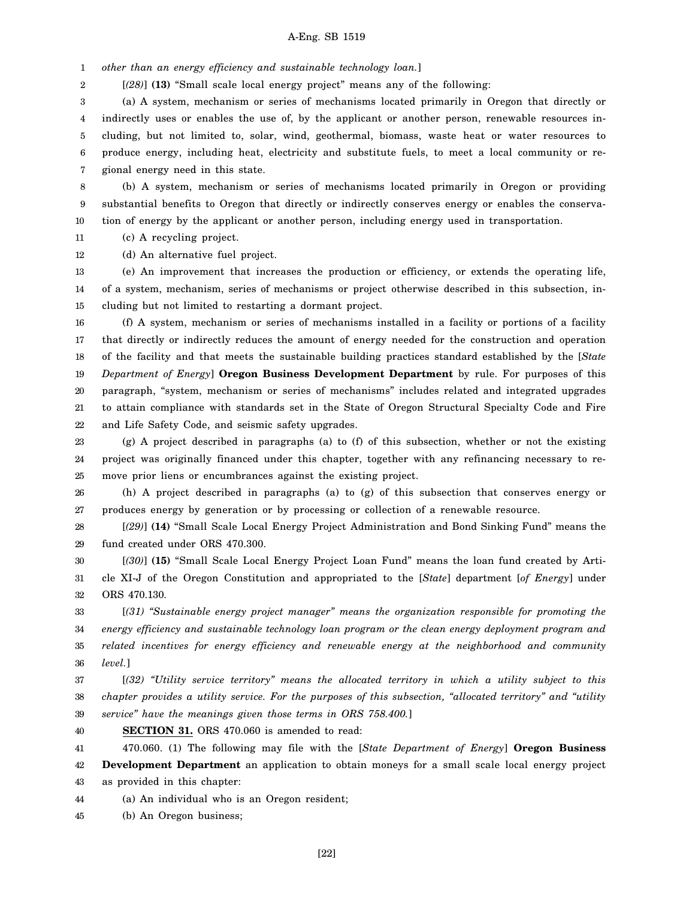*other than an energy efficiency and sustainable technology loan.*]

[*(28)*] **(13)** "Small scale local energy project" means any of the following:

(a) A system, mechanism or series of mechanisms located primarily in Oregon that directly or indirectly uses or enables the use of, by the applicant or another person, renewable resources including, but not limited to, solar, wind, geothermal, biomass, waste heat or water resources to produce energy, including heat, electricity and substitute fuels, to meet a local community or regional energy need in this state.

(b) A system, mechanism or series of mechanisms located primarily in Oregon or providing substantial benefits to Oregon that directly or indirectly conserves energy or enables the conservation of energy by the applicant or another person, including energy used in transportation.

(c) A recycling project.

(d) An alternative fuel project.

(e) An improvement that increases the production or efficiency, or extends the operating life, of a system, mechanism, series of mechanisms or project otherwise described in this subsection, including but not limited to restarting a dormant project.

(f) A system, mechanism or series of mechanisms installed in a facility or portions of a facility that directly or indirectly reduces the amount of energy needed for the construction and operation of the facility and that meets the sustainable building practices standard established by the [*State Department of Energy*] **Oregon Business Development Department** by rule. For purposes of this paragraph, "system, mechanism or series of mechanisms" includes related and integrated upgrades to attain compliance with standards set in the State of Oregon Structural Specialty Code and Fire and Life Safety Code, and seismic safety upgrades.

(g) A project described in paragraphs (a) to (f) of this subsection, whether or not the existing project was originally financed under this chapter, together with any refinancing necessary to remove prior liens or encumbrances against the existing project.

(h) A project described in paragraphs (a) to (g) of this subsection that conserves energy or produces energy by generation or by processing or collection of a renewable resource.

[*(29)*] **(14)** "Small Scale Local Energy Project Administration and Bond Sinking Fund" means the fund created under ORS 470.300.

[*(30)*] **(15)** "Small Scale Local Energy Project Loan Fund" means the loan fund created by Article XI-J of the Oregon Constitution and appropriated to the [*State*] department [*of Energy*] under ORS 470.130.

[*(31) "Sustainable energy project manager" means the organization responsible for promoting the energy efficiency and sustainable technology loan program or the clean energy deployment program and related incentives for energy efficiency and renewable energy at the neighborhood and community level.*]

[*(32) "Utility service territory" means the allocated territory in which a utility subject to this chapter provides a utility service. For the purposes of this subsection, "allocated territory" and "utility service" have the meanings given those terms in ORS 758.400.*]

**SECTION 31.** ORS 470.060 is amended to read:

470.060. (1) The following may file with the [*State Department of Energy*] **Oregon Business Development Department** an application to obtain moneys for a small scale local energy project as provided in this chapter:

(a) An individual who is an Oregon resident;

(b) An Oregon business;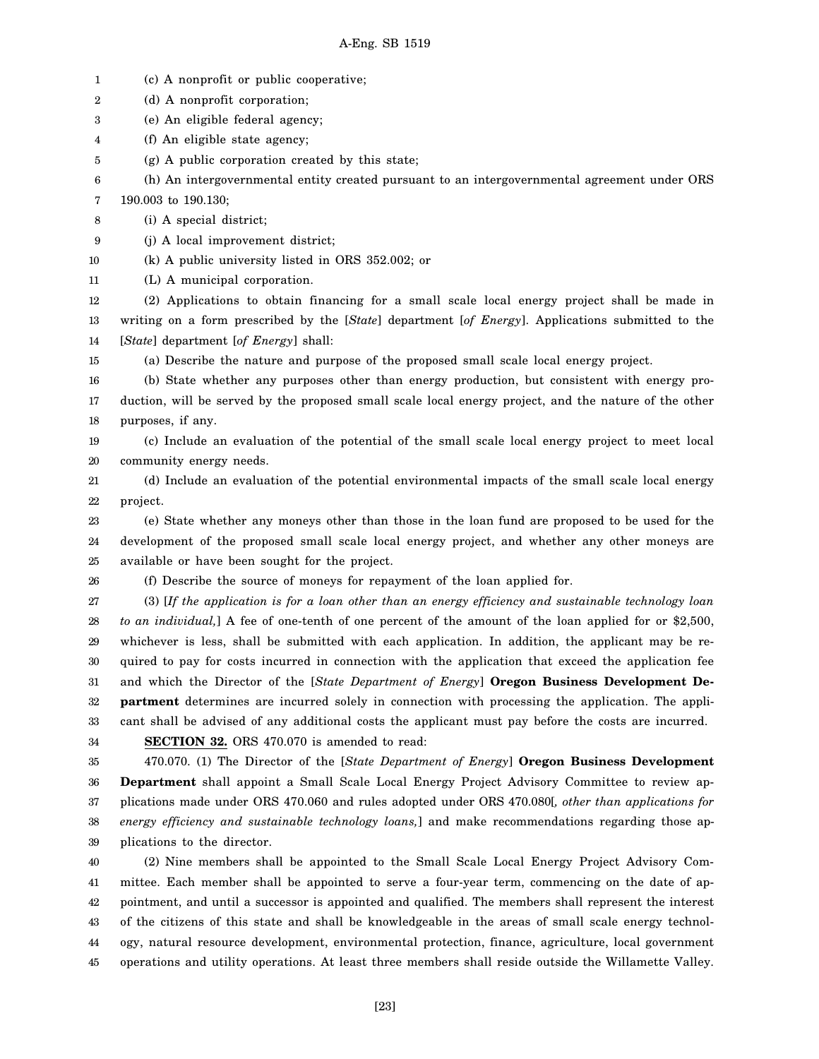(c) A nonprofit or public cooperative;

(d) A nonprofit corporation;

(e) An eligible federal agency;

(f) An eligible state agency;

(g) A public corporation created by this state;

(h) An intergovernmental entity created pursuant to an intergovernmental agreement under ORS 190.003 to 190.130;

(i) A special district;

(j) A local improvement district;

(k) A public university listed in ORS 352.002; or

(L) A municipal corporation.

(2) Applications to obtain financing for a small scale local energy project shall be made in writing on a form prescribed by the [*State*] department [*of Energy*]. Applications submitted to the [*State*] department [*of Energy*] shall:

(a) Describe the nature and purpose of the proposed small scale local energy project.

(b) State whether any purposes other than energy production, but consistent with energy production, will be served by the proposed small scale local energy project, and the nature of the other purposes, if any.

(c) Include an evaluation of the potential of the small scale local energy project to meet local community energy needs.

(d) Include an evaluation of the potential environmental impacts of the small scale local energy project.

(e) State whether any moneys other than those in the loan fund are proposed to be used for the development of the proposed small scale local energy project, and whether any other moneys are available or have been sought for the project.

(f) Describe the source of moneys for repayment of the loan applied for.

(3) [*If the application is for a loan other than an energy efficiency and sustainable technology loan to an individual,*] A fee of one-tenth of one percent of the amount of the loan applied for or $2,500, whichever is less, shall be submitted with each application. In addition, the applicant may be required to pay for costs incurred in connection with the application that exceed the application fee and which the Director of the [*State Department of Energy*] **Oregon Business Development Department** determines are incurred solely in connection with processing the application. The applicant shall be advised of any additional costs the applicant must pay before the costs are incurred.

**SECTION 32.** ORS 470.070 is amended to read:

470.070. (1) The Director of the [*State Department of Energy*] **Oregon Business Development Department** shall appoint a Small Scale Local Energy Project Advisory Committee to review applications made under ORS 470.060 and rules adopted under ORS 470.080[*, other than applications for energy efficiency and sustainable technology loans,*] and make recommendations regarding those applications to the director.

(2) Nine members shall be appointed to the Small Scale Local Energy Project Advisory Committee. Each member shall be appointed to serve a four-year term, commencing on the date of appointment, and until a successor is appointed and qualified. The members shall represent the interest of the citizens of this state and shall be knowledgeable in the areas of small scale energy technology, natural resource development, environmental protection, finance, agriculture, local government operations and utility operations. At least three members shall reside outside the Willamette Valley.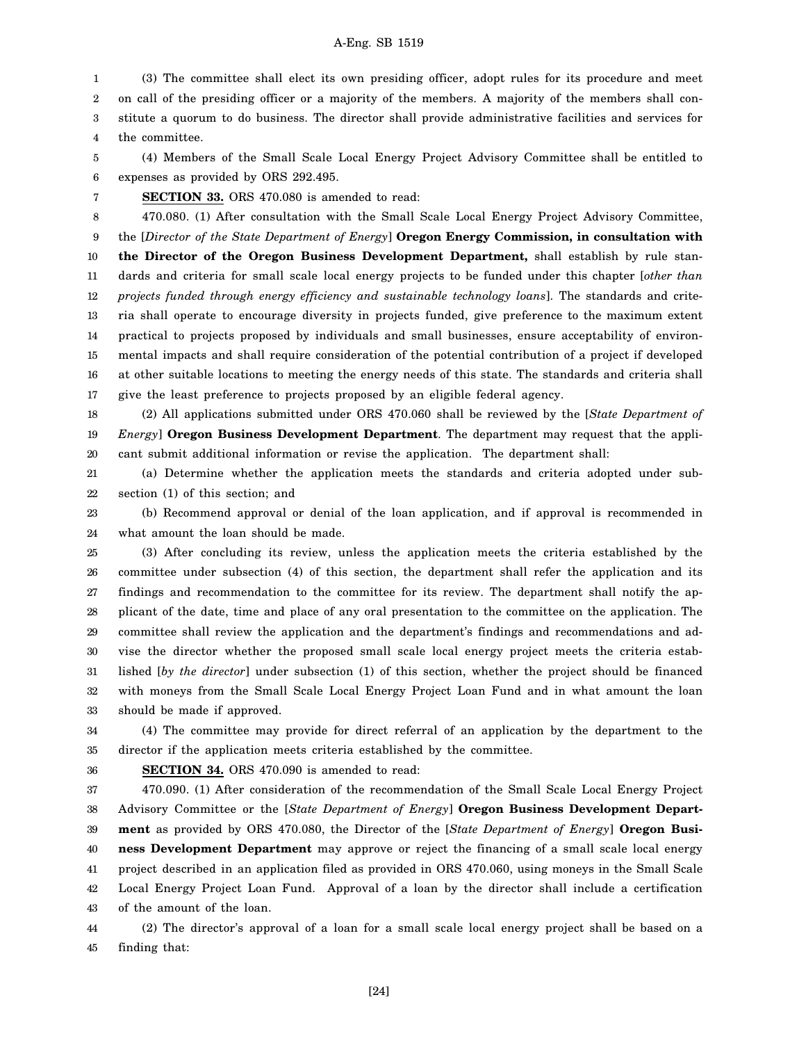(3) The committee shall elect its own presiding officer, adopt rules for its procedure and meet on call of the presiding officer or a majority of the members. A majority of the members shall constitute a quorum to do business. The director shall provide administrative facilities and services for the committee.

(4) Members of the Small Scale Local Energy Project Advisory Committee shall be entitled to expenses as provided by ORS 292.495.

**SECTION 33.** ORS 470.080 is amended to read:

470.080. (1) After consultation with the Small Scale Local Energy Project Advisory Committee, the [*Director of the State Department of Energy*] **Oregon Energy Commission, in consultation with the Director of the Oregon Business Development Department,** shall establish by rule standards and criteria for small scale local energy projects to be funded under this chapter [*other than projects funded through energy efficiency and sustainable technology loans*]. The standards and criteria shall operate to encourage diversity in projects funded, give preference to the maximum extent practical to projects proposed by individuals and small businesses, ensure acceptability of environmental impacts and shall require consideration of the potential contribution of a project if developed at other suitable locations to meeting the energy needs of this state. The standards and criteria shall give the least preference to projects proposed by an eligible federal agency.

(2) All applications submitted under ORS 470.060 shall be reviewed by the [*State Department of Energy*] **Oregon Business Development Department**. The department may request that the applicant submit additional information or revise the application. The department shall:

(a) Determine whether the application meets the standards and criteria adopted under subsection (1) of this section; and

(b) Recommend approval or denial of the loan application, and if approval is recommended in what amount the loan should be made.

(3) After concluding its review, unless the application meets the criteria established by the committee under subsection (4) of this section, the department shall refer the application and its findings and recommendation to the committee for its review. The department shall notify the applicant of the date, time and place of any oral presentation to the committee on the application. The committee shall review the application and the department's findings and recommendations and advise the director whether the proposed small scale local energy project meets the criteria established [*by the director*] under subsection (1) of this section, whether the project should be financed with moneys from the Small Scale Local Energy Project Loan Fund and in what amount the loan should be made if approved.

(4) The committee may provide for direct referral of an application by the department to the director if the application meets criteria established by the committee.

**SECTION 34.** ORS 470.090 is amended to read:

470.090. (1) After consideration of the recommendation of the Small Scale Local Energy Project Advisory Committee or the [*State Department of Energy*] **Oregon Business Development Department** as provided by ORS 470.080, the Director of the [*State Department of Energy*] **Oregon Business Development Department** may approve or reject the financing of a small scale local energy project described in an application filed as provided in ORS 470.060, using moneys in the Small Scale Local Energy Project Loan Fund. Approval of a loan by the director shall include a certification of the amount of the loan.

(2) The director's approval of a loan for a small scale local energy project shall be based on a finding that: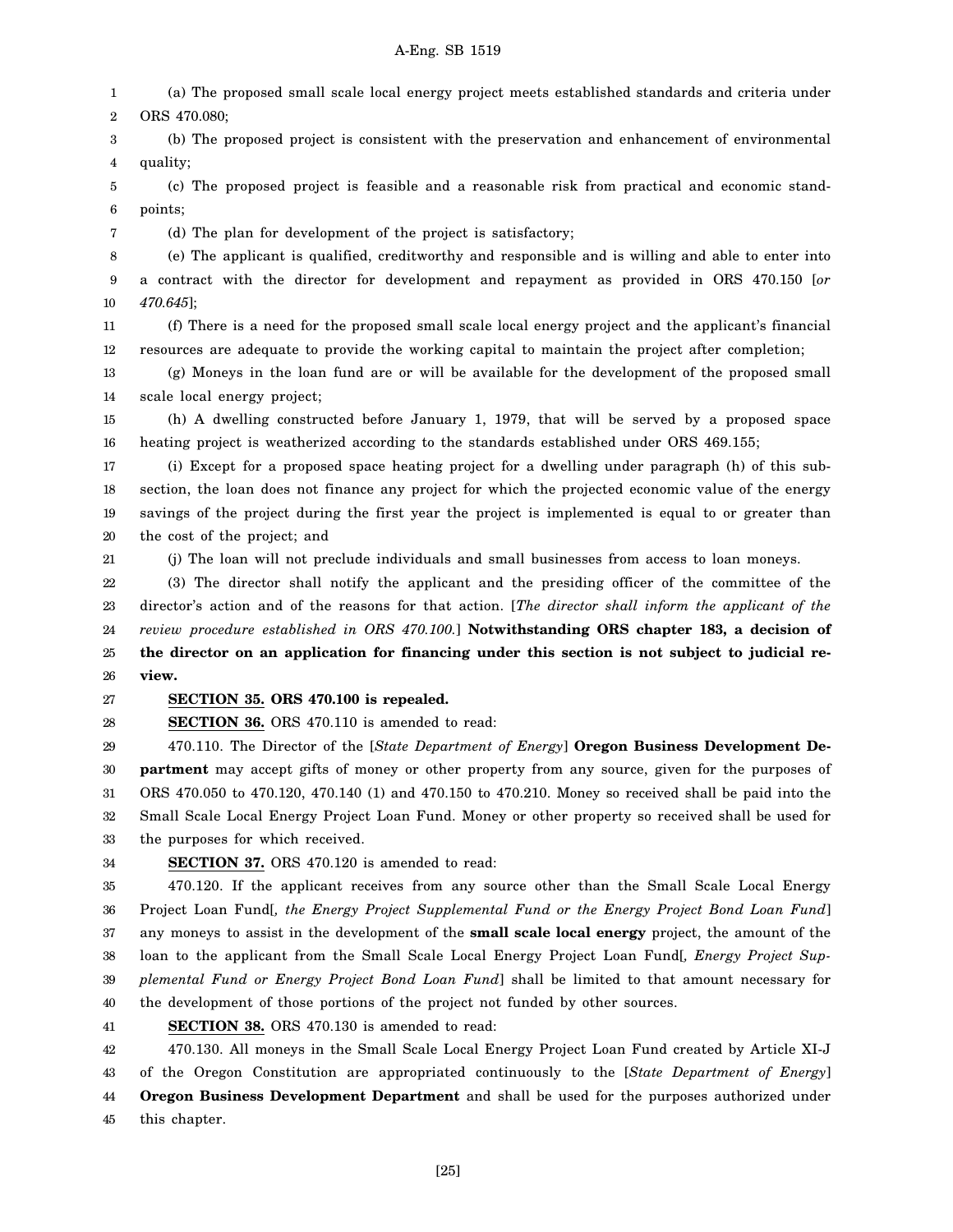(a) The proposed small scale local energy project meets established standards and criteria under ORS 470.080;

(b) The proposed project is consistent with the preservation and enhancement of environmental quality;

(c) The proposed project is feasible and a reasonable risk from practical and economic standpoints;

(d) The plan for development of the project is satisfactory;

(e) The applicant is qualified, creditworthy and responsible and is willing and able to enter into a contract with the director for development and repayment as provided in ORS 470.150 [*or 470.645*];

(f) There is a need for the proposed small scale local energy project and the applicant's financial resources are adequate to provide the working capital to maintain the project after completion;

(g) Moneys in the loan fund are or will be available for the development of the proposed small scale local energy project;

(h) A dwelling constructed before January 1, 1979, that will be served by a proposed space heating project is weatherized according to the standards established under ORS 469.155;

(i) Except for a proposed space heating project for a dwelling under paragraph (h) of this subsection, the loan does not finance any project for which the projected economic value of the energy savings of the project during the first year the project is implemented is equal to or greater than the cost of the project; and

(j) The loan will not preclude individuals and small businesses from access to loan moneys.

(3) The director shall notify the applicant and the presiding officer of the committee of the director's action and of the reasons for that action. [*The director shall inform the applicant of the review procedure established in ORS 470.100.*] **Notwithstanding ORS chapter 183, a decision of the director on an application for financing under this section is not subject to judicial review.**

**SECTION 35. ORS 470.100 is repealed.**

**SECTION 36.** ORS 470.110 is amended to read:

470.110. The Director of the [*State Department of Energy*] **Oregon Business Development Department** may accept gifts of money or other property from any source, given for the purposes of ORS 470.050 to 470.120, 470.140 (1) and 470.150 to 470.210. Money so received shall be paid into the Small Scale Local Energy Project Loan Fund. Money or other property so received shall be used for the purposes for which received.

**SECTION 37.** ORS 470.120 is amended to read:

470.120. If the applicant receives from any source other than the Small Scale Local Energy Project Loan Fund[*, the Energy Project Supplemental Fund or the Energy Project Bond Loan Fund*] any moneys to assist in the development of the **small scale local energy** project, the amount of the loan to the applicant from the Small Scale Local Energy Project Loan Fund[*, Energy Project Supplemental Fund or Energy Project Bond Loan Fund*] shall be limited to that amount necessary for the development of those portions of the project not funded by other sources.

**SECTION 38.** ORS 470.130 is amended to read:

470.130. All moneys in the Small Scale Local Energy Project Loan Fund created by Article XI-J of the Oregon Constitution are appropriated continuously to the [*State Department of Energy*] **Oregon Business Development Department** and shall be used for the purposes authorized under this chapter.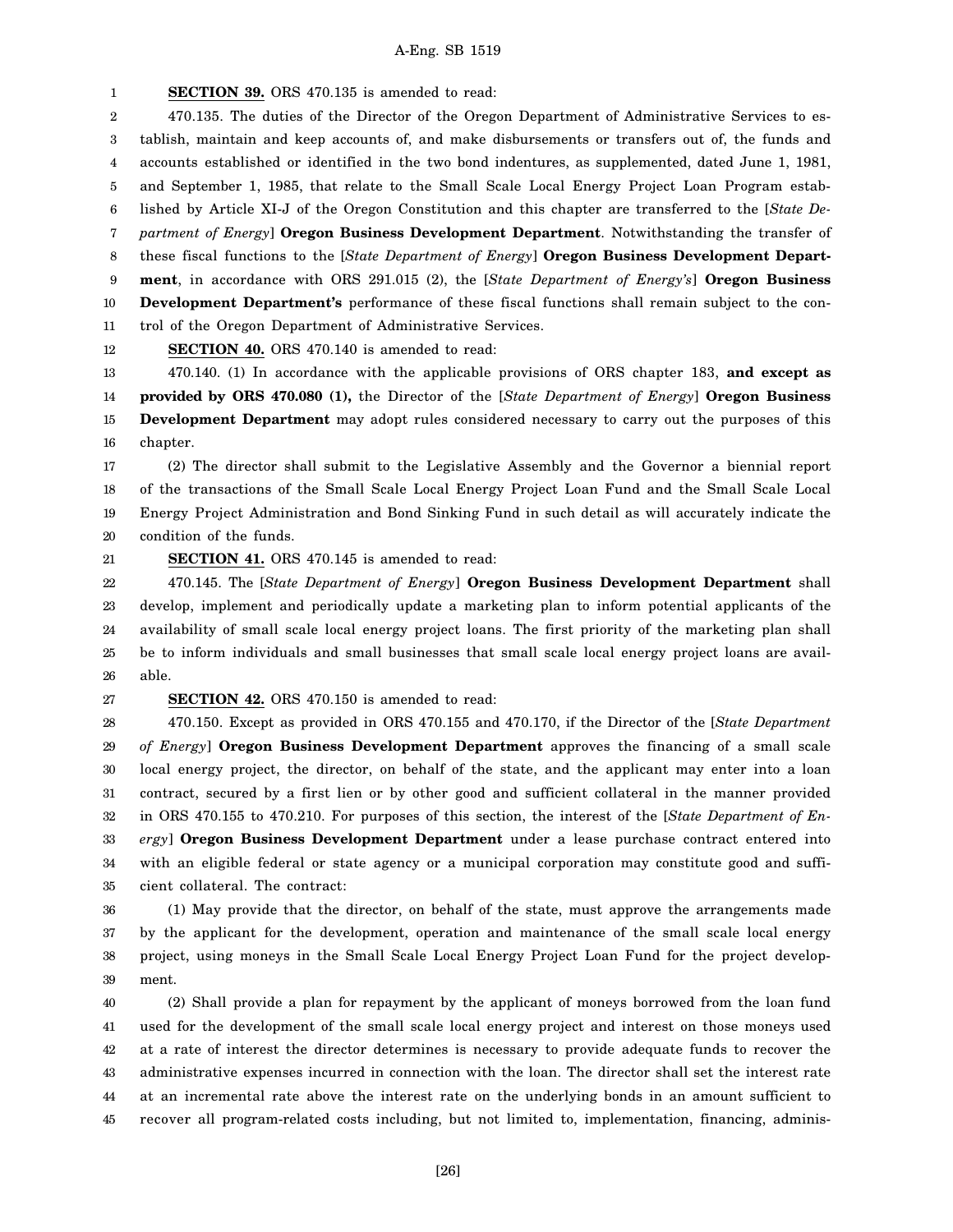**SECTION 39.** ORS 470.135 is amended to read:

470.135. The duties of the Director of the Oregon Department of Administrative Services to establish, maintain and keep accounts of, and make disbursements or transfers out of, the funds and accounts established or identified in the two bond indentures, as supplemented, dated June 1, 1981, and September 1, 1985, that relate to the Small Scale Local Energy Project Loan Program established by Article XI-J of the Oregon Constitution and this chapter are transferred to the [*State Department of Energy*] **Oregon Business Development Department**. Notwithstanding the transfer of these fiscal functions to the [*State Department of Energy*] **Oregon Business Development Department**, in accordance with ORS 291.015 (2), the [*State Department of Energy's*] **Oregon Business Development Department's** performance of these fiscal functions shall remain subject to the control of the Oregon Department of Administrative Services.

**SECTION 40.** ORS 470.140 is amended to read:

470.140. (1) In accordance with the applicable provisions of ORS chapter 183, **and except as provided by ORS 470.080 (1),** the Director of the [*State Department of Energy*] **Oregon Business Development Department** may adopt rules considered necessary to carry out the purposes of this chapter.

(2) The director shall submit to the Legislative Assembly and the Governor a biennial report of the transactions of the Small Scale Local Energy Project Loan Fund and the Small Scale Local Energy Project Administration and Bond Sinking Fund in such detail as will accurately indicate the condition of the funds.

**SECTION 41.** ORS 470.145 is amended to read:

470.145. The [*State Department of Energy*] **Oregon Business Development Department** shall develop, implement and periodically update a marketing plan to inform potential applicants of the availability of small scale local energy project loans. The first priority of the marketing plan shall be to inform individuals and small businesses that small scale local energy project loans are available.

**SECTION 42.** ORS 470.150 is amended to read:

470.150. Except as provided in ORS 470.155 and 470.170, if the Director of the [*State Department of Energy*] **Oregon Business Development Department** approves the financing of a small scale local energy project, the director, on behalf of the state, and the applicant may enter into a loan contract, secured by a first lien or by other good and sufficient collateral in the manner provided in ORS 470.155 to 470.210. For purposes of this section, the interest of the [*State Department of Energy*] **Oregon Business Development Department** under a lease purchase contract entered into with an eligible federal or state agency or a municipal corporation may constitute good and sufficient collateral. The contract:

(1) May provide that the director, on behalf of the state, must approve the arrangements made by the applicant for the development, operation and maintenance of the small scale local energy project, using moneys in the Small Scale Local Energy Project Loan Fund for the project development.

(2) Shall provide a plan for repayment by the applicant of moneys borrowed from the loan fund used for the development of the small scale local energy project and interest on those moneys used at a rate of interest the director determines is necessary to provide adequate funds to recover the administrative expenses incurred in connection with the loan. The director shall set the interest rate at an incremental rate above the interest rate on the underlying bonds in an amount sufficient to recover all program-related costs including, but not limited to, implementation, financing, adminis-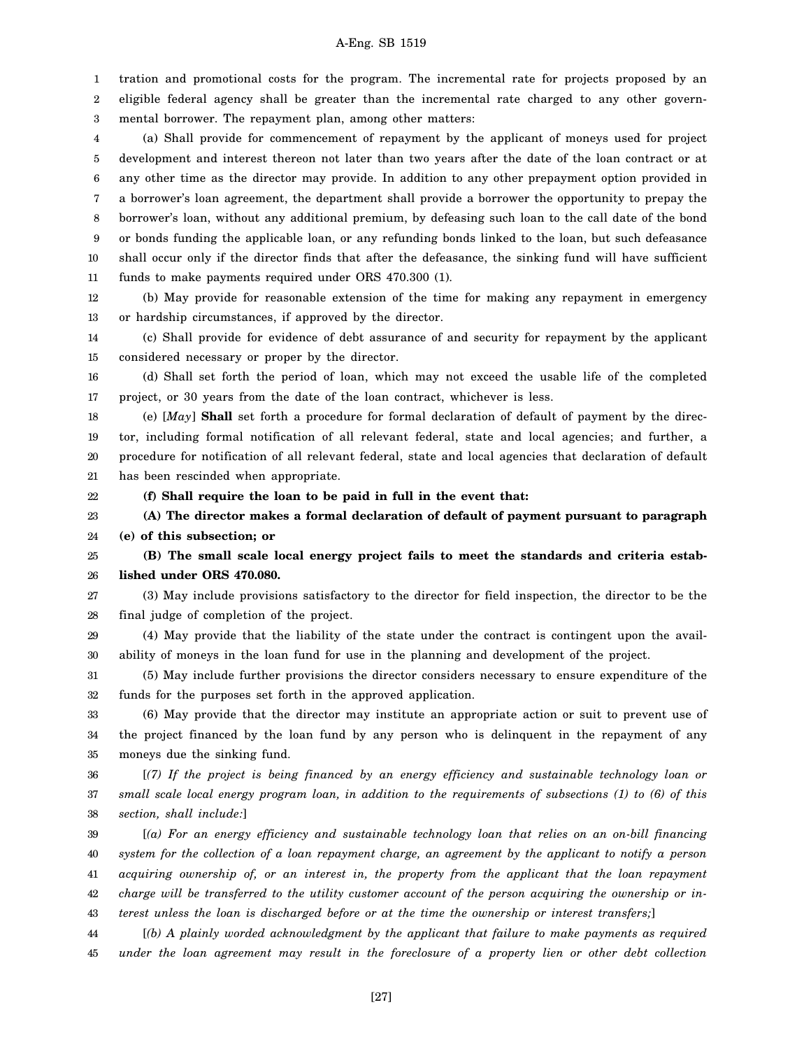tration and promotional costs for the program. The incremental rate for projects proposed by an eligible federal agency shall be greater than the incremental rate charged to any other governmental borrower. The repayment plan, among other matters:

(a) Shall provide for commencement of repayment by the applicant of moneys used for project development and interest thereon not later than two years after the date of the loan contract or at any other time as the director may provide. In addition to any other prepayment option provided in a borrower's loan agreement, the department shall provide a borrower the opportunity to prepay the borrower's loan, without any additional premium, by defeasing such loan to the call date of the bond or bonds funding the applicable loan, or any refunding bonds linked to the loan, but such defeasance shall occur only if the director finds that after the defeasance, the sinking fund will have sufficient funds to make payments required under ORS 470.300 (1).

(b) May provide for reasonable extension of the time for making any repayment in emergency or hardship circumstances, if approved by the director.

(c) Shall provide for evidence of debt assurance of and security for repayment by the applicant considered necessary or proper by the director.

(d) Shall set forth the period of loan, which may not exceed the usable life of the completed project, or 30 years from the date of the loan contract, whichever is less.

(e) [*May*] **Shall** set forth a procedure for formal declaration of default of payment by the director, including formal notification of all relevant federal, state and local agencies; and further, a procedure for notification of all relevant federal, state and local agencies that declaration of default has been rescinded when appropriate.

**(f) Shall require the loan to be paid in full in the event that:**

**(A) The director makes a formal declaration of default of payment pursuant to paragraph (e) of this subsection; or**

**(B) The small scale local energy project fails to meet the standards and criteria established under ORS 470.080.**

(3) May include provisions satisfactory to the director for field inspection, the director to be the final judge of completion of the project.

(4) May provide that the liability of the state under the contract is contingent upon the availability of moneys in the loan fund for use in the planning and development of the project.

(5) May include further provisions the director considers necessary to ensure expenditure of the funds for the purposes set forth in the approved application.

(6) May provide that the director may institute an appropriate action or suit to prevent use of the project financed by the loan fund by any person who is delinquent in the repayment of any moneys due the sinking fund.

[*(7) If the project is being financed by an energy efficiency and sustainable technology loan or small scale local energy program loan, in addition to the requirements of subsections (1) to (6) of this section, shall include:*]

[*(a) For an energy efficiency and sustainable technology loan that relies on an on-bill financing system for the collection of a loan repayment charge, an agreement by the applicant to notify a person acquiring ownership of, or an interest in, the property from the applicant that the loan repayment charge will be transferred to the utility customer account of the person acquiring the ownership or interest unless the loan is discharged before or at the time the ownership or interest transfers;*]

[*(b) A plainly worded acknowledgment by the applicant that failure to make payments as required under the loan agreement may result in the foreclosure of a property lien or other debt collection*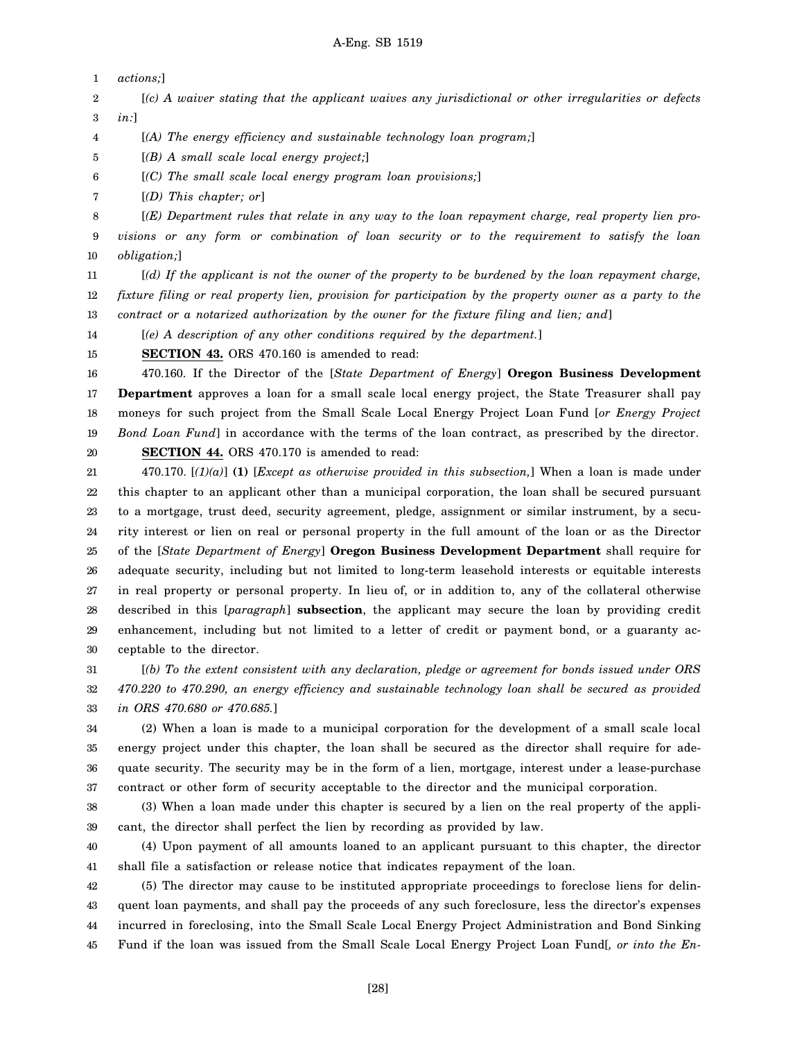*actions;*]

[*(c) A waiver stating that the applicant waives any jurisdictional or other irregularities or defects in:*]

[*(A) The energy efficiency and sustainable technology loan program;*]

[*(B) A small scale local energy project;*]

[*(C) The small scale local energy program loan provisions;*]

[*(D) This chapter; or*]

[*(E) Department rules that relate in any way to the loan repayment charge, real property lien provisions or any form or combination of loan security or to the requirement to satisfy the loan obligation;*]

[*(d) If the applicant is not the owner of the property to be burdened by the loan repayment charge, fixture filing or real property lien, provision for participation by the property owner as a party to the contract or a notarized authorization by the owner for the fixture filing and lien; and*]

[*(e) A description of any other conditions required by the department.*]

**SECTION 43.** ORS 470.160 is amended to read:

470.160. If the Director of the [*State Department of Energy*] **Oregon Business Development Department** approves a loan for a small scale local energy project, the State Treasurer shall pay moneys for such project from the Small Scale Local Energy Project Loan Fund [*or Energy Project Bond Loan Fund*] in accordance with the terms of the loan contract, as prescribed by the director.

**SECTION 44.** ORS 470.170 is amended to read:

470.170. [*(1)(a)*] **(1)** [*Except as otherwise provided in this subsection,*] When a loan is made under this chapter to an applicant other than a municipal corporation, the loan shall be secured pursuant to a mortgage, trust deed, security agreement, pledge, assignment or similar instrument, by a security interest or lien on real or personal property in the full amount of the loan or as the Director of the [*State Department of Energy*] **Oregon Business Development Department** shall require for adequate security, including but not limited to long-term leasehold interests or equitable interests in real property or personal property. In lieu of, or in addition to, any of the collateral otherwise described in this [*paragraph*] **subsection**, the applicant may secure the loan by providing credit enhancement, including but not limited to a letter of credit or payment bond, or a guaranty acceptable to the director.

[*(b) To the extent consistent with any declaration, pledge or agreement for bonds issued under ORS 470.220 to 470.290, an energy efficiency and sustainable technology loan shall be secured as provided in ORS 470.680 or 470.685.*]

(2) When a loan is made to a municipal corporation for the development of a small scale local energy project under this chapter, the loan shall be secured as the director shall require for adequate security. The security may be in the form of a lien, mortgage, interest under a lease-purchase contract or other form of security acceptable to the director and the municipal corporation.

(3) When a loan made under this chapter is secured by a lien on the real property of the applicant, the director shall perfect the lien by recording as provided by law.

(4) Upon payment of all amounts loaned to an applicant pursuant to this chapter, the director shall file a satisfaction or release notice that indicates repayment of the loan.

(5) The director may cause to be instituted appropriate proceedings to foreclose liens for delinquent loan payments, and shall pay the proceeds of any such foreclosure, less the director's expenses incurred in foreclosing, into the Small Scale Local Energy Project Administration and Bond Sinking Fund if the loan was issued from the Small Scale Local Energy Project Loan Fund[*, or into the En-*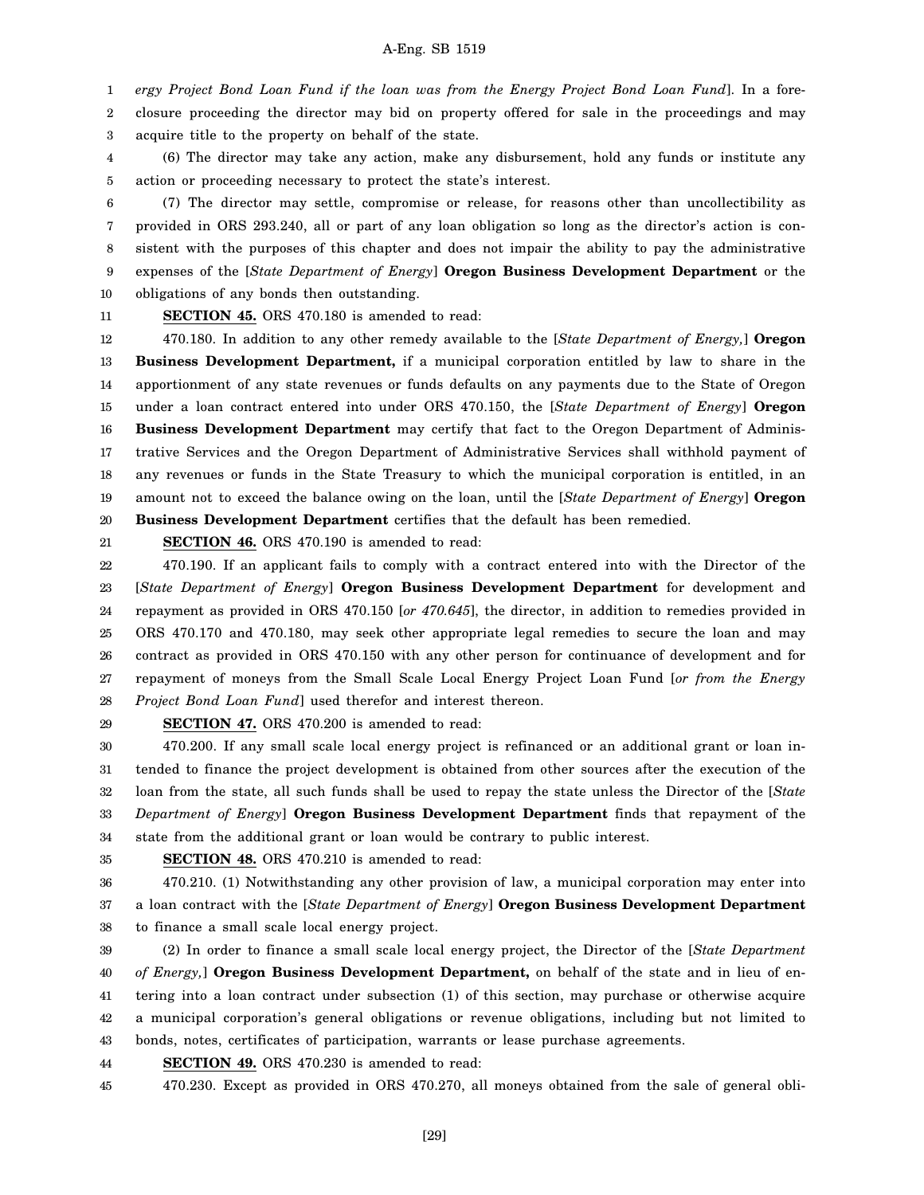*ergy Project Bond Loan Fund if the loan was from the Energy Project Bond Loan Fund*]. In a foreclosure proceeding the director may bid on property offered for sale in the proceedings and may acquire title to the property on behalf of the state.

(6) The director may take any action, make any disbursement, hold any funds or institute any action or proceeding necessary to protect the state's interest.

(7) The director may settle, compromise or release, for reasons other than uncollectibility as provided in ORS 293.240, all or part of any loan obligation so long as the director's action is consistent with the purposes of this chapter and does not impair the ability to pay the administrative expenses of the [*State Department of Energy*] **Oregon Business Development Department** or the obligations of any bonds then outstanding.

**SECTION 45.** ORS 470.180 is amended to read:

470.180. In addition to any other remedy available to the [*State Department of Energy,*] **Oregon Business Development Department,** if a municipal corporation entitled by law to share in the apportionment of any state revenues or funds defaults on any payments due to the State of Oregon under a loan contract entered into under ORS 470.150, the [*State Department of Energy*] **Oregon Business Development Department** may certify that fact to the Oregon Department of Administrative Services and the Oregon Department of Administrative Services shall withhold payment of any revenues or funds in the State Treasury to which the municipal corporation is entitled, in an amount not to exceed the balance owing on the loan, until the [*State Department of Energy*] **Oregon Business Development Department** certifies that the default has been remedied.

**SECTION 46.** ORS 470.190 is amended to read:

470.190. If an applicant fails to comply with a contract entered into with the Director of the [*State Department of Energy*] **Oregon Business Development Department** for development and repayment as provided in ORS 470.150 [*or 470.645*], the director, in addition to remedies provided in ORS 470.170 and 470.180, may seek other appropriate legal remedies to secure the loan and may contract as provided in ORS 470.150 with any other person for continuance of development and for repayment of moneys from the Small Scale Local Energy Project Loan Fund [*or from the Energy Project Bond Loan Fund*] used therefor and interest thereon.

**SECTION 47.** ORS 470.200 is amended to read:

470.200. If any small scale local energy project is refinanced or an additional grant or loan intended to finance the project development is obtained from other sources after the execution of the loan from the state, all such funds shall be used to repay the state unless the Director of the [*State Department of Energy*] **Oregon Business Development Department** finds that repayment of the state from the additional grant or loan would be contrary to public interest.

**SECTION 48.** ORS 470.210 is amended to read:

470.210. (1) Notwithstanding any other provision of law, a municipal corporation may enter into a loan contract with the [*State Department of Energy*] **Oregon Business Development Department** to finance a small scale local energy project.

(2) In order to finance a small scale local energy project, the Director of the [*State Department of Energy,*] **Oregon Business Development Department,** on behalf of the state and in lieu of entering into a loan contract under subsection (1) of this section, may purchase or otherwise acquire a municipal corporation's general obligations or revenue obligations, including but not limited to bonds, notes, certificates of participation, warrants or lease purchase agreements.

**SECTION 49.** ORS 470.230 is amended to read:

470.230. Except as provided in ORS 470.270, all moneys obtained from the sale of general obli-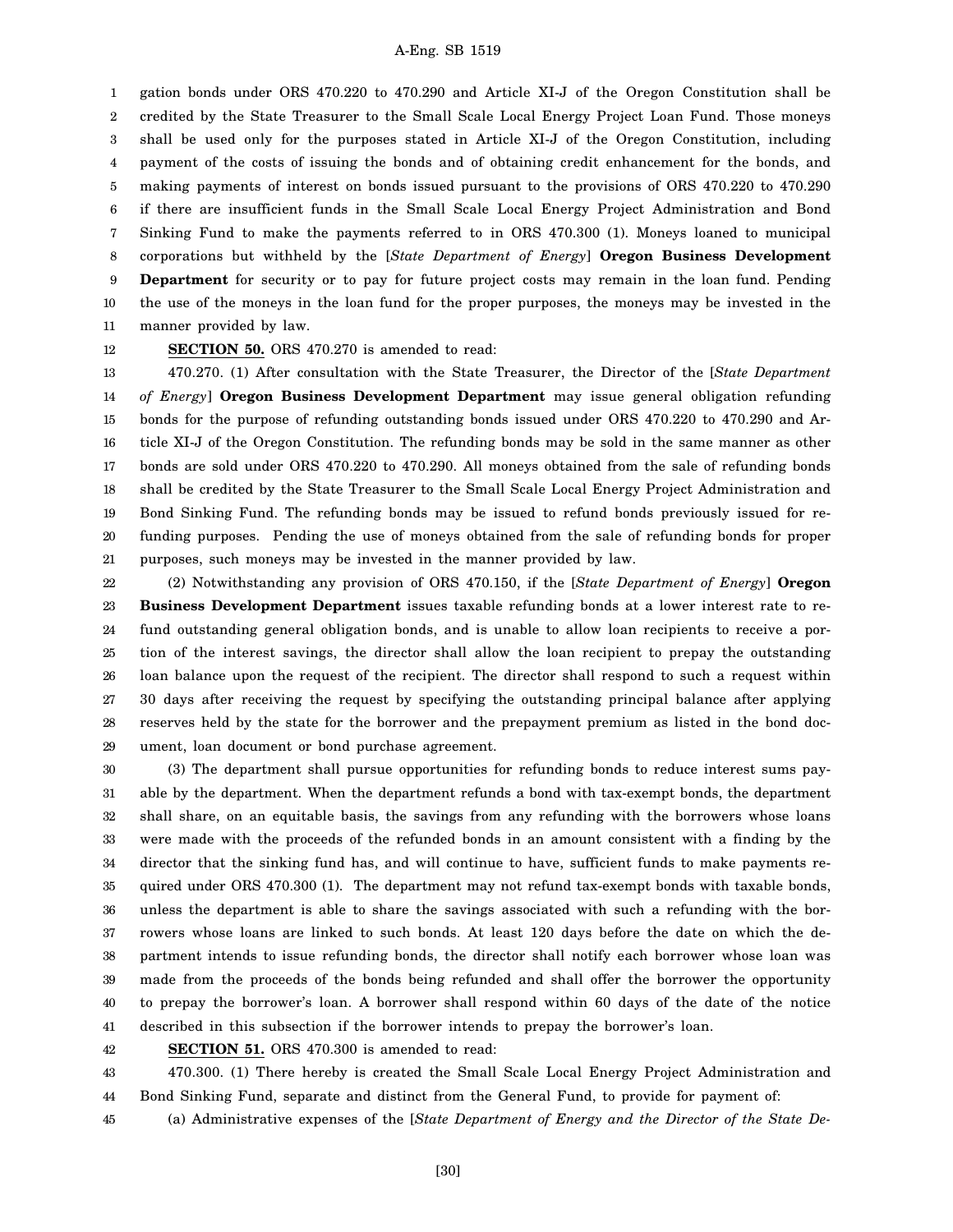gation bonds under ORS 470.220 to 470.290 and Article XI-J of the Oregon Constitution shall be credited by the State Treasurer to the Small Scale Local Energy Project Loan Fund. Those moneys shall be used only for the purposes stated in Article XI-J of the Oregon Constitution, including payment of the costs of issuing the bonds and of obtaining credit enhancement for the bonds, and making payments of interest on bonds issued pursuant to the provisions of ORS 470.220 to 470.290 if there are insufficient funds in the Small Scale Local Energy Project Administration and Bond Sinking Fund to make the payments referred to in ORS 470.300 (1). Moneys loaned to municipal corporations but withheld by the [*State Department of Energy*] **Oregon Business Development Department** for security or to pay for future project costs may remain in the loan fund. Pending the use of the moneys in the loan fund for the proper purposes, the moneys may be invested in the manner provided by law.

**SECTION 50.** ORS 470.270 is amended to read:

470.270. (1) After consultation with the State Treasurer, the Director of the [*State Department of Energy*] **Oregon Business Development Department** may issue general obligation refunding bonds for the purpose of refunding outstanding bonds issued under ORS 470.220 to 470.290 and Article XI-J of the Oregon Constitution. The refunding bonds may be sold in the same manner as other bonds are sold under ORS 470.220 to 470.290. All moneys obtained from the sale of refunding bonds shall be credited by the State Treasurer to the Small Scale Local Energy Project Administration and Bond Sinking Fund. The refunding bonds may be issued to refund bonds previously issued for refunding purposes. Pending the use of moneys obtained from the sale of refunding bonds for proper purposes, such moneys may be invested in the manner provided by law.

(2) Notwithstanding any provision of ORS 470.150, if the [*State Department of Energy*] **Oregon Business Development Department** issues taxable refunding bonds at a lower interest rate to refund outstanding general obligation bonds, and is unable to allow loan recipients to receive a portion of the interest savings, the director shall allow the loan recipient to prepay the outstanding loan balance upon the request of the recipient. The director shall respond to such a request within 30 days after receiving the request by specifying the outstanding principal balance after applying reserves held by the state for the borrower and the prepayment premium as listed in the bond document, loan document or bond purchase agreement.

(3) The department shall pursue opportunities for refunding bonds to reduce interest sums payable by the department. When the department refunds a bond with tax-exempt bonds, the department shall share, on an equitable basis, the savings from any refunding with the borrowers whose loans were made with the proceeds of the refunded bonds in an amount consistent with a finding by the director that the sinking fund has, and will continue to have, sufficient funds to make payments required under ORS 470.300 (1). The department may not refund tax-exempt bonds with taxable bonds, unless the department is able to share the savings associated with such a refunding with the borrowers whose loans are linked to such bonds. At least 120 days before the date on which the department intends to issue refunding bonds, the director shall notify each borrower whose loan was made from the proceeds of the bonds being refunded and shall offer the borrower the opportunity to prepay the borrower's loan. A borrower shall respond within 60 days of the date of the notice described in this subsection if the borrower intends to prepay the borrower's loan.

**SECTION 51.** ORS 470.300 is amended to read:

470.300. (1) There hereby is created the Small Scale Local Energy Project Administration and Bond Sinking Fund, separate and distinct from the General Fund, to provide for payment of:

(a) Administrative expenses of the [*State Department of Energy and the Director of the State De-*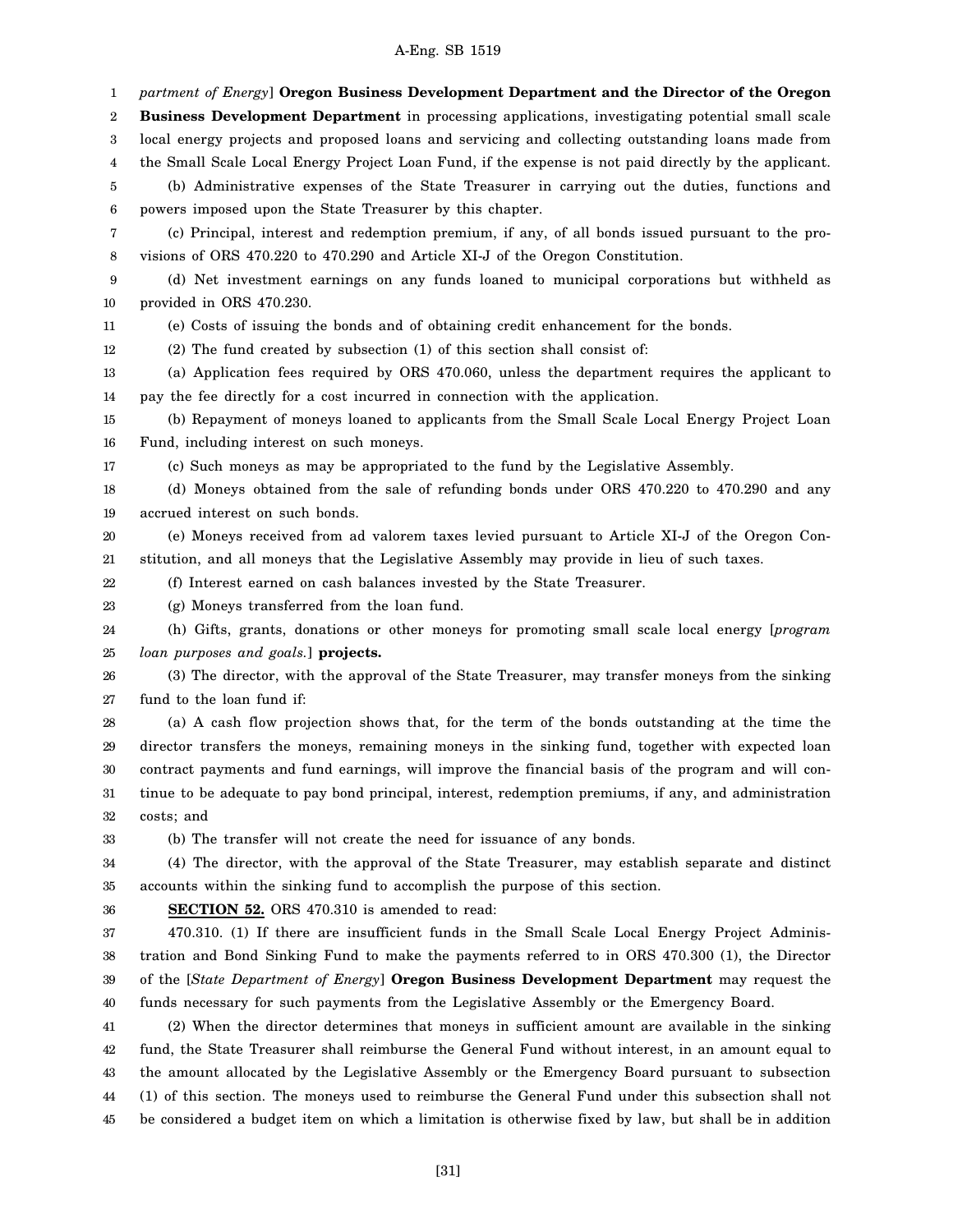*partment of Energy*] **Oregon Business Development Department and the Director of the Oregon Business Development Department** in processing applications, investigating potential small scale local energy projects and proposed loans and servicing and collecting outstanding loans made from the Small Scale Local Energy Project Loan Fund, if the expense is not paid directly by the applicant.

(b) Administrative expenses of the State Treasurer in carrying out the duties, functions and powers imposed upon the State Treasurer by this chapter.

(c) Principal, interest and redemption premium, if any, of all bonds issued pursuant to the provisions of ORS 470.220 to 470.290 and Article XI-J of the Oregon Constitution.

(d) Net investment earnings on any funds loaned to municipal corporations but withheld as provided in ORS 470.230.

(e) Costs of issuing the bonds and of obtaining credit enhancement for the bonds.

(2) The fund created by subsection (1) of this section shall consist of:

(a) Application fees required by ORS 470.060, unless the department requires the applicant to pay the fee directly for a cost incurred in connection with the application.

(b) Repayment of moneys loaned to applicants from the Small Scale Local Energy Project Loan Fund, including interest on such moneys.

(c) Such moneys as may be appropriated to the fund by the Legislative Assembly.

(d) Moneys obtained from the sale of refunding bonds under ORS 470.220 to 470.290 and any accrued interest on such bonds.

(e) Moneys received from ad valorem taxes levied pursuant to Article XI-J of the Oregon Constitution, and all moneys that the Legislative Assembly may provide in lieu of such taxes.

(f) Interest earned on cash balances invested by the State Treasurer.

(g) Moneys transferred from the loan fund.

(h) Gifts, grants, donations or other moneys for promoting small scale local energy [*program loan purposes and goals.*] **projects.**

(3) The director, with the approval of the State Treasurer, may transfer moneys from the sinking fund to the loan fund if:

(a) A cash flow projection shows that, for the term of the bonds outstanding at the time the director transfers the moneys, remaining moneys in the sinking fund, together with expected loan contract payments and fund earnings, will improve the financial basis of the program and will continue to be adequate to pay bond principal, interest, redemption premiums, if any, and administration costs; and

(b) The transfer will not create the need for issuance of any bonds.

(4) The director, with the approval of the State Treasurer, may establish separate and distinct accounts within the sinking fund to accomplish the purpose of this section.

**SECTION 52.** ORS 470.310 is amended to read:

470.310. (1) If there are insufficient funds in the Small Scale Local Energy Project Administration and Bond Sinking Fund to make the payments referred to in ORS 470.300 (1), the Director of the [*State Department of Energy*] **Oregon Business Development Department** may request the funds necessary for such payments from the Legislative Assembly or the Emergency Board.

(2) When the director determines that moneys in sufficient amount are available in the sinking fund, the State Treasurer shall reimburse the General Fund without interest, in an amount equal to the amount allocated by the Legislative Assembly or the Emergency Board pursuant to subsection (1) of this section. The moneys used to reimburse the General Fund under this subsection shall not be considered a budget item on which a limitation is otherwise fixed by law, but shall be in addition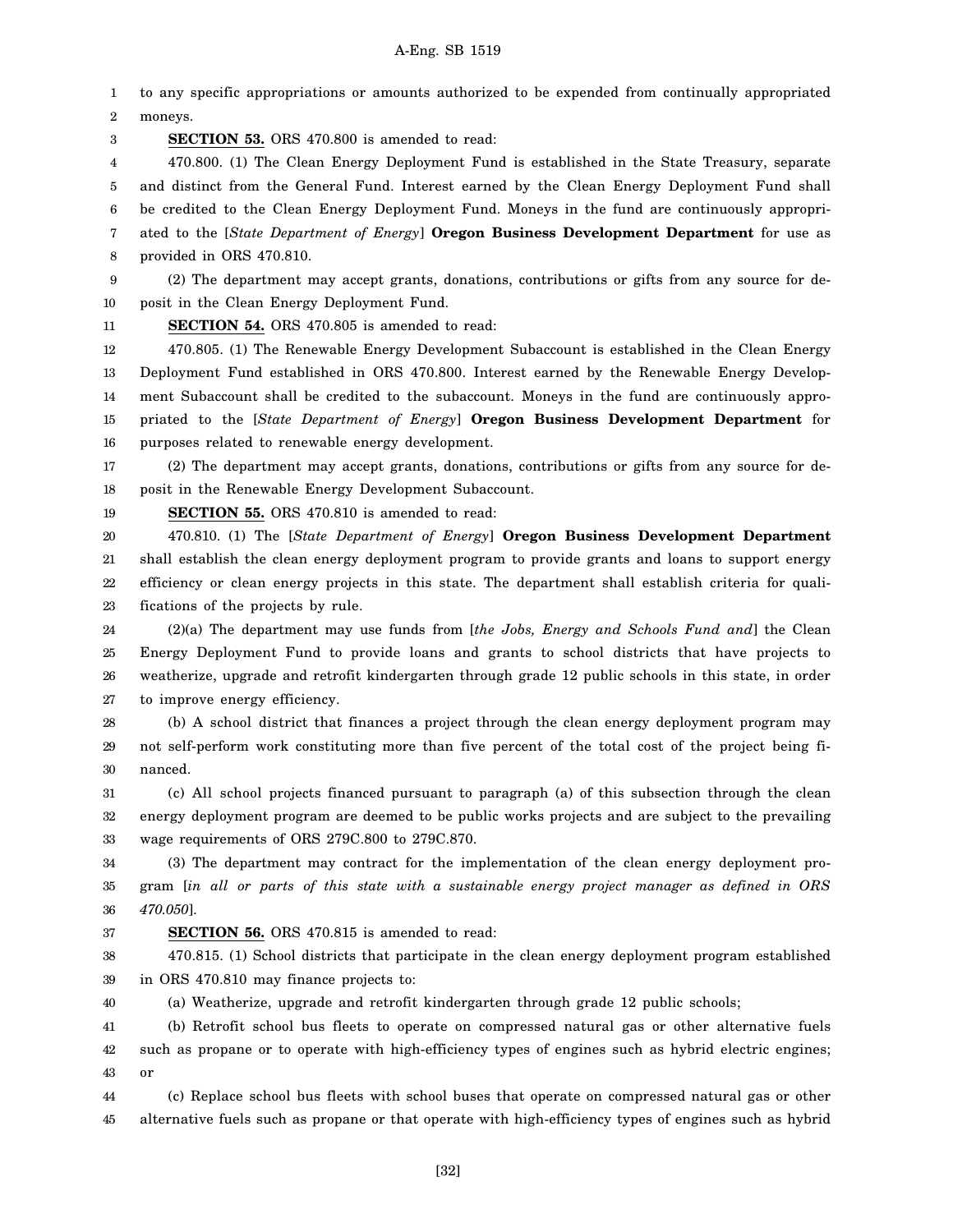to any specific appropriations or amounts authorized to be expended from continually appropriated moneys.

**SECTION 53.** ORS 470.800 is amended to read:

470.800. (1) The Clean Energy Deployment Fund is established in the State Treasury, separate and distinct from the General Fund. Interest earned by the Clean Energy Deployment Fund shall be credited to the Clean Energy Deployment Fund. Moneys in the fund are continuously appropriated to the [*State Department of Energy*] **Oregon Business Development Department** for use as provided in ORS 470.810.

(2) The department may accept grants, donations, contributions or gifts from any source for deposit in the Clean Energy Deployment Fund.

**SECTION 54.** ORS 470.805 is amended to read:

470.805. (1) The Renewable Energy Development Subaccount is established in the Clean Energy Deployment Fund established in ORS 470.800. Interest earned by the Renewable Energy Development Subaccount shall be credited to the subaccount. Moneys in the fund are continuously appropriated to the [*State Department of Energy*] **Oregon Business Development Department** for purposes related to renewable energy development.

(2) The department may accept grants, donations, contributions or gifts from any source for deposit in the Renewable Energy Development Subaccount.

**SECTION 55.** ORS 470.810 is amended to read:

470.810. (1) The [*State Department of Energy*] **Oregon Business Development Department** shall establish the clean energy deployment program to provide grants and loans to support energy efficiency or clean energy projects in this state. The department shall establish criteria for qualifications of the projects by rule.

(2)(a) The department may use funds from [*the Jobs, Energy and Schools Fund and*] the Clean Energy Deployment Fund to provide loans and grants to school districts that have projects to weatherize, upgrade and retrofit kindergarten through grade 12 public schools in this state, in order to improve energy efficiency.

(b) A school district that finances a project through the clean energy deployment program may not self-perform work constituting more than five percent of the total cost of the project being financed.

(c) All school projects financed pursuant to paragraph (a) of this subsection through the clean energy deployment program are deemed to be public works projects and are subject to the prevailing wage requirements of ORS 279C.800 to 279C.870.

(3) The department may contract for the implementation of the clean energy deployment program [*in all or parts of this state with a sustainable energy project manager as defined in ORS 470.050*].

**SECTION 56.** ORS 470.815 is amended to read:

470.815. (1) School districts that participate in the clean energy deployment program established in ORS 470.810 may finance projects to:

(a) Weatherize, upgrade and retrofit kindergarten through grade 12 public schools;

(b) Retrofit school bus fleets to operate on compressed natural gas or other alternative fuels such as propane or to operate with high-efficiency types of engines such as hybrid electric engines; or

(c) Replace school bus fleets with school buses that operate on compressed natural gas or other alternative fuels such as propane or that operate with high-efficiency types of engines such as hybrid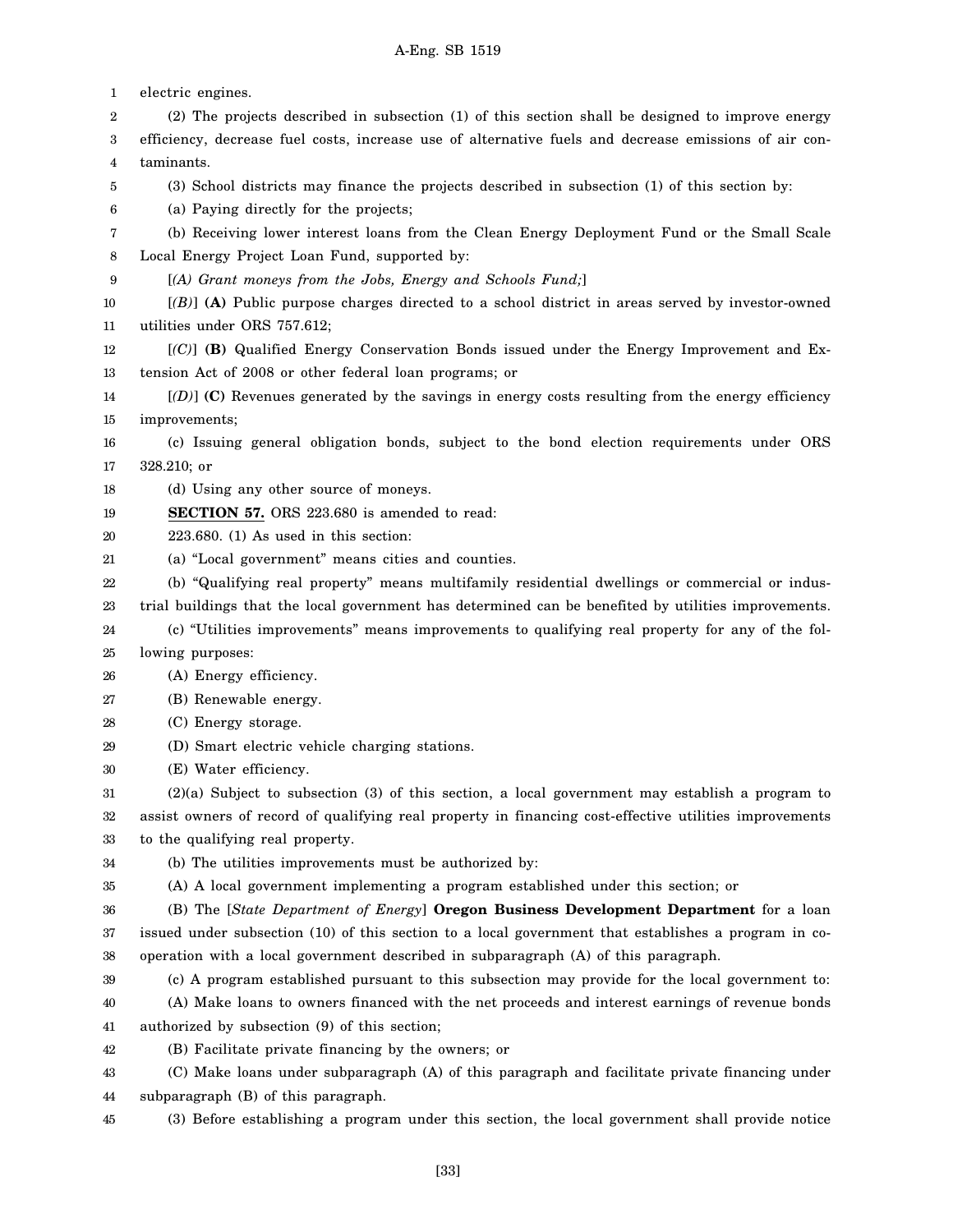electric engines.

(2) The projects described in subsection (1) of this section shall be designed to improve energy efficiency, decrease fuel costs, increase use of alternative fuels and decrease emissions of air contaminants.

(3) School districts may finance the projects described in subsection (1) of this section by:

(a) Paying directly for the projects;

(b) Receiving lower interest loans from the Clean Energy Deployment Fund or the Small Scale Local Energy Project Loan Fund, supported by:

[*(A) Grant moneys from the Jobs, Energy and Schools Fund;*]

[*(B)*] **(A)** Public purpose charges directed to a school district in areas served by investor-owned utilities under ORS 757.612;

[*(C)*] **(B)** Qualified Energy Conservation Bonds issued under the Energy Improvement and Extension Act of 2008 or other federal loan programs; or

[*(D)*] **(C)** Revenues generated by the savings in energy costs resulting from the energy efficiency improvements;

(c) Issuing general obligation bonds, subject to the bond election requirements under ORS 328.210; or

(d) Using any other source of moneys.

**SECTION 57.** ORS 223.680 is amended to read:

223.680. (1) As used in this section:

(a) "Local government" means cities and counties.

(b) "Qualifying real property" means multifamily residential dwellings or commercial or industrial buildings that the local government has determined can be benefited by utilities improvements.

(c) "Utilities improvements" means improvements to qualifying real property for any of the following purposes:

(A) Energy efficiency.

(B) Renewable energy.

(C) Energy storage.

(D) Smart electric vehicle charging stations.

(E) Water efficiency.

(2)(a) Subject to subsection (3) of this section, a local government may establish a program to assist owners of record of qualifying real property in financing cost-effective utilities improvements to the qualifying real property.

(b) The utilities improvements must be authorized by:

(A) A local government implementing a program established under this section; or

(B) The [*State Department of Energy*] **Oregon Business Development Department** for a loan issued under subsection (10) of this section to a local government that establishes a program in cooperation with a local government described in subparagraph (A) of this paragraph.

(c) A program established pursuant to this subsection may provide for the local government to:

(A) Make loans to owners financed with the net proceeds and interest earnings of revenue bonds authorized by subsection (9) of this section;

(B) Facilitate private financing by the owners; or

(C) Make loans under subparagraph (A) of this paragraph and facilitate private financing under subparagraph (B) of this paragraph.

(3) Before establishing a program under this section, the local government shall provide notice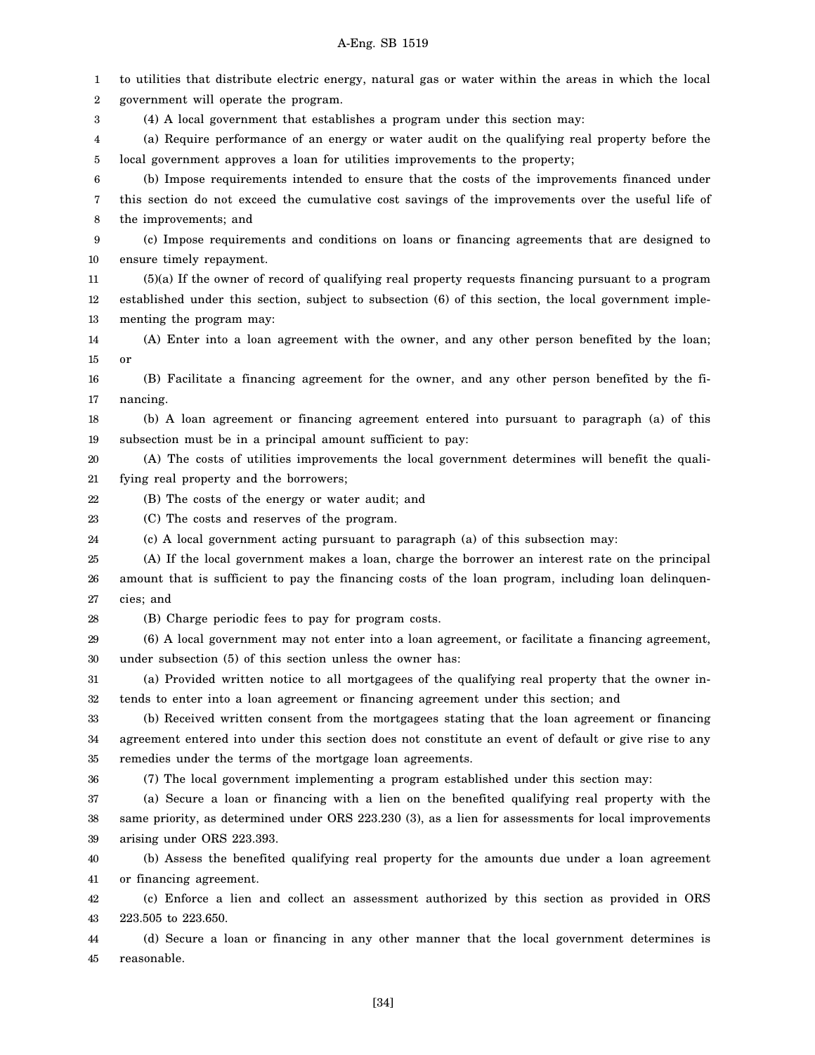to utilities that distribute electric energy, natural gas or water within the areas in which the local government will operate the program.

(4) A local government that establishes a program under this section may:

(a) Require performance of an energy or water audit on the qualifying real property before the local government approves a loan for utilities improvements to the property;

(b) Impose requirements intended to ensure that the costs of the improvements financed under this section do not exceed the cumulative cost savings of the improvements over the useful life of the improvements; and

(c) Impose requirements and conditions on loans or financing agreements that are designed to ensure timely repayment.

(5)(a) If the owner of record of qualifying real property requests financing pursuant to a program established under this section, subject to subsection (6) of this section, the local government implementing the program may:

(A) Enter into a loan agreement with the owner, and any other person benefited by the loan; or

(B) Facilitate a financing agreement for the owner, and any other person benefited by the financing.

(b) A loan agreement or financing agreement entered into pursuant to paragraph (a) of this subsection must be in a principal amount sufficient to pay:

(A) The costs of utilities improvements the local government determines will benefit the qualifying real property and the borrowers;

(B) The costs of the energy or water audit; and

(C) The costs and reserves of the program.

(c) A local government acting pursuant to paragraph (a) of this subsection may:

(A) If the local government makes a loan, charge the borrower an interest rate on the principal amount that is sufficient to pay the financing costs of the loan program, including loan delinquencies; and

(B) Charge periodic fees to pay for program costs.

(6) A local government may not enter into a loan agreement, or facilitate a financing agreement, under subsection (5) of this section unless the owner has:

(a) Provided written notice to all mortgagees of the qualifying real property that the owner intends to enter into a loan agreement or financing agreement under this section; and

(b) Received written consent from the mortgagees stating that the loan agreement or financing agreement entered into under this section does not constitute an event of default or give rise to any remedies under the terms of the mortgage loan agreements.

(7) The local government implementing a program established under this section may:

(a) Secure a loan or financing with a lien on the benefited qualifying real property with the same priority, as determined under ORS 223.230 (3), as a lien for assessments for local improvements arising under ORS 223.393.

(b) Assess the benefited qualifying real property for the amounts due under a loan agreement or financing agreement.

(c) Enforce a lien and collect an assessment authorized by this section as provided in ORS 223.505 to 223.650.

(d) Secure a loan or financing in any other manner that the local government determines is reasonable.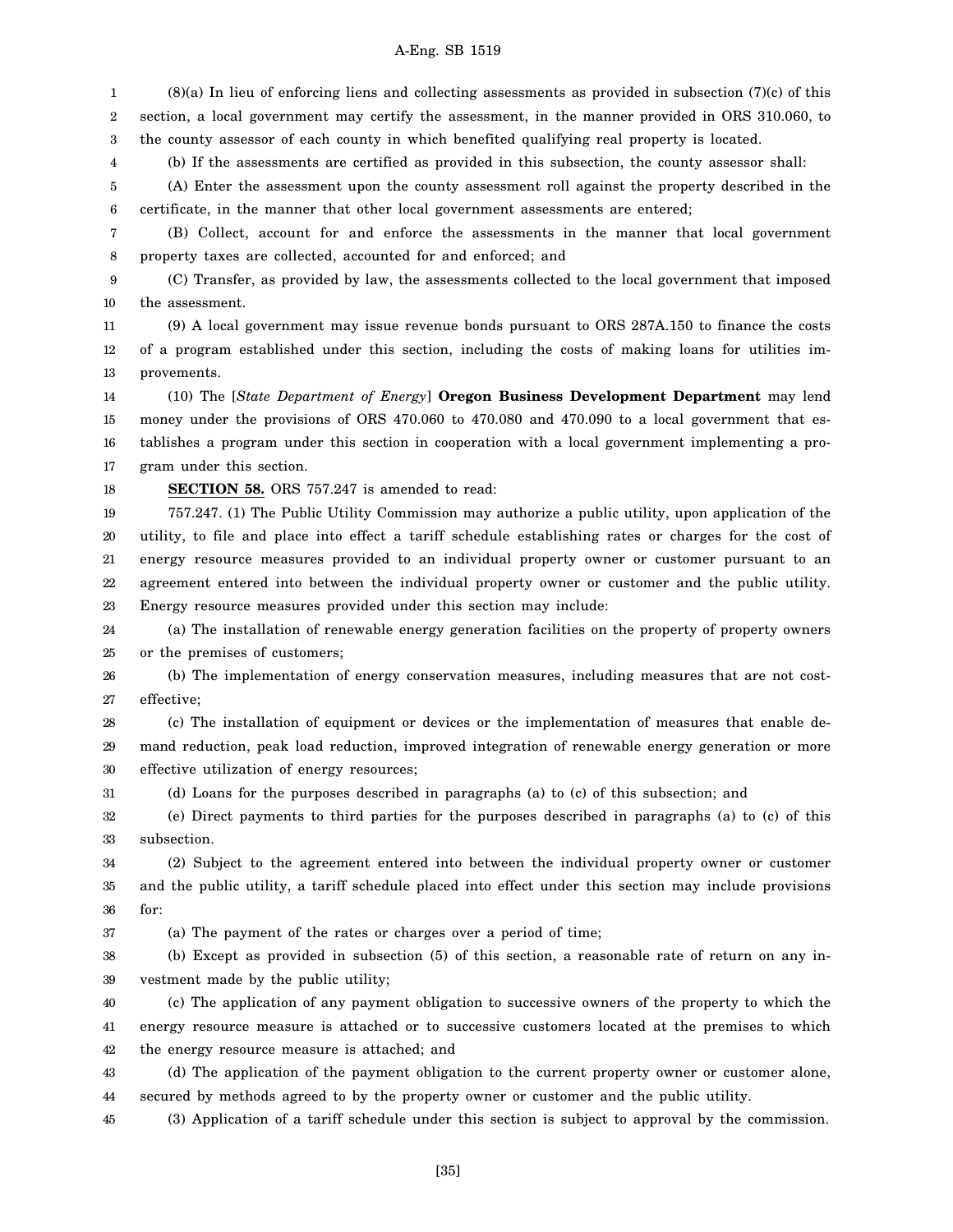(8)(a) In lieu of enforcing liens and collecting assessments as provided in subsection (7)(c) of this section, a local government may certify the assessment, in the manner provided in ORS 310.060, to the county assessor of each county in which benefited qualifying real property is located.

(b) If the assessments are certified as provided in this subsection, the county assessor shall:

(A) Enter the assessment upon the county assessment roll against the property described in the certificate, in the manner that other local government assessments are entered;

(B) Collect, account for and enforce the assessments in the manner that local government property taxes are collected, accounted for and enforced; and

(C) Transfer, as provided by law, the assessments collected to the local government that imposed the assessment.

(9) A local government may issue revenue bonds pursuant to ORS 287A.150 to finance the costs of a program established under this section, including the costs of making loans for utilities improvements.

(10) The [*State Department of Energy*] **Oregon Business Development Department** may lend money under the provisions of ORS 470.060 to 470.080 and 470.090 to a local government that establishes a program under this section in cooperation with a local government implementing a program under this section.

**SECTION 58.** ORS 757.247 is amended to read:

757.247. (1) The Public Utility Commission may authorize a public utility, upon application of the utility, to file and place into effect a tariff schedule establishing rates or charges for the cost of energy resource measures provided to an individual property owner or customer pursuant to an agreement entered into between the individual property owner or customer and the public utility. Energy resource measures provided under this section may include:

(a) The installation of renewable energy generation facilities on the property of property owners or the premises of customers;

(b) The implementation of energy conservation measures, including measures that are not cost-effective;

(c) The installation of equipment or devices or the implementation of measures that enable demand reduction, peak load reduction, improved integration of renewable energy generation or more effective utilization of energy resources;

(d) Loans for the purposes described in paragraphs (a) to (c) of this subsection; and

(e) Direct payments to third parties for the purposes described in paragraphs (a) to (c) of this subsection.

(2) Subject to the agreement entered into between the individual property owner or customer and the public utility, a tariff schedule placed into effect under this section may include provisions for:

(a) The payment of the rates or charges over a period of time;

(b) Except as provided in subsection (5) of this section, a reasonable rate of return on any investment made by the public utility;

(c) The application of any payment obligation to successive owners of the property to which the energy resource measure is attached or to successive customers located at the premises to which the energy resource measure is attached; and

(d) The application of the payment obligation to the current property owner or customer alone, secured by methods agreed to by the property owner or customer and the public utility.

(3) Application of a tariff schedule under this section is subject to approval by the commission.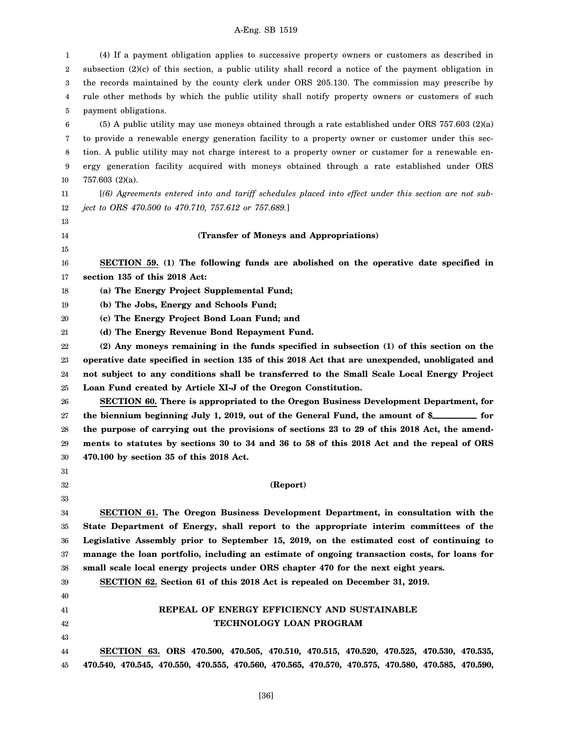(4) If a payment obligation applies to successive property owners or customers as described in subsection (2)(c) of this section, a public utility shall record a notice of the payment obligation in the records maintained by the county clerk under ORS 205.130. The commission may prescribe by rule other methods by which the public utility shall notify property owners or customers of such payment obligations.

(5) A public utility may use moneys obtained through a rate established under ORS 757.603 (2)(a) to provide a renewable energy generation facility to a property owner or customer under this section. A public utility may not charge interest to a property owner or customer for a renewable energy generation facility acquired with moneys obtained through a rate established under ORS 757.603 (2)(a).

[*(6) Agreements entered into and tariff schedules placed into effect under this section are not subject to ORS 470.500 to 470.710, 757.612 or 757.689.*]

**(Transfer of Moneys and Appropriations)**

**SECTION 59. (1) The following funds are abolished on the operative date specified in section 135 of this 2018 Act:**

**(a) The Energy Project Supplemental Fund;**

**(b) The Jobs, Energy and Schools Fund;**

**(c) The Energy Project Bond Loan Fund; and**

**(d) The Energy Revenue Bond Repayment Fund.**

**(2) Any moneys remaining in the funds specified in subsection (1) of this section on the operative date specified in section 135 of this 2018 Act that are unexpended, unobligated and not subject to any conditions shall be transferred to the Small Scale Local Energy Project Loan Fund created by Article XI-J of the Oregon Constitution.**

**SECTION 60. There is appropriated to the Oregon Business Development Department, for the biennium beginning July 1, 2019, out of the General Fund, the amount of $\_\_\_\_\_\_\_\_\_ for the purpose of carrying out the provisions of sections 23 to 29 of this 2018 Act, the amendments to statutes by sections 30 to 34 and 36 to 58 of this 2018 Act and the repeal of ORS 470.100 by section 35 of this 2018 Act.**

**(Report)**

**SECTION 61. The Oregon Business Development Department, in consultation with the State Department of Energy, shall report to the appropriate interim committees of the Legislative Assembly prior to September 15, 2019, on the estimated cost of continuing to manage the loan portfolio, including an estimate of ongoing transaction costs, for loans for small scale local energy projects under ORS chapter 470 for the next eight years.**

**SECTION 62. Section 61 of this 2018 Act is repealed on December 31, 2019.**

**REPEAL OF ENERGY EFFICIENCY AND SUSTAINABLE TECHNOLOGY LOAN PROGRAM**

**SECTION 63. ORS 470.500, 470.505, 470.510, 470.515, 470.520, 470.525, 470.530, 470.535, 470.540, 470.545, 470.550, 470.555, 470.560, 470.565, 470.570, 470.575, 470.580, 470.585, 470.590,**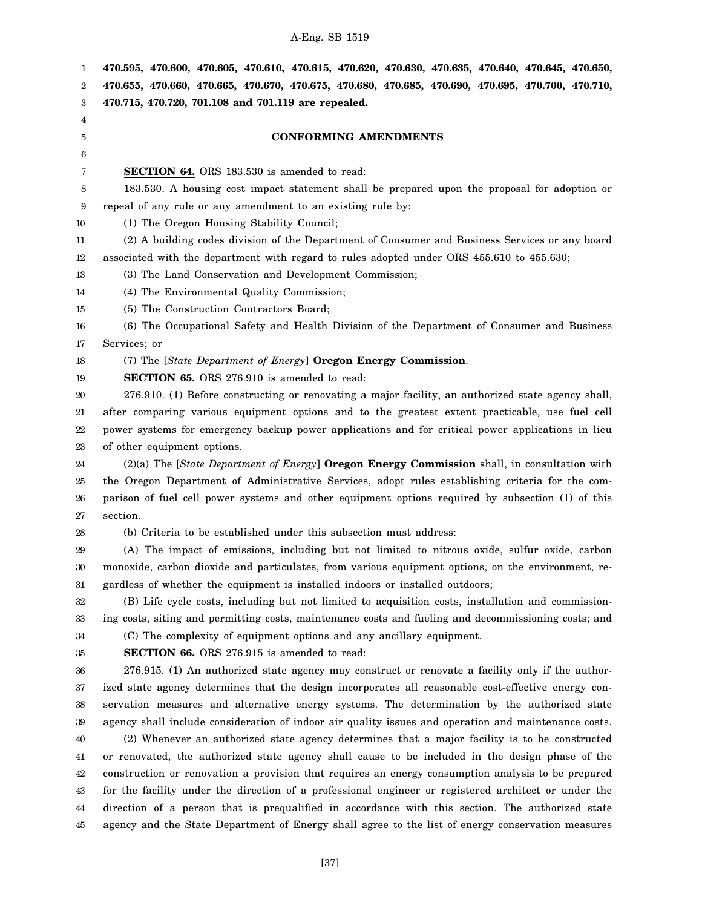**470.595, 470.600, 470.605, 470.610, 470.615, 470.620, 470.630, 470.635, 470.640, 470.645, 470.650, 470.655, 470.660, 470.665, 470.670, 470.675, 470.680, 470.685, 470.690, 470.695, 470.700, 470.710, 470.715, 470.720, 701.108 and 701.119 are repealed.**

**CONFORMING AMENDMENTS**

**SECTION 64.** ORS 183.530 is amended to read:

183.530. A housing cost impact statement shall be prepared upon the proposal for adoption or repeal of any rule or any amendment to an existing rule by:

(1) The Oregon Housing Stability Council;

(2) A building codes division of the Department of Consumer and Business Services or any board associated with the department with regard to rules adopted under ORS 455.610 to 455.630;

(3) The Land Conservation and Development Commission;

(4) The Environmental Quality Commission;

(5) The Construction Contractors Board;

(6) The Occupational Safety and Health Division of the Department of Consumer and Business Services; or

(7) The [*State Department of Energy*] **Oregon Energy Commission**.

**SECTION 65.** ORS 276.910 is amended to read:

276.910. (1) Before constructing or renovating a major facility, an authorized state agency shall, after comparing various equipment options and to the greatest extent practicable, use fuel cell power systems for emergency backup power applications and for critical power applications in lieu of other equipment options.

(2)(a) The [*State Department of Energy*] **Oregon Energy Commission** shall, in consultation with the Oregon Department of Administrative Services, adopt rules establishing criteria for the comparison of fuel cell power systems and other equipment options required by subsection (1) of this section.

(b) Criteria to be established under this subsection must address:

(A) The impact of emissions, including but not limited to nitrous oxide, sulfur oxide, carbon monoxide, carbon dioxide and particulates, from various equipment options, on the environment, regardless of whether the equipment is installed indoors or installed outdoors;

(B) Life cycle costs, including but not limited to acquisition costs, installation and commissioning costs, siting and permitting costs, maintenance costs and fueling and decommissioning costs; and

(C) The complexity of equipment options and any ancillary equipment.

**SECTION 66.** ORS 276.915 is amended to read:

276.915. (1) An authorized state agency may construct or renovate a facility only if the authorized state agency determines that the design incorporates all reasonable cost-effective energy conservation measures and alternative energy systems. The determination by the authorized state agency shall include consideration of indoor air quality issues and operation and maintenance costs.

(2) Whenever an authorized state agency determines that a major facility is to be constructed or renovated, the authorized state agency shall cause to be included in the design phase of the construction or renovation a provision that requires an energy consumption analysis to be prepared for the facility under the direction of a professional engineer or registered architect or under the direction of a person that is prequalified in accordance with this section. The authorized state agency and the State Department of Energy shall agree to the list of energy conservation measures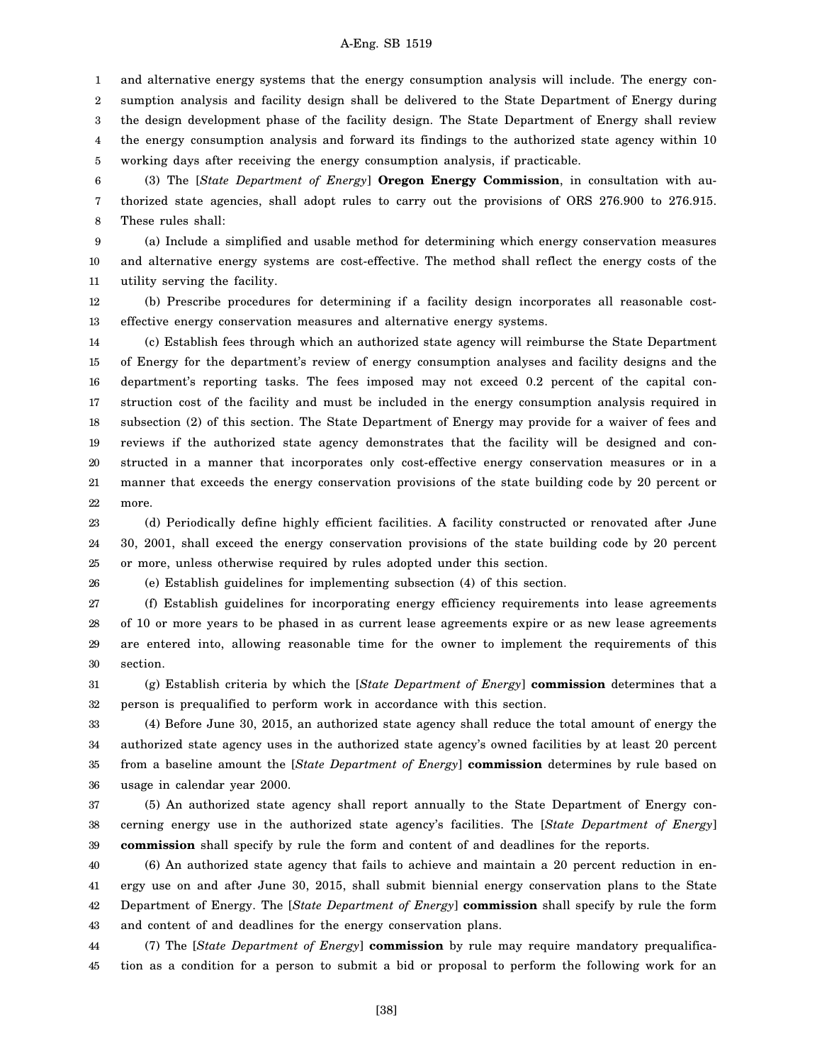and alternative energy systems that the energy consumption analysis will include. The energy consumption analysis and facility design shall be delivered to the State Department of Energy during the design development phase of the facility design. The State Department of Energy shall review the energy consumption analysis and forward its findings to the authorized state agency within 10 working days after receiving the energy consumption analysis, if practicable.

(3) The [*State Department of Energy*] **Oregon Energy Commission**, in consultation with authorized state agencies, shall adopt rules to carry out the provisions of ORS 276.900 to 276.915. These rules shall:

(a) Include a simplified and usable method for determining which energy conservation measures and alternative energy systems are cost-effective. The method shall reflect the energy costs of the utility serving the facility.

(b) Prescribe procedures for determining if a facility design incorporates all reasonable cost-effective energy conservation measures and alternative energy systems.

(c) Establish fees through which an authorized state agency will reimburse the State Department of Energy for the department's review of energy consumption analyses and facility designs and the department's reporting tasks. The fees imposed may not exceed 0.2 percent of the capital construction cost of the facility and must be included in the energy consumption analysis required in subsection (2) of this section. The State Department of Energy may provide for a waiver of fees and reviews if the authorized state agency demonstrates that the facility will be designed and constructed in a manner that incorporates only cost-effective energy conservation measures or in a manner that exceeds the energy conservation provisions of the state building code by 20 percent or more.

(d) Periodically define highly efficient facilities. A facility constructed or renovated after June 30, 2001, shall exceed the energy conservation provisions of the state building code by 20 percent or more, unless otherwise required by rules adopted under this section.

(e) Establish guidelines for implementing subsection (4) of this section.

(f) Establish guidelines for incorporating energy efficiency requirements into lease agreements of 10 or more years to be phased in as current lease agreements expire or as new lease agreements are entered into, allowing reasonable time for the owner to implement the requirements of this section.

(g) Establish criteria by which the [*State Department of Energy*] **commission** determines that a person is prequalified to perform work in accordance with this section.

(4) Before June 30, 2015, an authorized state agency shall reduce the total amount of energy the authorized state agency uses in the authorized state agency's owned facilities by at least 20 percent from a baseline amount the [*State Department of Energy*] **commission** determines by rule based on usage in calendar year 2000.

(5) An authorized state agency shall report annually to the State Department of Energy concerning energy use in the authorized state agency's facilities. The [*State Department of Energy*] **commission** shall specify by rule the form and content of and deadlines for the reports.

(6) An authorized state agency that fails to achieve and maintain a 20 percent reduction in energy use on and after June 30, 2015, shall submit biennial energy conservation plans to the State Department of Energy. The [*State Department of Energy*] **commission** shall specify by rule the form and content of and deadlines for the energy conservation plans.

(7) The [*State Department of Energy*] **commission** by rule may require mandatory prequalification as a condition for a person to submit a bid or proposal to perform the following work for an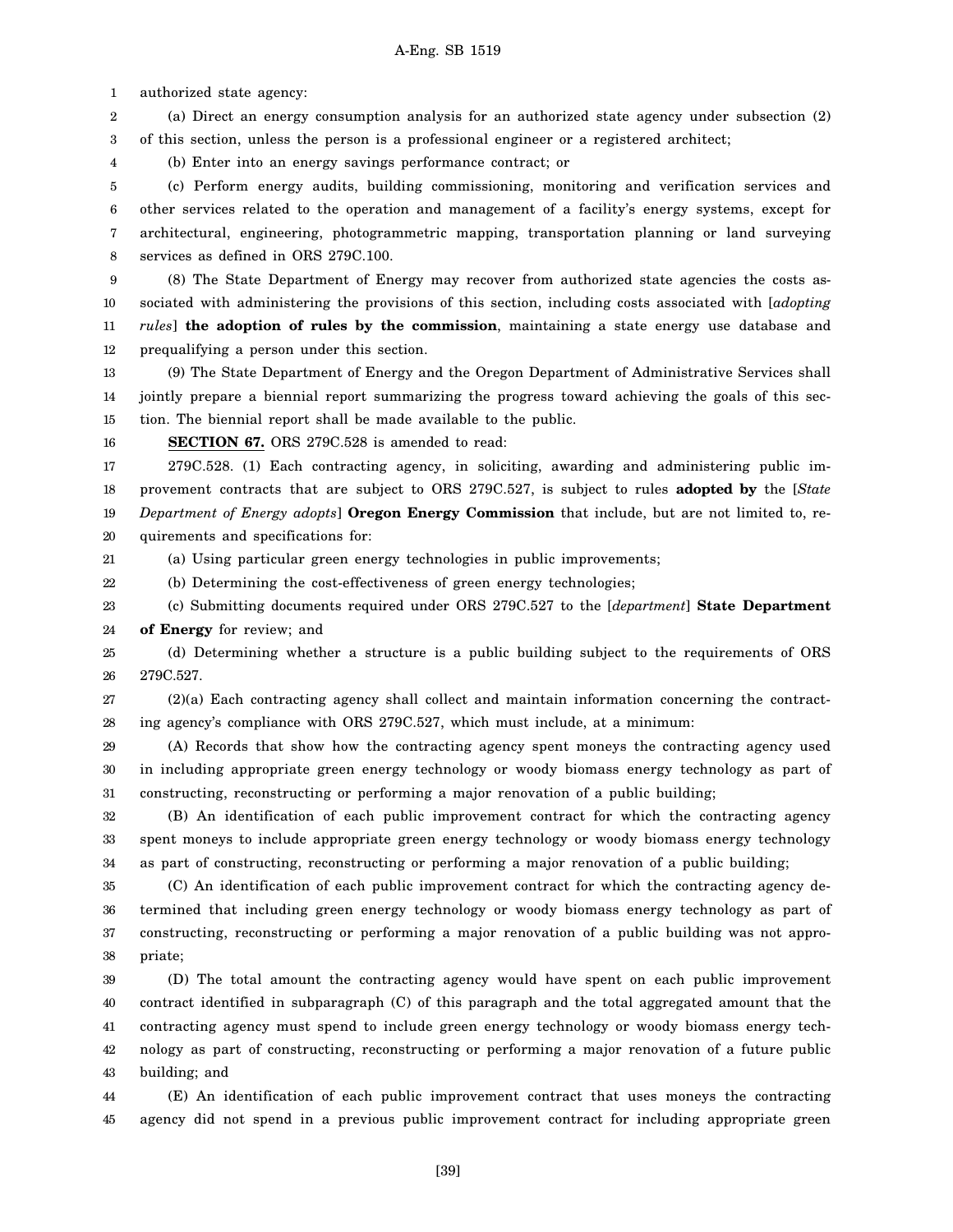authorized state agency:

(a) Direct an energy consumption analysis for an authorized state agency under subsection (2) of this section, unless the person is a professional engineer or a registered architect;

(b) Enter into an energy savings performance contract; or

(c) Perform energy audits, building commissioning, monitoring and verification services and other services related to the operation and management of a facility's energy systems, except for architectural, engineering, photogrammetric mapping, transportation planning or land surveying services as defined in ORS 279C.100.

(8) The State Department of Energy may recover from authorized state agencies the costs associated with administering the provisions of this section, including costs associated with [*adopting rules*] **the adoption of rules by the commission**, maintaining a state energy use database and prequalifying a person under this section.

(9) The State Department of Energy and the Oregon Department of Administrative Services shall jointly prepare a biennial report summarizing the progress toward achieving the goals of this section. The biennial report shall be made available to the public.

**SECTION 67.** ORS 279C.528 is amended to read:

279C.528. (1) Each contracting agency, in soliciting, awarding and administering public improvement contracts that are subject to ORS 279C.527, is subject to rules **adopted by** the [*State Department of Energy adopts*] **Oregon Energy Commission** that include, but are not limited to, requirements and specifications for:

(a) Using particular green energy technologies in public improvements;

(b) Determining the cost-effectiveness of green energy technologies;

(c) Submitting documents required under ORS 279C.527 to the [*department*] **State Department of Energy** for review; and

(d) Determining whether a structure is a public building subject to the requirements of ORS 279C.527.

(2)(a) Each contracting agency shall collect and maintain information concerning the contracting agency's compliance with ORS 279C.527, which must include, at a minimum:

(A) Records that show how the contracting agency spent moneys the contracting agency used in including appropriate green energy technology or woody biomass energy technology as part of constructing, reconstructing or performing a major renovation of a public building;

(B) An identification of each public improvement contract for which the contracting agency spent moneys to include appropriate green energy technology or woody biomass energy technology as part of constructing, reconstructing or performing a major renovation of a public building;

(C) An identification of each public improvement contract for which the contracting agency determined that including green energy technology or woody biomass energy technology as part of constructing, reconstructing or performing a major renovation of a public building was not appropriate;

(D) The total amount the contracting agency would have spent on each public improvement contract identified in subparagraph (C) of this paragraph and the total aggregated amount that the contracting agency must spend to include green energy technology or woody biomass energy technology as part of constructing, reconstructing or performing a major renovation of a future public building; and

(E) An identification of each public improvement contract that uses moneys the contracting agency did not spend in a previous public improvement contract for including appropriate green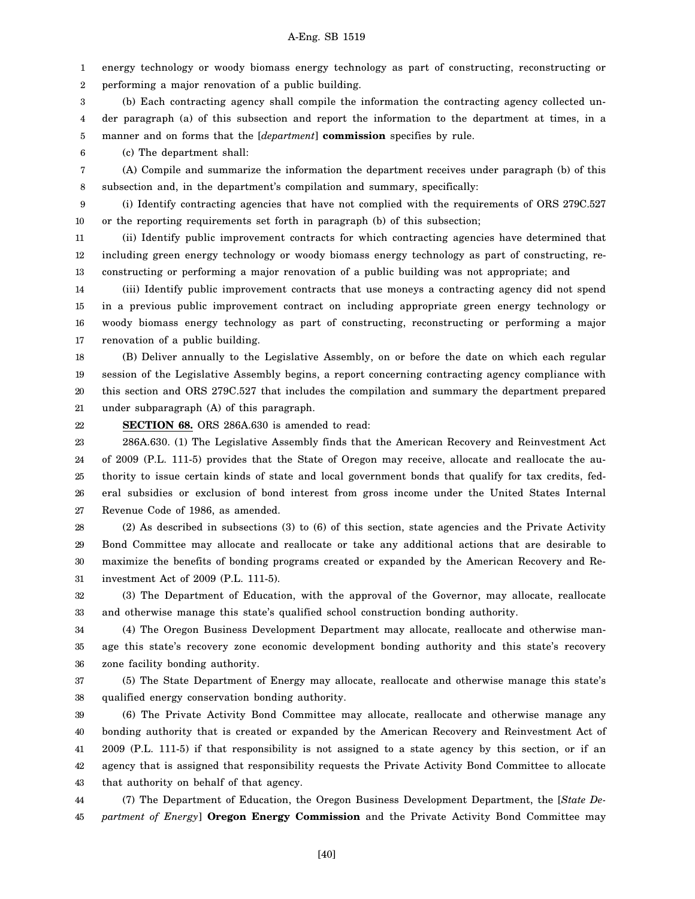energy technology or woody biomass energy technology as part of constructing, reconstructing or performing a major renovation of a public building.

(b) Each contracting agency shall compile the information the contracting agency collected under paragraph (a) of this subsection and report the information to the department at times, in a manner and on forms that the [*department*] **commission** specifies by rule.

(c) The department shall:

(A) Compile and summarize the information the department receives under paragraph (b) of this subsection and, in the department's compilation and summary, specifically:

(i) Identify contracting agencies that have not complied with the requirements of ORS 279C.527 or the reporting requirements set forth in paragraph (b) of this subsection;

(ii) Identify public improvement contracts for which contracting agencies have determined that including green energy technology or woody biomass energy technology as part of constructing, reconstructing or performing a major renovation of a public building was not appropriate; and

(iii) Identify public improvement contracts that use moneys a contracting agency did not spend in a previous public improvement contract on including appropriate green energy technology or woody biomass energy technology as part of constructing, reconstructing or performing a major renovation of a public building.

(B) Deliver annually to the Legislative Assembly, on or before the date on which each regular session of the Legislative Assembly begins, a report concerning contracting agency compliance with this section and ORS 279C.527 that includes the compilation and summary the department prepared under subparagraph (A) of this paragraph.

**SECTION 68.** ORS 286A.630 is amended to read:

286A.630. (1) The Legislative Assembly finds that the American Recovery and Reinvestment Act of 2009 (P.L. 111-5) provides that the State of Oregon may receive, allocate and reallocate the authority to issue certain kinds of state and local government bonds that qualify for tax credits, federal subsidies or exclusion of bond interest from gross income under the United States Internal Revenue Code of 1986, as amended.

(2) As described in subsections (3) to (6) of this section, state agencies and the Private Activity Bond Committee may allocate and reallocate or take any additional actions that are desirable to maximize the benefits of bonding programs created or expanded by the American Recovery and Reinvestment Act of 2009 (P.L. 111-5).

(3) The Department of Education, with the approval of the Governor, may allocate, reallocate and otherwise manage this state's qualified school construction bonding authority.

(4) The Oregon Business Development Department may allocate, reallocate and otherwise manage this state's recovery zone economic development bonding authority and this state's recovery zone facility bonding authority.

(5) The State Department of Energy may allocate, reallocate and otherwise manage this state's qualified energy conservation bonding authority.

(6) The Private Activity Bond Committee may allocate, reallocate and otherwise manage any bonding authority that is created or expanded by the American Recovery and Reinvestment Act of 2009 (P.L. 111-5) if that responsibility is not assigned to a state agency by this section, or if an agency that is assigned that responsibility requests the Private Activity Bond Committee to allocate that authority on behalf of that agency.

(7) The Department of Education, the Oregon Business Development Department, the [*State Department of Energy*] **Oregon Energy Commission** and the Private Activity Bond Committee may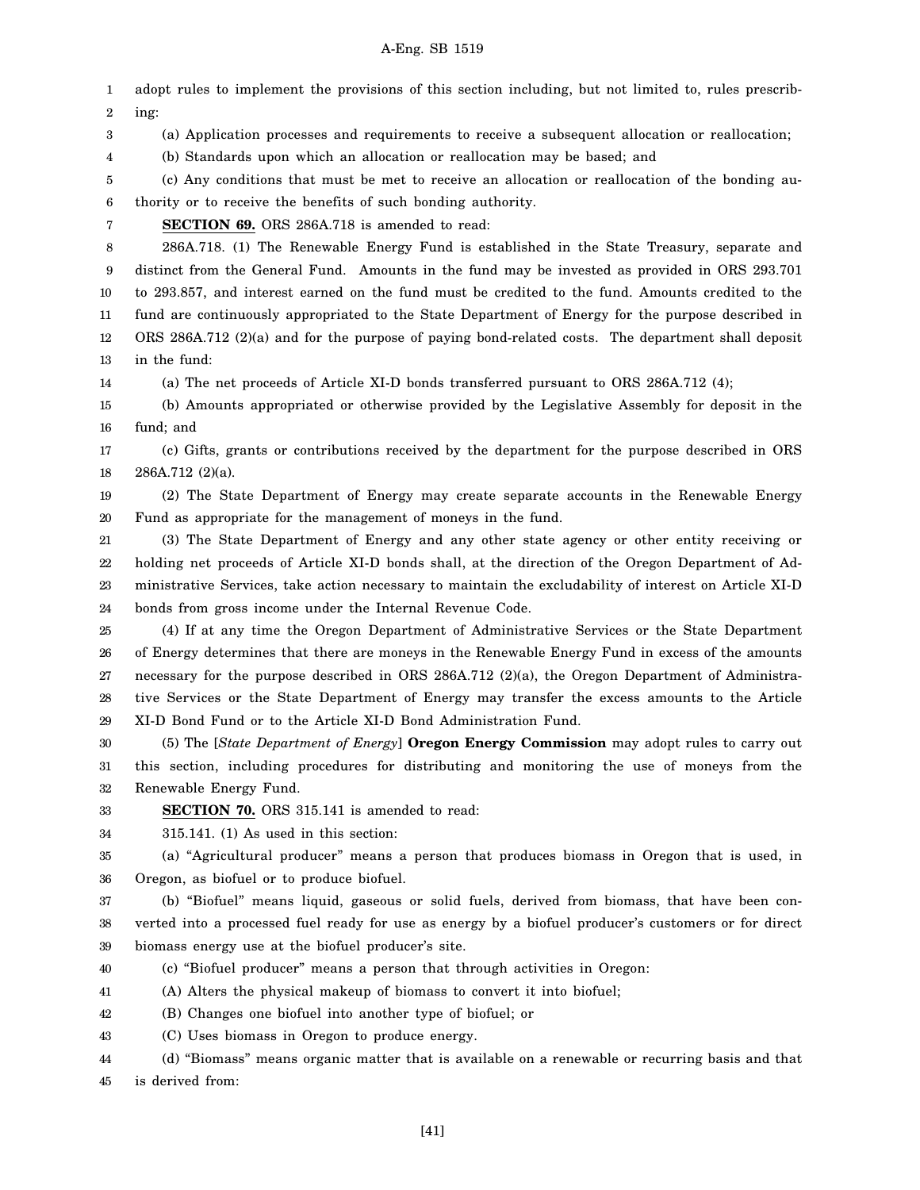adopt rules to implement the provisions of this section including, but not limited to, rules prescribing:

(a) Application processes and requirements to receive a subsequent allocation or reallocation;

(b) Standards upon which an allocation or reallocation may be based; and

(c) Any conditions that must be met to receive an allocation or reallocation of the bonding authority or to receive the benefits of such bonding authority.

**SECTION 69.** ORS 286A.718 is amended to read:

286A.718. (1) The Renewable Energy Fund is established in the State Treasury, separate and distinct from the General Fund. Amounts in the fund may be invested as provided in ORS 293.701 to 293.857, and interest earned on the fund must be credited to the fund. Amounts credited to the fund are continuously appropriated to the State Department of Energy for the purpose described in ORS 286A.712 (2)(a) and for the purpose of paying bond-related costs. The department shall deposit in the fund:

(a) The net proceeds of Article XI-D bonds transferred pursuant to ORS 286A.712 (4);

(b) Amounts appropriated or otherwise provided by the Legislative Assembly for deposit in the fund; and

(c) Gifts, grants or contributions received by the department for the purpose described in ORS 286A.712 (2)(a).

(2) The State Department of Energy may create separate accounts in the Renewable Energy Fund as appropriate for the management of moneys in the fund.

(3) The State Department of Energy and any other state agency or other entity receiving or holding net proceeds of Article XI-D bonds shall, at the direction of the Oregon Department of Administrative Services, take action necessary to maintain the excludability of interest on Article XI-D bonds from gross income under the Internal Revenue Code.

(4) If at any time the Oregon Department of Administrative Services or the State Department of Energy determines that there are moneys in the Renewable Energy Fund in excess of the amounts necessary for the purpose described in ORS 286A.712 (2)(a), the Oregon Department of Administrative Services or the State Department of Energy may transfer the excess amounts to the Article XI-D Bond Fund or to the Article XI-D Bond Administration Fund.

(5) The [*State Department of Energy*] **Oregon Energy Commission** may adopt rules to carry out this section, including procedures for distributing and monitoring the use of moneys from the Renewable Energy Fund.

**SECTION 70.** ORS 315.141 is amended to read:

315.141. (1) As used in this section:

(a) "Agricultural producer" means a person that produces biomass in Oregon that is used, in Oregon, as biofuel or to produce biofuel.

(b) "Biofuel" means liquid, gaseous or solid fuels, derived from biomass, that have been converted into a processed fuel ready for use as energy by a biofuel producer's customers or for direct biomass energy use at the biofuel producer's site.

(c) "Biofuel producer" means a person that through activities in Oregon:

(A) Alters the physical makeup of biomass to convert it into biofuel;

(B) Changes one biofuel into another type of biofuel; or

(C) Uses biomass in Oregon to produce energy.

(d) "Biomass" means organic matter that is available on a renewable or recurring basis and that is derived from: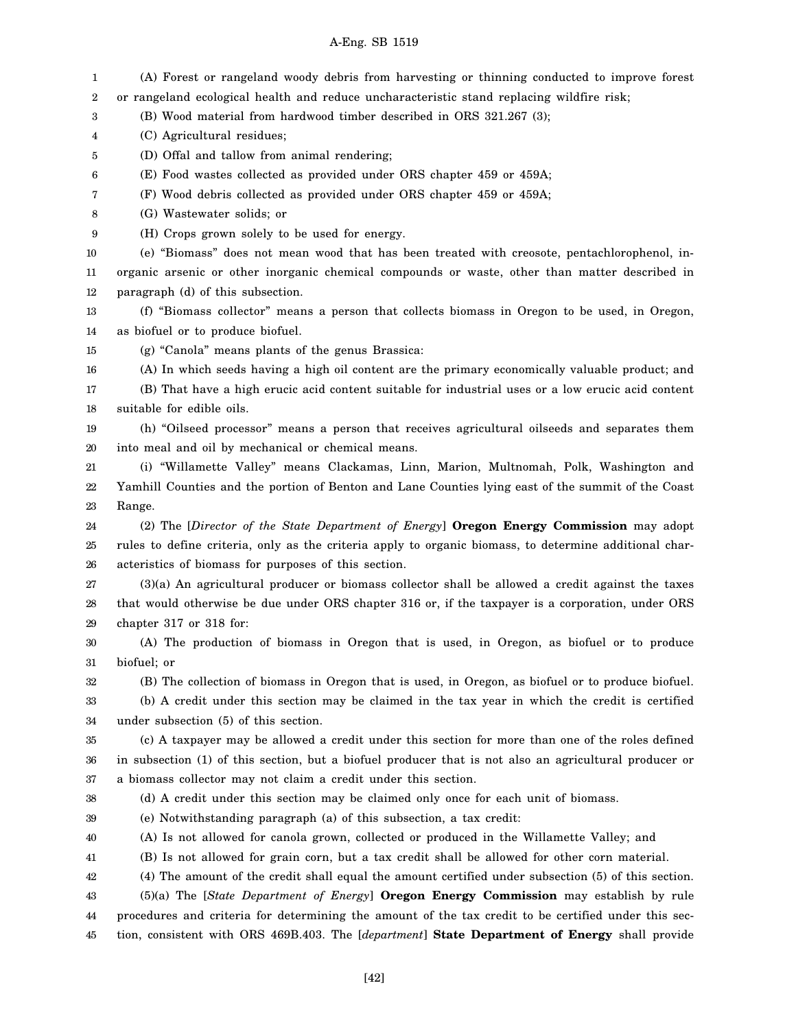(A) Forest or rangeland woody debris from harvesting or thinning conducted to improve forest or rangeland ecological health and reduce uncharacteristic stand replacing wildfire risk;

(B) Wood material from hardwood timber described in ORS 321.267 (3);

(C) Agricultural residues;

(D) Offal and tallow from animal rendering;

(E) Food wastes collected as provided under ORS chapter 459 or 459A;

(F) Wood debris collected as provided under ORS chapter 459 or 459A;

(G) Wastewater solids; or

(H) Crops grown solely to be used for energy.

(e) "Biomass" does not mean wood that has been treated with creosote, pentachlorophenol, inorganic arsenic or other inorganic chemical compounds or waste, other than matter described in paragraph (d) of this subsection.

(f) "Biomass collector" means a person that collects biomass in Oregon to be used, in Oregon, as biofuel or to produce biofuel.

(g) "Canola" means plants of the genus Brassica:

(A) In which seeds having a high oil content are the primary economically valuable product; and

(B) That have a high erucic acid content suitable for industrial uses or a low erucic acid content suitable for edible oils.

(h) "Oilseed processor" means a person that receives agricultural oilseeds and separates them into meal and oil by mechanical or chemical means.

(i) "Willamette Valley" means Clackamas, Linn, Marion, Multnomah, Polk, Washington and Yamhill Counties and the portion of Benton and Lane Counties lying east of the summit of the Coast Range.

(2) The [*Director of the State Department of Energy*] **Oregon Energy Commission** may adopt rules to define criteria, only as the criteria apply to organic biomass, to determine additional characteristics of biomass for purposes of this section.

(3)(a) An agricultural producer or biomass collector shall be allowed a credit against the taxes that would otherwise be due under ORS chapter 316 or, if the taxpayer is a corporation, under ORS chapter 317 or 318 for:

(A) The production of biomass in Oregon that is used, in Oregon, as biofuel or to produce biofuel; or

(B) The collection of biomass in Oregon that is used, in Oregon, as biofuel or to produce biofuel.

(b) A credit under this section may be claimed in the tax year in which the credit is certified under subsection (5) of this section.

(c) A taxpayer may be allowed a credit under this section for more than one of the roles defined in subsection (1) of this section, but a biofuel producer that is not also an agricultural producer or a biomass collector may not claim a credit under this section.

(d) A credit under this section may be claimed only once for each unit of biomass.

(e) Notwithstanding paragraph (a) of this subsection, a tax credit:

(A) Is not allowed for canola grown, collected or produced in the Willamette Valley; and

(B) Is not allowed for grain corn, but a tax credit shall be allowed for other corn material.

(4) The amount of the credit shall equal the amount certified under subsection (5) of this section.

(5)(a) The [*State Department of Energy*] **Oregon Energy Commission** may establish by rule procedures and criteria for determining the amount of the tax credit to be certified under this section, consistent with ORS 469B.403. The [*department*] **State Department of Energy** shall provide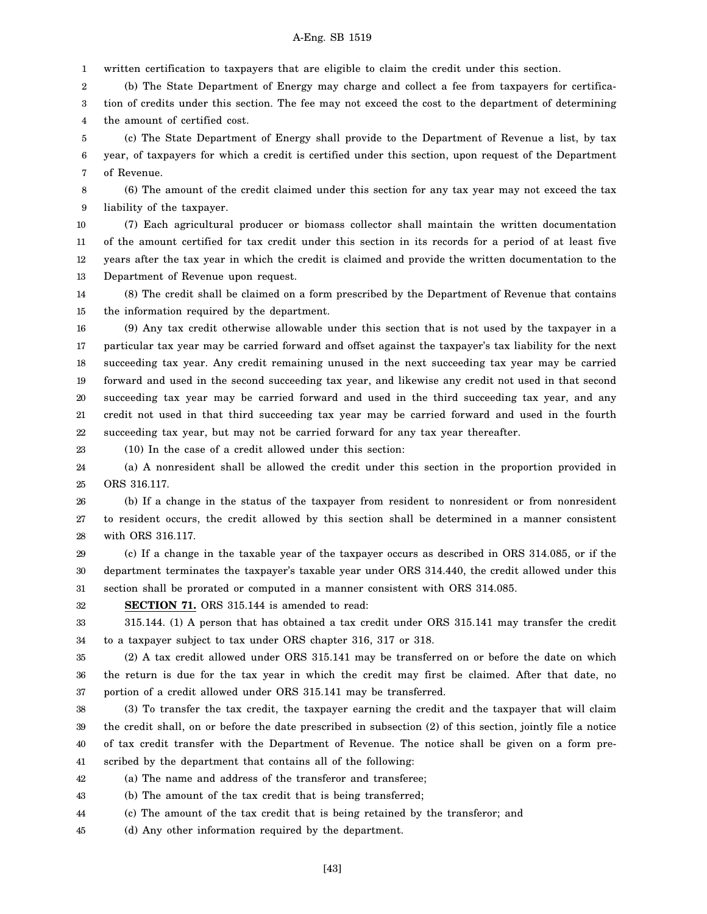written certification to taxpayers that are eligible to claim the credit under this section.

(b) The State Department of Energy may charge and collect a fee from taxpayers for certification of credits under this section. The fee may not exceed the cost to the department of determining the amount of certified cost.

(c) The State Department of Energy shall provide to the Department of Revenue a list, by tax year, of taxpayers for which a credit is certified under this section, upon request of the Department of Revenue.

(6) The amount of the credit claimed under this section for any tax year may not exceed the tax liability of the taxpayer.

(7) Each agricultural producer or biomass collector shall maintain the written documentation of the amount certified for tax credit under this section in its records for a period of at least five years after the tax year in which the credit is claimed and provide the written documentation to the Department of Revenue upon request.

(8) The credit shall be claimed on a form prescribed by the Department of Revenue that contains the information required by the department.

(9) Any tax credit otherwise allowable under this section that is not used by the taxpayer in a particular tax year may be carried forward and offset against the taxpayer's tax liability for the next succeeding tax year. Any credit remaining unused in the next succeeding tax year may be carried forward and used in the second succeeding tax year, and likewise any credit not used in that second succeeding tax year may be carried forward and used in the third succeeding tax year, and any credit not used in that third succeeding tax year may be carried forward and used in the fourth succeeding tax year, but may not be carried forward for any tax year thereafter.

(10) In the case of a credit allowed under this section:

(a) A nonresident shall be allowed the credit under this section in the proportion provided in ORS 316.117.

(b) If a change in the status of the taxpayer from resident to nonresident or from nonresident to resident occurs, the credit allowed by this section shall be determined in a manner consistent with ORS 316.117.

(c) If a change in the taxable year of the taxpayer occurs as described in ORS 314.085, or if the department terminates the taxpayer's taxable year under ORS 314.440, the credit allowed under this section shall be prorated or computed in a manner consistent with ORS 314.085.

**SECTION 71.** ORS 315.144 is amended to read:

315.144. (1) A person that has obtained a tax credit under ORS 315.141 may transfer the credit to a taxpayer subject to tax under ORS chapter 316, 317 or 318.

(2) A tax credit allowed under ORS 315.141 may be transferred on or before the date on which the return is due for the tax year in which the credit may first be claimed. After that date, no portion of a credit allowed under ORS 315.141 may be transferred.

(3) To transfer the tax credit, the taxpayer earning the credit and the taxpayer that will claim the credit shall, on or before the date prescribed in subsection (2) of this section, jointly file a notice of tax credit transfer with the Department of Revenue. The notice shall be given on a form prescribed by the department that contains all of the following:

(a) The name and address of the transferor and transferee;

(b) The amount of the tax credit that is being transferred;

(c) The amount of the tax credit that is being retained by the transferor; and

(d) Any other information required by the department.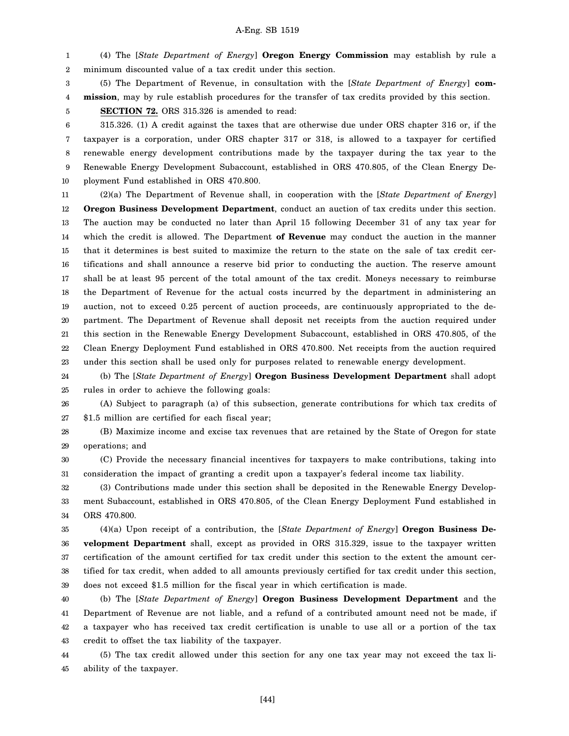(4) The [*State Department of Energy*] **Oregon Energy Commission** may establish by rule a minimum discounted value of a tax credit under this section.

(5) The Department of Revenue, in consultation with the [*State Department of Energy*] **commission**, may by rule establish procedures for the transfer of tax credits provided by this section.

**SECTION 72.** ORS 315.326 is amended to read:

315.326. (1) A credit against the taxes that are otherwise due under ORS chapter 316 or, if the taxpayer is a corporation, under ORS chapter 317 or 318, is allowed to a taxpayer for certified renewable energy development contributions made by the taxpayer during the tax year to the Renewable Energy Development Subaccount, established in ORS 470.805, of the Clean Energy Deployment Fund established in ORS 470.800.

(2)(a) The Department of Revenue shall, in cooperation with the [*State Department of Energy*] **Oregon Business Development Department**, conduct an auction of tax credits under this section. The auction may be conducted no later than April 15 following December 31 of any tax year for which the credit is allowed. The Department **of Revenue** may conduct the auction in the manner that it determines is best suited to maximize the return to the state on the sale of tax credit certifications and shall announce a reserve bid prior to conducting the auction. The reserve amount shall be at least 95 percent of the total amount of the tax credit. Moneys necessary to reimburse the Department of Revenue for the actual costs incurred by the department in administering an auction, not to exceed 0.25 percent of auction proceeds, are continuously appropriated to the department. The Department of Revenue shall deposit net receipts from the auction required under this section in the Renewable Energy Development Subaccount, established in ORS 470.805, of the Clean Energy Deployment Fund established in ORS 470.800. Net receipts from the auction required under this section shall be used only for purposes related to renewable energy development.

(b) The [*State Department of Energy*] **Oregon Business Development Department** shall adopt rules in order to achieve the following goals:

(A) Subject to paragraph (a) of this subsection, generate contributions for which tax credits of $1.5 million are certified for each fiscal year;

(B) Maximize income and excise tax revenues that are retained by the State of Oregon for state operations; and

(C) Provide the necessary financial incentives for taxpayers to make contributions, taking into consideration the impact of granting a credit upon a taxpayer's federal income tax liability.

(3) Contributions made under this section shall be deposited in the Renewable Energy Development Subaccount, established in ORS 470.805, of the Clean Energy Deployment Fund established in ORS 470.800.

(4)(a) Upon receipt of a contribution, the [*State Department of Energy*] **Oregon Business Development Department** shall, except as provided in ORS 315.329, issue to the taxpayer written certification of the amount certified for tax credit under this section to the extent the amount certified for tax credit, when added to all amounts previously certified for tax credit under this section, does not exceed $1.5 million for the fiscal year in which certification is made.

(b) The [*State Department of Energy*] **Oregon Business Development Department** and the Department of Revenue are not liable, and a refund of a contributed amount need not be made, if a taxpayer who has received tax credit certification is unable to use all or a portion of the tax credit to offset the tax liability of the taxpayer.

(5) The tax credit allowed under this section for any one tax year may not exceed the tax liability of the taxpayer.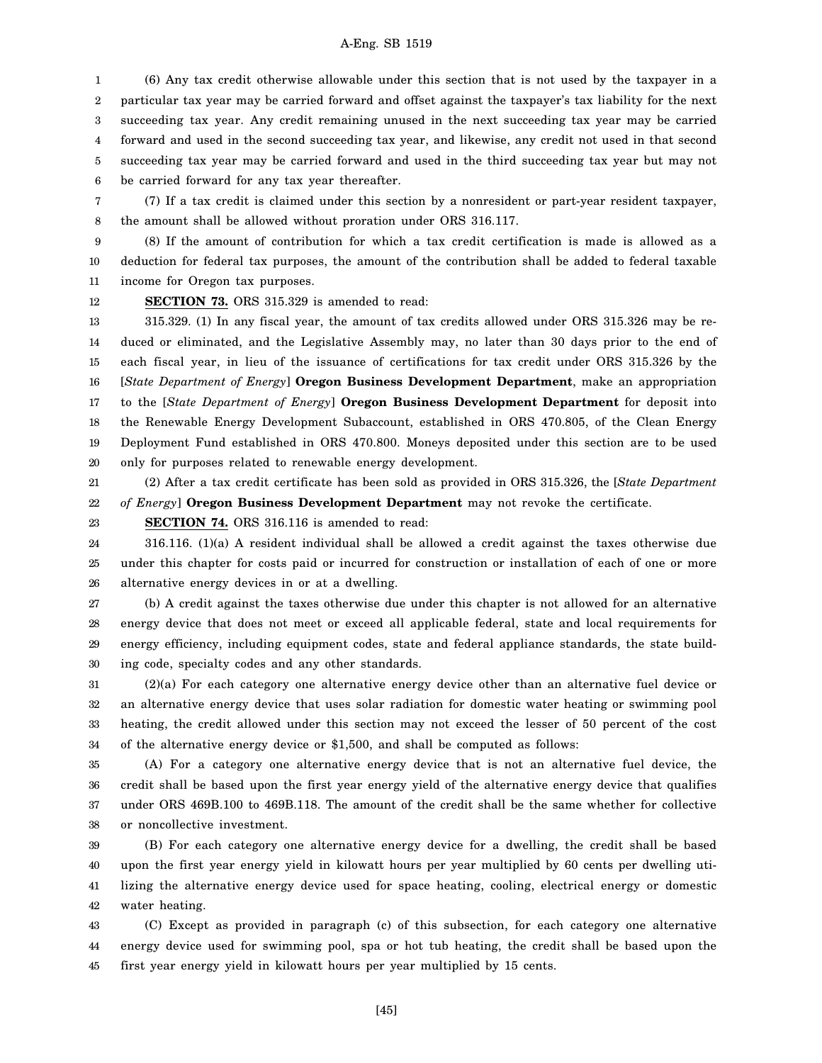(6) Any tax credit otherwise allowable under this section that is not used by the taxpayer in a particular tax year may be carried forward and offset against the taxpayer's tax liability for the next succeeding tax year. Any credit remaining unused in the next succeeding tax year may be carried forward and used in the second succeeding tax year, and likewise, any credit not used in that second succeeding tax year may be carried forward and used in the third succeeding tax year but may not be carried forward for any tax year thereafter.

(7) If a tax credit is claimed under this section by a nonresident or part-year resident taxpayer, the amount shall be allowed without proration under ORS 316.117.

(8) If the amount of contribution for which a tax credit certification is made is allowed as a deduction for federal tax purposes, the amount of the contribution shall be added to federal taxable income for Oregon tax purposes.

**SECTION 73.** ORS 315.329 is amended to read:

315.329. (1) In any fiscal year, the amount of tax credits allowed under ORS 315.326 may be reduced or eliminated, and the Legislative Assembly may, no later than 30 days prior to the end of each fiscal year, in lieu of the issuance of certifications for tax credit under ORS 315.326 by the [*State Department of Energy*] **Oregon Business Development Department**, make an appropriation to the [*State Department of Energy*] **Oregon Business Development Department** for deposit into the Renewable Energy Development Subaccount, established in ORS 470.805, of the Clean Energy Deployment Fund established in ORS 470.800. Moneys deposited under this section are to be used only for purposes related to renewable energy development.

(2) After a tax credit certificate has been sold as provided in ORS 315.326, the [*State Department of Energy*] **Oregon Business Development Department** may not revoke the certificate.

**SECTION 74.** ORS 316.116 is amended to read:

316.116. (1)(a) A resident individual shall be allowed a credit against the taxes otherwise due under this chapter for costs paid or incurred for construction or installation of each of one or more alternative energy devices in or at a dwelling.

(b) A credit against the taxes otherwise due under this chapter is not allowed for an alternative energy device that does not meet or exceed all applicable federal, state and local requirements for energy efficiency, including equipment codes, state and federal appliance standards, the state building code, specialty codes and any other standards.

(2)(a) For each category one alternative energy device other than an alternative fuel device or an alternative energy device that uses solar radiation for domestic water heating or swimming pool heating, the credit allowed under this section may not exceed the lesser of 50 percent of the cost of the alternative energy device or $1,500, and shall be computed as follows:

(A) For a category one alternative energy device that is not an alternative fuel device, the credit shall be based upon the first year energy yield of the alternative energy device that qualifies under ORS 469B.100 to 469B.118. The amount of the credit shall be the same whether for collective or noncollective investment.

(B) For each category one alternative energy device for a dwelling, the credit shall be based upon the first year energy yield in kilowatt hours per year multiplied by 60 cents per dwelling utilizing the alternative energy device used for space heating, cooling, electrical energy or domestic water heating.

(C) Except as provided in paragraph (c) of this subsection, for each category one alternative energy device used for swimming pool, spa or hot tub heating, the credit shall be based upon the first year energy yield in kilowatt hours per year multiplied by 15 cents.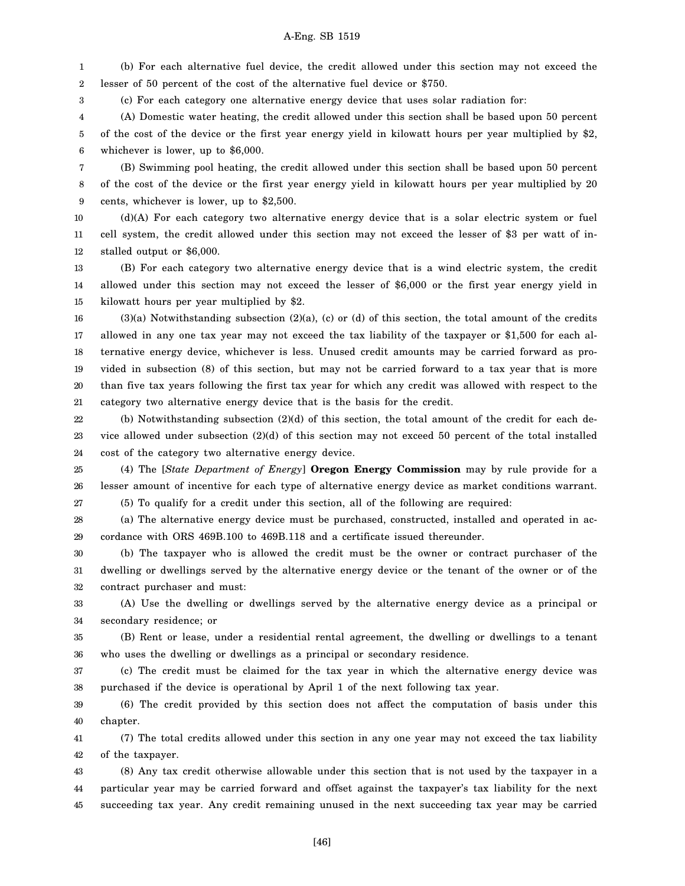(b) For each alternative fuel device, the credit allowed under this section may not exceed the lesser of 50 percent of the cost of the alternative fuel device or $750.

(c) For each category one alternative energy device that uses solar radiation for:

(A) Domestic water heating, the credit allowed under this section shall be based upon 50 percent of the cost of the device or the first year energy yield in kilowatt hours per year multiplied by $2, whichever is lower, up to $6,000.

(B) Swimming pool heating, the credit allowed under this section shall be based upon 50 percent of the cost of the device or the first year energy yield in kilowatt hours per year multiplied by 20 cents, whichever is lower, up to $2,500.

(d)(A) For each category two alternative energy device that is a solar electric system or fuel cell system, the credit allowed under this section may not exceed the lesser of $3 per watt of installed output or $6,000.

(B) For each category two alternative energy device that is a wind electric system, the credit allowed under this section may not exceed the lesser of $6,000 or the first year energy yield in kilowatt hours per year multiplied by $2.

(3)(a) Notwithstanding subsection (2)(a), (c) or (d) of this section, the total amount of the credits allowed in any one tax year may not exceed the tax liability of the taxpayer or $1,500 for each alternative energy device, whichever is less. Unused credit amounts may be carried forward as provided in subsection (8) of this section, but may not be carried forward to a tax year that is more than five tax years following the first tax year for which any credit was allowed with respect to the category two alternative energy device that is the basis for the credit.

(b) Notwithstanding subsection (2)(d) of this section, the total amount of the credit for each device allowed under subsection (2)(d) of this section may not exceed 50 percent of the total installed cost of the category two alternative energy device.

(4) The [*State Department of Energy*] **Oregon Energy Commission** may by rule provide for a lesser amount of incentive for each type of alternative energy device as market conditions warrant.

(5) To qualify for a credit under this section, all of the following are required:

(a) The alternative energy device must be purchased, constructed, installed and operated in accordance with ORS 469B.100 to 469B.118 and a certificate issued thereunder.

(b) The taxpayer who is allowed the credit must be the owner or contract purchaser of the dwelling or dwellings served by the alternative energy device or the tenant of the owner or of the contract purchaser and must:

(A) Use the dwelling or dwellings served by the alternative energy device as a principal or secondary residence; or

(B) Rent or lease, under a residential rental agreement, the dwelling or dwellings to a tenant who uses the dwelling or dwellings as a principal or secondary residence.

(c) The credit must be claimed for the tax year in which the alternative energy device was purchased if the device is operational by April 1 of the next following tax year.

(6) The credit provided by this section does not affect the computation of basis under this chapter.

(7) The total credits allowed under this section in any one year may not exceed the tax liability of the taxpayer.

(8) Any tax credit otherwise allowable under this section that is not used by the taxpayer in a particular year may be carried forward and offset against the taxpayer's tax liability for the next succeeding tax year. Any credit remaining unused in the next succeeding tax year may be carried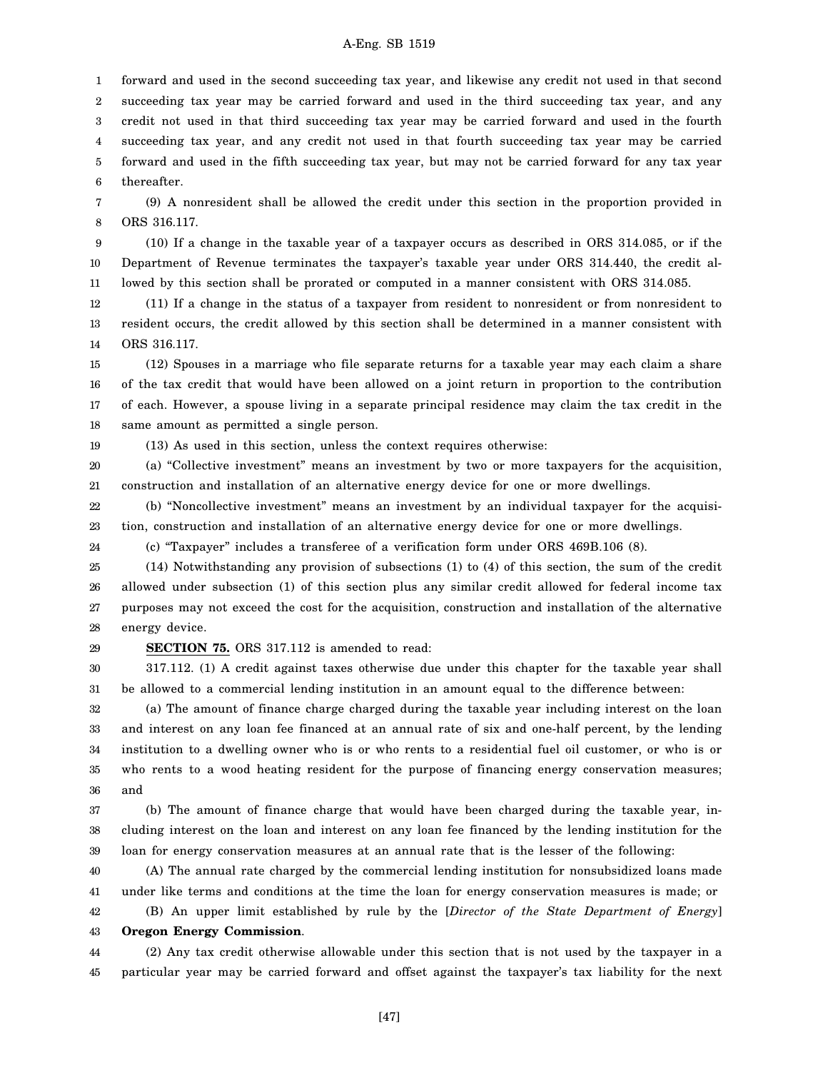forward and used in the second succeeding tax year, and likewise any credit not used in that second succeeding tax year may be carried forward and used in the third succeeding tax year, and any credit not used in that third succeeding tax year may be carried forward and used in the fourth succeeding tax year, and any credit not used in that fourth succeeding tax year may be carried forward and used in the fifth succeeding tax year, but may not be carried forward for any tax year thereafter.

(9) A nonresident shall be allowed the credit under this section in the proportion provided in ORS 316.117.

(10) If a change in the taxable year of a taxpayer occurs as described in ORS 314.085, or if the Department of Revenue terminates the taxpayer's taxable year under ORS 314.440, the credit allowed by this section shall be prorated or computed in a manner consistent with ORS 314.085.

(11) If a change in the status of a taxpayer from resident to nonresident or from nonresident to resident occurs, the credit allowed by this section shall be determined in a manner consistent with ORS 316.117.

(12) Spouses in a marriage who file separate returns for a taxable year may each claim a share of the tax credit that would have been allowed on a joint return in proportion to the contribution of each. However, a spouse living in a separate principal residence may claim the tax credit in the same amount as permitted a single person.

(13) As used in this section, unless the context requires otherwise:

(a) "Collective investment" means an investment by two or more taxpayers for the acquisition, construction and installation of an alternative energy device for one or more dwellings.

(b) "Noncollective investment" means an investment by an individual taxpayer for the acquisition, construction and installation of an alternative energy device for one or more dwellings.

(c) "Taxpayer" includes a transferee of a verification form under ORS 469B.106 (8).

(14) Notwithstanding any provision of subsections (1) to (4) of this section, the sum of the credit allowed under subsection (1) of this section plus any similar credit allowed for federal income tax purposes may not exceed the cost for the acquisition, construction and installation of the alternative energy device.

**SECTION 75.** ORS 317.112 is amended to read:

317.112. (1) A credit against taxes otherwise due under this chapter for the taxable year shall be allowed to a commercial lending institution in an amount equal to the difference between:

(a) The amount of finance charge charged during the taxable year including interest on the loan and interest on any loan fee financed at an annual rate of six and one-half percent, by the lending institution to a dwelling owner who is or who rents to a residential fuel oil customer, or who is or who rents to a wood heating resident for the purpose of financing energy conservation measures; and

(b) The amount of finance charge that would have been charged during the taxable year, including interest on the loan and interest on any loan fee financed by the lending institution for the loan for energy conservation measures at an annual rate that is the lesser of the following:

(A) The annual rate charged by the commercial lending institution for nonsubsidized loans made under like terms and conditions at the time the loan for energy conservation measures is made; or

(B) An upper limit established by rule by the [*Director of the State Department of Energy*] **Oregon Energy Commission**.

(2) Any tax credit otherwise allowable under this section that is not used by the taxpayer in a particular year may be carried forward and offset against the taxpayer's tax liability for the next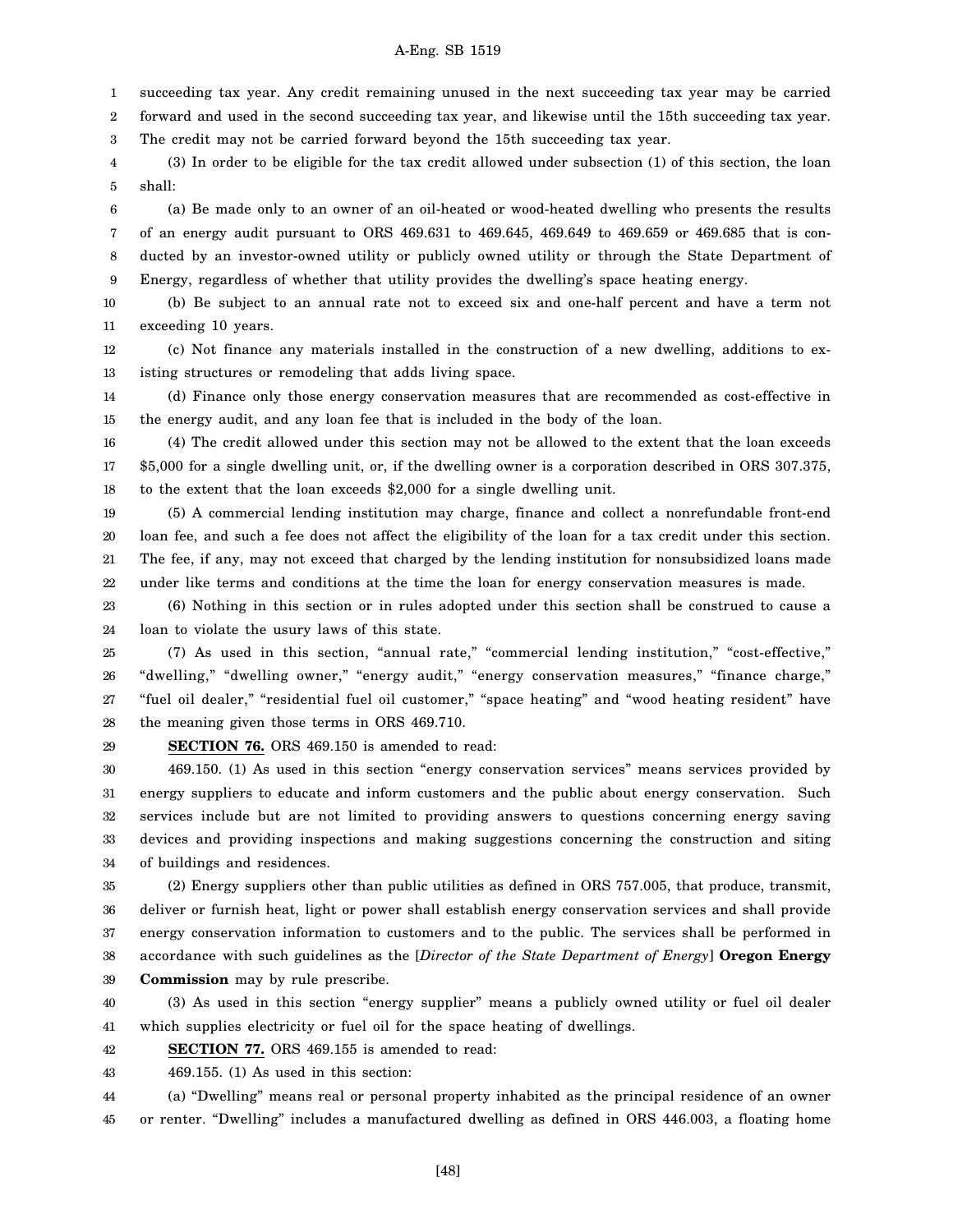succeeding tax year. Any credit remaining unused in the next succeeding tax year may be carried forward and used in the second succeeding tax year, and likewise until the 15th succeeding tax year. The credit may not be carried forward beyond the 15th succeeding tax year.

(3) In order to be eligible for the tax credit allowed under subsection (1) of this section, the loan shall:

(a) Be made only to an owner of an oil-heated or wood-heated dwelling who presents the results of an energy audit pursuant to ORS 469.631 to 469.645, 469.649 to 469.659 or 469.685 that is conducted by an investor-owned utility or publicly owned utility or through the State Department of Energy, regardless of whether that utility provides the dwelling's space heating energy.

(b) Be subject to an annual rate not to exceed six and one-half percent and have a term not exceeding 10 years.

(c) Not finance any materials installed in the construction of a new dwelling, additions to existing structures or remodeling that adds living space.

(d) Finance only those energy conservation measures that are recommended as cost-effective in the energy audit, and any loan fee that is included in the body of the loan.

(4) The credit allowed under this section may not be allowed to the extent that the loan exceeds $5,000 for a single dwelling unit, or, if the dwelling owner is a corporation described in ORS 307.375, to the extent that the loan exceeds $2,000 for a single dwelling unit.

(5) A commercial lending institution may charge, finance and collect a nonrefundable front-end loan fee, and such a fee does not affect the eligibility of the loan for a tax credit under this section. The fee, if any, may not exceed that charged by the lending institution for nonsubsidized loans made under like terms and conditions at the time the loan for energy conservation measures is made.

(6) Nothing in this section or in rules adopted under this section shall be construed to cause a loan to violate the usury laws of this state.

(7) As used in this section, "annual rate," "commercial lending institution," "cost-effective," "dwelling," "dwelling owner," "energy audit," "energy conservation measures," "finance charge," "fuel oil dealer," "residential fuel oil customer," "space heating" and "wood heating resident" have the meaning given those terms in ORS 469.710.

**SECTION 76.** ORS 469.150 is amended to read:

469.150. (1) As used in this section "energy conservation services" means services provided by energy suppliers to educate and inform customers and the public about energy conservation. Such services include but are not limited to providing answers to questions concerning energy saving devices and providing inspections and making suggestions concerning the construction and siting of buildings and residences.

(2) Energy suppliers other than public utilities as defined in ORS 757.005, that produce, transmit, deliver or furnish heat, light or power shall establish energy conservation services and shall provide energy conservation information to customers and to the public. The services shall be performed in accordance with such guidelines as the [*Director of the State Department of Energy*] **Oregon Energy Commission** may by rule prescribe.

(3) As used in this section "energy supplier" means a publicly owned utility or fuel oil dealer which supplies electricity or fuel oil for the space heating of dwellings.

**SECTION 77.** ORS 469.155 is amended to read:

469.155. (1) As used in this section:

(a) "Dwelling" means real or personal property inhabited as the principal residence of an owner or renter. "Dwelling" includes a manufactured dwelling as defined in ORS 446.003, a floating home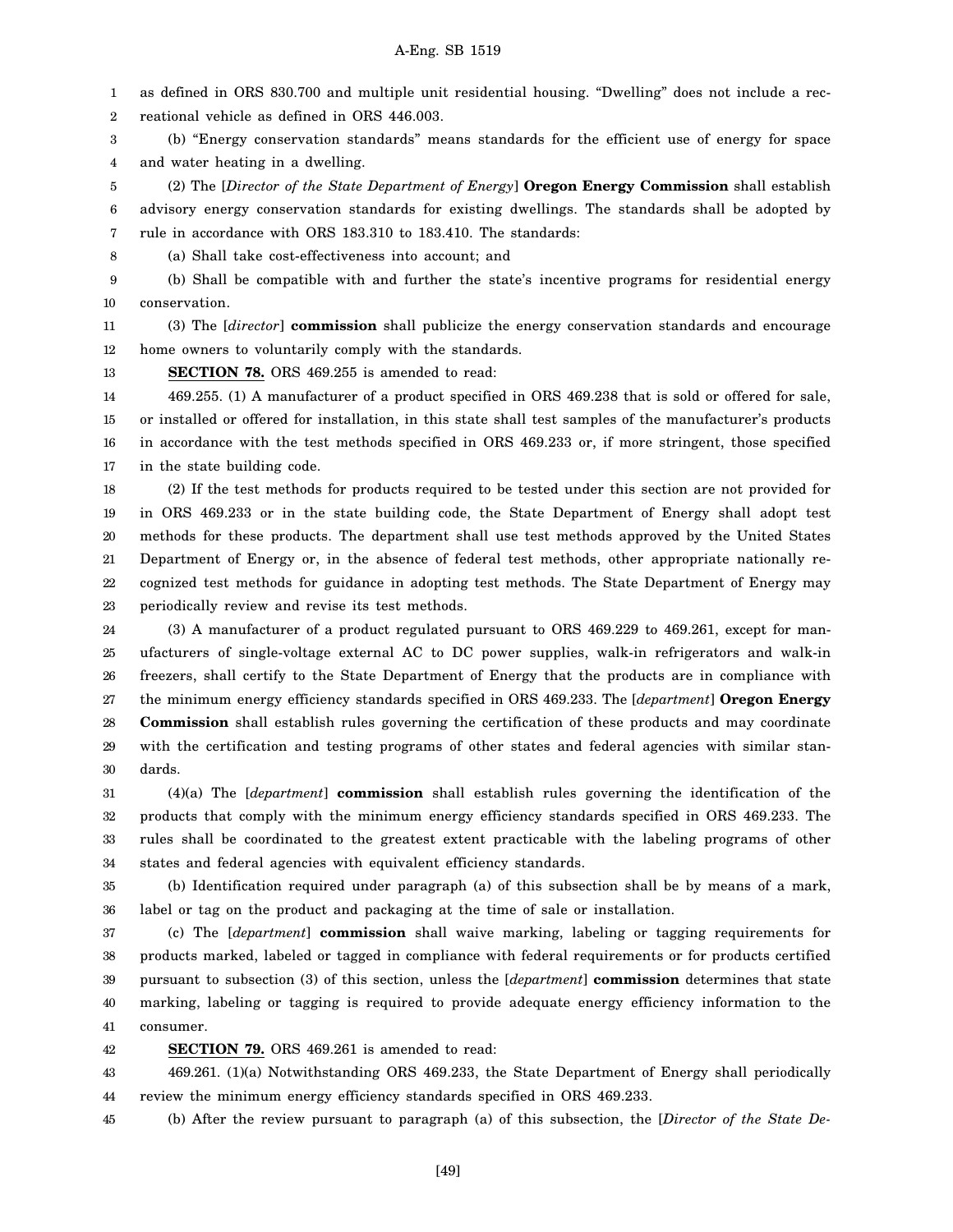as defined in ORS 830.700 and multiple unit residential housing. "Dwelling" does not include a recreational vehicle as defined in ORS 446.003.

(b) "Energy conservation standards" means standards for the efficient use of energy for space and water heating in a dwelling.

(2) The [*Director of the State Department of Energy*] **Oregon Energy Commission** shall establish advisory energy conservation standards for existing dwellings. The standards shall be adopted by rule in accordance with ORS 183.310 to 183.410. The standards:

(a) Shall take cost-effectiveness into account; and

(b) Shall be compatible with and further the state's incentive programs for residential energy conservation.

(3) The [*director*] **commission** shall publicize the energy conservation standards and encourage home owners to voluntarily comply with the standards.

**SECTION 78.** ORS 469.255 is amended to read:

469.255. (1) A manufacturer of a product specified in ORS 469.238 that is sold or offered for sale, or installed or offered for installation, in this state shall test samples of the manufacturer's products in accordance with the test methods specified in ORS 469.233 or, if more stringent, those specified in the state building code.

(2) If the test methods for products required to be tested under this section are not provided for in ORS 469.233 or in the state building code, the State Department of Energy shall adopt test methods for these products. The department shall use test methods approved by the United States Department of Energy or, in the absence of federal test methods, other appropriate nationally recognized test methods for guidance in adopting test methods. The State Department of Energy may periodically review and revise its test methods.

(3) A manufacturer of a product regulated pursuant to ORS 469.229 to 469.261, except for manufacturers of single-voltage external AC to DC power supplies, walk-in refrigerators and walk-in freezers, shall certify to the State Department of Energy that the products are in compliance with the minimum energy efficiency standards specified in ORS 469.233. The [*department*] **Oregon Energy Commission** shall establish rules governing the certification of these products and may coordinate with the certification and testing programs of other states and federal agencies with similar standards.

(4)(a) The [*department*] **commission** shall establish rules governing the identification of the products that comply with the minimum energy efficiency standards specified in ORS 469.233. The rules shall be coordinated to the greatest extent practicable with the labeling programs of other states and federal agencies with equivalent efficiency standards.

(b) Identification required under paragraph (a) of this subsection shall be by means of a mark, label or tag on the product and packaging at the time of sale or installation.

(c) The [*department*] **commission** shall waive marking, labeling or tagging requirements for products marked, labeled or tagged in compliance with federal requirements or for products certified pursuant to subsection (3) of this section, unless the [*department*] **commission** determines that state marking, labeling or tagging is required to provide adequate energy efficiency information to the consumer.

**SECTION 79.** ORS 469.261 is amended to read:

469.261. (1)(a) Notwithstanding ORS 469.233, the State Department of Energy shall periodically review the minimum energy efficiency standards specified in ORS 469.233.

(b) After the review pursuant to paragraph (a) of this subsection, the [*Director of the State De-*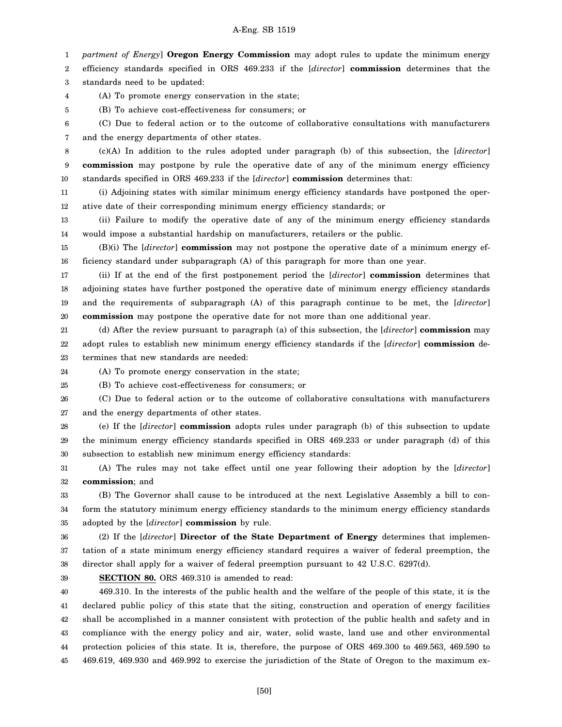*partment of Energy*] **Oregon Energy Commission** may adopt rules to update the minimum energy efficiency standards specified in ORS 469.233 if the [*director*] **commission** determines that the standards need to be updated:

(A) To promote energy conservation in the state;

(B) To achieve cost-effectiveness for consumers; or

(C) Due to federal action or to the outcome of collaborative consultations with manufacturers and the energy departments of other states.

(c)(A) In addition to the rules adopted under paragraph (b) of this subsection, the [*director*] **commission** may postpone by rule the operative date of any of the minimum energy efficiency standards specified in ORS 469.233 if the [*director*] **commission** determines that:

(i) Adjoining states with similar minimum energy efficiency standards have postponed the operative date of their corresponding minimum energy efficiency standards; or

(ii) Failure to modify the operative date of any of the minimum energy efficiency standards would impose a substantial hardship on manufacturers, retailers or the public.

(B)(i) The [*director*] **commission** may not postpone the operative date of a minimum energy efficiency standard under subparagraph (A) of this paragraph for more than one year.

(ii) If at the end of the first postponement period the [*director*] **commission** determines that adjoining states have further postponed the operative date of minimum energy efficiency standards and the requirements of subparagraph (A) of this paragraph continue to be met, the [*director*] **commission** may postpone the operative date for not more than one additional year.

(d) After the review pursuant to paragraph (a) of this subsection, the [*director*] **commission** may adopt rules to establish new minimum energy efficiency standards if the [*director*] **commission** determines that new standards are needed:

(A) To promote energy conservation in the state;

(B) To achieve cost-effectiveness for consumers; or

(C) Due to federal action or to the outcome of collaborative consultations with manufacturers and the energy departments of other states.

(e) If the [*director*] **commission** adopts rules under paragraph (b) of this subsection to update the minimum energy efficiency standards specified in ORS 469.233 or under paragraph (d) of this subsection to establish new minimum energy efficiency standards:

(A) The rules may not take effect until one year following their adoption by the [*director*] **commission**; and

(B) The Governor shall cause to be introduced at the next Legislative Assembly a bill to conform the statutory minimum energy efficiency standards to the minimum energy efficiency standards adopted by the [*director*] **commission** by rule.

(2) If the [*director*] **Director of the State Department of Energy** determines that implementation of a state minimum energy efficiency standard requires a waiver of federal preemption, the director shall apply for a waiver of federal preemption pursuant to 42 U.S.C. 6297(d).

**SECTION 80.** ORS 469.310 is amended to read:

469.310. In the interests of the public health and the welfare of the people of this state, it is the declared public policy of this state that the siting, construction and operation of energy facilities shall be accomplished in a manner consistent with protection of the public health and safety and in compliance with the energy policy and air, water, solid waste, land use and other environmental protection policies of this state. It is, therefore, the purpose of ORS 469.300 to 469.563, 469.590 to 469.619, 469.930 and 469.992 to exercise the jurisdiction of the State of Oregon to the maximum ex-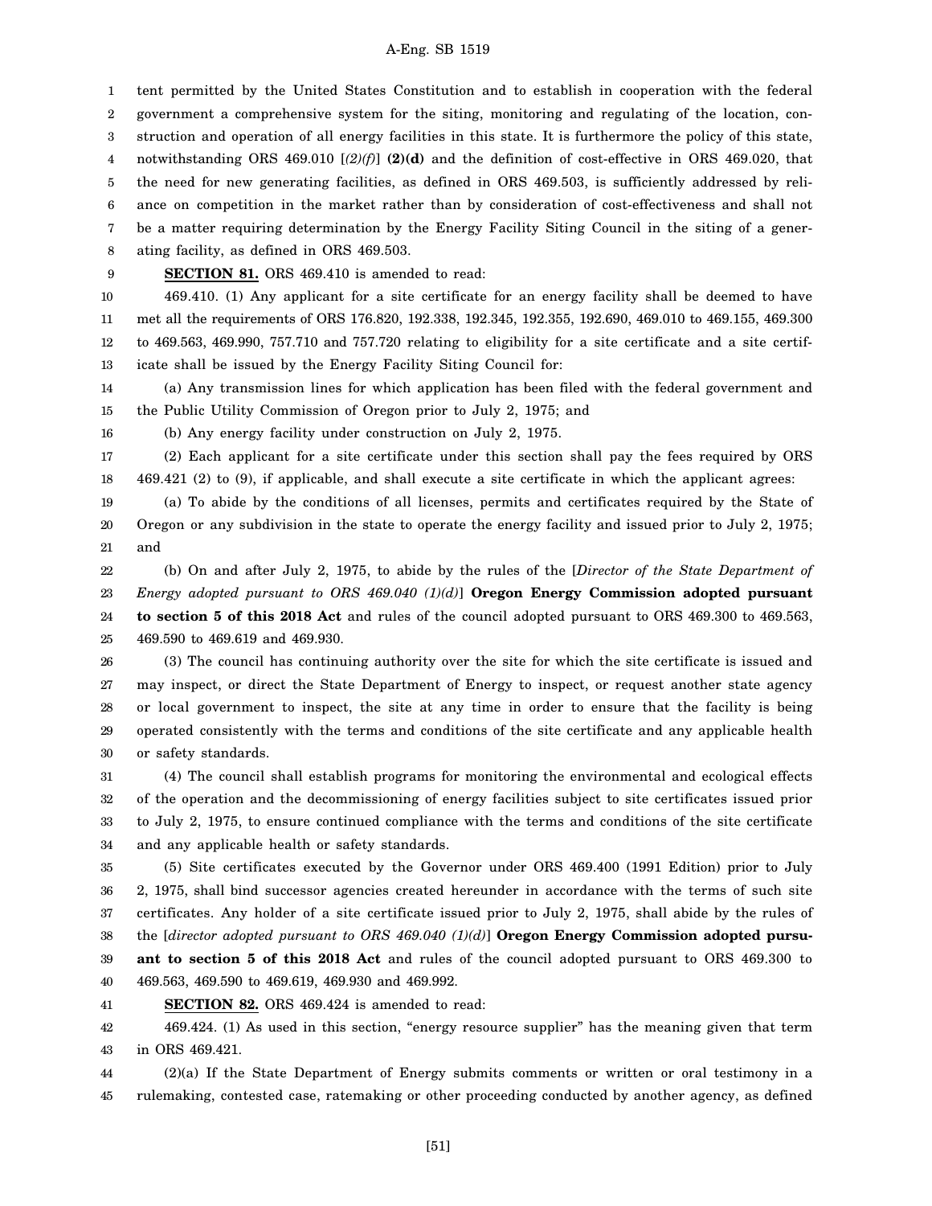tent permitted by the United States Constitution and to establish in cooperation with the federal government a comprehensive system for the siting, monitoring and regulating of the location, construction and operation of all energy facilities in this state. It is furthermore the policy of this state, notwithstanding ORS 469.010 [*(2)(f)*] **(2)(d)** and the definition of cost-effective in ORS 469.020, that the need for new generating facilities, as defined in ORS 469.503, is sufficiently addressed by reliance on competition in the market rather than by consideration of cost-effectiveness and shall not be a matter requiring determination by the Energy Facility Siting Council in the siting of a generating facility, as defined in ORS 469.503.

**SECTION 81.** ORS 469.410 is amended to read:

469.410. (1) Any applicant for a site certificate for an energy facility shall be deemed to have met all the requirements of ORS 176.820, 192.338, 192.345, 192.355, 192.690, 469.010 to 469.155, 469.300 to 469.563, 469.990, 757.710 and 757.720 relating to eligibility for a site certificate and a site certificate shall be issued by the Energy Facility Siting Council for:

(a) Any transmission lines for which application has been filed with the federal government and the Public Utility Commission of Oregon prior to July 2, 1975; and

(b) Any energy facility under construction on July 2, 1975.

(2) Each applicant for a site certificate under this section shall pay the fees required by ORS 469.421 (2) to (9), if applicable, and shall execute a site certificate in which the applicant agrees:

(a) To abide by the conditions of all licenses, permits and certificates required by the State of Oregon or any subdivision in the state to operate the energy facility and issued prior to July 2, 1975; and

(b) On and after July 2, 1975, to abide by the rules of the [*Director of the State Department of Energy adopted pursuant to ORS 469.040 (1)(d)*] **Oregon Energy Commission adopted pursuant to section 5 of this 2018 Act** and rules of the council adopted pursuant to ORS 469.300 to 469.563, 469.590 to 469.619 and 469.930.

(3) The council has continuing authority over the site for which the site certificate is issued and may inspect, or direct the State Department of Energy to inspect, or request another state agency or local government to inspect, the site at any time in order to ensure that the facility is being operated consistently with the terms and conditions of the site certificate and any applicable health or safety standards.

(4) The council shall establish programs for monitoring the environmental and ecological effects of the operation and the decommissioning of energy facilities subject to site certificates issued prior to July 2, 1975, to ensure continued compliance with the terms and conditions of the site certificate and any applicable health or safety standards.

(5) Site certificates executed by the Governor under ORS 469.400 (1991 Edition) prior to July 2, 1975, shall bind successor agencies created hereunder in accordance with the terms of such site certificates. Any holder of a site certificate issued prior to July 2, 1975, shall abide by the rules of the [*director adopted pursuant to ORS 469.040 (1)(d)*] **Oregon Energy Commission adopted pursuant to section 5 of this 2018 Act** and rules of the council adopted pursuant to ORS 469.300 to 469.563, 469.590 to 469.619, 469.930 and 469.992.

**SECTION 82.** ORS 469.424 is amended to read:

469.424. (1) As used in this section, "energy resource supplier" has the meaning given that term in ORS 469.421.

(2)(a) If the State Department of Energy submits comments or written or oral testimony in a rulemaking, contested case, ratemaking or other proceeding conducted by another agency, as defined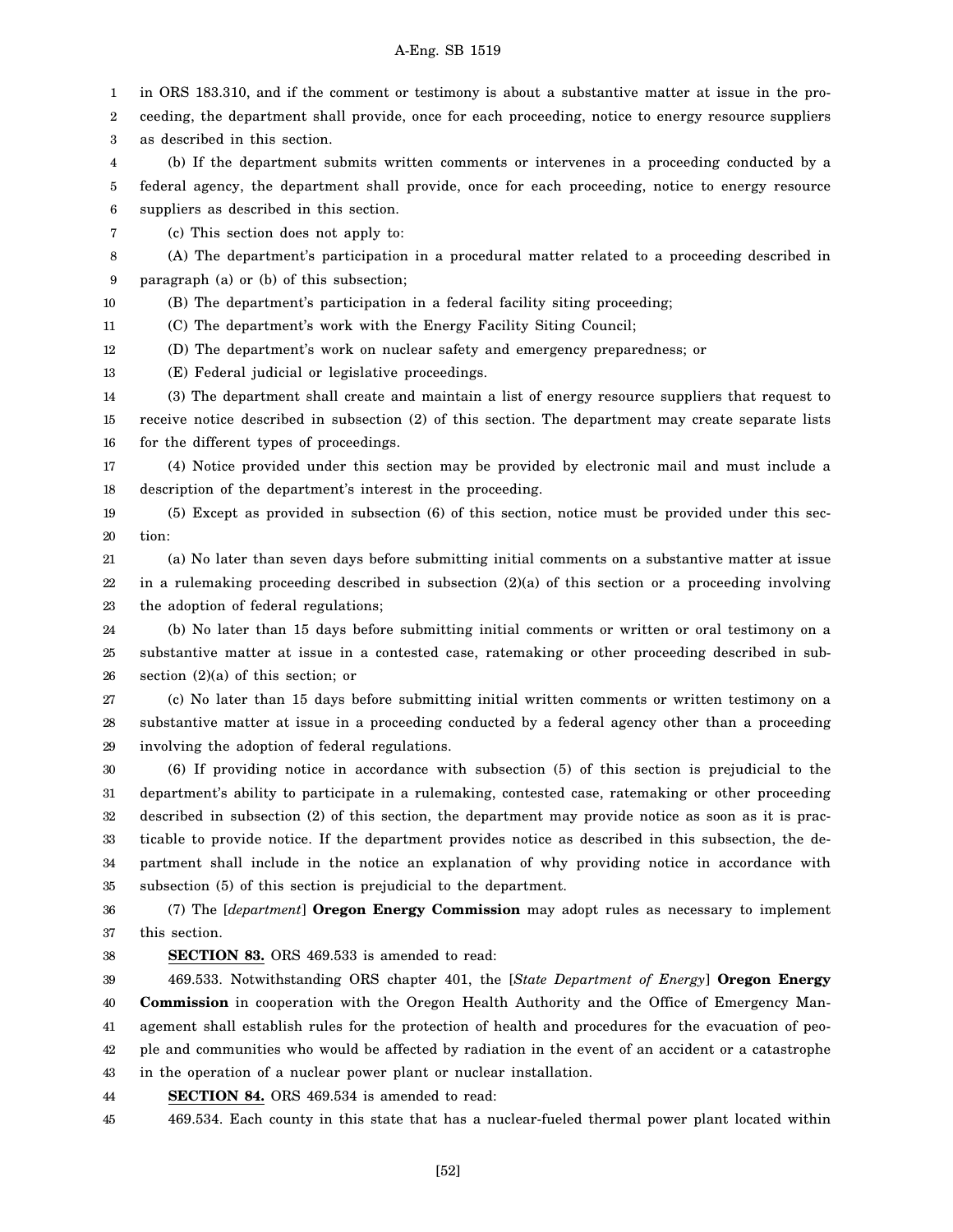in ORS 183.310, and if the comment or testimony is about a substantive matter at issue in the proceeding, the department shall provide, once for each proceeding, notice to energy resource suppliers as described in this section.

(b) If the department submits written comments or intervenes in a proceeding conducted by a federal agency, the department shall provide, once for each proceeding, notice to energy resource suppliers as described in this section.

(c) This section does not apply to:

(A) The department's participation in a procedural matter related to a proceeding described in paragraph (a) or (b) of this subsection;

(B) The department's participation in a federal facility siting proceeding;

(C) The department's work with the Energy Facility Siting Council;

(D) The department's work on nuclear safety and emergency preparedness; or

(E) Federal judicial or legislative proceedings.

(3) The department shall create and maintain a list of energy resource suppliers that request to receive notice described in subsection (2) of this section. The department may create separate lists for the different types of proceedings.

(4) Notice provided under this section may be provided by electronic mail and must include a description of the department's interest in the proceeding.

(5) Except as provided in subsection (6) of this section, notice must be provided under this section:

(a) No later than seven days before submitting initial comments on a substantive matter at issue in a rulemaking proceeding described in subsection (2)(a) of this section or a proceeding involving the adoption of federal regulations;

(b) No later than 15 days before submitting initial comments or written or oral testimony on a substantive matter at issue in a contested case, ratemaking or other proceeding described in subsection (2)(a) of this section; or

(c) No later than 15 days before submitting initial written comments or written testimony on a substantive matter at issue in a proceeding conducted by a federal agency other than a proceeding involving the adoption of federal regulations.

(6) If providing notice in accordance with subsection (5) of this section is prejudicial to the department's ability to participate in a rulemaking, contested case, ratemaking or other proceeding described in subsection (2) of this section, the department may provide notice as soon as it is practicable to provide notice. If the department provides notice as described in this subsection, the department shall include in the notice an explanation of why providing notice in accordance with subsection (5) of this section is prejudicial to the department.

(7) The [*department*] **Oregon Energy Commission** may adopt rules as necessary to implement this section.

**SECTION 83.** ORS 469.533 is amended to read:

469.533. Notwithstanding ORS chapter 401, the [*State Department of Energy*] **Oregon Energy Commission** in cooperation with the Oregon Health Authority and the Office of Emergency Management shall establish rules for the protection of health and procedures for the evacuation of people and communities who would be affected by radiation in the event of an accident or a catastrophe in the operation of a nuclear power plant or nuclear installation.

**SECTION 84.** ORS 469.534 is amended to read:

469.534. Each county in this state that has a nuclear-fueled thermal power plant located within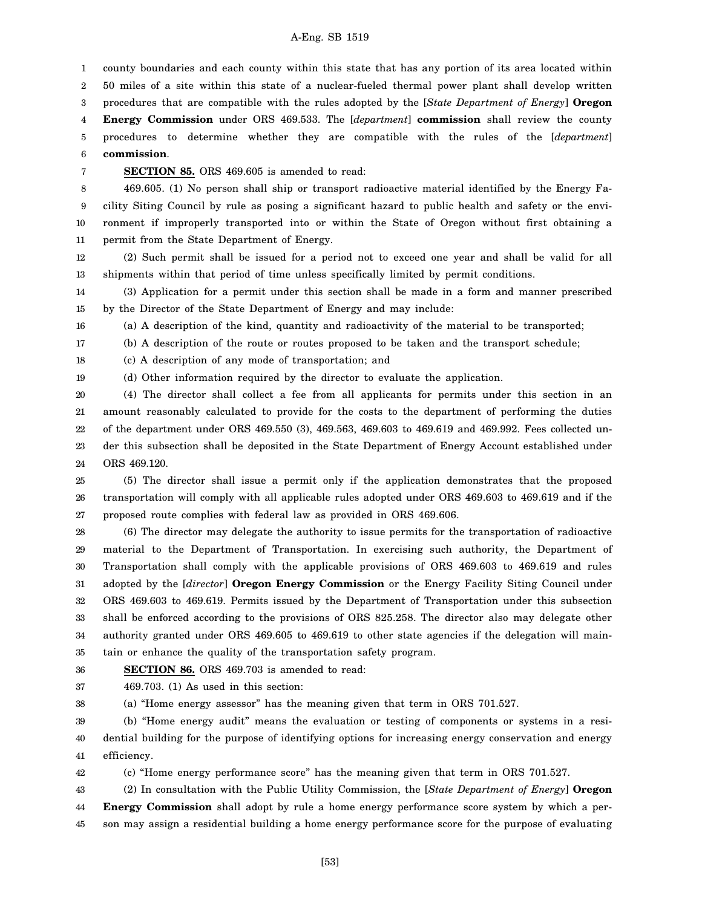county boundaries and each county within this state that has any portion of its area located within 50 miles of a site within this state of a nuclear-fueled thermal power plant shall develop written procedures that are compatible with the rules adopted by the [*State Department of Energy*] **Oregon Energy Commission** under ORS 469.533. The [*department*] **commission** shall review the county procedures to determine whether they are compatible with the rules of the [*department*] **commission**.

**SECTION 85.** ORS 469.605 is amended to read:

469.605. (1) No person shall ship or transport radioactive material identified by the Energy Facility Siting Council by rule as posing a significant hazard to public health and safety or the environment if improperly transported into or within the State of Oregon without first obtaining a permit from the State Department of Energy.

(2) Such permit shall be issued for a period not to exceed one year and shall be valid for all shipments within that period of time unless specifically limited by permit conditions.

(3) Application for a permit under this section shall be made in a form and manner prescribed by the Director of the State Department of Energy and may include:

(a) A description of the kind, quantity and radioactivity of the material to be transported;

(b) A description of the route or routes proposed to be taken and the transport schedule;

(c) A description of any mode of transportation; and

(d) Other information required by the director to evaluate the application.

(4) The director shall collect a fee from all applicants for permits under this section in an amount reasonably calculated to provide for the costs to the department of performing the duties of the department under ORS 469.550 (3), 469.563, 469.603 to 469.619 and 469.992. Fees collected under this subsection shall be deposited in the State Department of Energy Account established under ORS 469.120.

(5) The director shall issue a permit only if the application demonstrates that the proposed transportation will comply with all applicable rules adopted under ORS 469.603 to 469.619 and if the proposed route complies with federal law as provided in ORS 469.606.

(6) The director may delegate the authority to issue permits for the transportation of radioactive material to the Department of Transportation. In exercising such authority, the Department of Transportation shall comply with the applicable provisions of ORS 469.603 to 469.619 and rules adopted by the [*director*] **Oregon Energy Commission** or the Energy Facility Siting Council under ORS 469.603 to 469.619. Permits issued by the Department of Transportation under this subsection shall be enforced according to the provisions of ORS 825.258. The director also may delegate other authority granted under ORS 469.605 to 469.619 to other state agencies if the delegation will maintain or enhance the quality of the transportation safety program.

**SECTION 86.** ORS 469.703 is amended to read:

469.703. (1) As used in this section:

(a) "Home energy assessor" has the meaning given that term in ORS 701.527.

(b) "Home energy audit" means the evaluation or testing of components or systems in a residential building for the purpose of identifying options for increasing energy conservation and energy efficiency.

(c) "Home energy performance score" has the meaning given that term in ORS 701.527.

(2) In consultation with the Public Utility Commission, the [*State Department of Energy*] **Oregon Energy Commission** shall adopt by rule a home energy performance score system by which a person may assign a residential building a home energy performance score for the purpose of evaluating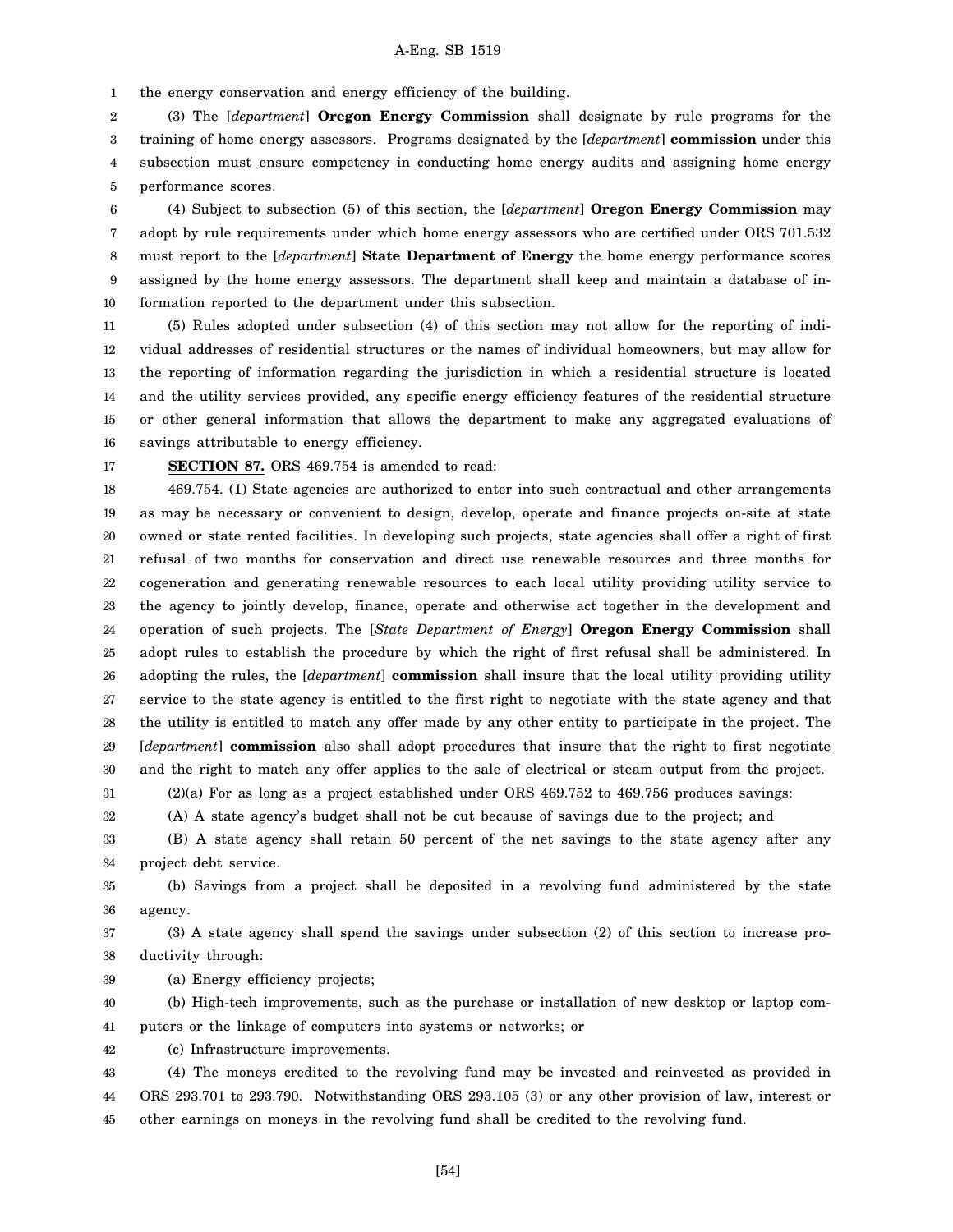the energy conservation and energy efficiency of the building.

(3) The [*department*] **Oregon Energy Commission** shall designate by rule programs for the training of home energy assessors. Programs designated by the [*department*] **commission** under this subsection must ensure competency in conducting home energy audits and assigning home energy performance scores.

(4) Subject to subsection (5) of this section, the [*department*] **Oregon Energy Commission** may adopt by rule requirements under which home energy assessors who are certified under ORS 701.532 must report to the [*department*] **State Department of Energy** the home energy performance scores assigned by the home energy assessors. The department shall keep and maintain a database of information reported to the department under this subsection.

(5) Rules adopted under subsection (4) of this section may not allow for the reporting of individual addresses of residential structures or the names of individual homeowners, but may allow for the reporting of information regarding the jurisdiction in which a residential structure is located and the utility services provided, any specific energy efficiency features of the residential structure or other general information that allows the department to make any aggregated evaluations of savings attributable to energy efficiency.

**SECTION 87.** ORS 469.754 is amended to read:

469.754. (1) State agencies are authorized to enter into such contractual and other arrangements as may be necessary or convenient to design, develop, operate and finance projects on-site at state owned or state rented facilities. In developing such projects, state agencies shall offer a right of first refusal of two months for conservation and direct use renewable resources and three months for cogeneration and generating renewable resources to each local utility providing utility service to the agency to jointly develop, finance, operate and otherwise act together in the development and operation of such projects. The [*State Department of Energy*] **Oregon Energy Commission** shall adopt rules to establish the procedure by which the right of first refusal shall be administered. In adopting the rules, the [*department*] **commission** shall insure that the local utility providing utility service to the state agency is entitled to the first right to negotiate with the state agency and that the utility is entitled to match any offer made by any other entity to participate in the project. The [*department*] **commission** also shall adopt procedures that insure that the right to first negotiate and the right to match any offer applies to the sale of electrical or steam output from the project.

(2)(a) For as long as a project established under ORS 469.752 to 469.756 produces savings:

(A) A state agency's budget shall not be cut because of savings due to the project; and

(B) A state agency shall retain 50 percent of the net savings to the state agency after any project debt service.

(b) Savings from a project shall be deposited in a revolving fund administered by the state agency.

(3) A state agency shall spend the savings under subsection (2) of this section to increase productivity through:

(a) Energy efficiency projects;

(b) High-tech improvements, such as the purchase or installation of new desktop or laptop computers or the linkage of computers into systems or networks; or

(c) Infrastructure improvements.

(4) The moneys credited to the revolving fund may be invested and reinvested as provided in ORS 293.701 to 293.790. Notwithstanding ORS 293.105 (3) or any other provision of law, interest or other earnings on moneys in the revolving fund shall be credited to the revolving fund.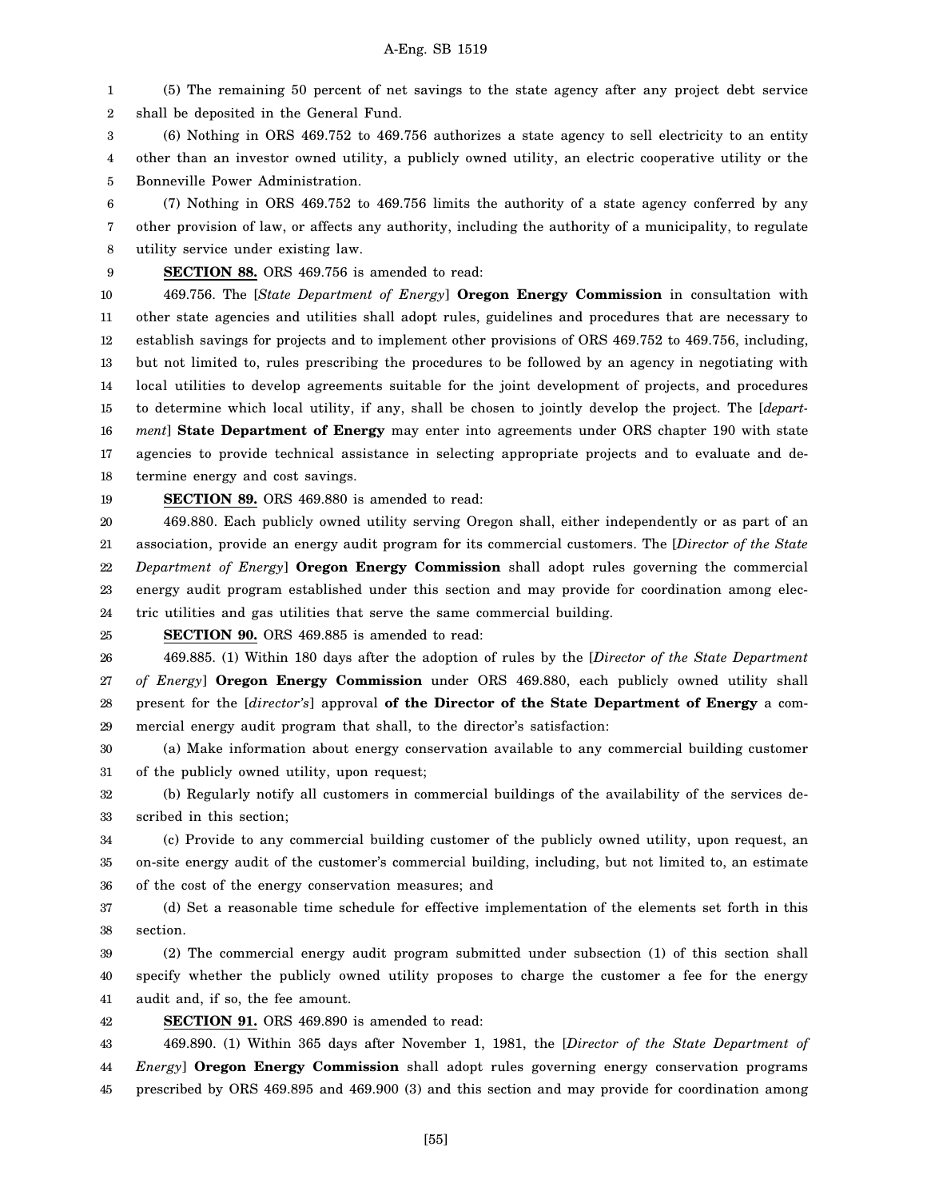(5) The remaining 50 percent of net savings to the state agency after any project debt service shall be deposited in the General Fund.

(6) Nothing in ORS 469.752 to 469.756 authorizes a state agency to sell electricity to an entity other than an investor owned utility, a publicly owned utility, an electric cooperative utility or the Bonneville Power Administration.

(7) Nothing in ORS 469.752 to 469.756 limits the authority of a state agency conferred by any other provision of law, or affects any authority, including the authority of a municipality, to regulate utility service under existing law.

**SECTION 88.** ORS 469.756 is amended to read:

469.756. The [*State Department of Energy*] **Oregon Energy Commission** in consultation with other state agencies and utilities shall adopt rules, guidelines and procedures that are necessary to establish savings for projects and to implement other provisions of ORS 469.752 to 469.756, including, but not limited to, rules prescribing the procedures to be followed by an agency in negotiating with local utilities to develop agreements suitable for the joint development of projects, and procedures to determine which local utility, if any, shall be chosen to jointly develop the project. The [*department*] **State Department of Energy** may enter into agreements under ORS chapter 190 with state agencies to provide technical assistance in selecting appropriate projects and to evaluate and determine energy and cost savings.

**SECTION 89.** ORS 469.880 is amended to read:

469.880. Each publicly owned utility serving Oregon shall, either independently or as part of an association, provide an energy audit program for its commercial customers. The [*Director of the State Department of Energy*] **Oregon Energy Commission** shall adopt rules governing the commercial energy audit program established under this section and may provide for coordination among electric utilities and gas utilities that serve the same commercial building.

**SECTION 90.** ORS 469.885 is amended to read:

469.885. (1) Within 180 days after the adoption of rules by the [*Director of the State Department of Energy*] **Oregon Energy Commission** under ORS 469.880, each publicly owned utility shall present for the [*director's*] approval **of the Director of the State Department of Energy** a commercial energy audit program that shall, to the director's satisfaction:

(a) Make information about energy conservation available to any commercial building customer of the publicly owned utility, upon request;

(b) Regularly notify all customers in commercial buildings of the availability of the services described in this section;

(c) Provide to any commercial building customer of the publicly owned utility, upon request, an on-site energy audit of the customer's commercial building, including, but not limited to, an estimate of the cost of the energy conservation measures; and

(d) Set a reasonable time schedule for effective implementation of the elements set forth in this section.

(2) The commercial energy audit program submitted under subsection (1) of this section shall specify whether the publicly owned utility proposes to charge the customer a fee for the energy audit and, if so, the fee amount.

**SECTION 91.** ORS 469.890 is amended to read:

469.890. (1) Within 365 days after November 1, 1981, the [*Director of the State Department of Energy*] **Oregon Energy Commission** shall adopt rules governing energy conservation programs prescribed by ORS 469.895 and 469.900 (3) and this section and may provide for coordination among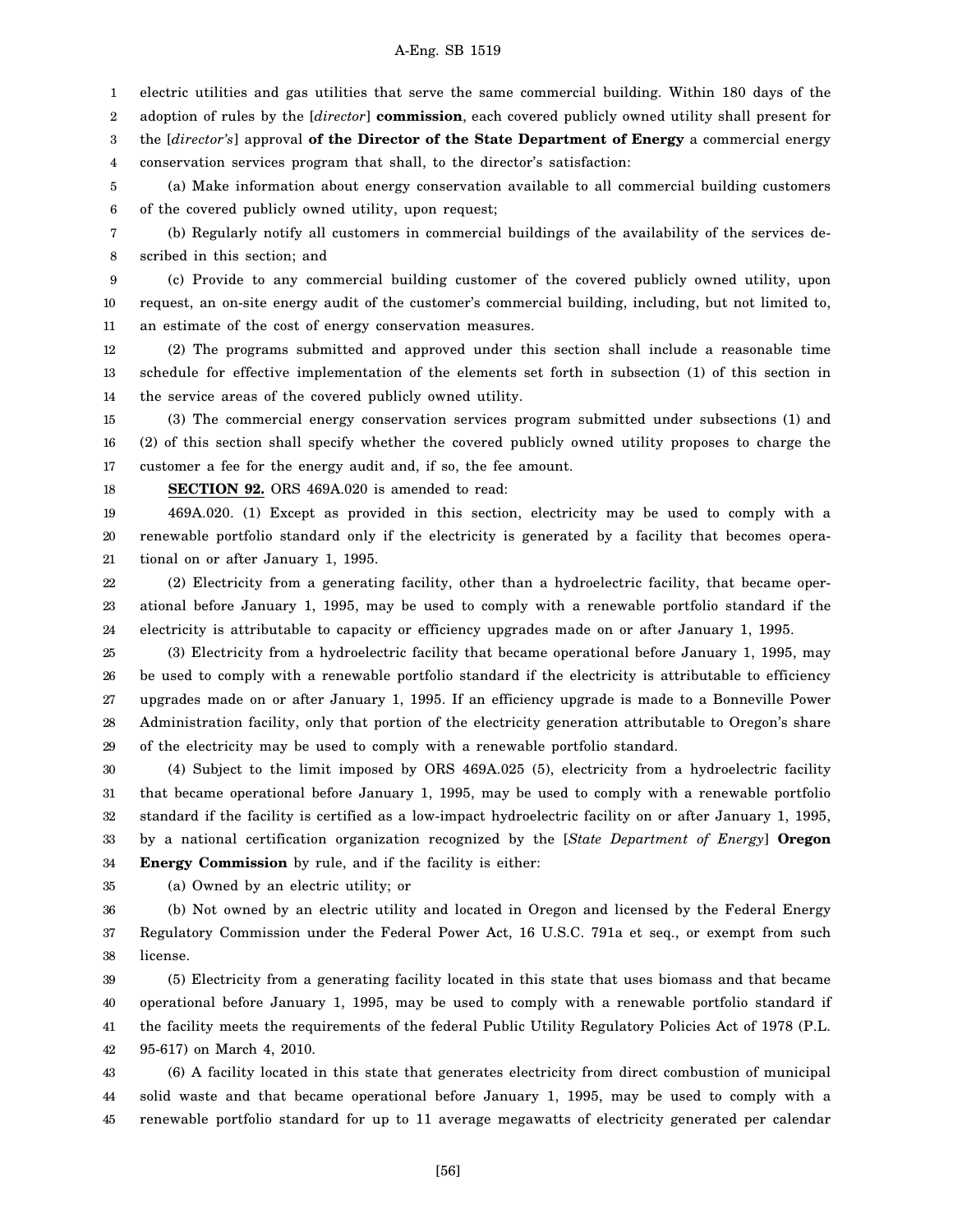electric utilities and gas utilities that serve the same commercial building. Within 180 days of the adoption of rules by the [*director*] **commission**, each covered publicly owned utility shall present for the [*director's*] approval **of the Director of the State Department of Energy** a commercial energy conservation services program that shall, to the director's satisfaction:

(a) Make information about energy conservation available to all commercial building customers of the covered publicly owned utility, upon request;

(b) Regularly notify all customers in commercial buildings of the availability of the services described in this section; and

(c) Provide to any commercial building customer of the covered publicly owned utility, upon request, an on-site energy audit of the customer's commercial building, including, but not limited to, an estimate of the cost of energy conservation measures.

(2) The programs submitted and approved under this section shall include a reasonable time schedule for effective implementation of the elements set forth in subsection (1) of this section in the service areas of the covered publicly owned utility.

(3) The commercial energy conservation services program submitted under subsections (1) and (2) of this section shall specify whether the covered publicly owned utility proposes to charge the customer a fee for the energy audit and, if so, the fee amount.

**SECTION 92.** ORS 469A.020 is amended to read:

469A.020. (1) Except as provided in this section, electricity may be used to comply with a renewable portfolio standard only if the electricity is generated by a facility that becomes operational on or after January 1, 1995.

(2) Electricity from a generating facility, other than a hydroelectric facility, that became operational before January 1, 1995, may be used to comply with a renewable portfolio standard if the electricity is attributable to capacity or efficiency upgrades made on or after January 1, 1995.

(3) Electricity from a hydroelectric facility that became operational before January 1, 1995, may be used to comply with a renewable portfolio standard if the electricity is attributable to efficiency upgrades made on or after January 1, 1995. If an efficiency upgrade is made to a Bonneville Power Administration facility, only that portion of the electricity generation attributable to Oregon's share of the electricity may be used to comply with a renewable portfolio standard.

(4) Subject to the limit imposed by ORS 469A.025 (5), electricity from a hydroelectric facility that became operational before January 1, 1995, may be used to comply with a renewable portfolio standard if the facility is certified as a low-impact hydroelectric facility on or after January 1, 1995, by a national certification organization recognized by the [*State Department of Energy*] **Oregon Energy Commission** by rule, and if the facility is either:

(a) Owned by an electric utility; or

(b) Not owned by an electric utility and located in Oregon and licensed by the Federal Energy Regulatory Commission under the Federal Power Act, 16 U.S.C. 791a et seq., or exempt from such license.

(5) Electricity from a generating facility located in this state that uses biomass and that became operational before January 1, 1995, may be used to comply with a renewable portfolio standard if the facility meets the requirements of the federal Public Utility Regulatory Policies Act of 1978 (P.L. 95-617) on March 4, 2010.

(6) A facility located in this state that generates electricity from direct combustion of municipal solid waste and that became operational before January 1, 1995, may be used to comply with a renewable portfolio standard for up to 11 average megawatts of electricity generated per calendar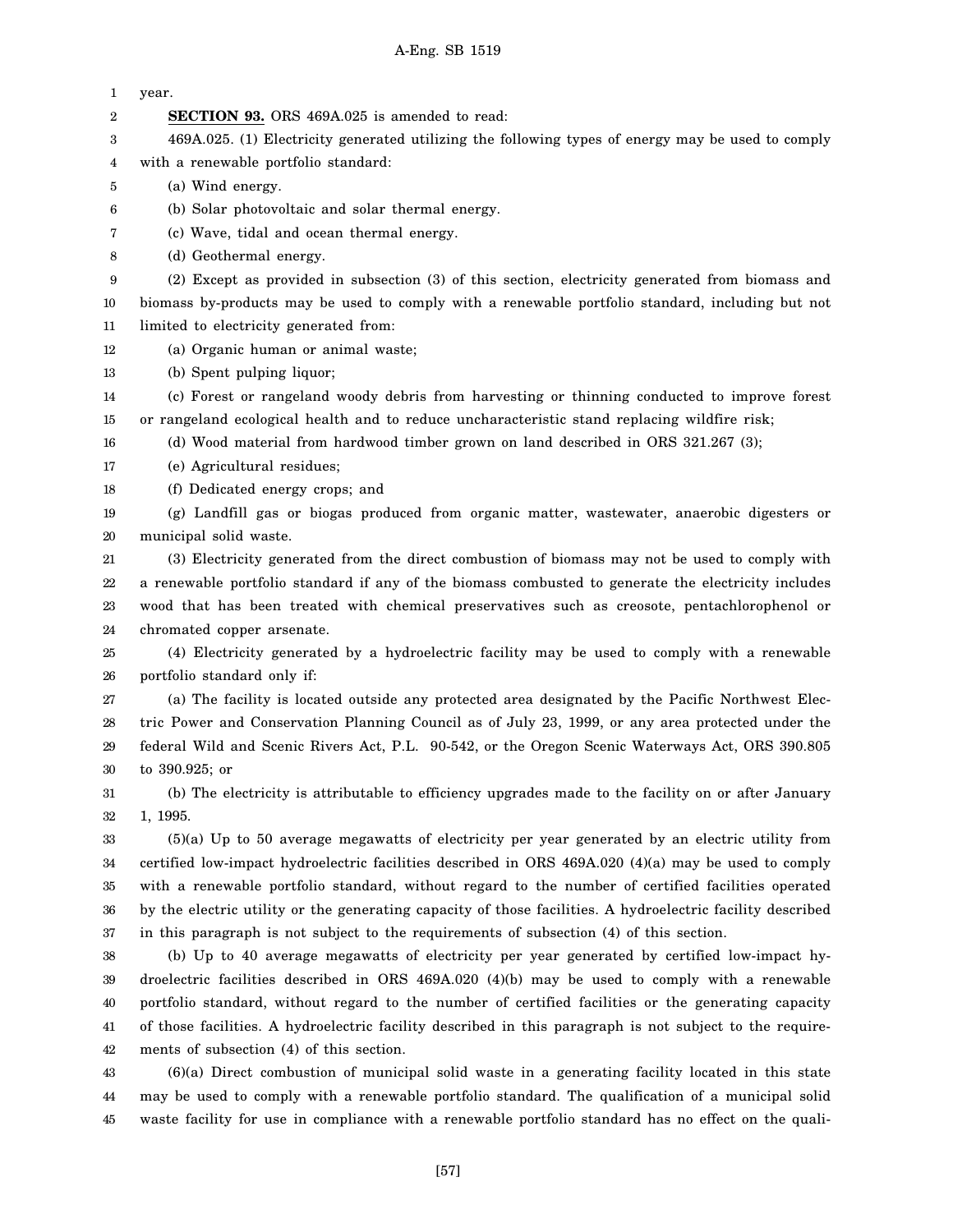year.

**SECTION 93.** ORS 469A.025 is amended to read:

469A.025. (1) Electricity generated utilizing the following types of energy may be used to comply with a renewable portfolio standard:

(a) Wind energy.

(b) Solar photovoltaic and solar thermal energy.

(c) Wave, tidal and ocean thermal energy.

(d) Geothermal energy.

(2) Except as provided in subsection (3) of this section, electricity generated from biomass and biomass by-products may be used to comply with a renewable portfolio standard, including but not limited to electricity generated from:

(a) Organic human or animal waste;

(b) Spent pulping liquor;

(c) Forest or rangeland woody debris from harvesting or thinning conducted to improve forest or rangeland ecological health and to reduce uncharacteristic stand replacing wildfire risk;

(d) Wood material from hardwood timber grown on land described in ORS 321.267 (3);

(e) Agricultural residues;

(f) Dedicated energy crops; and

(g) Landfill gas or biogas produced from organic matter, wastewater, anaerobic digesters or municipal solid waste.

(3) Electricity generated from the direct combustion of biomass may not be used to comply with a renewable portfolio standard if any of the biomass combusted to generate the electricity includes wood that has been treated with chemical preservatives such as creosote, pentachlorophenol or chromated copper arsenate.

(4) Electricity generated by a hydroelectric facility may be used to comply with a renewable portfolio standard only if:

(a) The facility is located outside any protected area designated by the Pacific Northwest Electric Power and Conservation Planning Council as of July 23, 1999, or any area protected under the federal Wild and Scenic Rivers Act, P.L. 90-542, or the Oregon Scenic Waterways Act, ORS 390.805 to 390.925; or

(b) The electricity is attributable to efficiency upgrades made to the facility on or after January 1, 1995.

(5)(a) Up to 50 average megawatts of electricity per year generated by an electric utility from certified low-impact hydroelectric facilities described in ORS 469A.020 (4)(a) may be used to comply with a renewable portfolio standard, without regard to the number of certified facilities operated by the electric utility or the generating capacity of those facilities. A hydroelectric facility described in this paragraph is not subject to the requirements of subsection (4) of this section.

(b) Up to 40 average megawatts of electricity per year generated by certified low-impact hydroelectric facilities described in ORS 469A.020 (4)(b) may be used to comply with a renewable portfolio standard, without regard to the number of certified facilities or the generating capacity of those facilities. A hydroelectric facility described in this paragraph is not subject to the requirements of subsection (4) of this section.

(6)(a) Direct combustion of municipal solid waste in a generating facility located in this state may be used to comply with a renewable portfolio standard. The qualification of a municipal solid waste facility for use in compliance with a renewable portfolio standard has no effect on the quali-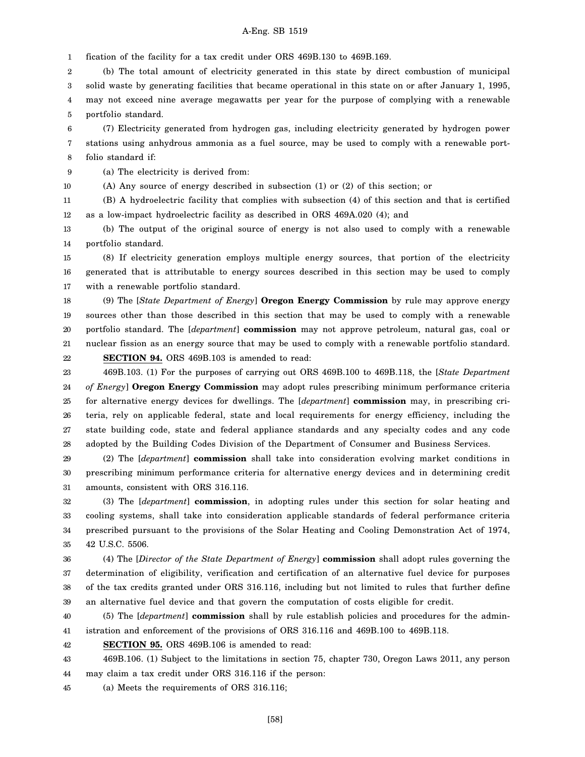fication of the facility for a tax credit under ORS 469B.130 to 469B.169.

(b) The total amount of electricity generated in this state by direct combustion of municipal solid waste by generating facilities that became operational in this state on or after January 1, 1995, may not exceed nine average megawatts per year for the purpose of complying with a renewable portfolio standard.

(7) Electricity generated from hydrogen gas, including electricity generated by hydrogen power stations using anhydrous ammonia as a fuel source, may be used to comply with a renewable portfolio standard if:

(a) The electricity is derived from:

(A) Any source of energy described in subsection (1) or (2) of this section; or

(B) A hydroelectric facility that complies with subsection (4) of this section and that is certified as a low-impact hydroelectric facility as described in ORS 469A.020 (4); and

(b) The output of the original source of energy is not also used to comply with a renewable portfolio standard.

(8) If electricity generation employs multiple energy sources, that portion of the electricity generated that is attributable to energy sources described in this section may be used to comply with a renewable portfolio standard.

(9) The [*State Department of Energy*] **Oregon Energy Commission** by rule may approve energy sources other than those described in this section that may be used to comply with a renewable portfolio standard. The [*department*] **commission** may not approve petroleum, natural gas, coal or nuclear fission as an energy source that may be used to comply with a renewable portfolio standard.

**SECTION 94.** ORS 469B.103 is amended to read:

469B.103. (1) For the purposes of carrying out ORS 469B.100 to 469B.118, the [*State Department of Energy*] **Oregon Energy Commission** may adopt rules prescribing minimum performance criteria for alternative energy devices for dwellings. The [*department*] **commission** may, in prescribing criteria, rely on applicable federal, state and local requirements for energy efficiency, including the state building code, state and federal appliance standards and any specialty codes and any code adopted by the Building Codes Division of the Department of Consumer and Business Services.

(2) The [*department*] **commission** shall take into consideration evolving market conditions in prescribing minimum performance criteria for alternative energy devices and in determining credit amounts, consistent with ORS 316.116.

(3) The [*department*] **commission**, in adopting rules under this section for solar heating and cooling systems, shall take into consideration applicable standards of federal performance criteria prescribed pursuant to the provisions of the Solar Heating and Cooling Demonstration Act of 1974, 42 U.S.C. 5506.

(4) The [*Director of the State Department of Energy*] **commission** shall adopt rules governing the determination of eligibility, verification and certification of an alternative fuel device for purposes of the tax credits granted under ORS 316.116, including but not limited to rules that further define an alternative fuel device and that govern the computation of costs eligible for credit.

(5) The [*department*] **commission** shall by rule establish policies and procedures for the administration and enforcement of the provisions of ORS 316.116 and 469B.100 to 469B.118.

**SECTION 95.** ORS 469B.106 is amended to read:

469B.106. (1) Subject to the limitations in section 75, chapter 730, Oregon Laws 2011, any person may claim a tax credit under ORS 316.116 if the person:

(a) Meets the requirements of ORS 316.116;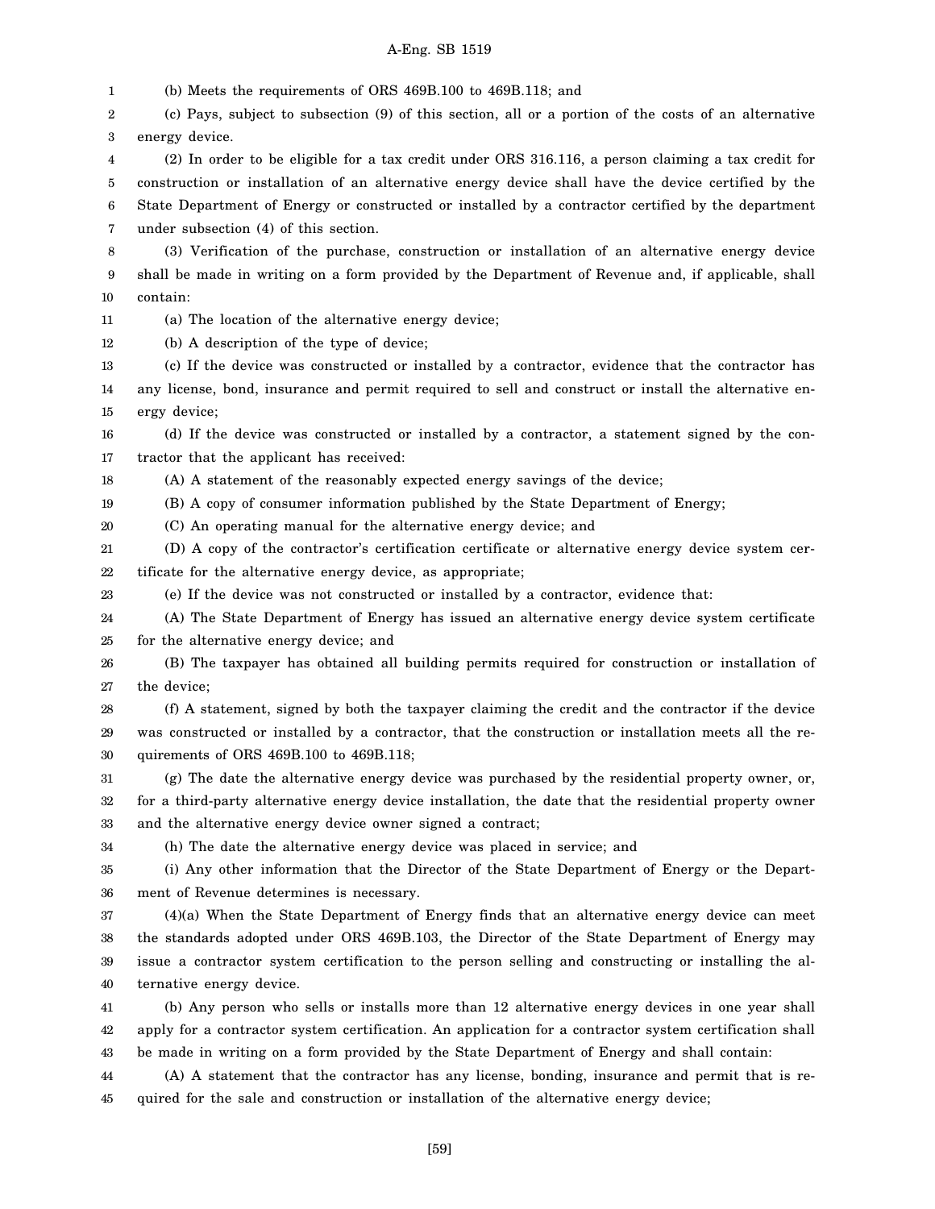(b) Meets the requirements of ORS 469B.100 to 469B.118; and

(c) Pays, subject to subsection (9) of this section, all or a portion of the costs of an alternative energy device.

(2) In order to be eligible for a tax credit under ORS 316.116, a person claiming a tax credit for construction or installation of an alternative energy device shall have the device certified by the State Department of Energy or constructed or installed by a contractor certified by the department under subsection (4) of this section.

(3) Verification of the purchase, construction or installation of an alternative energy device shall be made in writing on a form provided by the Department of Revenue and, if applicable, shall contain:

(a) The location of the alternative energy device;

(b) A description of the type of device;

(c) If the device was constructed or installed by a contractor, evidence that the contractor has any license, bond, insurance and permit required to sell and construct or install the alternative energy device;

(d) If the device was constructed or installed by a contractor, a statement signed by the contractor that the applicant has received:

(A) A statement of the reasonably expected energy savings of the device;

(B) A copy of consumer information published by the State Department of Energy;

(C) An operating manual for the alternative energy device; and

(D) A copy of the contractor's certification certificate or alternative energy device system certificate for the alternative energy device, as appropriate;

(e) If the device was not constructed or installed by a contractor, evidence that:

(A) The State Department of Energy has issued an alternative energy device system certificate for the alternative energy device; and

(B) The taxpayer has obtained all building permits required for construction or installation of the device;

(f) A statement, signed by both the taxpayer claiming the credit and the contractor if the device was constructed or installed by a contractor, that the construction or installation meets all the requirements of ORS 469B.100 to 469B.118;

(g) The date the alternative energy device was purchased by the residential property owner, or, for a third-party alternative energy device installation, the date that the residential property owner and the alternative energy device owner signed a contract;

(h) The date the alternative energy device was placed in service; and

(i) Any other information that the Director of the State Department of Energy or the Department of Revenue determines is necessary.

(4)(a) When the State Department of Energy finds that an alternative energy device can meet the standards adopted under ORS 469B.103, the Director of the State Department of Energy may issue a contractor system certification to the person selling and constructing or installing the alternative energy device.

(b) Any person who sells or installs more than 12 alternative energy devices in one year shall apply for a contractor system certification. An application for a contractor system certification shall be made in writing on a form provided by the State Department of Energy and shall contain:

(A) A statement that the contractor has any license, bonding, insurance and permit that is required for the sale and construction or installation of the alternative energy device;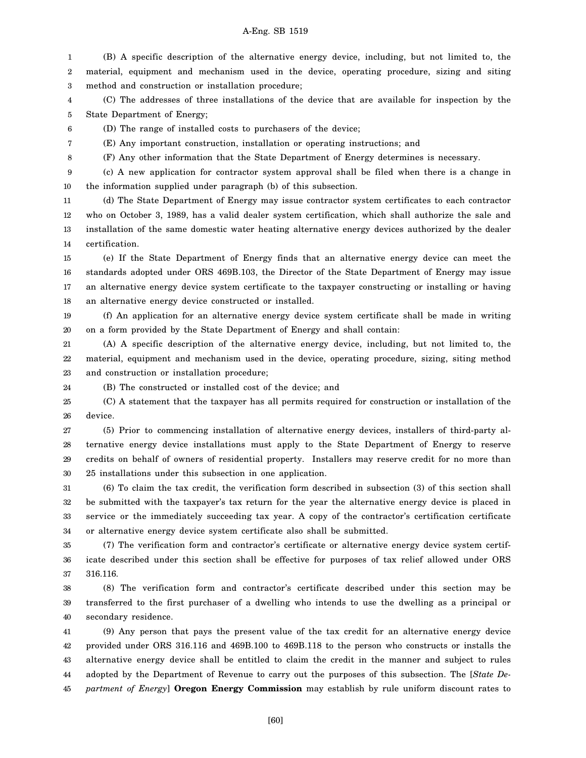(B) A specific description of the alternative energy device, including, but not limited to, the material, equipment and mechanism used in the device, operating procedure, sizing and siting method and construction or installation procedure;

(C) The addresses of three installations of the device that are available for inspection by the State Department of Energy;

(D) The range of installed costs to purchasers of the device;

(E) Any important construction, installation or operating instructions; and

(F) Any other information that the State Department of Energy determines is necessary.

(c) A new application for contractor system approval shall be filed when there is a change in the information supplied under paragraph (b) of this subsection.

(d) The State Department of Energy may issue contractor system certificates to each contractor who on October 3, 1989, has a valid dealer system certification, which shall authorize the sale and installation of the same domestic water heating alternative energy devices authorized by the dealer certification.

(e) If the State Department of Energy finds that an alternative energy device can meet the standards adopted under ORS 469B.103, the Director of the State Department of Energy may issue an alternative energy device system certificate to the taxpayer constructing or installing or having an alternative energy device constructed or installed.

(f) An application for an alternative energy device system certificate shall be made in writing on a form provided by the State Department of Energy and shall contain:

(A) A specific description of the alternative energy device, including, but not limited to, the material, equipment and mechanism used in the device, operating procedure, sizing, siting method and construction or installation procedure;

(B) The constructed or installed cost of the device; and

(C) A statement that the taxpayer has all permits required for construction or installation of the device.

(5) Prior to commencing installation of alternative energy devices, installers of third-party alternative energy device installations must apply to the State Department of Energy to reserve credits on behalf of owners of residential property. Installers may reserve credit for no more than 25 installations under this subsection in one application.

(6) To claim the tax credit, the verification form described in subsection (3) of this section shall be submitted with the taxpayer's tax return for the year the alternative energy device is placed in service or the immediately succeeding tax year. A copy of the contractor's certification certificate or alternative energy device system certificate also shall be submitted.

(7) The verification form and contractor's certificate or alternative energy device system certificate described under this section shall be effective for purposes of tax relief allowed under ORS 316.116.

(8) The verification form and contractor's certificate described under this section may be transferred to the first purchaser of a dwelling who intends to use the dwelling as a principal or secondary residence.

(9) Any person that pays the present value of the tax credit for an alternative energy device provided under ORS 316.116 and 469B.100 to 469B.118 to the person who constructs or installs the alternative energy device shall be entitled to claim the credit in the manner and subject to rules adopted by the Department of Revenue to carry out the purposes of this subsection. The [*State Department of Energy*] **Oregon Energy Commission** may establish by rule uniform discount rates to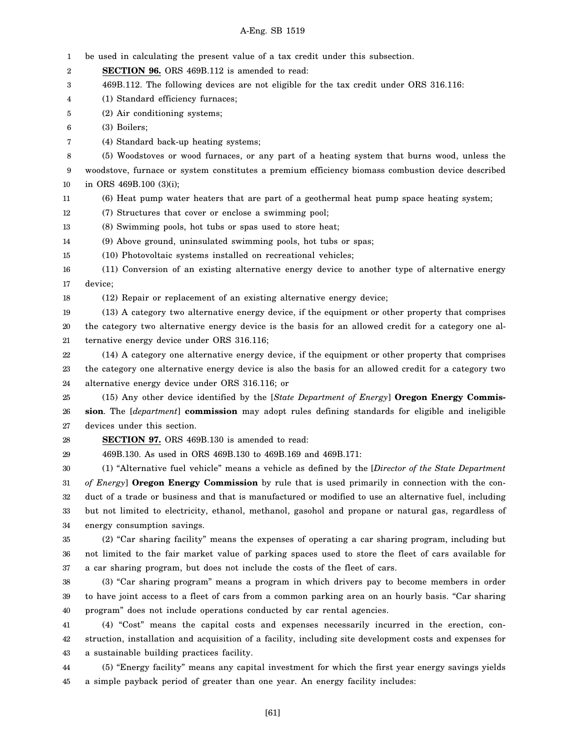be used in calculating the present value of a tax credit under this subsection.

**SECTION 96.** ORS 469B.112 is amended to read:

469B.112. The following devices are not eligible for the tax credit under ORS 316.116:

(1) Standard efficiency furnaces;

(2) Air conditioning systems;

(3) Boilers;

(4) Standard back-up heating systems;

(5) Woodstoves or wood furnaces, or any part of a heating system that burns wood, unless the woodstove, furnace or system constitutes a premium efficiency biomass combustion device described in ORS 469B.100 (3)(i);

(6) Heat pump water heaters that are part of a geothermal heat pump space heating system;

(7) Structures that cover or enclose a swimming pool;

(8) Swimming pools, hot tubs or spas used to store heat;

(9) Above ground, uninsulated swimming pools, hot tubs or spas;

(10) Photovoltaic systems installed on recreational vehicles;

(11) Conversion of an existing alternative energy device to another type of alternative energy device;

(12) Repair or replacement of an existing alternative energy device;

(13) A category two alternative energy device, if the equipment or other property that comprises the category two alternative energy device is the basis for an allowed credit for a category one alternative energy device under ORS 316.116;

(14) A category one alternative energy device, if the equipment or other property that comprises the category one alternative energy device is also the basis for an allowed credit for a category two alternative energy device under ORS 316.116; or

(15) Any other device identified by the [*State Department of Energy*] **Oregon Energy Commission**. The [*department*] **commission** may adopt rules defining standards for eligible and ineligible devices under this section.

**SECTION 97.** ORS 469B.130 is amended to read:

469B.130. As used in ORS 469B.130 to 469B.169 and 469B.171:

(1) "Alternative fuel vehicle" means a vehicle as defined by the [*Director of the State Department of Energy*] **Oregon Energy Commission** by rule that is used primarily in connection with the conduct of a trade or business and that is manufactured or modified to use an alternative fuel, including but not limited to electricity, ethanol, methanol, gasohol and propane or natural gas, regardless of energy consumption savings.

(2) "Car sharing facility" means the expenses of operating a car sharing program, including but not limited to the fair market value of parking spaces used to store the fleet of cars available for a car sharing program, but does not include the costs of the fleet of cars.

(3) "Car sharing program" means a program in which drivers pay to become members in order to have joint access to a fleet of cars from a common parking area on an hourly basis. "Car sharing program" does not include operations conducted by car rental agencies.

(4) "Cost" means the capital costs and expenses necessarily incurred in the erection, construction, installation and acquisition of a facility, including site development costs and expenses for a sustainable building practices facility.

(5) "Energy facility" means any capital investment for which the first year energy savings yields a simple payback period of greater than one year. An energy facility includes: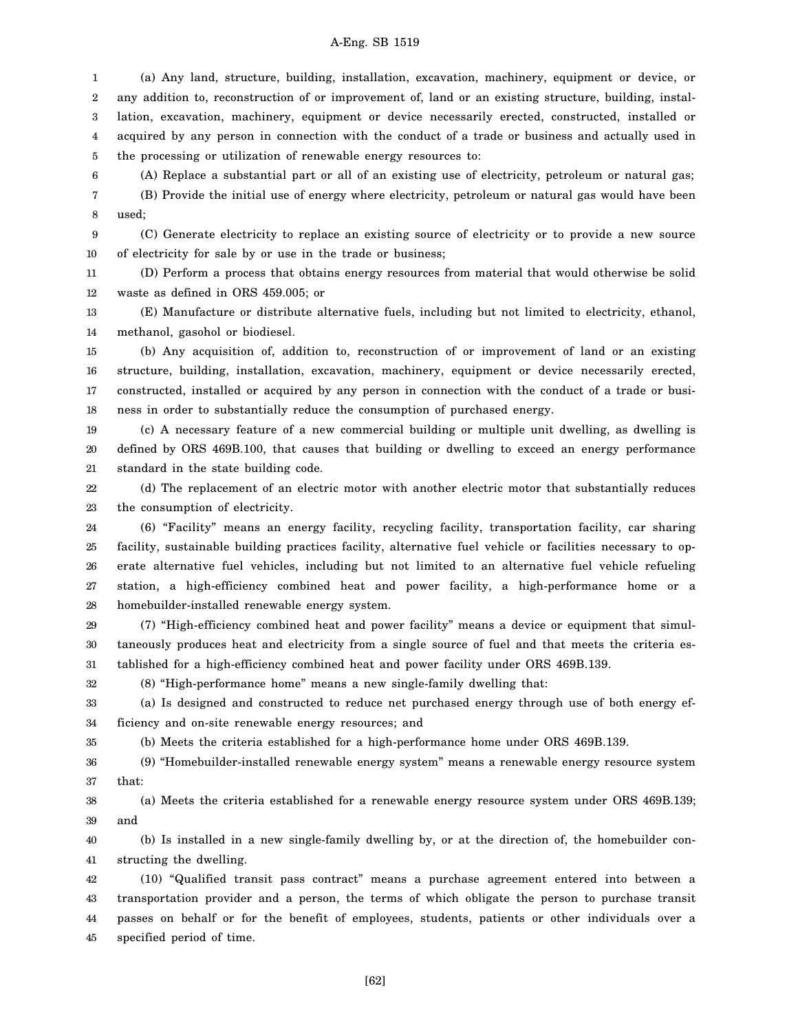(a) Any land, structure, building, installation, excavation, machinery, equipment or device, or any addition to, reconstruction of or improvement of, land or an existing structure, building, installation, excavation, machinery, equipment or device necessarily erected, constructed, installed or acquired by any person in connection with the conduct of a trade or business and actually used in the processing or utilization of renewable energy resources to:

(A) Replace a substantial part or all of an existing use of electricity, petroleum or natural gas;

(B) Provide the initial use of energy where electricity, petroleum or natural gas would have been used;

(C) Generate electricity to replace an existing source of electricity or to provide a new source of electricity for sale by or use in the trade or business;

(D) Perform a process that obtains energy resources from material that would otherwise be solid waste as defined in ORS 459.005; or

(E) Manufacture or distribute alternative fuels, including but not limited to electricity, ethanol, methanol, gasohol or biodiesel.

(b) Any acquisition of, addition to, reconstruction of or improvement of land or an existing structure, building, installation, excavation, machinery, equipment or device necessarily erected, constructed, installed or acquired by any person in connection with the conduct of a trade or business in order to substantially reduce the consumption of purchased energy.

(c) A necessary feature of a new commercial building or multiple unit dwelling, as dwelling is defined by ORS 469B.100, that causes that building or dwelling to exceed an energy performance standard in the state building code.

(d) The replacement of an electric motor with another electric motor that substantially reduces the consumption of electricity.

(6) "Facility" means an energy facility, recycling facility, transportation facility, car sharing facility, sustainable building practices facility, alternative fuel vehicle or facilities necessary to operate alternative fuel vehicles, including but not limited to an alternative fuel vehicle refueling station, a high-efficiency combined heat and power facility, a high-performance home or a homebuilder-installed renewable energy system.

(7) "High-efficiency combined heat and power facility" means a device or equipment that simultaneously produces heat and electricity from a single source of fuel and that meets the criteria established for a high-efficiency combined heat and power facility under ORS 469B.139.

(8) "High-performance home" means a new single-family dwelling that:

(a) Is designed and constructed to reduce net purchased energy through use of both energy efficiency and on-site renewable energy resources; and

(b) Meets the criteria established for a high-performance home under ORS 469B.139.

(9) "Homebuilder-installed renewable energy system" means a renewable energy resource system that:

(a) Meets the criteria established for a renewable energy resource system under ORS 469B.139; and

(b) Is installed in a new single-family dwelling by, or at the direction of, the homebuilder constructing the dwelling.

(10) "Qualified transit pass contract" means a purchase agreement entered into between a transportation provider and a person, the terms of which obligate the person to purchase transit passes on behalf or for the benefit of employees, students, patients or other individuals over a specified period of time.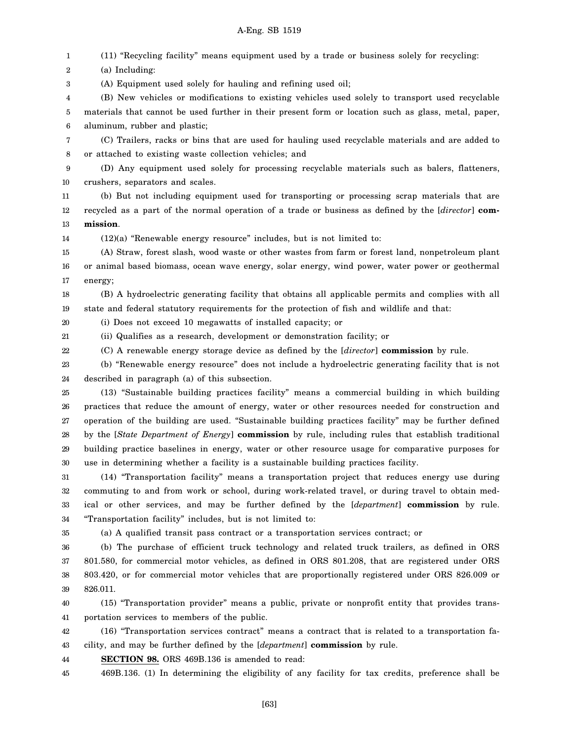(11) "Recycling facility" means equipment used by a trade or business solely for recycling:

(a) Including:

(A) Equipment used solely for hauling and refining used oil;

(B) New vehicles or modifications to existing vehicles used solely to transport used recyclable materials that cannot be used further in their present form or location such as glass, metal, paper, aluminum, rubber and plastic;

(C) Trailers, racks or bins that are used for hauling used recyclable materials and are added to or attached to existing waste collection vehicles; and

(D) Any equipment used solely for processing recyclable materials such as balers, flatteners, crushers, separators and scales.

(b) But not including equipment used for transporting or processing scrap materials that are recycled as a part of the normal operation of a trade or business as defined by the [*director*] **commission**.

(12)(a) "Renewable energy resource" includes, but is not limited to:

(A) Straw, forest slash, wood waste or other wastes from farm or forest land, nonpetroleum plant or animal based biomass, ocean wave energy, solar energy, wind power, water power or geothermal energy;

(B) A hydroelectric generating facility that obtains all applicable permits and complies with all state and federal statutory requirements for the protection of fish and wildlife and that:

(i) Does not exceed 10 megawatts of installed capacity; or

(ii) Qualifies as a research, development or demonstration facility; or

(C) A renewable energy storage device as defined by the [*director*] **commission** by rule.

(b) "Renewable energy resource" does not include a hydroelectric generating facility that is not described in paragraph (a) of this subsection.

(13) "Sustainable building practices facility" means a commercial building in which building practices that reduce the amount of energy, water or other resources needed for construction and operation of the building are used. "Sustainable building practices facility" may be further defined by the [*State Department of Energy*] **commission** by rule, including rules that establish traditional building practice baselines in energy, water or other resource usage for comparative purposes for use in determining whether a facility is a sustainable building practices facility.

(14) "Transportation facility" means a transportation project that reduces energy use during commuting to and from work or school, during work-related travel, or during travel to obtain medical or other services, and may be further defined by the [*department*] **commission** by rule. "Transportation facility" includes, but is not limited to:

(a) A qualified transit pass contract or a transportation services contract; or

(b) The purchase of efficient truck technology and related truck trailers, as defined in ORS 801.580, for commercial motor vehicles, as defined in ORS 801.208, that are registered under ORS 803.420, or for commercial motor vehicles that are proportionally registered under ORS 826.009 or 826.011.

(15) "Transportation provider" means a public, private or nonprofit entity that provides transportation services to members of the public.

(16) "Transportation services contract" means a contract that is related to a transportation facility, and may be further defined by the [*department*] **commission** by rule.

**SECTION 98.** ORS 469B.136 is amended to read:

469B.136. (1) In determining the eligibility of any facility for tax credits, preference shall be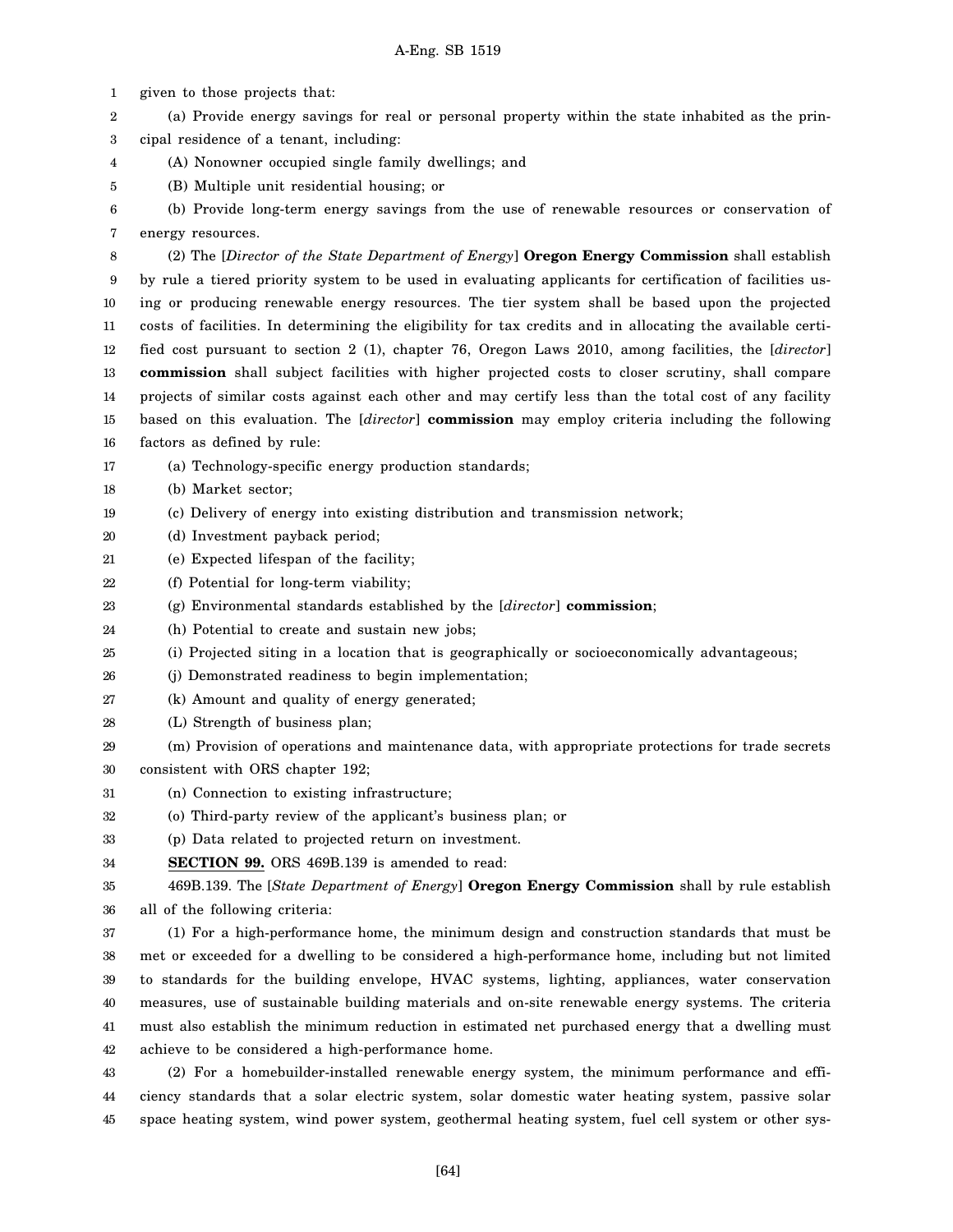given to those projects that:

(a) Provide energy savings for real or personal property within the state inhabited as the principal residence of a tenant, including:

(A) Nonowner occupied single family dwellings; and

(B) Multiple unit residential housing; or

(b) Provide long-term energy savings from the use of renewable resources or conservation of energy resources.

(2) The [*Director of the State Department of Energy*] **Oregon Energy Commission** shall establish by rule a tiered priority system to be used in evaluating applicants for certification of facilities using or producing renewable energy resources. The tier system shall be based upon the projected costs of facilities. In determining the eligibility for tax credits and in allocating the available certified cost pursuant to section 2 (1), chapter 76, Oregon Laws 2010, among facilities, the [*director*] **commission** shall subject facilities with higher projected costs to closer scrutiny, shall compare projects of similar costs against each other and may certify less than the total cost of any facility based on this evaluation. The [*director*] **commission** may employ criteria including the following factors as defined by rule:

(a) Technology-specific energy production standards;

(b) Market sector;

(c) Delivery of energy into existing distribution and transmission network;

(d) Investment payback period;

(e) Expected lifespan of the facility;

(f) Potential for long-term viability;

(g) Environmental standards established by the [*director*] **commission**;

(h) Potential to create and sustain new jobs;

(i) Projected siting in a location that is geographically or socioeconomically advantageous;

(j) Demonstrated readiness to begin implementation;

(k) Amount and quality of energy generated;

(L) Strength of business plan;

(m) Provision of operations and maintenance data, with appropriate protections for trade secrets consistent with ORS chapter 192;

(n) Connection to existing infrastructure;

(o) Third-party review of the applicant's business plan; or

(p) Data related to projected return on investment.

**SECTION 99.** ORS 469B.139 is amended to read:

469B.139. The [*State Department of Energy*] **Oregon Energy Commission** shall by rule establish all of the following criteria:

(1) For a high-performance home, the minimum design and construction standards that must be met or exceeded for a dwelling to be considered a high-performance home, including but not limited to standards for the building envelope, HVAC systems, lighting, appliances, water conservation measures, use of sustainable building materials and on-site renewable energy systems. The criteria must also establish the minimum reduction in estimated net purchased energy that a dwelling must achieve to be considered a high-performance home.

(2) For a homebuilder-installed renewable energy system, the minimum performance and efficiency standards that a solar electric system, solar domestic water heating system, passive solar space heating system, wind power system, geothermal heating system, fuel cell system or other sys-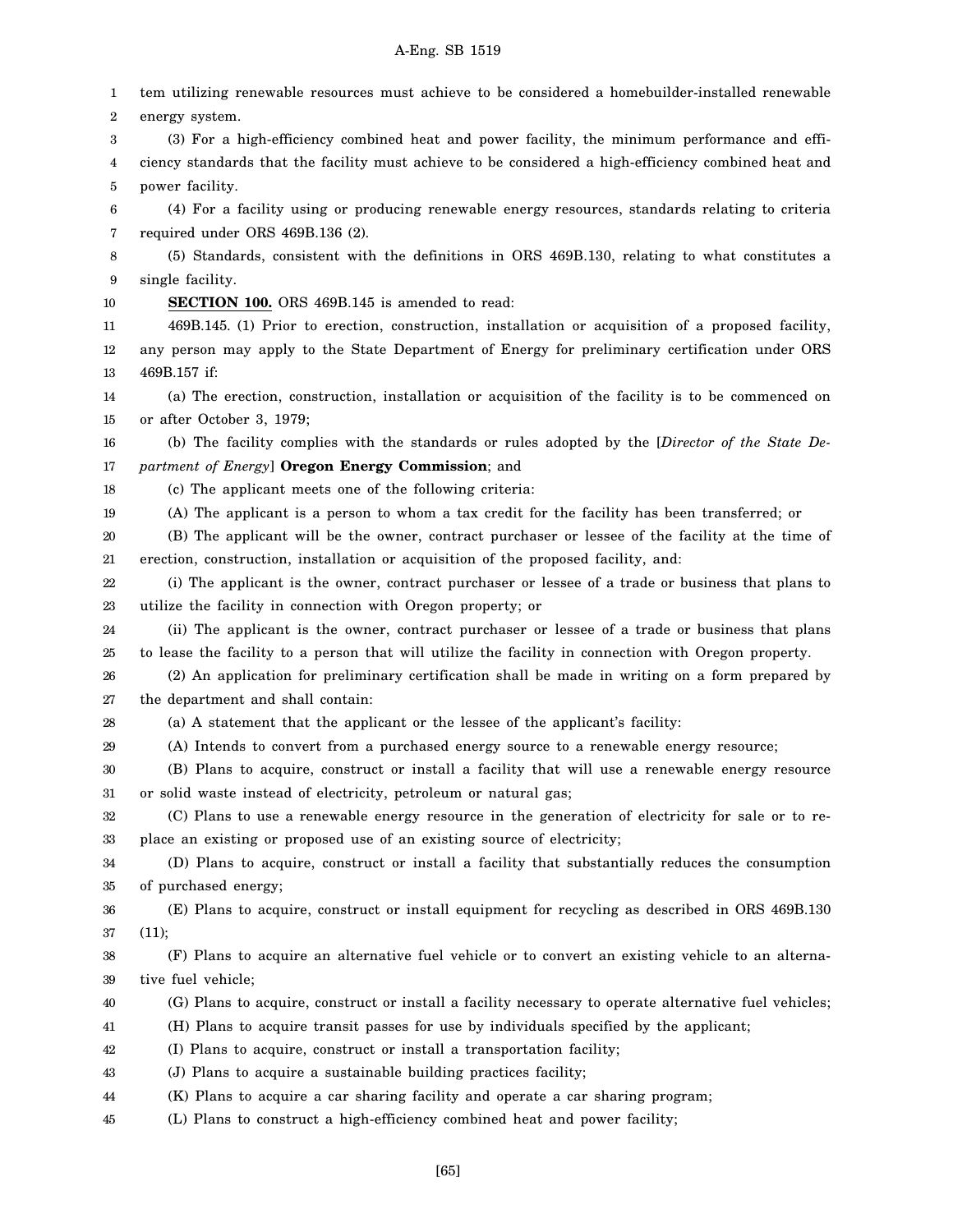tem utilizing renewable resources must achieve to be considered a homebuilder-installed renewable energy system.

(3) For a high-efficiency combined heat and power facility, the minimum performance and efficiency standards that the facility must achieve to be considered a high-efficiency combined heat and power facility.

(4) For a facility using or producing renewable energy resources, standards relating to criteria required under ORS 469B.136 (2).

(5) Standards, consistent with the definitions in ORS 469B.130, relating to what constitutes a single facility.

**SECTION 100.** ORS 469B.145 is amended to read:

469B.145. (1) Prior to erection, construction, installation or acquisition of a proposed facility, any person may apply to the State Department of Energy for preliminary certification under ORS 469B.157 if:

(a) The erection, construction, installation or acquisition of the facility is to be commenced on or after October 3, 1979;

(b) The facility complies with the standards or rules adopted by the [*Director of the State Department of Energy*] **Oregon Energy Commission**; and

(c) The applicant meets one of the following criteria:

(A) The applicant is a person to whom a tax credit for the facility has been transferred; or

(B) The applicant will be the owner, contract purchaser or lessee of the facility at the time of erection, construction, installation or acquisition of the proposed facility, and:

(i) The applicant is the owner, contract purchaser or lessee of a trade or business that plans to utilize the facility in connection with Oregon property; or

(ii) The applicant is the owner, contract purchaser or lessee of a trade or business that plans to lease the facility to a person that will utilize the facility in connection with Oregon property.

(2) An application for preliminary certification shall be made in writing on a form prepared by the department and shall contain:

(a) A statement that the applicant or the lessee of the applicant's facility:

(A) Intends to convert from a purchased energy source to a renewable energy resource;

(B) Plans to acquire, construct or install a facility that will use a renewable energy resource or solid waste instead of electricity, petroleum or natural gas;

(C) Plans to use a renewable energy resource in the generation of electricity for sale or to replace an existing or proposed use of an existing source of electricity;

(D) Plans to acquire, construct or install a facility that substantially reduces the consumption of purchased energy;

(E) Plans to acquire, construct or install equipment for recycling as described in ORS 469B.130 (11);

(F) Plans to acquire an alternative fuel vehicle or to convert an existing vehicle to an alternative fuel vehicle;

(G) Plans to acquire, construct or install a facility necessary to operate alternative fuel vehicles;

(H) Plans to acquire transit passes for use by individuals specified by the applicant;

(I) Plans to acquire, construct or install a transportation facility;

(J) Plans to acquire a sustainable building practices facility;

(K) Plans to acquire a car sharing facility and operate a car sharing program;

(L) Plans to construct a high-efficiency combined heat and power facility;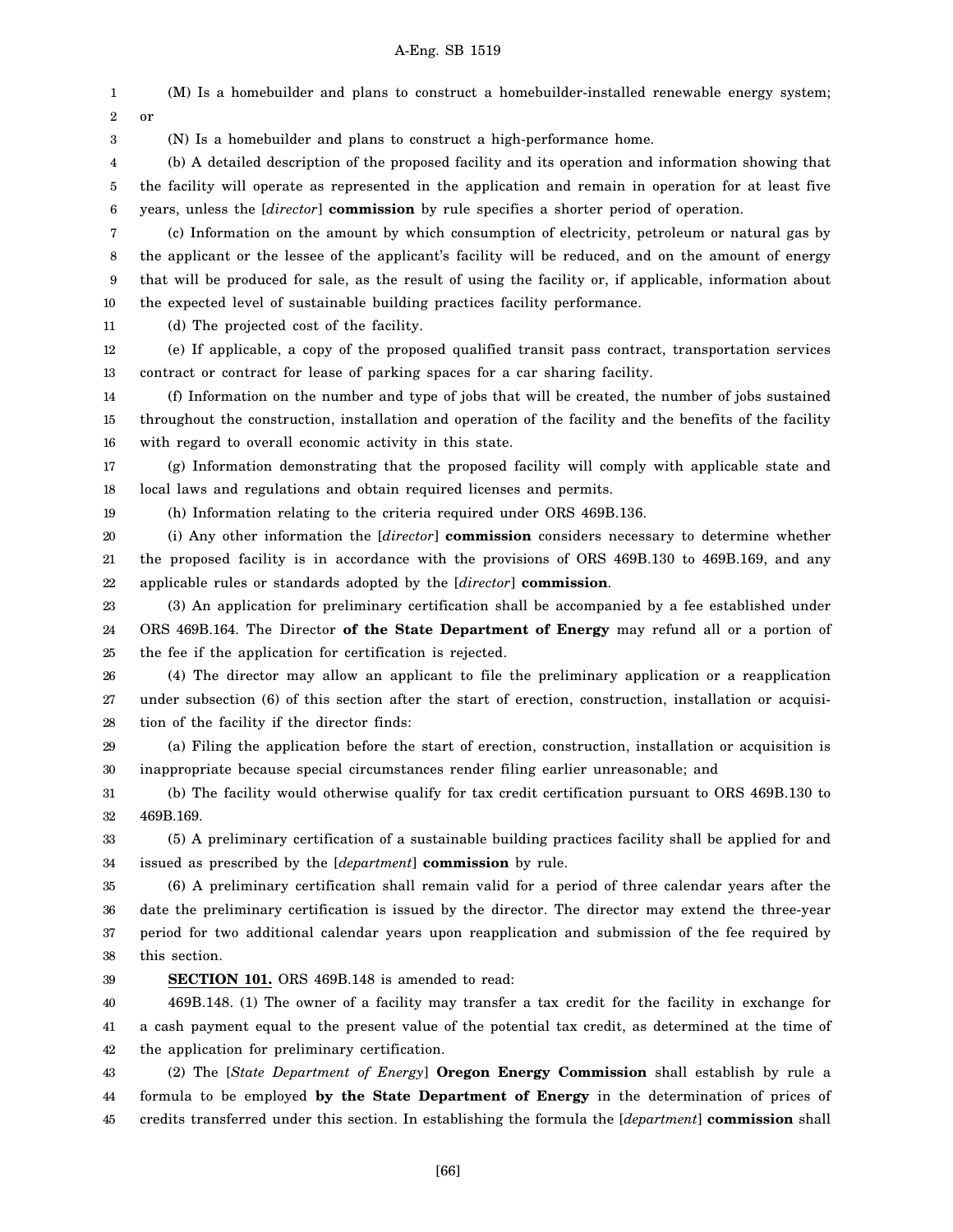(M) Is a homebuilder and plans to construct a homebuilder-installed renewable energy system; or

(N) Is a homebuilder and plans to construct a high-performance home.

(b) A detailed description of the proposed facility and its operation and information showing that the facility will operate as represented in the application and remain in operation for at least five years, unless the [*director*] **commission** by rule specifies a shorter period of operation.

(c) Information on the amount by which consumption of electricity, petroleum or natural gas by the applicant or the lessee of the applicant's facility will be reduced, and on the amount of energy that will be produced for sale, as the result of using the facility or, if applicable, information about the expected level of sustainable building practices facility performance.

(d) The projected cost of the facility.

(e) If applicable, a copy of the proposed qualified transit pass contract, transportation services contract or contract for lease of parking spaces for a car sharing facility.

(f) Information on the number and type of jobs that will be created, the number of jobs sustained throughout the construction, installation and operation of the facility and the benefits of the facility with regard to overall economic activity in this state.

(g) Information demonstrating that the proposed facility will comply with applicable state and local laws and regulations and obtain required licenses and permits.

(h) Information relating to the criteria required under ORS 469B.136.

(i) Any other information the [*director*] **commission** considers necessary to determine whether the proposed facility is in accordance with the provisions of ORS 469B.130 to 469B.169, and any applicable rules or standards adopted by the [*director*] **commission**.

(3) An application for preliminary certification shall be accompanied by a fee established under ORS 469B.164. The Director **of the State Department of Energy** may refund all or a portion of the fee if the application for certification is rejected.

(4) The director may allow an applicant to file the preliminary application or a reapplication under subsection (6) of this section after the start of erection, construction, installation or acquisition of the facility if the director finds:

(a) Filing the application before the start of erection, construction, installation or acquisition is inappropriate because special circumstances render filing earlier unreasonable; and

(b) The facility would otherwise qualify for tax credit certification pursuant to ORS 469B.130 to 469B.169.

(5) A preliminary certification of a sustainable building practices facility shall be applied for and issued as prescribed by the [*department*] **commission** by rule.

(6) A preliminary certification shall remain valid for a period of three calendar years after the date the preliminary certification is issued by the director. The director may extend the three-year period for two additional calendar years upon reapplication and submission of the fee required by this section.

**SECTION 101.** ORS 469B.148 is amended to read:

469B.148. (1) The owner of a facility may transfer a tax credit for the facility in exchange for a cash payment equal to the present value of the potential tax credit, as determined at the time of the application for preliminary certification.

(2) The [*State Department of Energy*] **Oregon Energy Commission** shall establish by rule a formula to be employed **by the State Department of Energy** in the determination of prices of credits transferred under this section. In establishing the formula the [*department*] **commission** shall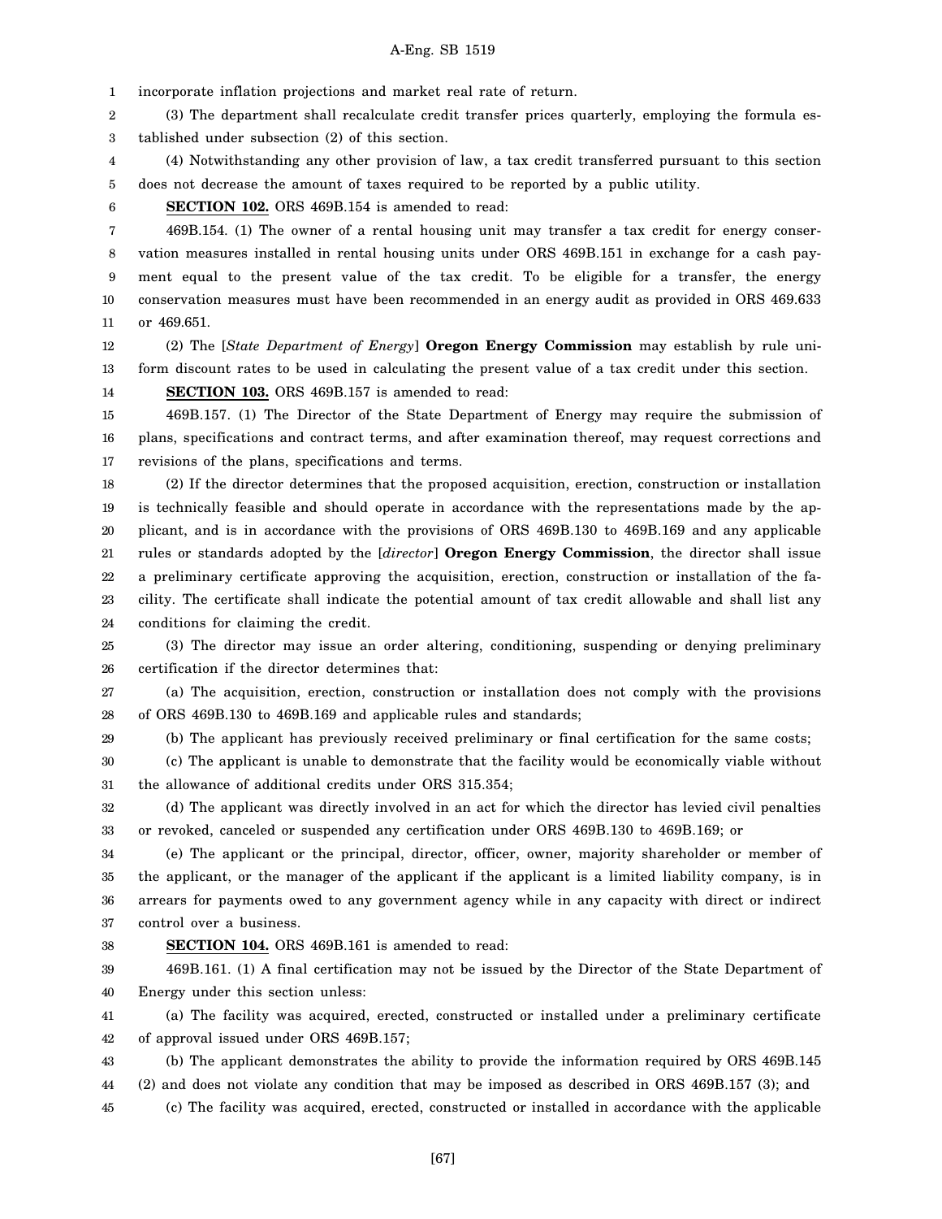incorporate inflation projections and market real rate of return.

(3) The department shall recalculate credit transfer prices quarterly, employing the formula established under subsection (2) of this section.

(4) Notwithstanding any other provision of law, a tax credit transferred pursuant to this section does not decrease the amount of taxes required to be reported by a public utility.

**SECTION 102.** ORS 469B.154 is amended to read:

469B.154. (1) The owner of a rental housing unit may transfer a tax credit for energy conservation measures installed in rental housing units under ORS 469B.151 in exchange for a cash payment equal to the present value of the tax credit. To be eligible for a transfer, the energy conservation measures must have been recommended in an energy audit as provided in ORS 469.633 or 469.651.

(2) The [*State Department of Energy*] **Oregon Energy Commission** may establish by rule uniform discount rates to be used in calculating the present value of a tax credit under this section.

**SECTION 103.** ORS 469B.157 is amended to read:

469B.157. (1) The Director of the State Department of Energy may require the submission of plans, specifications and contract terms, and after examination thereof, may request corrections and revisions of the plans, specifications and terms.

(2) If the director determines that the proposed acquisition, erection, construction or installation is technically feasible and should operate in accordance with the representations made by the applicant, and is in accordance with the provisions of ORS 469B.130 to 469B.169 and any applicable rules or standards adopted by the [*director*] **Oregon Energy Commission**, the director shall issue a preliminary certificate approving the acquisition, erection, construction or installation of the facility. The certificate shall indicate the potential amount of tax credit allowable and shall list any conditions for claiming the credit.

(3) The director may issue an order altering, conditioning, suspending or denying preliminary certification if the director determines that:

(a) The acquisition, erection, construction or installation does not comply with the provisions of ORS 469B.130 to 469B.169 and applicable rules and standards;

(b) The applicant has previously received preliminary or final certification for the same costs;

(c) The applicant is unable to demonstrate that the facility would be economically viable without the allowance of additional credits under ORS 315.354;

(d) The applicant was directly involved in an act for which the director has levied civil penalties or revoked, canceled or suspended any certification under ORS 469B.130 to 469B.169; or

(e) The applicant or the principal, director, officer, owner, majority shareholder or member of the applicant, or the manager of the applicant if the applicant is a limited liability company, is in arrears for payments owed to any government agency while in any capacity with direct or indirect control over a business.

**SECTION 104.** ORS 469B.161 is amended to read:

469B.161. (1) A final certification may not be issued by the Director of the State Department of Energy under this section unless:

(a) The facility was acquired, erected, constructed or installed under a preliminary certificate of approval issued under ORS 469B.157;

(b) The applicant demonstrates the ability to provide the information required by ORS 469B.145 (2) and does not violate any condition that may be imposed as described in ORS 469B.157 (3); and

(c) The facility was acquired, erected, constructed or installed in accordance with the applicable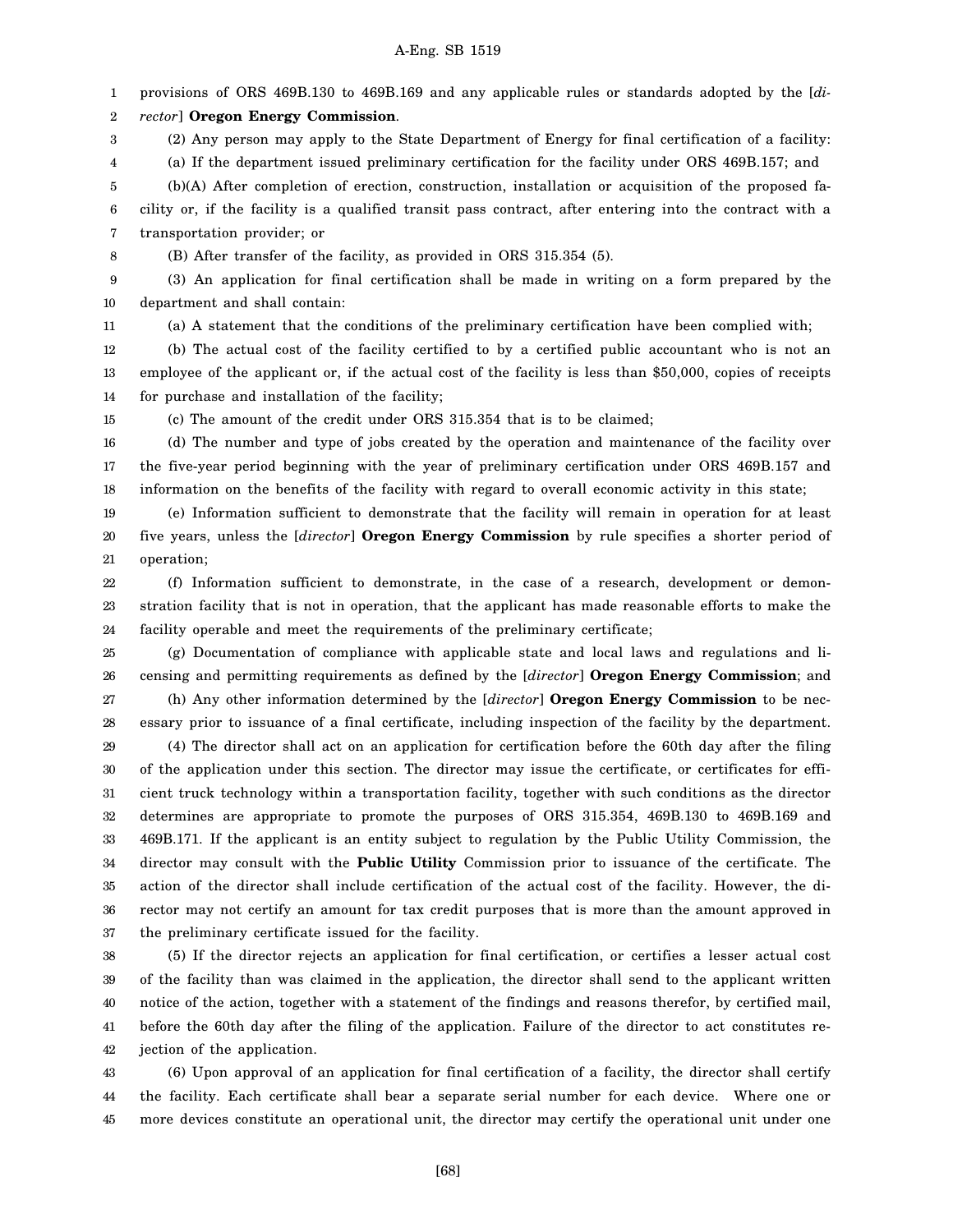provisions of ORS 469B.130 to 469B.169 and any applicable rules or standards adopted by the [*director*] **Oregon Energy Commission**.

(2) Any person may apply to the State Department of Energy for final certification of a facility:

(a) If the department issued preliminary certification for the facility under ORS 469B.157; and

(b)(A) After completion of erection, construction, installation or acquisition of the proposed facility or, if the facility is a qualified transit pass contract, after entering into the contract with a transportation provider; or

(B) After transfer of the facility, as provided in ORS 315.354 (5).

(3) An application for final certification shall be made in writing on a form prepared by the department and shall contain:

(a) A statement that the conditions of the preliminary certification have been complied with;

(b) The actual cost of the facility certified to by a certified public accountant who is not an employee of the applicant or, if the actual cost of the facility is less than $50,000, copies of receipts for purchase and installation of the facility;

(c) The amount of the credit under ORS 315.354 that is to be claimed;

(d) The number and type of jobs created by the operation and maintenance of the facility over the five-year period beginning with the year of preliminary certification under ORS 469B.157 and information on the benefits of the facility with regard to overall economic activity in this state;

(e) Information sufficient to demonstrate that the facility will remain in operation for at least five years, unless the [*director*] **Oregon Energy Commission** by rule specifies a shorter period of operation;

(f) Information sufficient to demonstrate, in the case of a research, development or demonstration facility that is not in operation, that the applicant has made reasonable efforts to make the facility operable and meet the requirements of the preliminary certificate;

(g) Documentation of compliance with applicable state and local laws and regulations and licensing and permitting requirements as defined by the [*director*] **Oregon Energy Commission**; and

(h) Any other information determined by the [*director*] **Oregon Energy Commission** to be necessary prior to issuance of a final certificate, including inspection of the facility by the department.

(4) The director shall act on an application for certification before the 60th day after the filing of the application under this section. The director may issue the certificate, or certificates for efficient truck technology within a transportation facility, together with such conditions as the director determines are appropriate to promote the purposes of ORS 315.354, 469B.130 to 469B.169 and 469B.171. If the applicant is an entity subject to regulation by the Public Utility Commission, the director may consult with the **Public Utility** Commission prior to issuance of the certificate. The action of the director shall include certification of the actual cost of the facility. However, the director may not certify an amount for tax credit purposes that is more than the amount approved in the preliminary certificate issued for the facility.

(5) If the director rejects an application for final certification, or certifies a lesser actual cost of the facility than was claimed in the application, the director shall send to the applicant written notice of the action, together with a statement of the findings and reasons therefor, by certified mail, before the 60th day after the filing of the application. Failure of the director to act constitutes rejection of the application.

(6) Upon approval of an application for final certification of a facility, the director shall certify the facility. Each certificate shall bear a separate serial number for each device. Where one or more devices constitute an operational unit, the director may certify the operational unit under one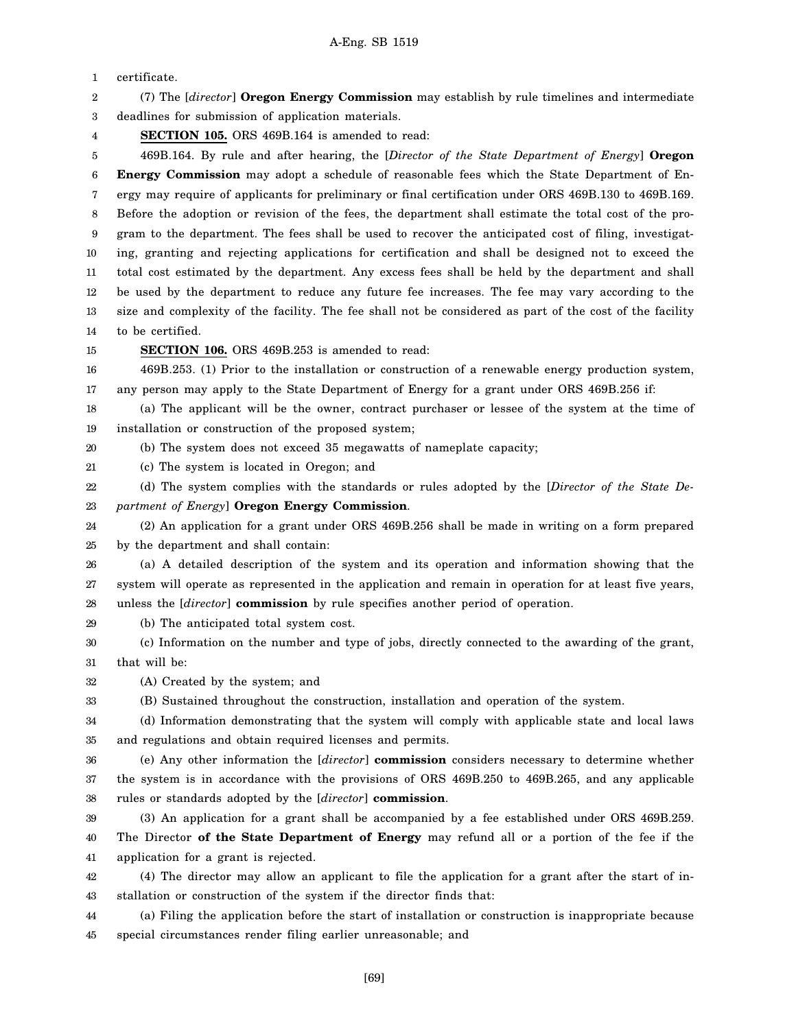certificate.

(7) The [*director*] **Oregon Energy Commission** may establish by rule timelines and intermediate deadlines for submission of application materials.

**SECTION 105.** ORS 469B.164 is amended to read:

469B.164. By rule and after hearing, the [*Director of the State Department of Energy*] **Oregon Energy Commission** may adopt a schedule of reasonable fees which the State Department of Energy may require of applicants for preliminary or final certification under ORS 469B.130 to 469B.169. Before the adoption or revision of the fees, the department shall estimate the total cost of the program to the department. The fees shall be used to recover the anticipated cost of filing, investigating, granting and rejecting applications for certification and shall be designed not to exceed the total cost estimated by the department. Any excess fees shall be held by the department and shall be used by the department to reduce any future fee increases. The fee may vary according to the size and complexity of the facility. The fee shall not be considered as part of the cost of the facility to be certified.

**SECTION 106.** ORS 469B.253 is amended to read:

469B.253. (1) Prior to the installation or construction of a renewable energy production system, any person may apply to the State Department of Energy for a grant under ORS 469B.256 if:

(a) The applicant will be the owner, contract purchaser or lessee of the system at the time of installation or construction of the proposed system;

(b) The system does not exceed 35 megawatts of nameplate capacity;

(c) The system is located in Oregon; and

(d) The system complies with the standards or rules adopted by the [*Director of the State Department of Energy*] **Oregon Energy Commission**.

(2) An application for a grant under ORS 469B.256 shall be made in writing on a form prepared by the department and shall contain:

(a) A detailed description of the system and its operation and information showing that the system will operate as represented in the application and remain in operation for at least five years, unless the [*director*] **commission** by rule specifies another period of operation.

(b) The anticipated total system cost.

(c) Information on the number and type of jobs, directly connected to the awarding of the grant, that will be:

(A) Created by the system; and

(B) Sustained throughout the construction, installation and operation of the system.

(d) Information demonstrating that the system will comply with applicable state and local laws and regulations and obtain required licenses and permits.

(e) Any other information the [*director*] **commission** considers necessary to determine whether the system is in accordance with the provisions of ORS 469B.250 to 469B.265, and any applicable rules or standards adopted by the [*director*] **commission**.

(3) An application for a grant shall be accompanied by a fee established under ORS 469B.259. The Director **of the State Department of Energy** may refund all or a portion of the fee if the application for a grant is rejected.

(4) The director may allow an applicant to file the application for a grant after the start of installation or construction of the system if the director finds that:

(a) Filing the application before the start of installation or construction is inappropriate because special circumstances render filing earlier unreasonable; and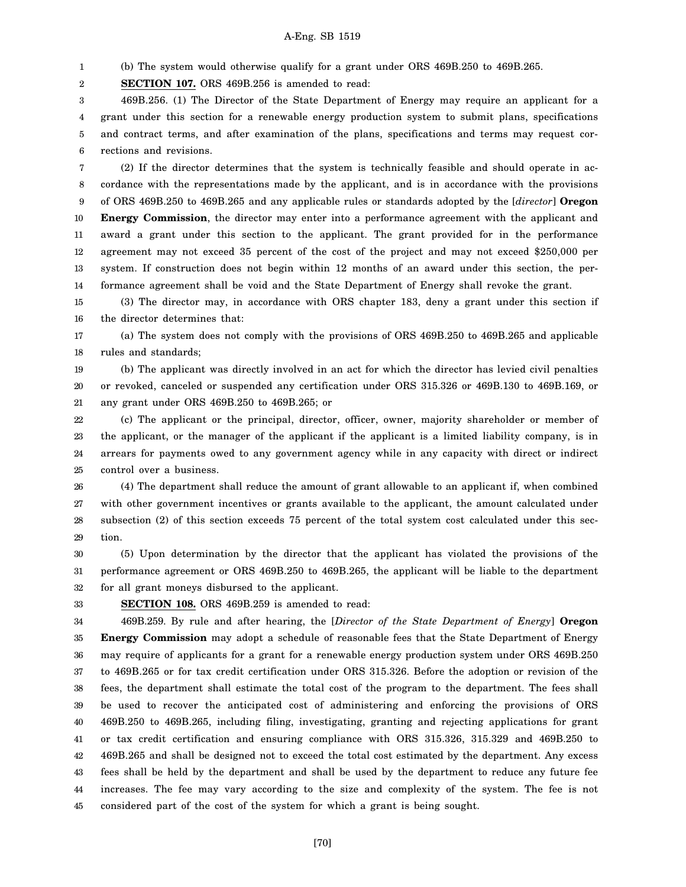(b) The system would otherwise qualify for a grant under ORS 469B.250 to 469B.265.

**SECTION 107.** ORS 469B.256 is amended to read:

469B.256. (1) The Director of the State Department of Energy may require an applicant for a grant under this section for a renewable energy production system to submit plans, specifications and contract terms, and after examination of the plans, specifications and terms may request corrections and revisions.

(2) If the director determines that the system is technically feasible and should operate in accordance with the representations made by the applicant, and is in accordance with the provisions of ORS 469B.250 to 469B.265 and any applicable rules or standards adopted by the [*director*] **Oregon Energy Commission**, the director may enter into a performance agreement with the applicant and award a grant under this section to the applicant. The grant provided for in the performance agreement may not exceed 35 percent of the cost of the project and may not exceed $250,000 per system. If construction does not begin within 12 months of an award under this section, the performance agreement shall be void and the State Department of Energy shall revoke the grant.

(3) The director may, in accordance with ORS chapter 183, deny a grant under this section if the director determines that:

(a) The system does not comply with the provisions of ORS 469B.250 to 469B.265 and applicable rules and standards;

(b) The applicant was directly involved in an act for which the director has levied civil penalties or revoked, canceled or suspended any certification under ORS 315.326 or 469B.130 to 469B.169, or any grant under ORS 469B.250 to 469B.265; or

(c) The applicant or the principal, director, officer, owner, majority shareholder or member of the applicant, or the manager of the applicant if the applicant is a limited liability company, is in arrears for payments owed to any government agency while in any capacity with direct or indirect control over a business.

(4) The department shall reduce the amount of grant allowable to an applicant if, when combined with other government incentives or grants available to the applicant, the amount calculated under subsection (2) of this section exceeds 75 percent of the total system cost calculated under this section.

(5) Upon determination by the director that the applicant has violated the provisions of the performance agreement or ORS 469B.250 to 469B.265, the applicant will be liable to the department for all grant moneys disbursed to the applicant.

**SECTION 108.** ORS 469B.259 is amended to read:

469B.259. By rule and after hearing, the [*Director of the State Department of Energy*] **Oregon Energy Commission** may adopt a schedule of reasonable fees that the State Department of Energy may require of applicants for a grant for a renewable energy production system under ORS 469B.250 to 469B.265 or for tax credit certification under ORS 315.326. Before the adoption or revision of the fees, the department shall estimate the total cost of the program to the department. The fees shall be used to recover the anticipated cost of administering and enforcing the provisions of ORS 469B.250 to 469B.265, including filing, investigating, granting and rejecting applications for grant or tax credit certification and ensuring compliance with ORS 315.326, 315.329 and 469B.250 to 469B.265 and shall be designed not to exceed the total cost estimated by the department. Any excess fees shall be held by the department and shall be used by the department to reduce any future fee increases. The fee may vary according to the size and complexity of the system. The fee is not considered part of the cost of the system for which a grant is being sought.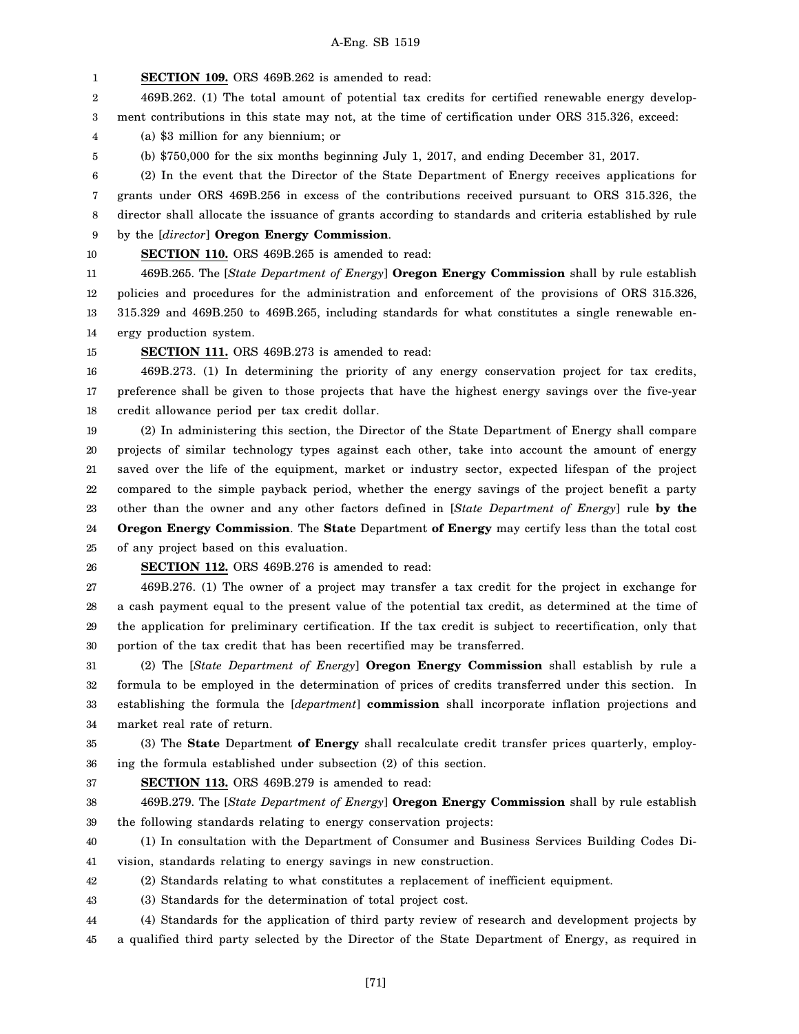**SECTION 109.** ORS 469B.262 is amended to read:

469B.262. (1) The total amount of potential tax credits for certified renewable energy development contributions in this state may not, at the time of certification under ORS 315.326, exceed:

(a) $3 million for any biennium; or

(b) $750,000 for the six months beginning July 1, 2017, and ending December 31, 2017.

(2) In the event that the Director of the State Department of Energy receives applications for grants under ORS 469B.256 in excess of the contributions received pursuant to ORS 315.326, the director shall allocate the issuance of grants according to standards and criteria established by rule by the [*director*] **Oregon Energy Commission**.

**SECTION 110.** ORS 469B.265 is amended to read:

469B.265. The [*State Department of Energy*] **Oregon Energy Commission** shall by rule establish policies and procedures for the administration and enforcement of the provisions of ORS 315.326, 315.329 and 469B.250 to 469B.265, including standards for what constitutes a single renewable energy production system.

**SECTION 111.** ORS 469B.273 is amended to read:

469B.273. (1) In determining the priority of any energy conservation project for tax credits, preference shall be given to those projects that have the highest energy savings over the five-year credit allowance period per tax credit dollar.

(2) In administering this section, the Director of the State Department of Energy shall compare projects of similar technology types against each other, take into account the amount of energy saved over the life of the equipment, market or industry sector, expected lifespan of the project compared to the simple payback period, whether the energy savings of the project benefit a party other than the owner and any other factors defined in [*State Department of Energy*] rule **by the Oregon Energy Commission**. The **State** Department **of Energy** may certify less than the total cost of any project based on this evaluation.

**SECTION 112.** ORS 469B.276 is amended to read:

469B.276. (1) The owner of a project may transfer a tax credit for the project in exchange for a cash payment equal to the present value of the potential tax credit, as determined at the time of the application for preliminary certification. If the tax credit is subject to recertification, only that portion of the tax credit that has been recertified may be transferred.

(2) The [*State Department of Energy*] **Oregon Energy Commission** shall establish by rule a formula to be employed in the determination of prices of credits transferred under this section. In establishing the formula the [*department*] **commission** shall incorporate inflation projections and market real rate of return.

(3) The **State** Department **of Energy** shall recalculate credit transfer prices quarterly, employing the formula established under subsection (2) of this section.

**SECTION 113.** ORS 469B.279 is amended to read:

469B.279. The [*State Department of Energy*] **Oregon Energy Commission** shall by rule establish the following standards relating to energy conservation projects:

(1) In consultation with the Department of Consumer and Business Services Building Codes Division, standards relating to energy savings in new construction.

(2) Standards relating to what constitutes a replacement of inefficient equipment.

(3) Standards for the determination of total project cost.

(4) Standards for the application of third party review of research and development projects by a qualified third party selected by the Director of the State Department of Energy, as required in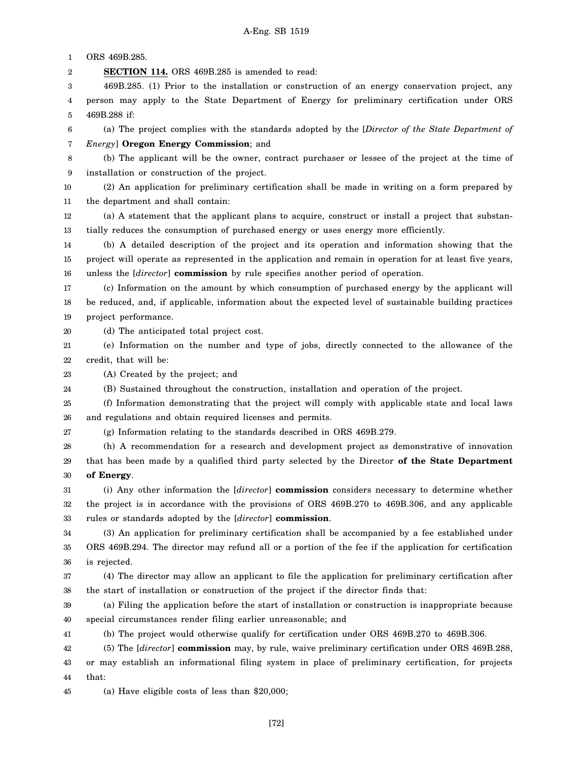ORS 469B.285.

**SECTION 114.** ORS 469B.285 is amended to read:

469B.285. (1) Prior to the installation or construction of an energy conservation project, any person may apply to the State Department of Energy for preliminary certification under ORS 469B.288 if:

(a) The project complies with the standards adopted by the [*Director of the State Department of Energy*] **Oregon Energy Commission**; and

(b) The applicant will be the owner, contract purchaser or lessee of the project at the time of installation or construction of the project.

(2) An application for preliminary certification shall be made in writing on a form prepared by the department and shall contain:

(a) A statement that the applicant plans to acquire, construct or install a project that substantially reduces the consumption of purchased energy or uses energy more efficiently.

(b) A detailed description of the project and its operation and information showing that the project will operate as represented in the application and remain in operation for at least five years, unless the [*director*] **commission** by rule specifies another period of operation.

(c) Information on the amount by which consumption of purchased energy by the applicant will be reduced, and, if applicable, information about the expected level of sustainable building practices project performance.

(d) The anticipated total project cost.

(e) Information on the number and type of jobs, directly connected to the allowance of the credit, that will be:

(A) Created by the project; and

(B) Sustained throughout the construction, installation and operation of the project.

(f) Information demonstrating that the project will comply with applicable state and local laws and regulations and obtain required licenses and permits.

(g) Information relating to the standards described in ORS 469B.279.

(h) A recommendation for a research and development project as demonstrative of innovation that has been made by a qualified third party selected by the Director **of the State Department of Energy**.

(i) Any other information the [*director*] **commission** considers necessary to determine whether the project is in accordance with the provisions of ORS 469B.270 to 469B.306, and any applicable rules or standards adopted by the [*director*] **commission**.

(3) An application for preliminary certification shall be accompanied by a fee established under ORS 469B.294. The director may refund all or a portion of the fee if the application for certification is rejected.

(4) The director may allow an applicant to file the application for preliminary certification after the start of installation or construction of the project if the director finds that:

(a) Filing the application before the start of installation or construction is inappropriate because special circumstances render filing earlier unreasonable; and

(b) The project would otherwise qualify for certification under ORS 469B.270 to 469B.306.

(5) The [*director*] **commission** may, by rule, waive preliminary certification under ORS 469B.288, or may establish an informational filing system in place of preliminary certification, for projects that:

(a) Have eligible costs of less than $20,000;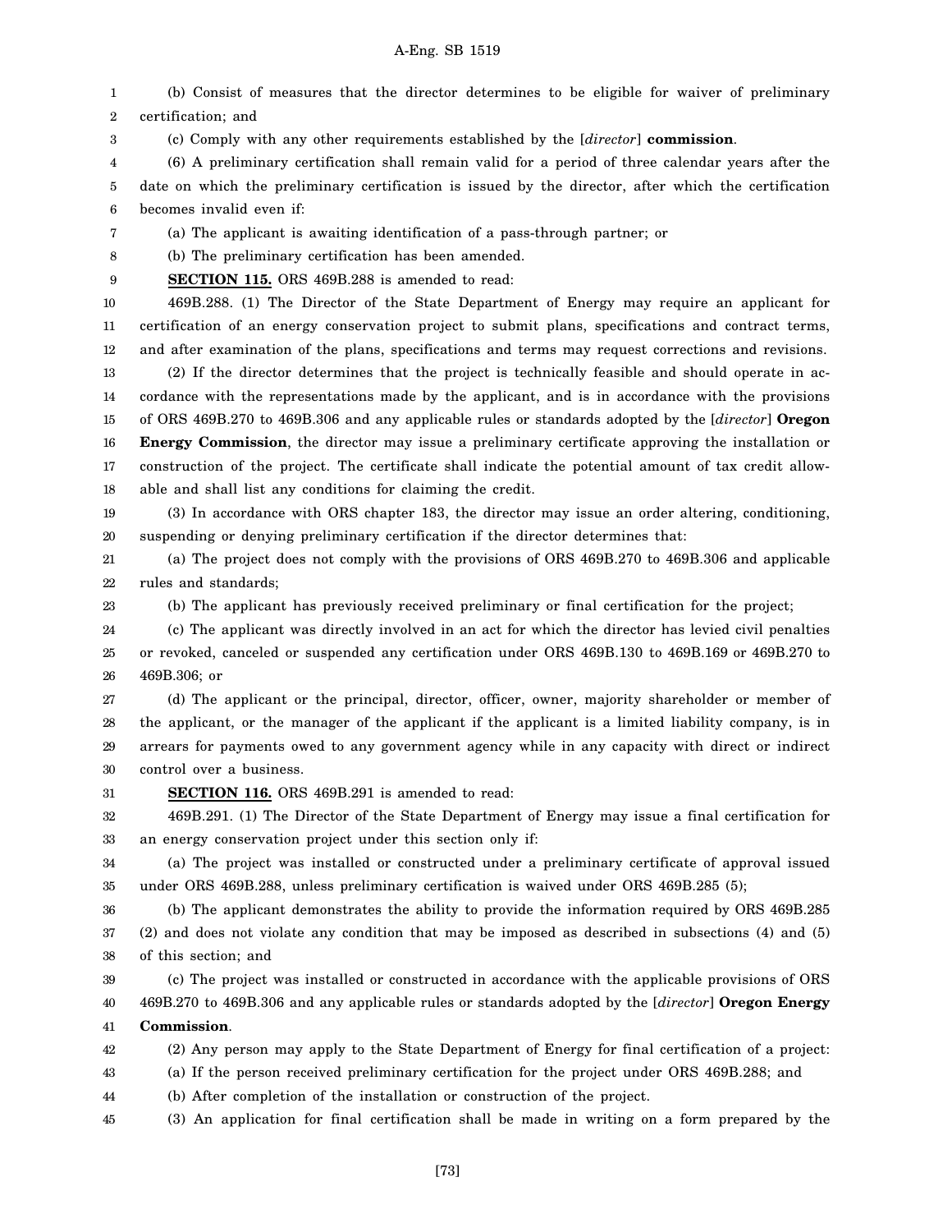(b) Consist of measures that the director determines to be eligible for waiver of preliminary certification; and

(c) Comply with any other requirements established by the [*director*] **commission**.

(6) A preliminary certification shall remain valid for a period of three calendar years after the date on which the preliminary certification is issued by the director, after which the certification becomes invalid even if:

(a) The applicant is awaiting identification of a pass-through partner; or

(b) The preliminary certification has been amended.

**SECTION 115.** ORS 469B.288 is amended to read:

469B.288. (1) The Director of the State Department of Energy may require an applicant for certification of an energy conservation project to submit plans, specifications and contract terms, and after examination of the plans, specifications and terms may request corrections and revisions.

(2) If the director determines that the project is technically feasible and should operate in accordance with the representations made by the applicant, and is in accordance with the provisions of ORS 469B.270 to 469B.306 and any applicable rules or standards adopted by the [*director*] **Oregon Energy Commission**, the director may issue a preliminary certificate approving the installation or construction of the project. The certificate shall indicate the potential amount of tax credit allowable and shall list any conditions for claiming the credit.

(3) In accordance with ORS chapter 183, the director may issue an order altering, conditioning, suspending or denying preliminary certification if the director determines that:

(a) The project does not comply with the provisions of ORS 469B.270 to 469B.306 and applicable rules and standards;

(b) The applicant has previously received preliminary or final certification for the project;

(c) The applicant was directly involved in an act for which the director has levied civil penalties or revoked, canceled or suspended any certification under ORS 469B.130 to 469B.169 or 469B.270 to 469B.306; or

(d) The applicant or the principal, director, officer, owner, majority shareholder or member of the applicant, or the manager of the applicant if the applicant is a limited liability company, is in arrears for payments owed to any government agency while in any capacity with direct or indirect control over a business.

**SECTION 116.** ORS 469B.291 is amended to read:

469B.291. (1) The Director of the State Department of Energy may issue a final certification for an energy conservation project under this section only if:

(a) The project was installed or constructed under a preliminary certificate of approval issued under ORS 469B.288, unless preliminary certification is waived under ORS 469B.285 (5);

(b) The applicant demonstrates the ability to provide the information required by ORS 469B.285 (2) and does not violate any condition that may be imposed as described in subsections (4) and (5) of this section; and

(c) The project was installed or constructed in accordance with the applicable provisions of ORS 469B.270 to 469B.306 and any applicable rules or standards adopted by the [*director*] **Oregon Energy Commission**.

(2) Any person may apply to the State Department of Energy for final certification of a project:

(a) If the person received preliminary certification for the project under ORS 469B.288; and

(b) After completion of the installation or construction of the project.

(3) An application for final certification shall be made in writing on a form prepared by the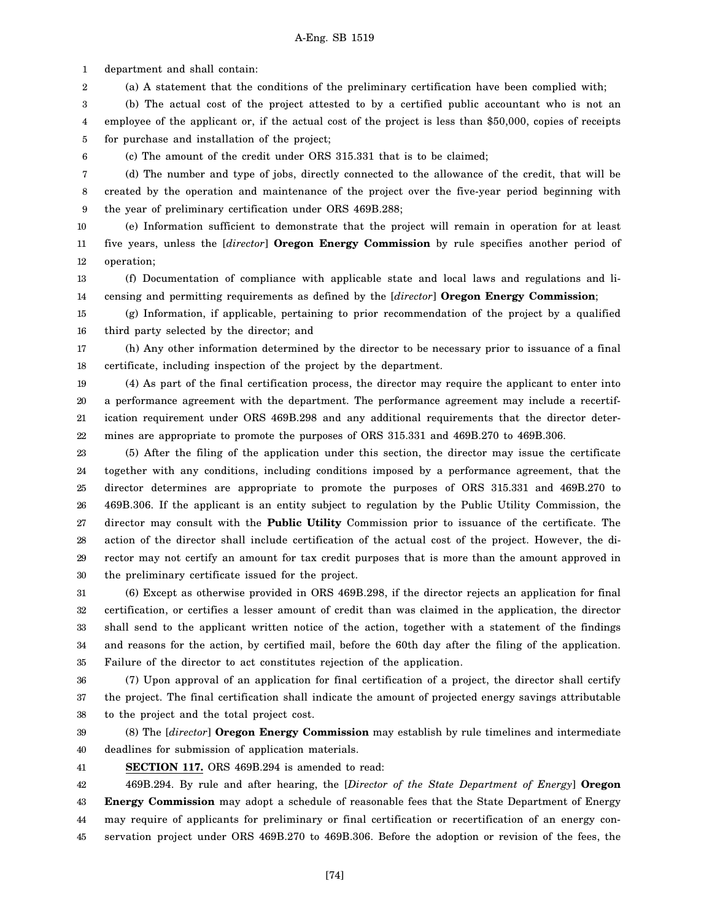department and shall contain:

(a) A statement that the conditions of the preliminary certification have been complied with;

(b) The actual cost of the project attested to by a certified public accountant who is not an employee of the applicant or, if the actual cost of the project is less than $50,000, copies of receipts for purchase and installation of the project;

(c) The amount of the credit under ORS 315.331 that is to be claimed;

(d) The number and type of jobs, directly connected to the allowance of the credit, that will be created by the operation and maintenance of the project over the five-year period beginning with the year of preliminary certification under ORS 469B.288;

(e) Information sufficient to demonstrate that the project will remain in operation for at least five years, unless the [*director*] **Oregon Energy Commission** by rule specifies another period of operation;

(f) Documentation of compliance with applicable state and local laws and regulations and licensing and permitting requirements as defined by the [*director*] **Oregon Energy Commission**;

(g) Information, if applicable, pertaining to prior recommendation of the project by a qualified third party selected by the director; and

(h) Any other information determined by the director to be necessary prior to issuance of a final certificate, including inspection of the project by the department.

(4) As part of the final certification process, the director may require the applicant to enter into a performance agreement with the department. The performance agreement may include a recertification requirement under ORS 469B.298 and any additional requirements that the director determines are appropriate to promote the purposes of ORS 315.331 and 469B.270 to 469B.306.

(5) After the filing of the application under this section, the director may issue the certificate together with any conditions, including conditions imposed by a performance agreement, that the director determines are appropriate to promote the purposes of ORS 315.331 and 469B.270 to 469B.306. If the applicant is an entity subject to regulation by the Public Utility Commission, the director may consult with the **Public Utility** Commission prior to issuance of the certificate. The action of the director shall include certification of the actual cost of the project. However, the director may not certify an amount for tax credit purposes that is more than the amount approved in the preliminary certificate issued for the project.

(6) Except as otherwise provided in ORS 469B.298, if the director rejects an application for final certification, or certifies a lesser amount of credit than was claimed in the application, the director shall send to the applicant written notice of the action, together with a statement of the findings and reasons for the action, by certified mail, before the 60th day after the filing of the application. Failure of the director to act constitutes rejection of the application.

(7) Upon approval of an application for final certification of a project, the director shall certify the project. The final certification shall indicate the amount of projected energy savings attributable to the project and the total project cost.

(8) The [*director*] **Oregon Energy Commission** may establish by rule timelines and intermediate deadlines for submission of application materials.

**SECTION 117.** ORS 469B.294 is amended to read:

469B.294. By rule and after hearing, the [*Director of the State Department of Energy*] **Oregon Energy Commission** may adopt a schedule of reasonable fees that the State Department of Energy may require of applicants for preliminary or final certification or recertification of an energy conservation project under ORS 469B.270 to 469B.306. Before the adoption or revision of the fees, the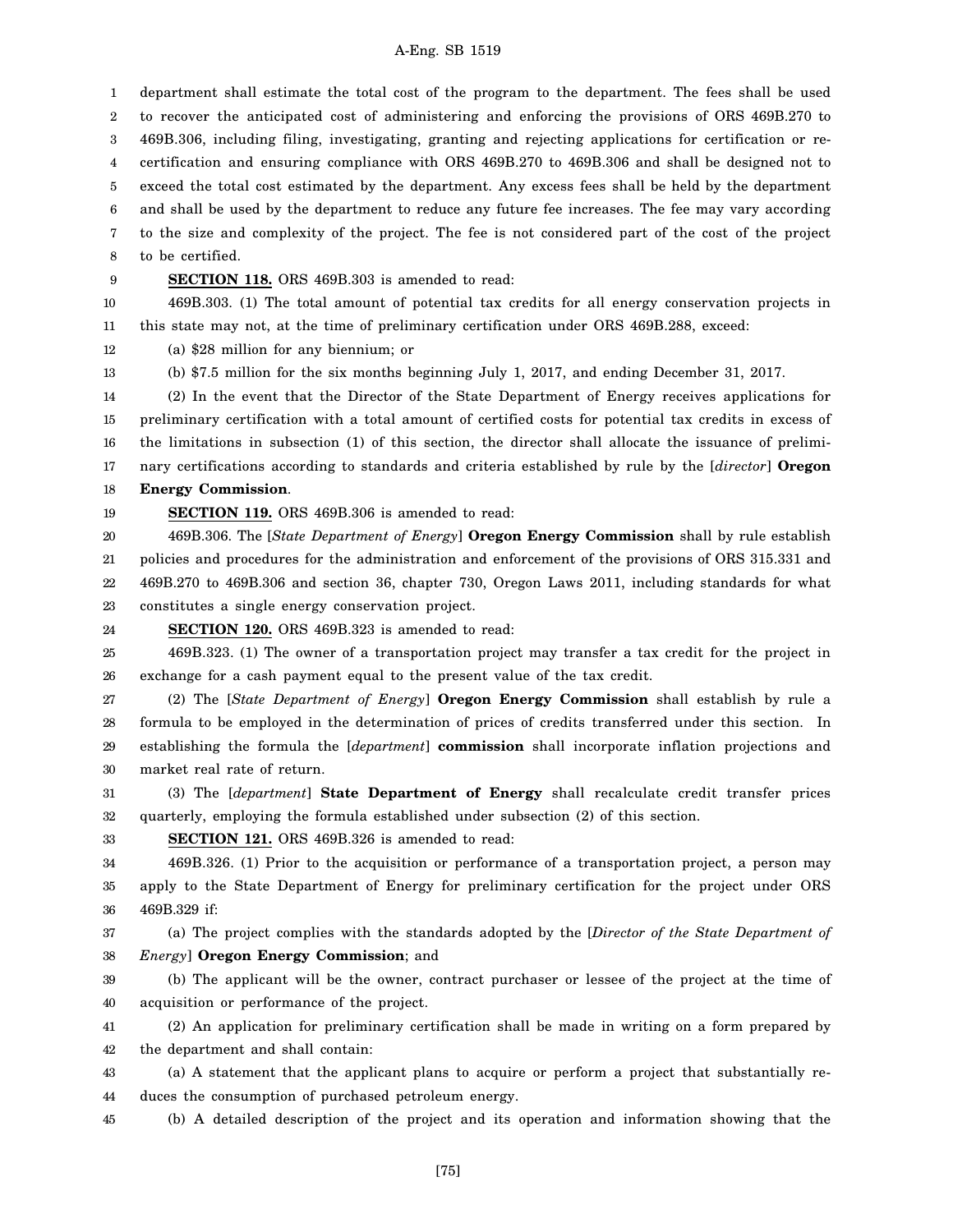department shall estimate the total cost of the program to the department. The fees shall be used to recover the anticipated cost of administering and enforcing the provisions of ORS 469B.270 to 469B.306, including filing, investigating, granting and rejecting applications for certification or recertification and ensuring compliance with ORS 469B.270 to 469B.306 and shall be designed not to exceed the total cost estimated by the department. Any excess fees shall be held by the department and shall be used by the department to reduce any future fee increases. The fee may vary according to the size and complexity of the project. The fee is not considered part of the cost of the project to be certified.

**SECTION 118.** ORS 469B.303 is amended to read:

469B.303. (1) The total amount of potential tax credits for all energy conservation projects in this state may not, at the time of preliminary certification under ORS 469B.288, exceed:

(a) $28 million for any biennium; or

(b) $7.5 million for the six months beginning July 1, 2017, and ending December 31, 2017.

(2) In the event that the Director of the State Department of Energy receives applications for preliminary certification with a total amount of certified costs for potential tax credits in excess of the limitations in subsection (1) of this section, the director shall allocate the issuance of preliminary certifications according to standards and criteria established by rule by the [*director*] **Oregon Energy Commission**.

**SECTION 119.** ORS 469B.306 is amended to read:

469B.306. The [*State Department of Energy*] **Oregon Energy Commission** shall by rule establish policies and procedures for the administration and enforcement of the provisions of ORS 315.331 and 469B.270 to 469B.306 and section 36, chapter 730, Oregon Laws 2011, including standards for what constitutes a single energy conservation project.

**SECTION 120.** ORS 469B.323 is amended to read:

469B.323. (1) The owner of a transportation project may transfer a tax credit for the project in exchange for a cash payment equal to the present value of the tax credit.

(2) The [*State Department of Energy*] **Oregon Energy Commission** shall establish by rule a formula to be employed in the determination of prices of credits transferred under this section. In establishing the formula the [*department*] **commission** shall incorporate inflation projections and market real rate of return.

(3) The [*department*] **State Department of Energy** shall recalculate credit transfer prices quarterly, employing the formula established under subsection (2) of this section.

**SECTION 121.** ORS 469B.326 is amended to read:

469B.326. (1) Prior to the acquisition or performance of a transportation project, a person may apply to the State Department of Energy for preliminary certification for the project under ORS 469B.329 if:

(a) The project complies with the standards adopted by the [*Director of the State Department of Energy*] **Oregon Energy Commission**; and

(b) The applicant will be the owner, contract purchaser or lessee of the project at the time of acquisition or performance of the project.

(2) An application for preliminary certification shall be made in writing on a form prepared by the department and shall contain:

(a) A statement that the applicant plans to acquire or perform a project that substantially reduces the consumption of purchased petroleum energy.

(b) A detailed description of the project and its operation and information showing that the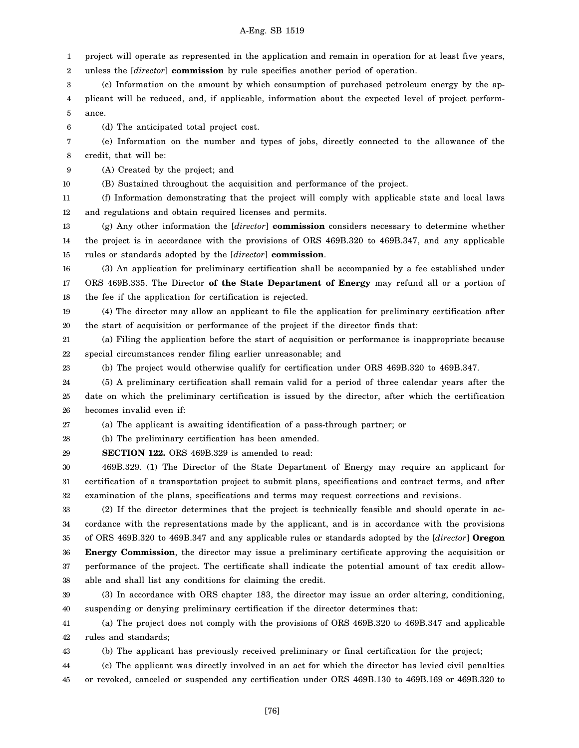project will operate as represented in the application and remain in operation for at least five years, unless the [*director*] **commission** by rule specifies another period of operation.

(c) Information on the amount by which consumption of purchased petroleum energy by the applicant will be reduced, and, if applicable, information about the expected level of project performance.

(d) The anticipated total project cost.

(e) Information on the number and types of jobs, directly connected to the allowance of the credit, that will be:

(A) Created by the project; and

(B) Sustained throughout the acquisition and performance of the project.

(f) Information demonstrating that the project will comply with applicable state and local laws and regulations and obtain required licenses and permits.

(g) Any other information the [*director*] **commission** considers necessary to determine whether the project is in accordance with the provisions of ORS 469B.320 to 469B.347, and any applicable rules or standards adopted by the [*director*] **commission**.

(3) An application for preliminary certification shall be accompanied by a fee established under ORS 469B.335. The Director **of the State Department of Energy** may refund all or a portion of the fee if the application for certification is rejected.

(4) The director may allow an applicant to file the application for preliminary certification after the start of acquisition or performance of the project if the director finds that:

(a) Filing the application before the start of acquisition or performance is inappropriate because special circumstances render filing earlier unreasonable; and

(b) The project would otherwise qualify for certification under ORS 469B.320 to 469B.347.

(5) A preliminary certification shall remain valid for a period of three calendar years after the date on which the preliminary certification is issued by the director, after which the certification becomes invalid even if:

(a) The applicant is awaiting identification of a pass-through partner; or

(b) The preliminary certification has been amended.

**SECTION 122.** ORS 469B.329 is amended to read:

469B.329. (1) The Director of the State Department of Energy may require an applicant for certification of a transportation project to submit plans, specifications and contract terms, and after examination of the plans, specifications and terms may request corrections and revisions.

(2) If the director determines that the project is technically feasible and should operate in accordance with the representations made by the applicant, and is in accordance with the provisions of ORS 469B.320 to 469B.347 and any applicable rules or standards adopted by the [*director*] **Oregon Energy Commission**, the director may issue a preliminary certificate approving the acquisition or performance of the project. The certificate shall indicate the potential amount of tax credit allowable and shall list any conditions for claiming the credit.

(3) In accordance with ORS chapter 183, the director may issue an order altering, conditioning, suspending or denying preliminary certification if the director determines that:

(a) The project does not comply with the provisions of ORS 469B.320 to 469B.347 and applicable rules and standards;

(b) The applicant has previously received preliminary or final certification for the project;

(c) The applicant was directly involved in an act for which the director has levied civil penalties or revoked, canceled or suspended any certification under ORS 469B.130 to 469B.169 or 469B.320 to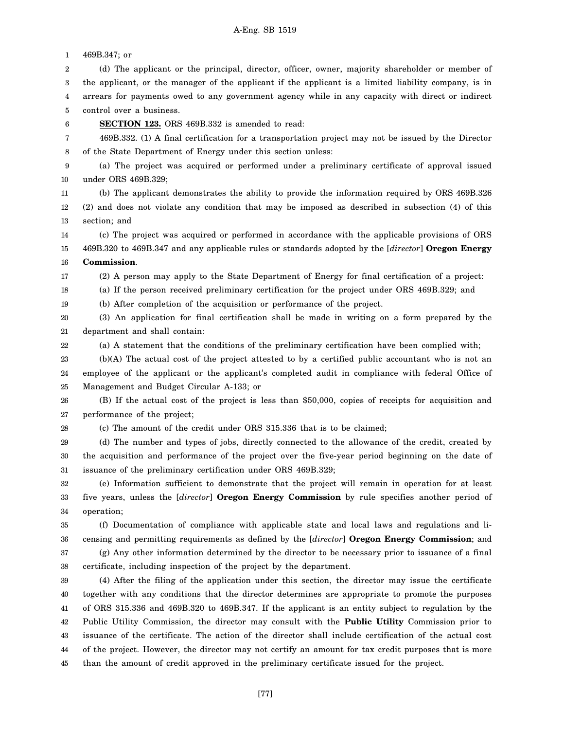469B.347; or

(d) The applicant or the principal, director, officer, owner, majority shareholder or member of the applicant, or the manager of the applicant if the applicant is a limited liability company, is in arrears for payments owed to any government agency while in any capacity with direct or indirect control over a business.

**SECTION 123.** ORS 469B.332 is amended to read:

469B.332. (1) A final certification for a transportation project may not be issued by the Director of the State Department of Energy under this section unless:

(a) The project was acquired or performed under a preliminary certificate of approval issued under ORS 469B.329;

(b) The applicant demonstrates the ability to provide the information required by ORS 469B.326 (2) and does not violate any condition that may be imposed as described in subsection (4) of this section; and

(c) The project was acquired or performed in accordance with the applicable provisions of ORS 469B.320 to 469B.347 and any applicable rules or standards adopted by the [*director*] **Oregon Energy Commission**.

(2) A person may apply to the State Department of Energy for final certification of a project:

(a) If the person received preliminary certification for the project under ORS 469B.329; and

(b) After completion of the acquisition or performance of the project.

(3) An application for final certification shall be made in writing on a form prepared by the department and shall contain:

(a) A statement that the conditions of the preliminary certification have been complied with;

(b)(A) The actual cost of the project attested to by a certified public accountant who is not an employee of the applicant or the applicant's completed audit in compliance with federal Office of Management and Budget Circular A-133; or

(B) If the actual cost of the project is less than $50,000, copies of receipts for acquisition and performance of the project;

(c) The amount of the credit under ORS 315.336 that is to be claimed;

(d) The number and types of jobs, directly connected to the allowance of the credit, created by the acquisition and performance of the project over the five-year period beginning on the date of issuance of the preliminary certification under ORS 469B.329;

(e) Information sufficient to demonstrate that the project will remain in operation for at least five years, unless the [*director*] **Oregon Energy Commission** by rule specifies another period of operation;

(f) Documentation of compliance with applicable state and local laws and regulations and licensing and permitting requirements as defined by the [*director*] **Oregon Energy Commission**; and

(g) Any other information determined by the director to be necessary prior to issuance of a final certificate, including inspection of the project by the department.

(4) After the filing of the application under this section, the director may issue the certificate together with any conditions that the director determines are appropriate to promote the purposes of ORS 315.336 and 469B.320 to 469B.347. If the applicant is an entity subject to regulation by the Public Utility Commission, the director may consult with the **Public Utility** Commission prior to issuance of the certificate. The action of the director shall include certification of the actual cost of the project. However, the director may not certify an amount for tax credit purposes that is more than the amount of credit approved in the preliminary certificate issued for the project.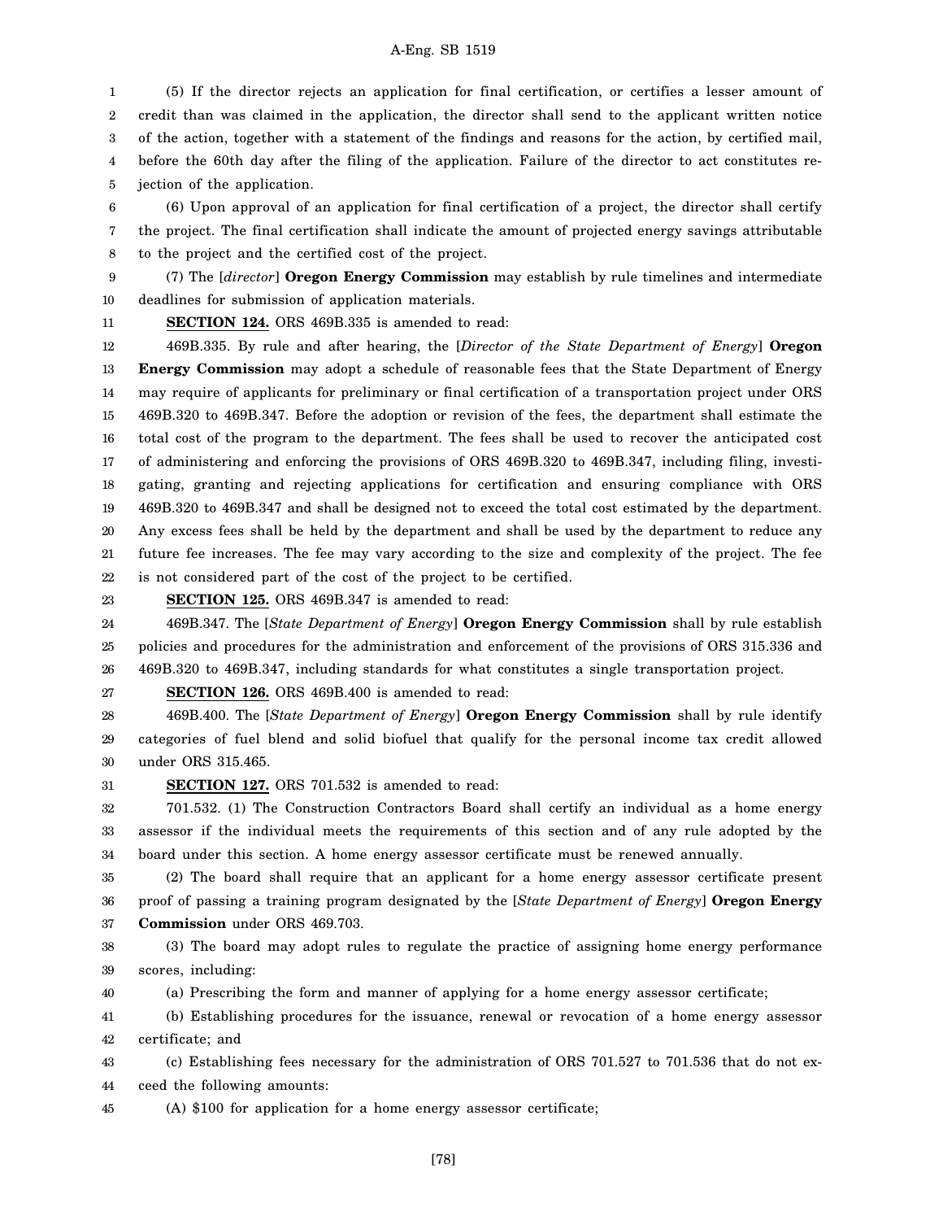(5) If the director rejects an application for final certification, or certifies a lesser amount of credit than was claimed in the application, the director shall send to the applicant written notice of the action, together with a statement of the findings and reasons for the action, by certified mail, before the 60th day after the filing of the application. Failure of the director to act constitutes rejection of the application.

(6) Upon approval of an application for final certification of a project, the director shall certify the project. The final certification shall indicate the amount of projected energy savings attributable to the project and the certified cost of the project.

(7) The [*director*] **Oregon Energy Commission** may establish by rule timelines and intermediate deadlines for submission of application materials.

**SECTION 124.** ORS 469B.335 is amended to read:

469B.335. By rule and after hearing, the [*Director of the State Department of Energy*] **Oregon Energy Commission** may adopt a schedule of reasonable fees that the State Department of Energy may require of applicants for preliminary or final certification of a transportation project under ORS 469B.320 to 469B.347. Before the adoption or revision of the fees, the department shall estimate the total cost of the program to the department. The fees shall be used to recover the anticipated cost of administering and enforcing the provisions of ORS 469B.320 to 469B.347, including filing, investigating, granting and rejecting applications for certification and ensuring compliance with ORS 469B.320 to 469B.347 and shall be designed not to exceed the total cost estimated by the department. Any excess fees shall be held by the department and shall be used by the department to reduce any future fee increases. The fee may vary according to the size and complexity of the project. The fee is not considered part of the cost of the project to be certified.

**SECTION 125.** ORS 469B.347 is amended to read:

469B.347. The [*State Department of Energy*] **Oregon Energy Commission** shall by rule establish policies and procedures for the administration and enforcement of the provisions of ORS 315.336 and 469B.320 to 469B.347, including standards for what constitutes a single transportation project.

**SECTION 126.** ORS 469B.400 is amended to read:

469B.400. The [*State Department of Energy*] **Oregon Energy Commission** shall by rule identify categories of fuel blend and solid biofuel that qualify for the personal income tax credit allowed under ORS 315.465.

**SECTION 127.** ORS 701.532 is amended to read:

701.532. (1) The Construction Contractors Board shall certify an individual as a home energy assessor if the individual meets the requirements of this section and of any rule adopted by the board under this section. A home energy assessor certificate must be renewed annually.

(2) The board shall require that an applicant for a home energy assessor certificate present proof of passing a training program designated by the [*State Department of Energy*] **Oregon Energy Commission** under ORS 469.703.

(3) The board may adopt rules to regulate the practice of assigning home energy performance scores, including:

(a) Prescribing the form and manner of applying for a home energy assessor certificate;

(b) Establishing procedures for the issuance, renewal or revocation of a home energy assessor certificate; and

(c) Establishing fees necessary for the administration of ORS 701.527 to 701.536 that do not exceed the following amounts:

(A) $100 for application for a home energy assessor certificate;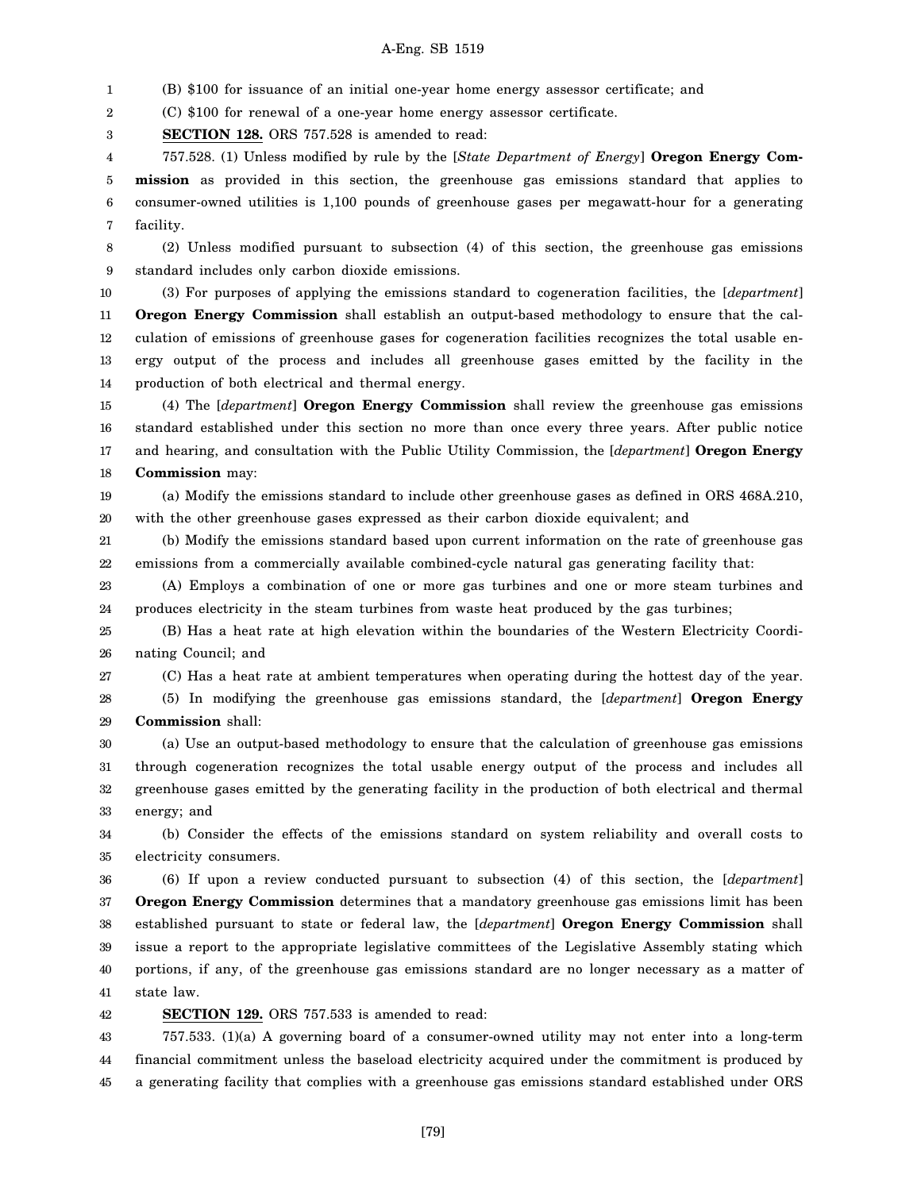(B) $100 for issuance of an initial one-year home energy assessor certificate; and

(C) $100 for renewal of a one-year home energy assessor certificate.

**SECTION 128.** ORS 757.528 is amended to read:

757.528. (1) Unless modified by rule by the [*State Department of Energy*] **Oregon Energy Commission** as provided in this section, the greenhouse gas emissions standard that applies to consumer-owned utilities is 1,100 pounds of greenhouse gases per megawatt-hour for a generating facility.

(2) Unless modified pursuant to subsection (4) of this section, the greenhouse gas emissions standard includes only carbon dioxide emissions.

(3) For purposes of applying the emissions standard to cogeneration facilities, the [*department*] **Oregon Energy Commission** shall establish an output-based methodology to ensure that the calculation of emissions of greenhouse gases for cogeneration facilities recognizes the total usable energy output of the process and includes all greenhouse gases emitted by the facility in the production of both electrical and thermal energy.

(4) The [*department*] **Oregon Energy Commission** shall review the greenhouse gas emissions standard established under this section no more than once every three years. After public notice and hearing, and consultation with the Public Utility Commission, the [*department*] **Oregon Energy Commission** may:

(a) Modify the emissions standard to include other greenhouse gases as defined in ORS 468A.210, with the other greenhouse gases expressed as their carbon dioxide equivalent; and

(b) Modify the emissions standard based upon current information on the rate of greenhouse gas emissions from a commercially available combined-cycle natural gas generating facility that:

(A) Employs a combination of one or more gas turbines and one or more steam turbines and produces electricity in the steam turbines from waste heat produced by the gas turbines;

(B) Has a heat rate at high elevation within the boundaries of the Western Electricity Coordinating Council; and

(C) Has a heat rate at ambient temperatures when operating during the hottest day of the year.

(5) In modifying the greenhouse gas emissions standard, the [*department*] **Oregon Energy Commission** shall:

(a) Use an output-based methodology to ensure that the calculation of greenhouse gas emissions through cogeneration recognizes the total usable energy output of the process and includes all greenhouse gases emitted by the generating facility in the production of both electrical and thermal energy; and

(b) Consider the effects of the emissions standard on system reliability and overall costs to electricity consumers.

(6) If upon a review conducted pursuant to subsection (4) of this section, the [*department*] **Oregon Energy Commission** determines that a mandatory greenhouse gas emissions limit has been established pursuant to state or federal law, the [*department*] **Oregon Energy Commission** shall issue a report to the appropriate legislative committees of the Legislative Assembly stating which portions, if any, of the greenhouse gas emissions standard are no longer necessary as a matter of state law.

**SECTION 129.** ORS 757.533 is amended to read:

757.533. (1)(a) A governing board of a consumer-owned utility may not enter into a long-term financial commitment unless the baseload electricity acquired under the commitment is produced by a generating facility that complies with a greenhouse gas emissions standard established under ORS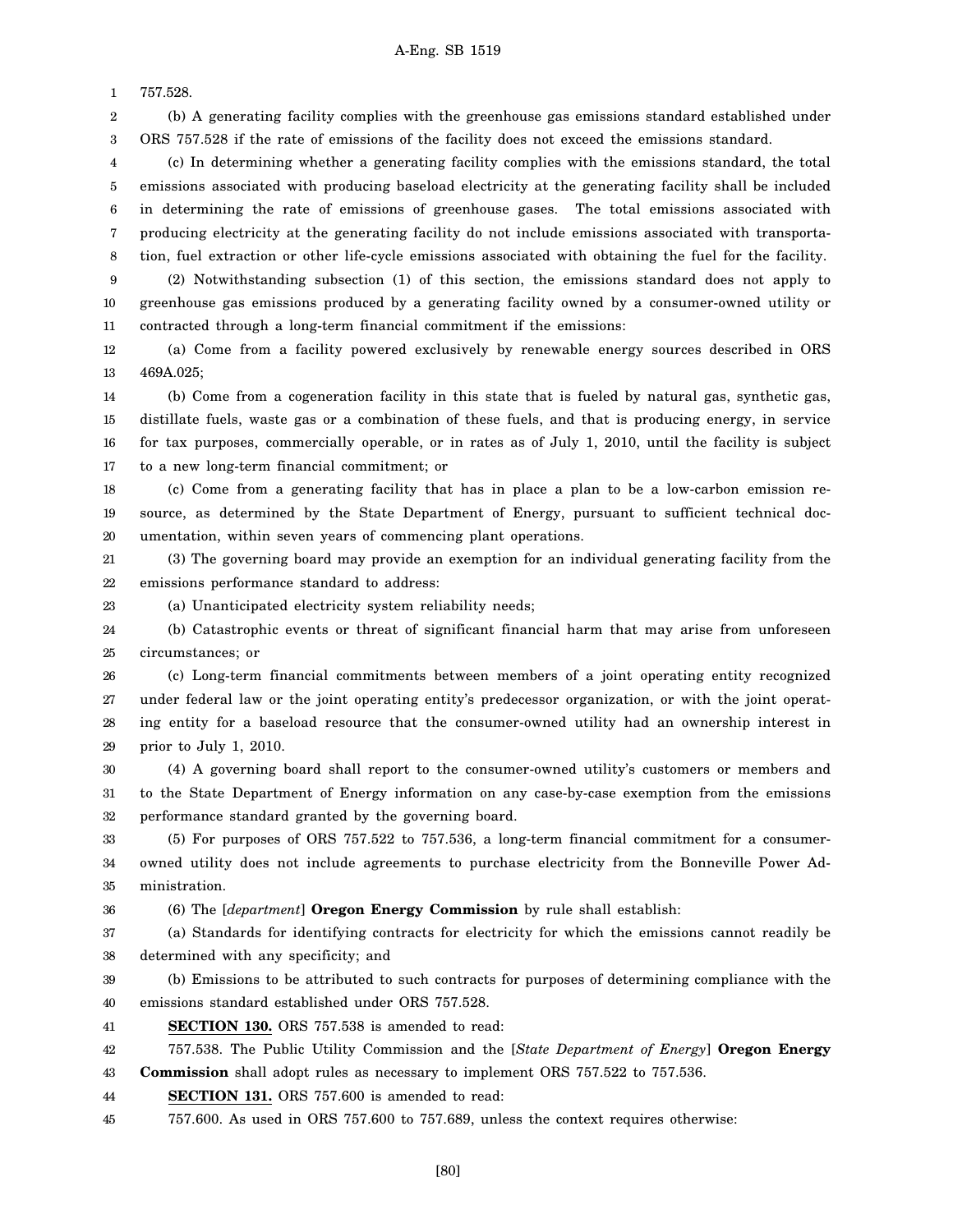757.528.

(b) A generating facility complies with the greenhouse gas emissions standard established under ORS 757.528 if the rate of emissions of the facility does not exceed the emissions standard.

(c) In determining whether a generating facility complies with the emissions standard, the total emissions associated with producing baseload electricity at the generating facility shall be included in determining the rate of emissions of greenhouse gases. The total emissions associated with producing electricity at the generating facility do not include emissions associated with transportation, fuel extraction or other life-cycle emissions associated with obtaining the fuel for the facility.

(2) Notwithstanding subsection (1) of this section, the emissions standard does not apply to greenhouse gas emissions produced by a generating facility owned by a consumer-owned utility or contracted through a long-term financial commitment if the emissions:

(a) Come from a facility powered exclusively by renewable energy sources described in ORS 469A.025;

(b) Come from a cogeneration facility in this state that is fueled by natural gas, synthetic gas, distillate fuels, waste gas or a combination of these fuels, and that is producing energy, in service for tax purposes, commercially operable, or in rates as of July 1, 2010, until the facility is subject to a new long-term financial commitment; or

(c) Come from a generating facility that has in place a plan to be a low-carbon emission resource, as determined by the State Department of Energy, pursuant to sufficient technical documentation, within seven years of commencing plant operations.

(3) The governing board may provide an exemption for an individual generating facility from the emissions performance standard to address:

(a) Unanticipated electricity system reliability needs;

(b) Catastrophic events or threat of significant financial harm that may arise from unforeseen circumstances; or

(c) Long-term financial commitments between members of a joint operating entity recognized under federal law or the joint operating entity's predecessor organization, or with the joint operating entity for a baseload resource that the consumer-owned utility had an ownership interest in prior to July 1, 2010.

(4) A governing board shall report to the consumer-owned utility's customers or members and to the State Department of Energy information on any case-by-case exemption from the emissions performance standard granted by the governing board.

(5) For purposes of ORS 757.522 to 757.536, a long-term financial commitment for a consumer-owned utility does not include agreements to purchase electricity from the Bonneville Power Administration.

(6) The [*department*] **Oregon Energy Commission** by rule shall establish:

(a) Standards for identifying contracts for electricity for which the emissions cannot readily be determined with any specificity; and

(b) Emissions to be attributed to such contracts for purposes of determining compliance with the emissions standard established under ORS 757.528.

**SECTION 130.** ORS 757.538 is amended to read:

757.538. The Public Utility Commission and the [*State Department of Energy*] **Oregon Energy Commission** shall adopt rules as necessary to implement ORS 757.522 to 757.536.

**SECTION 131.** ORS 757.600 is amended to read:

757.600. As used in ORS 757.600 to 757.689, unless the context requires otherwise: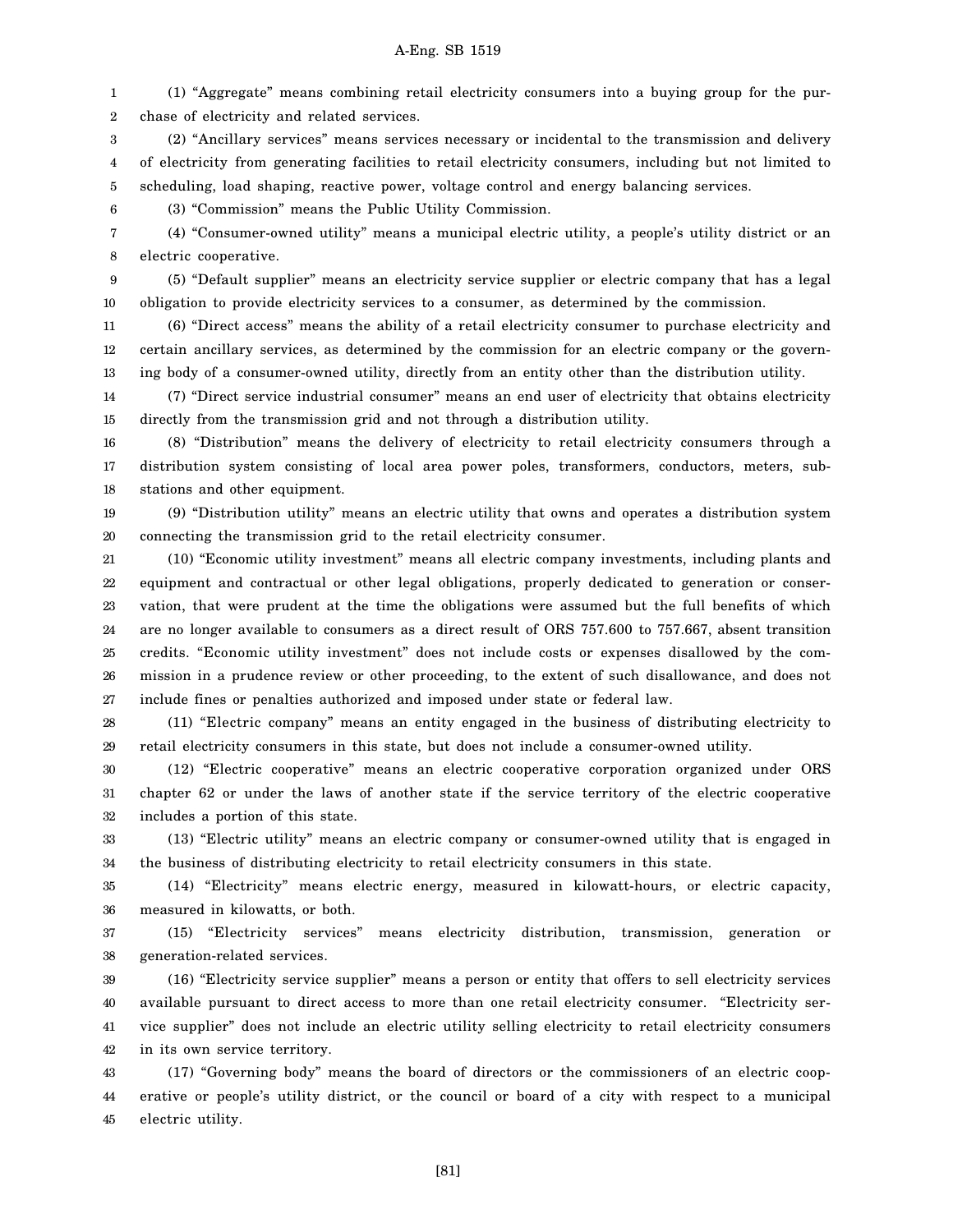(1) "Aggregate" means combining retail electricity consumers into a buying group for the purchase of electricity and related services.

(2) "Ancillary services" means services necessary or incidental to the transmission and delivery of electricity from generating facilities to retail electricity consumers, including but not limited to scheduling, load shaping, reactive power, voltage control and energy balancing services.

(3) "Commission" means the Public Utility Commission.

(4) "Consumer-owned utility" means a municipal electric utility, a people's utility district or an electric cooperative.

(5) "Default supplier" means an electricity service supplier or electric company that has a legal obligation to provide electricity services to a consumer, as determined by the commission.

(6) "Direct access" means the ability of a retail electricity consumer to purchase electricity and certain ancillary services, as determined by the commission for an electric company or the governing body of a consumer-owned utility, directly from an entity other than the distribution utility.

(7) "Direct service industrial consumer" means an end user of electricity that obtains electricity directly from the transmission grid and not through a distribution utility.

(8) "Distribution" means the delivery of electricity to retail electricity consumers through a distribution system consisting of local area power poles, transformers, conductors, meters, substations and other equipment.

(9) "Distribution utility" means an electric utility that owns and operates a distribution system connecting the transmission grid to the retail electricity consumer.

(10) "Economic utility investment" means all electric company investments, including plants and equipment and contractual or other legal obligations, properly dedicated to generation or conservation, that were prudent at the time the obligations were assumed but the full benefits of which are no longer available to consumers as a direct result of ORS 757.600 to 757.667, absent transition credits. "Economic utility investment" does not include costs or expenses disallowed by the commission in a prudence review or other proceeding, to the extent of such disallowance, and does not include fines or penalties authorized and imposed under state or federal law.

(11) "Electric company" means an entity engaged in the business of distributing electricity to retail electricity consumers in this state, but does not include a consumer-owned utility.

(12) "Electric cooperative" means an electric cooperative corporation organized under ORS chapter 62 or under the laws of another state if the service territory of the electric cooperative includes a portion of this state.

(13) "Electric utility" means an electric company or consumer-owned utility that is engaged in the business of distributing electricity to retail electricity consumers in this state.

(14) "Electricity" means electric energy, measured in kilowatt-hours, or electric capacity, measured in kilowatts, or both.

(15) "Electricity services" means electricity distribution, transmission, generation or generation-related services.

(16) "Electricity service supplier" means a person or entity that offers to sell electricity services available pursuant to direct access to more than one retail electricity consumer. "Electricity service supplier" does not include an electric utility selling electricity to retail electricity consumers in its own service territory.

(17) "Governing body" means the board of directors or the commissioners of an electric cooperative or people's utility district, or the council or board of a city with respect to a municipal electric utility.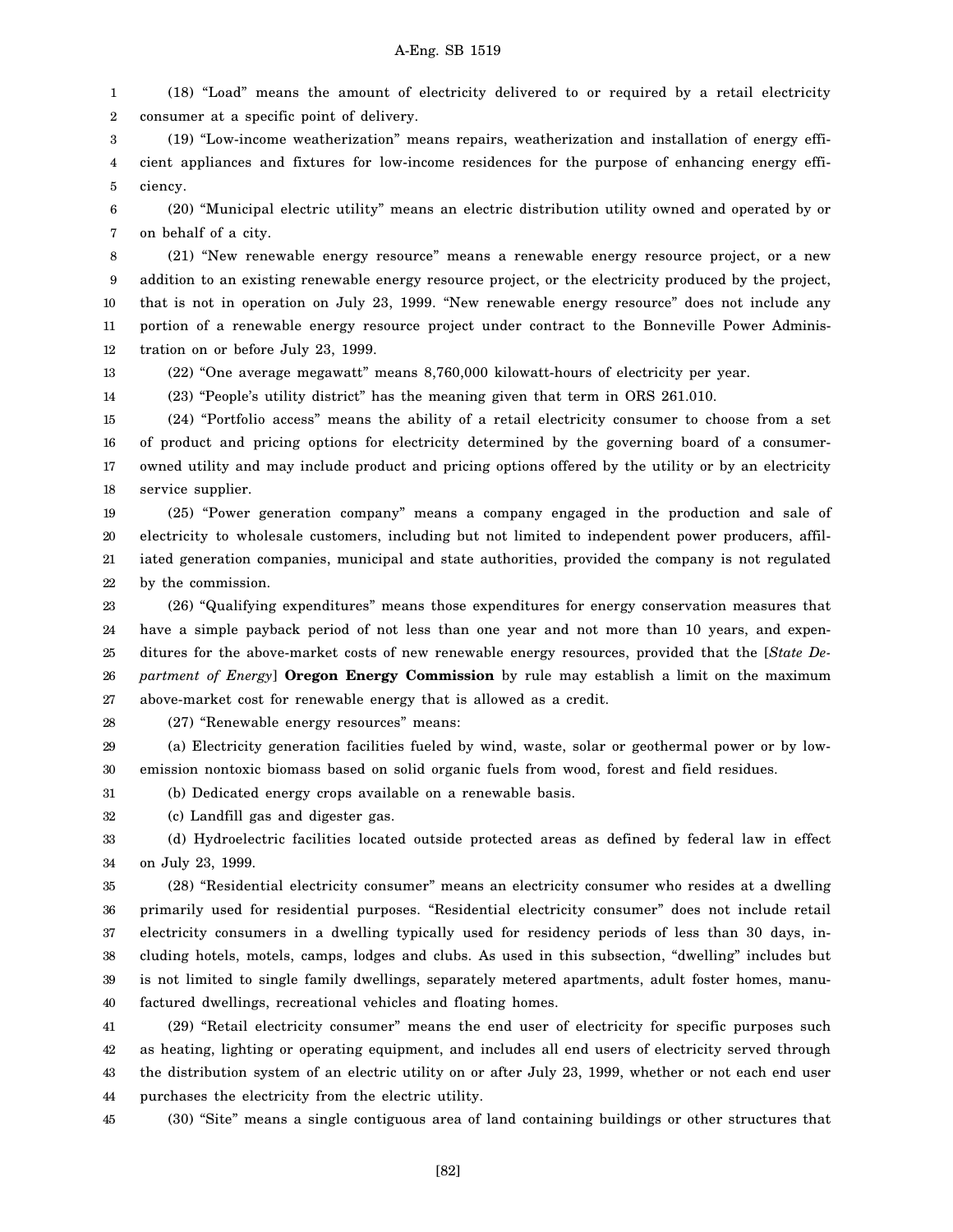(18) "Load" means the amount of electricity delivered to or required by a retail electricity consumer at a specific point of delivery.

(19) "Low-income weatherization" means repairs, weatherization and installation of energy efficient appliances and fixtures for low-income residences for the purpose of enhancing energy efficiency.

(20) "Municipal electric utility" means an electric distribution utility owned and operated by or on behalf of a city.

(21) "New renewable energy resource" means a renewable energy resource project, or a new addition to an existing renewable energy resource project, or the electricity produced by the project, that is not in operation on July 23, 1999. "New renewable energy resource" does not include any portion of a renewable energy resource project under contract to the Bonneville Power Administration on or before July 23, 1999.

(22) "One average megawatt" means 8,760,000 kilowatt-hours of electricity per year.

(23) "People's utility district" has the meaning given that term in ORS 261.010.

(24) "Portfolio access" means the ability of a retail electricity consumer to choose from a set of product and pricing options for electricity determined by the governing board of a consumer-owned utility and may include product and pricing options offered by the utility or by an electricity service supplier.

(25) "Power generation company" means a company engaged in the production and sale of electricity to wholesale customers, including but not limited to independent power producers, affiliated generation companies, municipal and state authorities, provided the company is not regulated by the commission.

(26) "Qualifying expenditures" means those expenditures for energy conservation measures that have a simple payback period of not less than one year and not more than 10 years, and expenditures for the above-market costs of new renewable energy resources, provided that the [*State Department of Energy*] **Oregon Energy Commission** by rule may establish a limit on the maximum above-market cost for renewable energy that is allowed as a credit.

(27) "Renewable energy resources" means:

(a) Electricity generation facilities fueled by wind, waste, solar or geothermal power or by low-emission nontoxic biomass based on solid organic fuels from wood, forest and field residues.

(b) Dedicated energy crops available on a renewable basis.

(c) Landfill gas and digester gas.

(d) Hydroelectric facilities located outside protected areas as defined by federal law in effect on July 23, 1999.

(28) "Residential electricity consumer" means an electricity consumer who resides at a dwelling primarily used for residential purposes. "Residential electricity consumer" does not include retail electricity consumers in a dwelling typically used for residency periods of less than 30 days, including hotels, motels, camps, lodges and clubs. As used in this subsection, "dwelling" includes but is not limited to single family dwellings, separately metered apartments, adult foster homes, manufactured dwellings, recreational vehicles and floating homes.

(29) "Retail electricity consumer" means the end user of electricity for specific purposes such as heating, lighting or operating equipment, and includes all end users of electricity served through the distribution system of an electric utility on or after July 23, 1999, whether or not each end user purchases the electricity from the electric utility.

(30) "Site" means a single contiguous area of land containing buildings or other structures that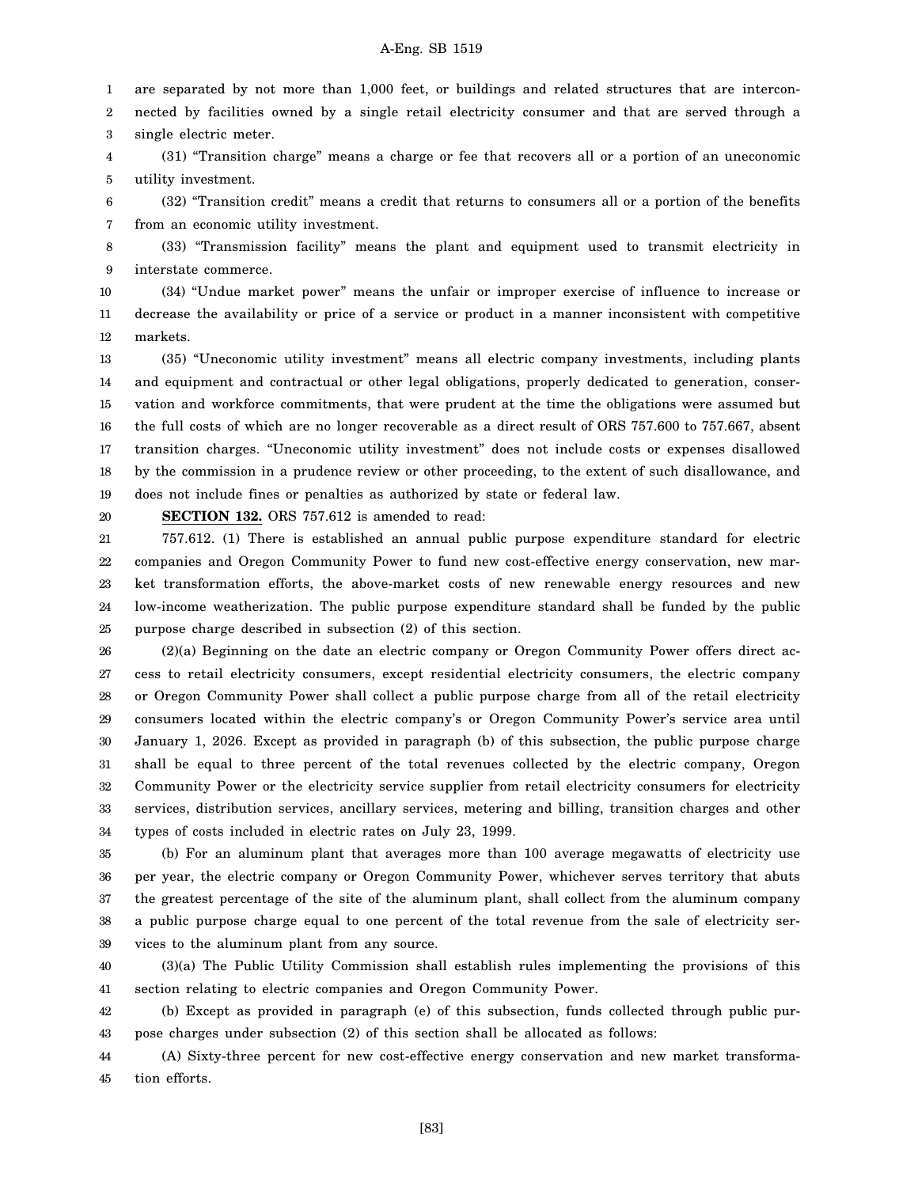are separated by not more than 1,000 feet, or buildings and related structures that are interconnected by facilities owned by a single retail electricity consumer and that are served through a single electric meter.

(31) "Transition charge" means a charge or fee that recovers all or a portion of an uneconomic utility investment.

(32) "Transition credit" means a credit that returns to consumers all or a portion of the benefits from an economic utility investment.

(33) "Transmission facility" means the plant and equipment used to transmit electricity in interstate commerce.

(34) "Undue market power" means the unfair or improper exercise of influence to increase or decrease the availability or price of a service or product in a manner inconsistent with competitive markets.

(35) "Uneconomic utility investment" means all electric company investments, including plants and equipment and contractual or other legal obligations, properly dedicated to generation, conservation and workforce commitments, that were prudent at the time the obligations were assumed but the full costs of which are no longer recoverable as a direct result of ORS 757.600 to 757.667, absent transition charges. "Uneconomic utility investment" does not include costs or expenses disallowed by the commission in a prudence review or other proceeding, to the extent of such disallowance, and does not include fines or penalties as authorized by state or federal law.

**SECTION 132.** ORS 757.612 is amended to read:

757.612. (1) There is established an annual public purpose expenditure standard for electric companies and Oregon Community Power to fund new cost-effective energy conservation, new market transformation efforts, the above-market costs of new renewable energy resources and new low-income weatherization. The public purpose expenditure standard shall be funded by the public purpose charge described in subsection (2) of this section.

(2)(a) Beginning on the date an electric company or Oregon Community Power offers direct access to retail electricity consumers, except residential electricity consumers, the electric company or Oregon Community Power shall collect a public purpose charge from all of the retail electricity consumers located within the electric company's or Oregon Community Power's service area until January 1, 2026. Except as provided in paragraph (b) of this subsection, the public purpose charge shall be equal to three percent of the total revenues collected by the electric company, Oregon Community Power or the electricity service supplier from retail electricity consumers for electricity services, distribution services, ancillary services, metering and billing, transition charges and other types of costs included in electric rates on July 23, 1999.

(b) For an aluminum plant that averages more than 100 average megawatts of electricity use per year, the electric company or Oregon Community Power, whichever serves territory that abuts the greatest percentage of the site of the aluminum plant, shall collect from the aluminum company a public purpose charge equal to one percent of the total revenue from the sale of electricity services to the aluminum plant from any source.

(3)(a) The Public Utility Commission shall establish rules implementing the provisions of this section relating to electric companies and Oregon Community Power.

(b) Except as provided in paragraph (e) of this subsection, funds collected through public purpose charges under subsection (2) of this section shall be allocated as follows:

(A) Sixty-three percent for new cost-effective energy conservation and new market transformation efforts.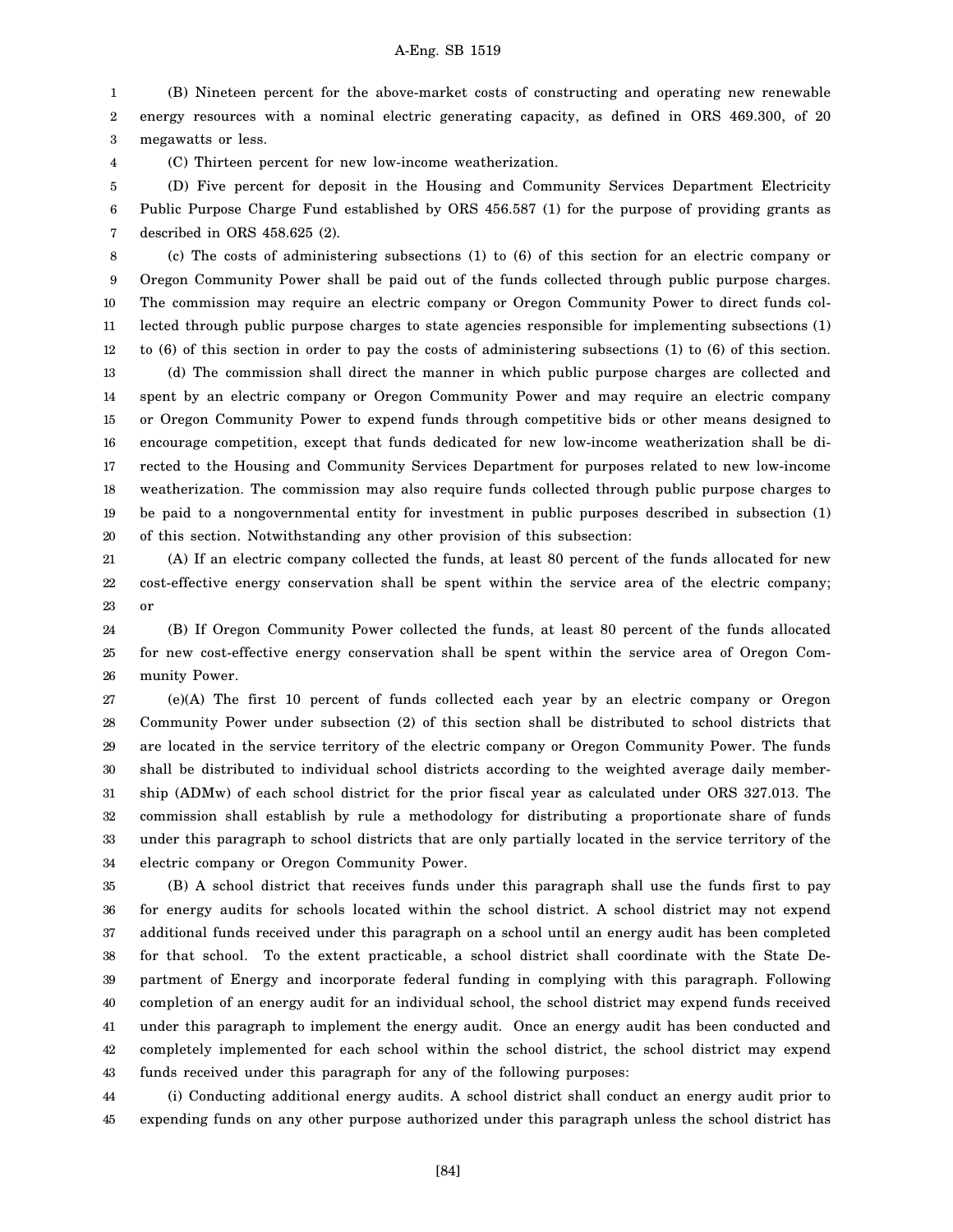(B) Nineteen percent for the above-market costs of constructing and operating new renewable energy resources with a nominal electric generating capacity, as defined in ORS 469.300, of 20 megawatts or less.

(C) Thirteen percent for new low-income weatherization.

(D) Five percent for deposit in the Housing and Community Services Department Electricity Public Purpose Charge Fund established by ORS 456.587 (1) for the purpose of providing grants as described in ORS 458.625 (2).

(c) The costs of administering subsections (1) to (6) of this section for an electric company or Oregon Community Power shall be paid out of the funds collected through public purpose charges. The commission may require an electric company or Oregon Community Power to direct funds collected through public purpose charges to state agencies responsible for implementing subsections (1) to (6) of this section in order to pay the costs of administering subsections (1) to (6) of this section.

(d) The commission shall direct the manner in which public purpose charges are collected and spent by an electric company or Oregon Community Power and may require an electric company or Oregon Community Power to expend funds through competitive bids or other means designed to encourage competition, except that funds dedicated for new low-income weatherization shall be directed to the Housing and Community Services Department for purposes related to new low-income weatherization. The commission may also require funds collected through public purpose charges to be paid to a nongovernmental entity for investment in public purposes described in subsection (1) of this section. Notwithstanding any other provision of this subsection:

(A) If an electric company collected the funds, at least 80 percent of the funds allocated for new cost-effective energy conservation shall be spent within the service area of the electric company; or

(B) If Oregon Community Power collected the funds, at least 80 percent of the funds allocated for new cost-effective energy conservation shall be spent within the service area of Oregon Community Power.

(e)(A) The first 10 percent of funds collected each year by an electric company or Oregon Community Power under subsection (2) of this section shall be distributed to school districts that are located in the service territory of the electric company or Oregon Community Power. The funds shall be distributed to individual school districts according to the weighted average daily membership (ADMw) of each school district for the prior fiscal year as calculated under ORS 327.013. The commission shall establish by rule a methodology for distributing a proportionate share of funds under this paragraph to school districts that are only partially located in the service territory of the electric company or Oregon Community Power.

(B) A school district that receives funds under this paragraph shall use the funds first to pay for energy audits for schools located within the school district. A school district may not expend additional funds received under this paragraph on a school until an energy audit has been completed for that school. To the extent practicable, a school district shall coordinate with the State Department of Energy and incorporate federal funding in complying with this paragraph. Following completion of an energy audit for an individual school, the school district may expend funds received under this paragraph to implement the energy audit. Once an energy audit has been conducted and completely implemented for each school within the school district, the school district may expend funds received under this paragraph for any of the following purposes:

(i) Conducting additional energy audits. A school district shall conduct an energy audit prior to expending funds on any other purpose authorized under this paragraph unless the school district has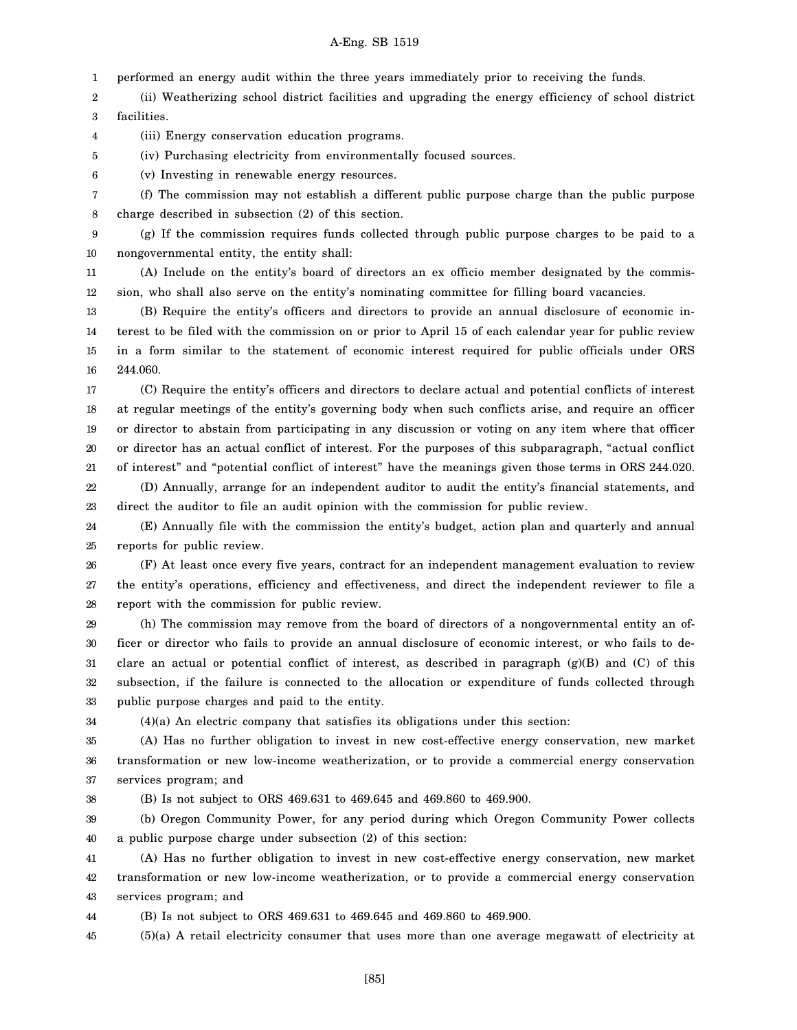performed an energy audit within the three years immediately prior to receiving the funds.

(ii) Weatherizing school district facilities and upgrading the energy efficiency of school district facilities.

(iii) Energy conservation education programs.

(iv) Purchasing electricity from environmentally focused sources.

(v) Investing in renewable energy resources.

(f) The commission may not establish a different public purpose charge than the public purpose charge described in subsection (2) of this section.

(g) If the commission requires funds collected through public purpose charges to be paid to a nongovernmental entity, the entity shall:

(A) Include on the entity's board of directors an ex officio member designated by the commission, who shall also serve on the entity's nominating committee for filling board vacancies.

(B) Require the entity's officers and directors to provide an annual disclosure of economic interest to be filed with the commission on or prior to April 15 of each calendar year for public review in a form similar to the statement of economic interest required for public officials under ORS 244.060.

(C) Require the entity's officers and directors to declare actual and potential conflicts of interest at regular meetings of the entity's governing body when such conflicts arise, and require an officer or director to abstain from participating in any discussion or voting on any item where that officer or director has an actual conflict of interest. For the purposes of this subparagraph, "actual conflict of interest" and "potential conflict of interest" have the meanings given those terms in ORS 244.020.

(D) Annually, arrange for an independent auditor to audit the entity's financial statements, and direct the auditor to file an audit opinion with the commission for public review.

(E) Annually file with the commission the entity's budget, action plan and quarterly and annual reports for public review.

(F) At least once every five years, contract for an independent management evaluation to review the entity's operations, efficiency and effectiveness, and direct the independent reviewer to file a report with the commission for public review.

(h) The commission may remove from the board of directors of a nongovernmental entity an officer or director who fails to provide an annual disclosure of economic interest, or who fails to declare an actual or potential conflict of interest, as described in paragraph (g)(B) and (C) of this subsection, if the failure is connected to the allocation or expenditure of funds collected through public purpose charges and paid to the entity.

(4)(a) An electric company that satisfies its obligations under this section:

(A) Has no further obligation to invest in new cost-effective energy conservation, new market transformation or new low-income weatherization, or to provide a commercial energy conservation services program; and

(B) Is not subject to ORS 469.631 to 469.645 and 469.860 to 469.900.

(b) Oregon Community Power, for any period during which Oregon Community Power collects a public purpose charge under subsection (2) of this section:

(A) Has no further obligation to invest in new cost-effective energy conservation, new market transformation or new low-income weatherization, or to provide a commercial energy conservation services program; and

(B) Is not subject to ORS 469.631 to 469.645 and 469.860 to 469.900.

(5)(a) A retail electricity consumer that uses more than one average megawatt of electricity at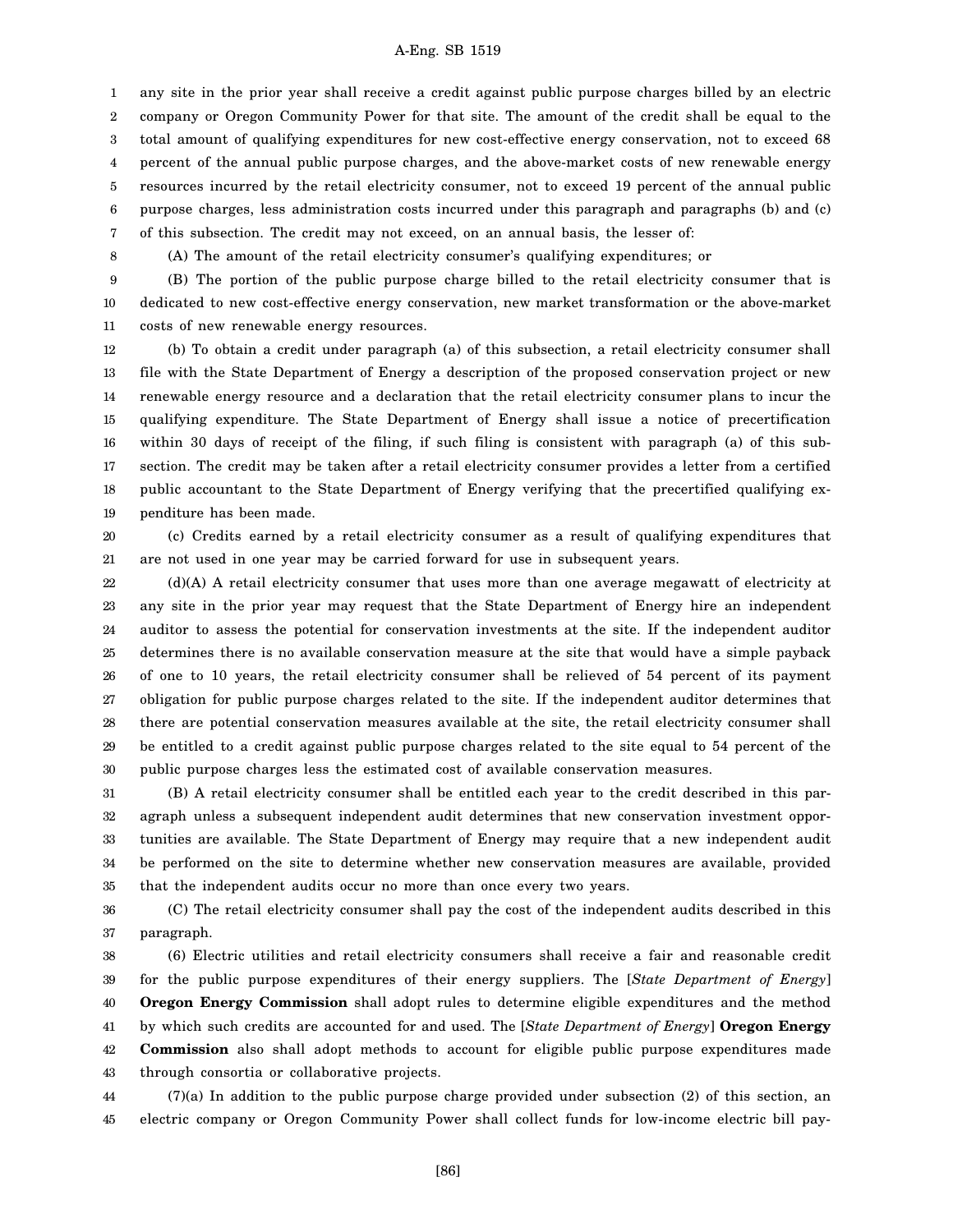any site in the prior year shall receive a credit against public purpose charges billed by an electric company or Oregon Community Power for that site. The amount of the credit shall be equal to the total amount of qualifying expenditures for new cost-effective energy conservation, not to exceed 68 percent of the annual public purpose charges, and the above-market costs of new renewable energy resources incurred by the retail electricity consumer, not to exceed 19 percent of the annual public purpose charges, less administration costs incurred under this paragraph and paragraphs (b) and (c) of this subsection. The credit may not exceed, on an annual basis, the lesser of:

(A) The amount of the retail electricity consumer's qualifying expenditures; or

(B) The portion of the public purpose charge billed to the retail electricity consumer that is dedicated to new cost-effective energy conservation, new market transformation or the above-market costs of new renewable energy resources.

(b) To obtain a credit under paragraph (a) of this subsection, a retail electricity consumer shall file with the State Department of Energy a description of the proposed conservation project or new renewable energy resource and a declaration that the retail electricity consumer plans to incur the qualifying expenditure. The State Department of Energy shall issue a notice of precertification within 30 days of receipt of the filing, if such filing is consistent with paragraph (a) of this subsection. The credit may be taken after a retail electricity consumer provides a letter from a certified public accountant to the State Department of Energy verifying that the precertified qualifying expenditure has been made.

(c) Credits earned by a retail electricity consumer as a result of qualifying expenditures that are not used in one year may be carried forward for use in subsequent years.

(d)(A) A retail electricity consumer that uses more than one average megawatt of electricity at any site in the prior year may request that the State Department of Energy hire an independent auditor to assess the potential for conservation investments at the site. If the independent auditor determines there is no available conservation measure at the site that would have a simple payback of one to 10 years, the retail electricity consumer shall be relieved of 54 percent of its payment obligation for public purpose charges related to the site. If the independent auditor determines that there are potential conservation measures available at the site, the retail electricity consumer shall be entitled to a credit against public purpose charges related to the site equal to 54 percent of the public purpose charges less the estimated cost of available conservation measures.

(B) A retail electricity consumer shall be entitled each year to the credit described in this paragraph unless a subsequent independent audit determines that new conservation investment opportunities are available. The State Department of Energy may require that a new independent audit be performed on the site to determine whether new conservation measures are available, provided that the independent audits occur no more than once every two years.

(C) The retail electricity consumer shall pay the cost of the independent audits described in this paragraph.

(6) Electric utilities and retail electricity consumers shall receive a fair and reasonable credit for the public purpose expenditures of their energy suppliers. The [*State Department of Energy*] **Oregon Energy Commission** shall adopt rules to determine eligible expenditures and the method by which such credits are accounted for and used. The [*State Department of Energy*] **Oregon Energy Commission** also shall adopt methods to account for eligible public purpose expenditures made through consortia or collaborative projects.

(7)(a) In addition to the public purpose charge provided under subsection (2) of this section, an electric company or Oregon Community Power shall collect funds for low-income electric bill pay-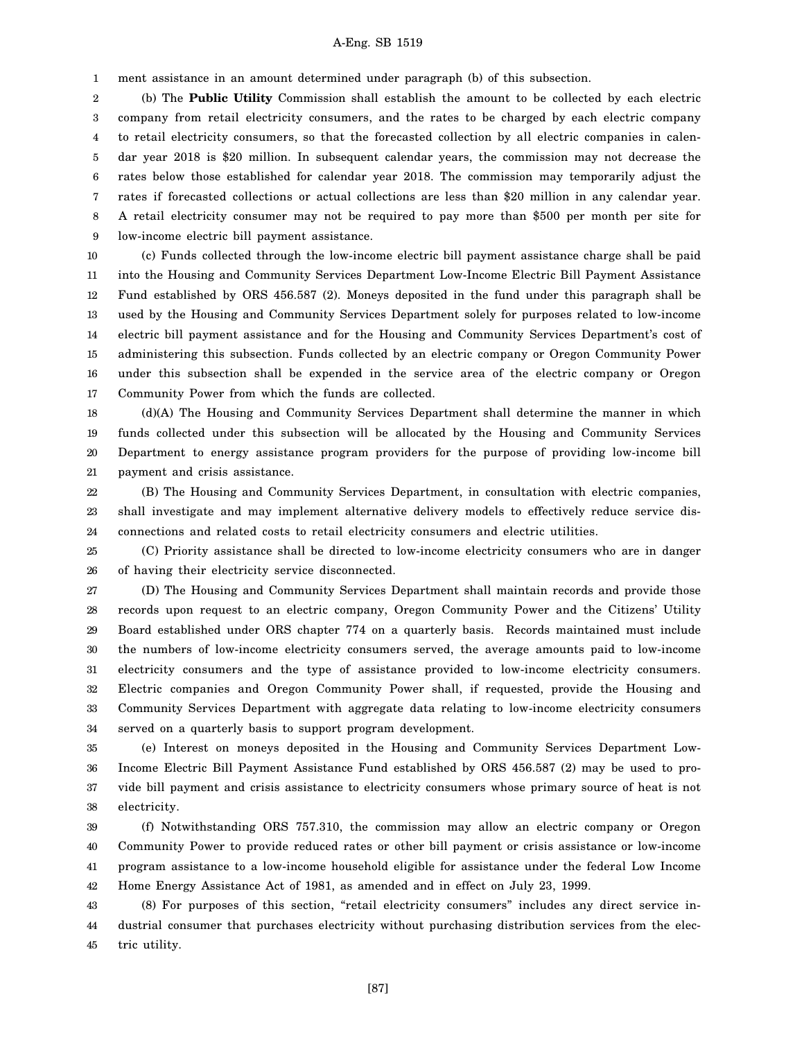ment assistance in an amount determined under paragraph (b) of this subsection.

(b) The **Public Utility** Commission shall establish the amount to be collected by each electric company from retail electricity consumers, and the rates to be charged by each electric company to retail electricity consumers, so that the forecasted collection by all electric companies in calendar year 2018 is $20 million. In subsequent calendar years, the commission may not decrease the rates below those established for calendar year 2018. The commission may temporarily adjust the rates if forecasted collections or actual collections are less than $20 million in any calendar year. A retail electricity consumer may not be required to pay more than $500 per month per site for low-income electric bill payment assistance.

(c) Funds collected through the low-income electric bill payment assistance charge shall be paid into the Housing and Community Services Department Low-Income Electric Bill Payment Assistance Fund established by ORS 456.587 (2). Moneys deposited in the fund under this paragraph shall be used by the Housing and Community Services Department solely for purposes related to low-income electric bill payment assistance and for the Housing and Community Services Department's cost of administering this subsection. Funds collected by an electric company or Oregon Community Power under this subsection shall be expended in the service area of the electric company or Oregon Community Power from which the funds are collected.

(d)(A) The Housing and Community Services Department shall determine the manner in which funds collected under this subsection will be allocated by the Housing and Community Services Department to energy assistance program providers for the purpose of providing low-income bill payment and crisis assistance.

(B) The Housing and Community Services Department, in consultation with electric companies, shall investigate and may implement alternative delivery models to effectively reduce service disconnections and related costs to retail electricity consumers and electric utilities.

(C) Priority assistance shall be directed to low-income electricity consumers who are in danger of having their electricity service disconnected.

(D) The Housing and Community Services Department shall maintain records and provide those records upon request to an electric company, Oregon Community Power and the Citizens' Utility Board established under ORS chapter 774 on a quarterly basis. Records maintained must include the numbers of low-income electricity consumers served, the average amounts paid to low-income electricity consumers and the type of assistance provided to low-income electricity consumers. Electric companies and Oregon Community Power shall, if requested, provide the Housing and Community Services Department with aggregate data relating to low-income electricity consumers served on a quarterly basis to support program development.

(e) Interest on moneys deposited in the Housing and Community Services Department Low-Income Electric Bill Payment Assistance Fund established by ORS 456.587 (2) may be used to provide bill payment and crisis assistance to electricity consumers whose primary source of heat is not electricity.

(f) Notwithstanding ORS 757.310, the commission may allow an electric company or Oregon Community Power to provide reduced rates or other bill payment or crisis assistance or low-income program assistance to a low-income household eligible for assistance under the federal Low Income Home Energy Assistance Act of 1981, as amended and in effect on July 23, 1999.

(8) For purposes of this section, "retail electricity consumers" includes any direct service industrial consumer that purchases electricity without purchasing distribution services from the electric utility.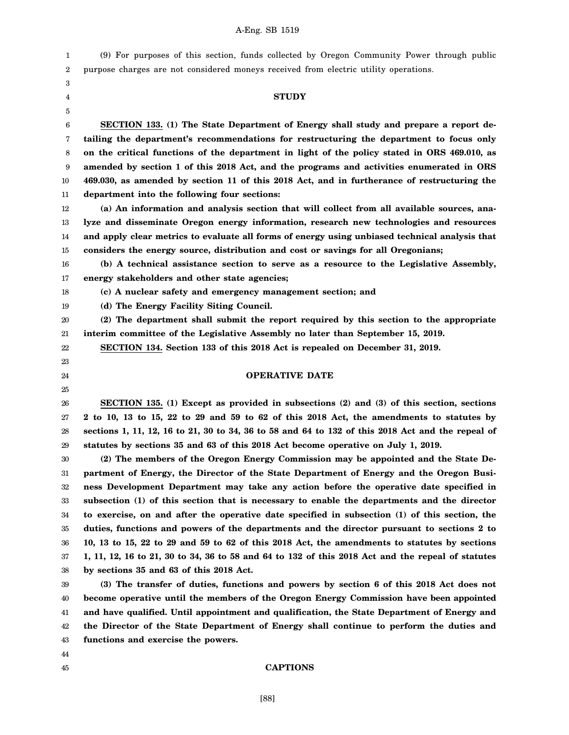(9) For purposes of this section, funds collected by Oregon Community Power through public purpose charges are not considered moneys received from electric utility operations.

## STUDY

**SECTION 133. (1) The State Department of Energy shall study and prepare a report detailing the department's recommendations for restructuring the department to focus only on the critical functions of the department in light of the policy stated in ORS 469.010, as amended by section 1 of this 2018 Act, and the programs and activities enumerated in ORS 469.030, as amended by section 11 of this 2018 Act, and in furtherance of restructuring the department into the following four sections:**

**(a) An information and analysis section that will collect from all available sources, analyze and disseminate Oregon energy information, research new technologies and resources and apply clear metrics to evaluate all forms of energy using unbiased technical analysis that considers the energy source, distribution and cost or savings for all Oregonians;**

**(b) A technical assistance section to serve as a resource to the Legislative Assembly, energy stakeholders and other state agencies;**

**(c) A nuclear safety and emergency management section; and**

**(d) The Energy Facility Siting Council.**

**(2) The department shall submit the report required by this section to the appropriate interim committee of the Legislative Assembly no later than September 15, 2019.**

**SECTION 134. Section 133 of this 2018 Act is repealed on December 31, 2019.**

## OPERATIVE DATE

**SECTION 135. (1) Except as provided in subsections (2) and (3) of this section, sections 2 to 10, 13 to 15, 22 to 29 and 59 to 62 of this 2018 Act, the amendments to statutes by sections 1, 11, 12, 16 to 21, 30 to 34, 36 to 58 and 64 to 132 of this 2018 Act and the repeal of statutes by sections 35 and 63 of this 2018 Act become operative on July 1, 2019.**

**(2) The members of the Oregon Energy Commission may be appointed and the State Department of Energy, the Director of the State Department of Energy and the Oregon Business Development Department may take any action before the operative date specified in subsection (1) of this section that is necessary to enable the departments and the director to exercise, on and after the operative date specified in subsection (1) of this section, the duties, functions and powers of the departments and the director pursuant to sections 2 to 10, 13 to 15, 22 to 29 and 59 to 62 of this 2018 Act, the amendments to statutes by sections 1, 11, 12, 16 to 21, 30 to 34, 36 to 58 and 64 to 132 of this 2018 Act and the repeal of statutes by sections 35 and 63 of this 2018 Act.**

**(3) The transfer of duties, functions and powers by section 6 of this 2018 Act does not become operative until the members of the Oregon Energy Commission have been appointed and have qualified. Until appointment and qualification, the State Department of Energy and the Director of the State Department of Energy shall continue to perform the duties and functions and exercise the powers.**

## CAPTIONS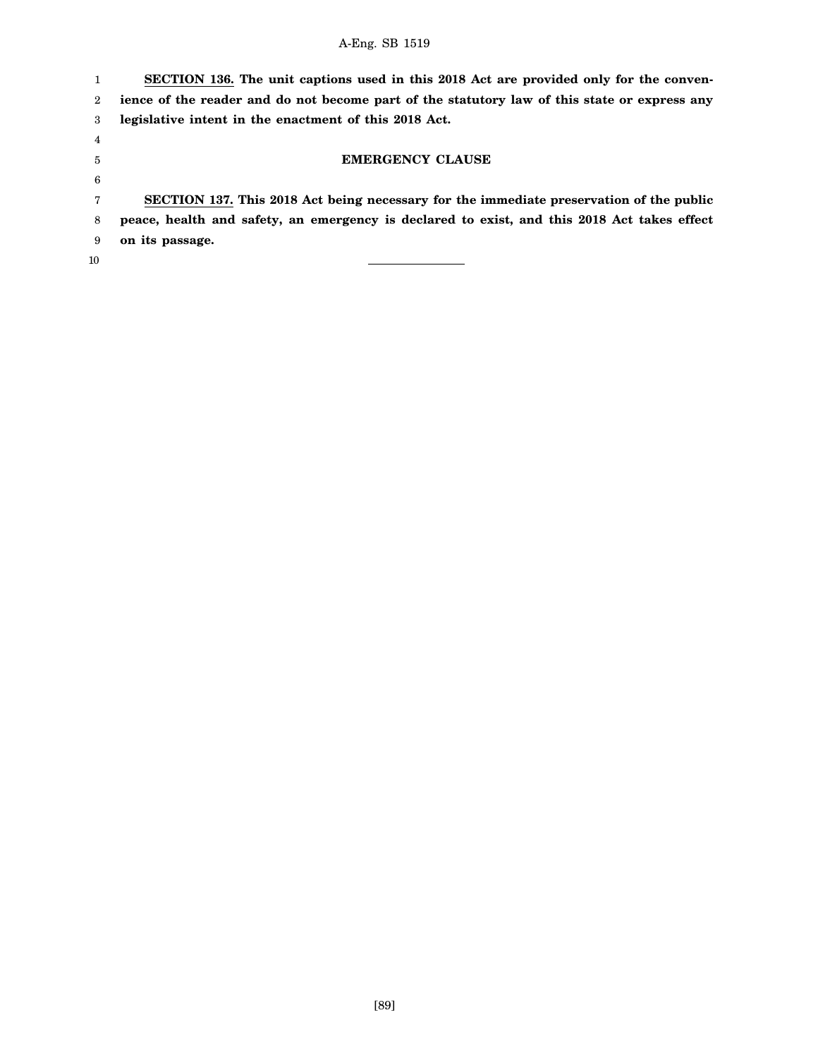**SECTION 136. The unit captions used in this 2018 Act are provided only for the convenience of the reader and do not become part of the statutory law of this state or express any legislative intent in the enactment of this 2018 Act.**

**EMERGENCY CLAUSE**

**SECTION 137. This 2018 Act being necessary for the immediate preservation of the public peace, health and safety, an emergency is declared to exist, and this 2018 Act takes effect on its passage.**